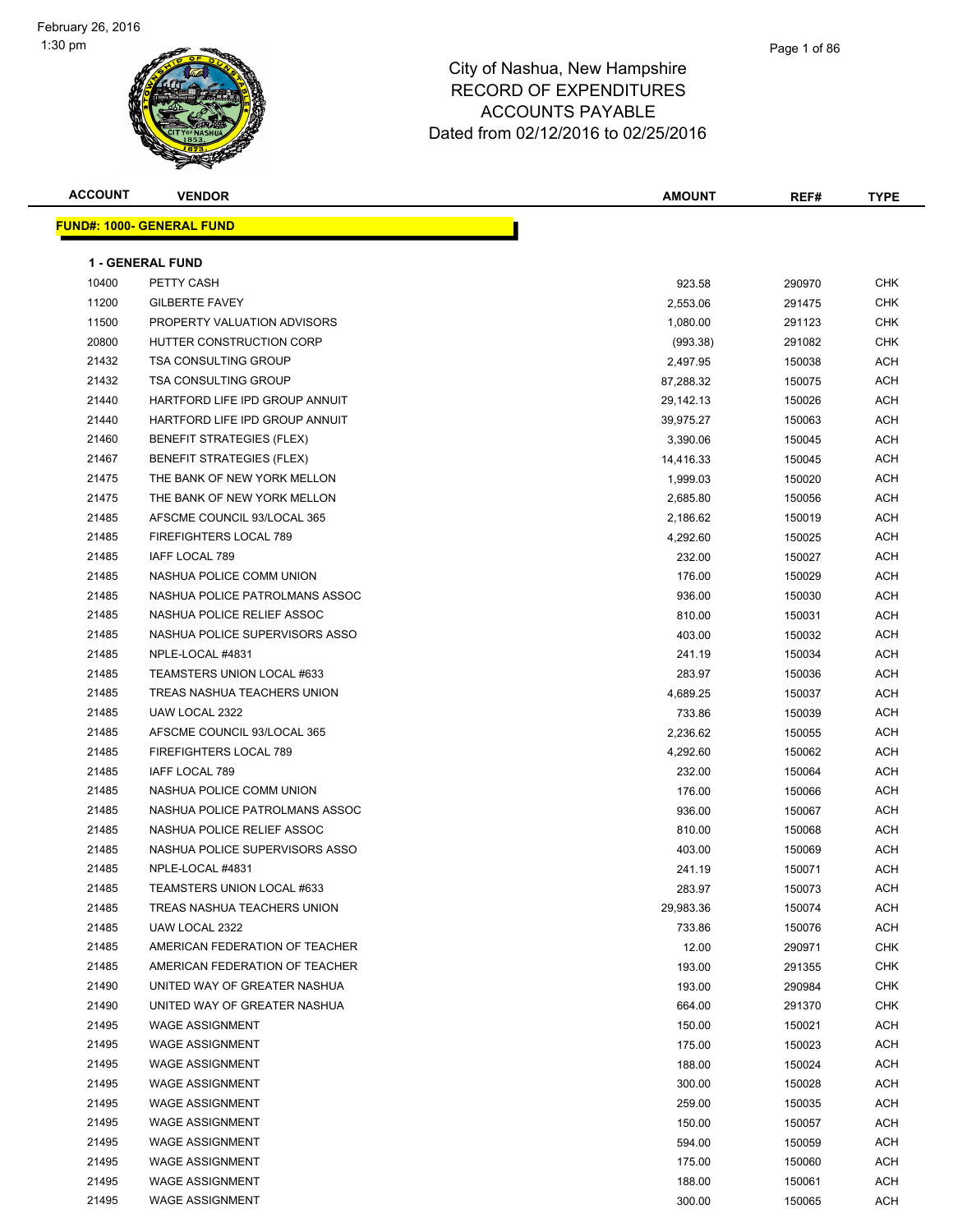# City of Nashua, New Hampshire
## RECORD OF EXPENDITURES
## ACCOUNTS PAYABLE
## Dated from 02/12/2016 to 02/25/2016

February 26, 2016
1:30 pm

**FUND#: 1000- GENERAL FUND**

**1 - GENERAL FUND**

| ACCOUNT | VENDOR | AMOUNT | REF# | TYPE |
|---|---|---|---|---|
| 10400 | PETTY CASH | 923.58 | 290970 | CHK |
| 11200 | GILBERTE FAVEY | 2,553.06 | 291475 | CHK |
| 11500 | PROPERTY VALUATION ADVISORS | 1,080.00 | 291123 | CHK |
| 20800 | HUTTER CONSTRUCTION CORP | (993.38) | 291082 | CHK |
| 21432 | TSA CONSULTING GROUP | 2,497.95 | 150038 | ACH |
| 21432 | TSA CONSULTING GROUP | 87,288.32 | 150075 | ACH |
| 21440 | HARTFORD LIFE IPD GROUP ANNUIT | 29,142.13 | 150026 | ACH |
| 21440 | HARTFORD LIFE IPD GROUP ANNUIT | 39,975.27 | 150063 | ACH |
| 21460 | BENEFIT STRATEGIES (FLEX) | 3,390.06 | 150045 | ACH |
| 21467 | BENEFIT STRATEGIES (FLEX) | 14,416.33 | 150045 | ACH |
| 21475 | THE BANK OF NEW YORK MELLON | 1,999.03 | 150020 | ACH |
| 21475 | THE BANK OF NEW YORK MELLON | 2,685.80 | 150056 | ACH |
| 21485 | AFSCME COUNCIL 93/LOCAL 365 | 2,186.62 | 150019 | ACH |
| 21485 | FIREFIGHTERS LOCAL 789 | 4,292.60 | 150025 | ACH |
| 21485 | IAFF LOCAL 789 | 232.00 | 150027 | ACH |
| 21485 | NASHUA POLICE COMM UNION | 176.00 | 150029 | ACH |
| 21485 | NASHUA POLICE PATROLMANS ASSOC | 936.00 | 150030 | ACH |
| 21485 | NASHUA POLICE RELIEF ASSOC | 810.00 | 150031 | ACH |
| 21485 | NASHUA POLICE SUPERVISORS ASSO | 403.00 | 150032 | ACH |
| 21485 | NPLE-LOCAL #4831 | 241.19 | 150034 | ACH |
| 21485 | TEAMSTERS UNION LOCAL #633 | 283.97 | 150036 | ACH |
| 21485 | TREAS NASHUA TEACHERS UNION | 4,689.25 | 150037 | ACH |
| 21485 | UAW LOCAL 2322 | 733.86 | 150039 | ACH |
| 21485 | AFSCME COUNCIL 93/LOCAL 365 | 2,236.62 | 150055 | ACH |
| 21485 | FIREFIGHTERS LOCAL 789 | 4,292.60 | 150062 | ACH |
| 21485 | IAFF LOCAL 789 | 232.00 | 150064 | ACH |
| 21485 | NASHUA POLICE COMM UNION | 176.00 | 150066 | ACH |
| 21485 | NASHUA POLICE PATROLMANS ASSOC | 936.00 | 150067 | ACH |
| 21485 | NASHUA POLICE RELIEF ASSOC | 810.00 | 150068 | ACH |
| 21485 | NASHUA POLICE SUPERVISORS ASSO | 403.00 | 150069 | ACH |
| 21485 | NPLE-LOCAL #4831 | 241.19 | 150071 | ACH |
| 21485 | TEAMSTERS UNION LOCAL #633 | 283.97 | 150073 | ACH |
| 21485 | TREAS NASHUA TEACHERS UNION | 29,983.36 | 150074 | ACH |
| 21485 | UAW LOCAL 2322 | 733.86 | 150076 | ACH |
| 21485 | AMERICAN FEDERATION OF TEACHER | 12.00 | 290971 | CHK |
| 21485 | AMERICAN FEDERATION OF TEACHER | 193.00 | 291355 | CHK |
| 21490 | UNITED WAY OF GREATER NASHUA | 193.00 | 290984 | CHK |
| 21490 | UNITED WAY OF GREATER NASHUA | 664.00 | 291370 | CHK |
| 21495 | WAGE ASSIGNMENT | 150.00 | 150021 | ACH |
| 21495 | WAGE ASSIGNMENT | 175.00 | 150023 | ACH |
| 21495 | WAGE ASSIGNMENT | 188.00 | 150024 | ACH |
| 21495 | WAGE ASSIGNMENT | 300.00 | 150028 | ACH |
| 21495 | WAGE ASSIGNMENT | 259.00 | 150035 | ACH |
| 21495 | WAGE ASSIGNMENT | 150.00 | 150057 | ACH |
| 21495 | WAGE ASSIGNMENT | 594.00 | 150059 | ACH |
| 21495 | WAGE ASSIGNMENT | 175.00 | 150060 | ACH |
| 21495 | WAGE ASSIGNMENT | 188.00 | 150061 | ACH |
| 21495 | WAGE ASSIGNMENT | 300.00 | 150065 | ACH |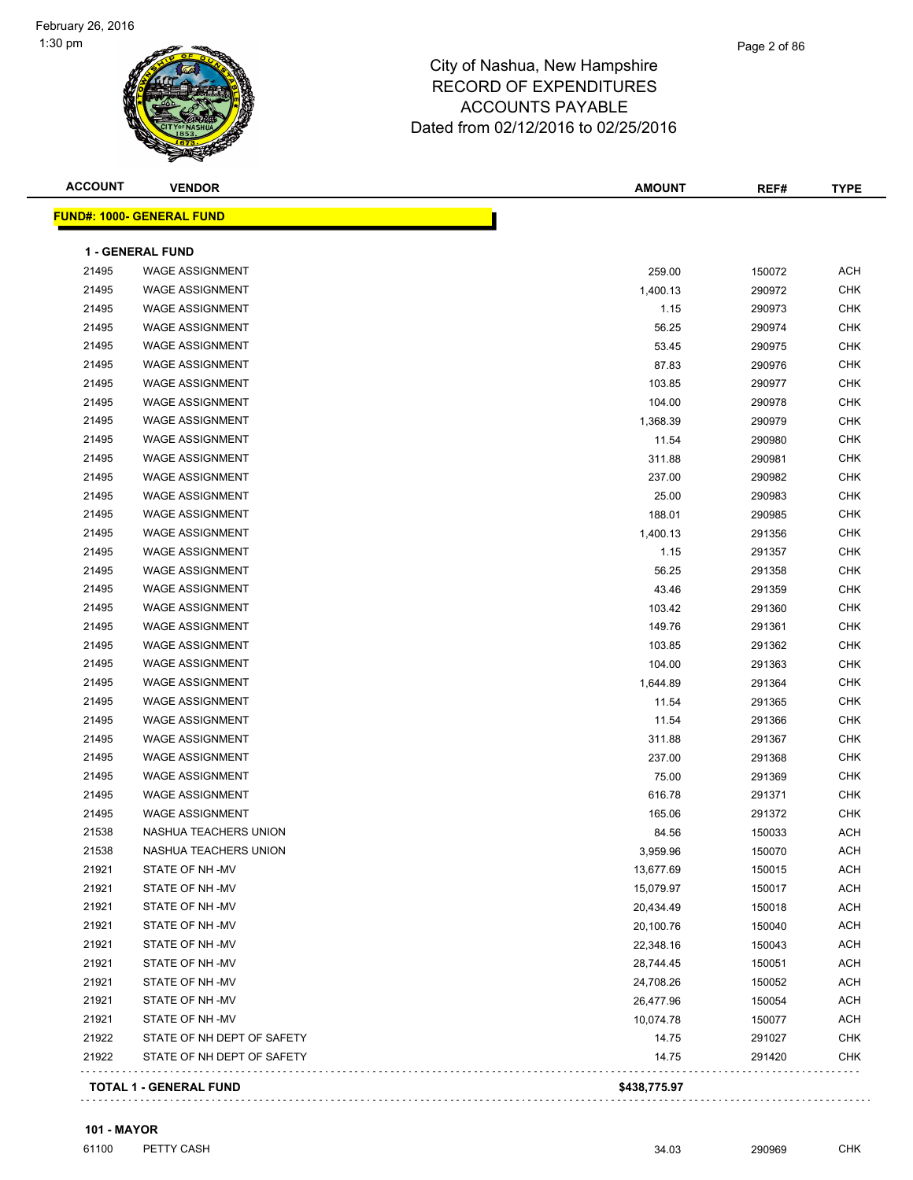# City of Nashua, New Hampshire
## RECORD OF EXPENDITURES
## ACCOUNTS PAYABLE
## Dated from 02/12/2016 to 02/25/2016

February 26, 2016
1:30 pm

**FUND#: 1000- GENERAL FUND**

**1 - GENERAL FUND**

| ACCOUNT | VENDOR | AMOUNT | REF# | TYPE |
|---|---|---|---|---|
| 21495 | WAGE ASSIGNMENT | 259.00 | 150072 | ACH |
| 21495 | WAGE ASSIGNMENT | 1,400.13 | 290972 | CHK |
| 21495 | WAGE ASSIGNMENT | 1.15 | 290973 | CHK |
| 21495 | WAGE ASSIGNMENT | 56.25 | 290974 | CHK |
| 21495 | WAGE ASSIGNMENT | 53.45 | 290975 | CHK |
| 21495 | WAGE ASSIGNMENT | 87.83 | 290976 | CHK |
| 21495 | WAGE ASSIGNMENT | 103.85 | 290977 | CHK |
| 21495 | WAGE ASSIGNMENT | 104.00 | 290978 | CHK |
| 21495 | WAGE ASSIGNMENT | 1,368.39 | 290979 | CHK |
| 21495 | WAGE ASSIGNMENT | 11.54 | 290980 | CHK |
| 21495 | WAGE ASSIGNMENT | 311.88 | 290981 | CHK |
| 21495 | WAGE ASSIGNMENT | 237.00 | 290982 | CHK |
| 21495 | WAGE ASSIGNMENT | 25.00 | 290983 | CHK |
| 21495 | WAGE ASSIGNMENT | 188.01 | 290985 | CHK |
| 21495 | WAGE ASSIGNMENT | 1,400.13 | 291356 | CHK |
| 21495 | WAGE ASSIGNMENT | 1.15 | 291357 | CHK |
| 21495 | WAGE ASSIGNMENT | 56.25 | 291358 | CHK |
| 21495 | WAGE ASSIGNMENT | 43.46 | 291359 | CHK |
| 21495 | WAGE ASSIGNMENT | 103.42 | 291360 | CHK |
| 21495 | WAGE ASSIGNMENT | 149.76 | 291361 | CHK |
| 21495 | WAGE ASSIGNMENT | 103.85 | 291362 | CHK |
| 21495 | WAGE ASSIGNMENT | 104.00 | 291363 | CHK |
| 21495 | WAGE ASSIGNMENT | 1,644.89 | 291364 | CHK |
| 21495 | WAGE ASSIGNMENT | 11.54 | 291365 | CHK |
| 21495 | WAGE ASSIGNMENT | 11.54 | 291366 | CHK |
| 21495 | WAGE ASSIGNMENT | 311.88 | 291367 | CHK |
| 21495 | WAGE ASSIGNMENT | 237.00 | 291368 | CHK |
| 21495 | WAGE ASSIGNMENT | 75.00 | 291369 | CHK |
| 21495 | WAGE ASSIGNMENT | 616.78 | 291371 | CHK |
| 21495 | WAGE ASSIGNMENT | 165.06 | 291372 | CHK |
| 21538 | NASHUA TEACHERS UNION | 84.56 | 150033 | ACH |
| 21538 | NASHUA TEACHERS UNION | 3,959.96 | 150070 | ACH |
| 21921 | STATE OF NH -MV | 13,677.69 | 150015 | ACH |
| 21921 | STATE OF NH -MV | 15,079.97 | 150017 | ACH |
| 21921 | STATE OF NH -MV | 20,434.49 | 150018 | ACH |
| 21921 | STATE OF NH -MV | 20,100.76 | 150040 | ACH |
| 21921 | STATE OF NH -MV | 22,348.16 | 150043 | ACH |
| 21921 | STATE OF NH -MV | 28,744.45 | 150051 | ACH |
| 21921 | STATE OF NH -MV | 24,708.26 | 150052 | ACH |
| 21921 | STATE OF NH -MV | 26,477.96 | 150054 | ACH |
| 21921 | STATE OF NH -MV | 10,074.78 | 150077 | ACH |
| 21922 | STATE OF NH DEPT OF SAFETY | 14.75 | 291027 | CHK |
| 21922 | STATE OF NH DEPT OF SAFETY | 14.75 | 291420 | CHK |
| **TOTAL 1 - GENERAL FUND** | | **$438,775.97** | | |

**101 - MAYOR**

| ACCOUNT | VENDOR | AMOUNT | REF# | TYPE |
|---|---|---|---|---|
| 61100 | PETTY CASH | 34.03 | 290969 | CHK |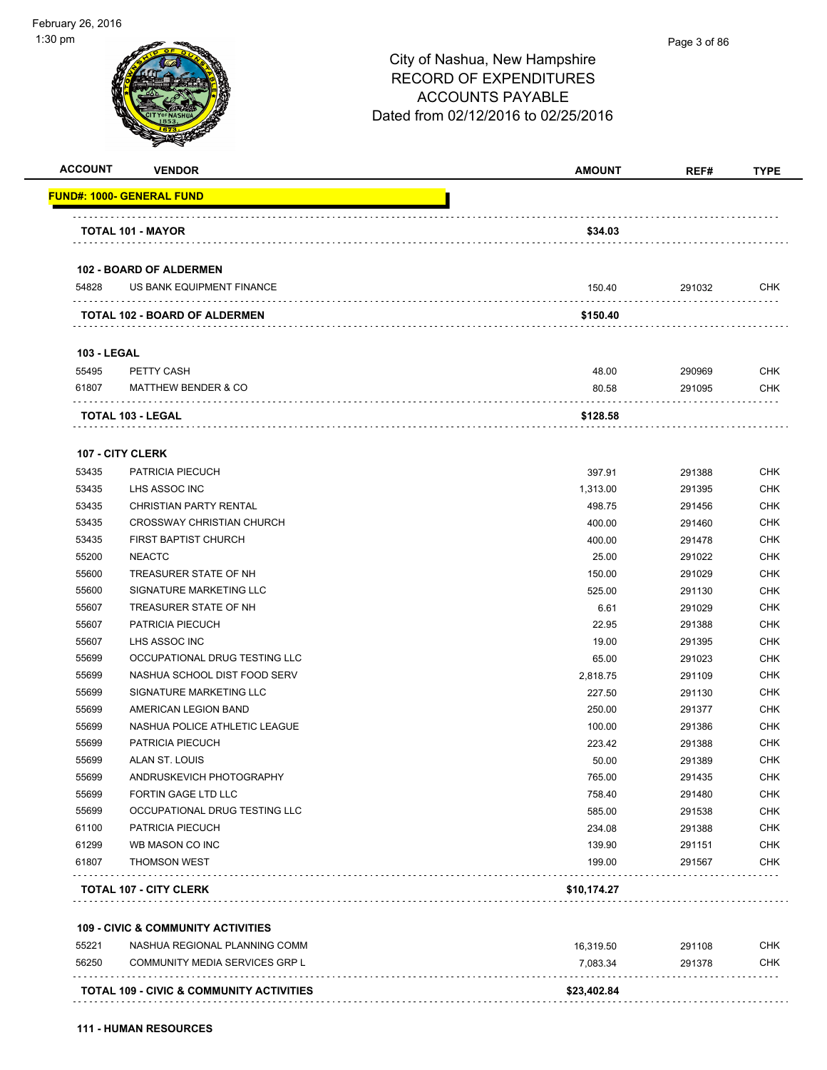City of Nashua, New Hampshire
RECORD OF EXPENDITURES
ACCOUNTS PAYABLE
Dated from 02/12/2016 to 02/25/2016

| ACCOUNT | VENDOR | AMOUNT | REF# | TYPE |
|---|---|---|---|---|
| **FUND#: 1000- GENERAL FUND** | | | | |
| | **TOTAL 101 - MAYOR** | **$34.03** | | |
| | **102 - BOARD OF ALDERMEN** | | | |
| 54828 | US BANK EQUIPMENT FINANCE | 150.40 | 291032 | CHK |
| | **TOTAL 102 - BOARD OF ALDERMEN** | **$150.40** | | |
| | **103 - LEGAL** | | | |
| 55495 | PETTY CASH | 48.00 | 290969 | CHK |
| 61807 | MATTHEW BENDER & CO | 80.58 | 291095 | CHK |
| | **TOTAL 103 - LEGAL** | **$128.58** | | |
| | **107 - CITY CLERK** | | | |
| 53435 | PATRICIA PIECUCH | 397.91 | 291388 | CHK |
| 53435 | LHS ASSOC INC | 1,313.00 | 291395 | CHK |
| 53435 | CHRISTIAN PARTY RENTAL | 498.75 | 291456 | CHK |
| 53435 | CROSSWAY CHRISTIAN CHURCH | 400.00 | 291460 | CHK |
| 53435 | FIRST BAPTIST CHURCH | 400.00 | 291478 | CHK |
| 55200 | NEACTC | 25.00 | 291022 | CHK |
| 55600 | TREASURER STATE OF NH | 150.00 | 291029 | CHK |
| 55600 | SIGNATURE MARKETING LLC | 525.00 | 291130 | CHK |
| 55607 | TREASURER STATE OF NH | 6.61 | 291029 | CHK |
| 55607 | PATRICIA PIECUCH | 22.95 | 291388 | CHK |
| 55607 | LHS ASSOC INC | 19.00 | 291395 | CHK |
| 55699 | OCCUPATIONAL DRUG TESTING LLC | 65.00 | 291023 | CHK |
| 55699 | NASHUA SCHOOL DIST FOOD SERV | 2,818.75 | 291109 | CHK |
| 55699 | SIGNATURE MARKETING LLC | 227.50 | 291130 | CHK |
| 55699 | AMERICAN LEGION BAND | 250.00 | 291377 | CHK |
| 55699 | NASHUA POLICE ATHLETIC LEAGUE | 100.00 | 291386 | CHK |
| 55699 | PATRICIA PIECUCH | 223.42 | 291388 | CHK |
| 55699 | ALAN ST. LOUIS | 50.00 | 291389 | CHK |
| 55699 | ANDRUSKEVICH PHOTOGRAPHY | 765.00 | 291435 | CHK |
| 55699 | FORTIN GAGE LTD LLC | 758.40 | 291480 | CHK |
| 55699 | OCCUPATIONAL DRUG TESTING LLC | 585.00 | 291538 | CHK |
| 61100 | PATRICIA PIECUCH | 234.08 | 291388 | CHK |
| 61299 | WB MASON CO INC | 139.90 | 291151 | CHK |
| 61807 | THOMSON WEST | 199.00 | 291567 | CHK |
| | **TOTAL 107 - CITY CLERK** | **$10,174.27** | | |
| | **109 - CIVIC & COMMUNITY ACTIVITIES** | | | |
| 55221 | NASHUA REGIONAL PLANNING COMM | 16,319.50 | 291108 | CHK |
| 56250 | COMMUNITY MEDIA SERVICES GRP L | 7,083.34 | 291378 | CHK |
| | **TOTAL 109 - CIVIC & COMMUNITY ACTIVITIES** | **$23,402.84** | | |
| | **111 - HUMAN RESOURCES** | | | |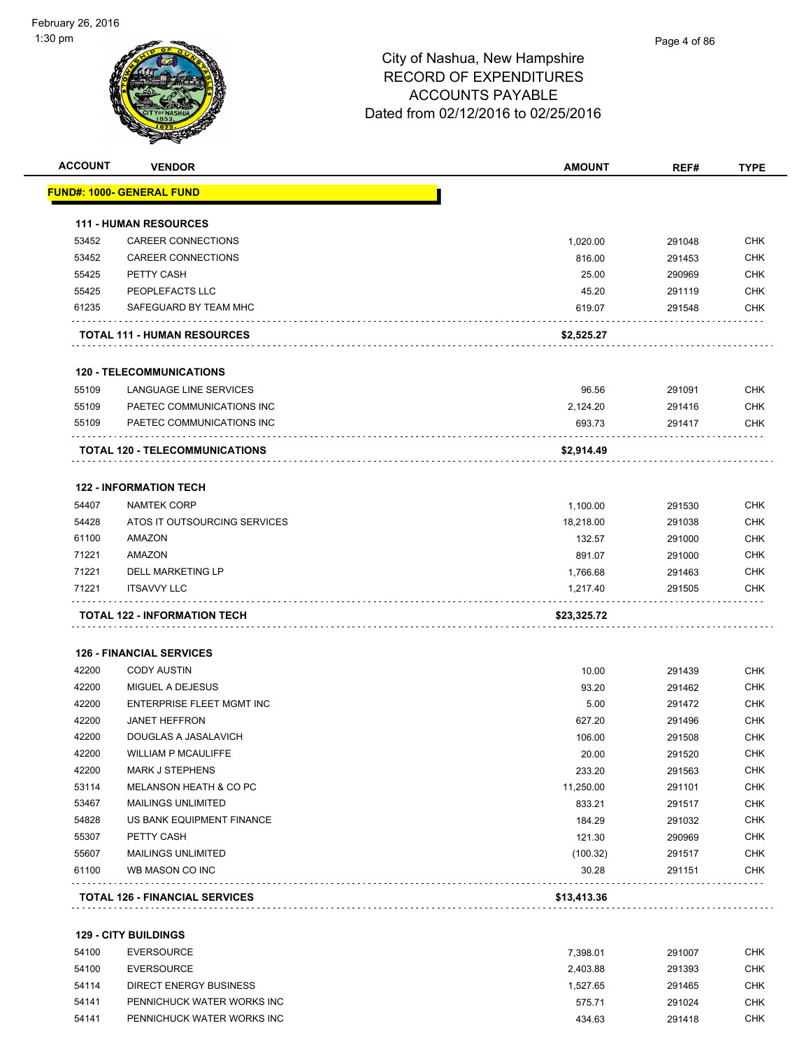# City of Nashua, New Hampshire
## RECORD OF EXPENDITURES
## ACCOUNTS PAYABLE
## Dated from 02/12/2016 to 02/25/2016

February 26, 2016
1:30 pm

| ACCOUNT | VENDOR | AMOUNT | REF# | TYPE |
|---|---|---|---|---|
| **FUND#: 1000- GENERAL FUND** | | | | |
| **111 - HUMAN RESOURCES** | | | | |
| 53452 | CAREER CONNECTIONS | 1,020.00 | 291048 | CHK |
| 53452 | CAREER CONNECTIONS | 816.00 | 291453 | CHK |
| 55425 | PETTY CASH | 25.00 | 290969 | CHK |
| 55425 | PEOPLEFACTS LLC | 45.20 | 291119 | CHK |
| 61235 | SAFEGUARD BY TEAM MHC | 619.07 | 291548 | CHK |
| **TOTAL 111 - HUMAN RESOURCES** | | **$2,525.27** | | |
| **120 - TELECOMMUNICATIONS** | | | | |
| 55109 | LANGUAGE LINE SERVICES | 96.56 | 291091 | CHK |
| 55109 | PAETEC COMMUNICATIONS INC | 2,124.20 | 291416 | CHK |
| 55109 | PAETEC COMMUNICATIONS INC | 693.73 | 291417 | CHK |
| **TOTAL 120 - TELECOMMUNICATIONS** | | **$2,914.49** | | |
| **122 - INFORMATION TECH** | | | | |
| 54407 | NAMTEK CORP | 1,100.00 | 291530 | CHK |
| 54428 | ATOS IT OUTSOURCING SERVICES | 18,218.00 | 291038 | CHK |
| 61100 | AMAZON | 132.57 | 291000 | CHK |
| 71221 | AMAZON | 891.07 | 291000 | CHK |
| 71221 | DELL MARKETING LP | 1,766.68 | 291463 | CHK |
| 71221 | ITSAVVY LLC | 1,217.40 | 291505 | CHK |
| **TOTAL 122 - INFORMATION TECH** | | **$23,325.72** | | |
| **126 - FINANCIAL SERVICES** | | | | |
| 42200 | CODY AUSTIN | 10.00 | 291439 | CHK |
| 42200 | MIGUEL A DEJESUS | 93.20 | 291462 | CHK |
| 42200 | ENTERPRISE FLEET MGMT INC | 5.00 | 291472 | CHK |
| 42200 | JANET HEFFRON | 627.20 | 291496 | CHK |
| 42200 | DOUGLAS A JASALAVICH | 106.00 | 291508 | CHK |
| 42200 | WILLIAM P MCAULIFFE | 20.00 | 291520 | CHK |
| 42200 | MARK J STEPHENS | 233.20 | 291563 | CHK |
| 53114 | MELANSON HEATH & CO PC | 11,250.00 | 291101 | CHK |
| 53467 | MAILINGS UNLIMITED | 833.21 | 291517 | CHK |
| 54828 | US BANK EQUIPMENT FINANCE | 184.29 | 291032 | CHK |
| 55307 | PETTY CASH | 121.30 | 290969 | CHK |
| 55607 | MAILINGS UNLIMITED | (100.32) | 291517 | CHK |
| 61100 | WB MASON CO INC | 30.28 | 291151 | CHK |
| **TOTAL 126 - FINANCIAL SERVICES** | | **$13,413.36** | | |
| **129 - CITY BUILDINGS** | | | | |
| 54100 | EVERSOURCE | 7,398.01 | 291007 | CHK |
| 54100 | EVERSOURCE | 2,403.88 | 291393 | CHK |
| 54114 | DIRECT ENERGY BUSINESS | 1,527.65 | 291465 | CHK |
| 54141 | PENNICHUCK WATER WORKS INC | 575.71 | 291024 | CHK |
| 54141 | PENNICHUCK WATER WORKS INC | 434.63 | 291418 | CHK |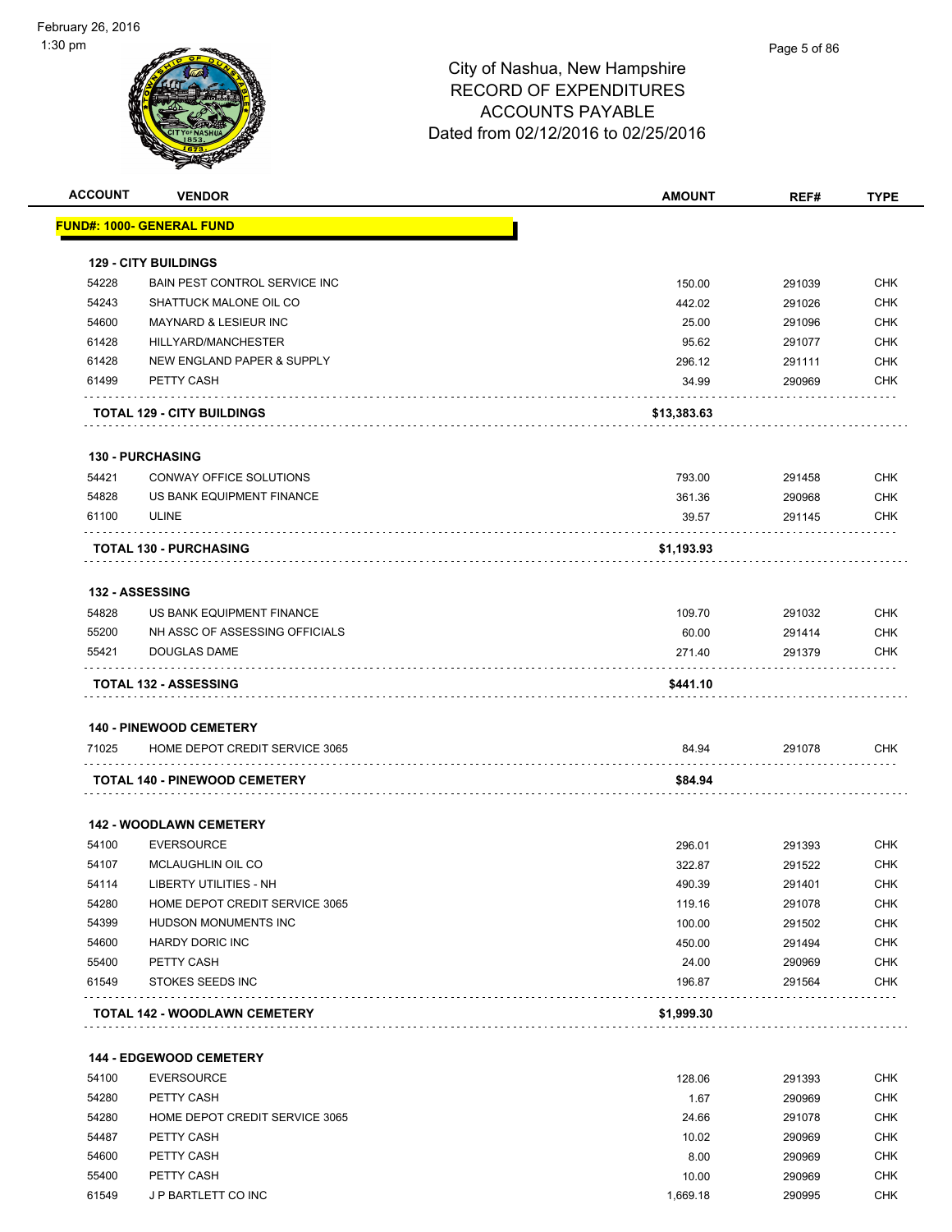# City of Nashua, New Hampshire
## RECORD OF EXPENDITURES
## ACCOUNTS PAYABLE
## Dated from 02/12/2016 to 02/25/2016

| ACCOUNT | VENDOR | AMOUNT | REF# | TYPE |
|---|---|---|---|---|
| **FUND#: 1000- GENERAL FUND** | | | | |
| **129 - CITY BUILDINGS** | | | | |
| 54228 | BAIN PEST CONTROL SERVICE INC | 150.00 | 291039 | CHK |
| 54243 | SHATTUCK MALONE OIL CO | 442.02 | 291026 | CHK |
| 54600 | MAYNARD & LESIEUR INC | 25.00 | 291096 | CHK |
| 61428 | HILLYARD/MANCHESTER | 95.62 | 291077 | CHK |
| 61428 | NEW ENGLAND PAPER & SUPPLY | 296.12 | 291111 | CHK |
| 61499 | PETTY CASH | 34.99 | 290969 | CHK |
| **TOTAL 129 - CITY BUILDINGS** | | **$13,383.63** | | |
| **130 - PURCHASING** | | | | |
| 54421 | CONWAY OFFICE SOLUTIONS | 793.00 | 291458 | CHK |
| 54828 | US BANK EQUIPMENT FINANCE | 361.36 | 290968 | CHK |
| 61100 | ULINE | 39.57 | 291145 | CHK |
| **TOTAL 130 - PURCHASING** | | **$1,193.93** | | |
| **132 - ASSESSING** | | | | |
| 54828 | US BANK EQUIPMENT FINANCE | 109.70 | 291032 | CHK |
| 55200 | NH ASSC OF ASSESSING OFFICIALS | 60.00 | 291414 | CHK |
| 55421 | DOUGLAS DAME | 271.40 | 291379 | CHK |
| **TOTAL 132 - ASSESSING** | | **$441.10** | | |
| **140 - PINEWOOD CEMETERY** | | | | |
| 71025 | HOME DEPOT CREDIT SERVICE 3065 | 84.94 | 291078 | CHK |
| **TOTAL 140 - PINEWOOD CEMETERY** | | **$84.94** | | |
| **142 - WOODLAWN CEMETERY** | | | | |
| 54100 | EVERSOURCE | 296.01 | 291393 | CHK |
| 54107 | MCLAUGHLIN OIL CO | 322.87 | 291522 | CHK |
| 54114 | LIBERTY UTILITIES - NH | 490.39 | 291401 | CHK |
| 54280 | HOME DEPOT CREDIT SERVICE 3065 | 119.16 | 291078 | CHK |
| 54399 | HUDSON MONUMENTS INC | 100.00 | 291502 | CHK |
| 54600 | HARDY DORIC INC | 450.00 | 291494 | CHK |
| 55400 | PETTY CASH | 24.00 | 290969 | CHK |
| 61549 | STOKES SEEDS INC | 196.87 | 291564 | CHK |
| **TOTAL 142 - WOODLAWN CEMETERY** | | **$1,999.30** | | |
| **144 - EDGEWOOD CEMETERY** | | | | |
| 54100 | EVERSOURCE | 128.06 | 291393 | CHK |
| 54280 | PETTY CASH | 1.67 | 290969 | CHK |
| 54280 | HOME DEPOT CREDIT SERVICE 3065 | 24.66 | 291078 | CHK |
| 54487 | PETTY CASH | 10.02 | 290969 | CHK |
| 54600 | PETTY CASH | 8.00 | 290969 | CHK |
| 55400 | PETTY CASH | 10.00 | 290969 | CHK |
| 61549 | J P BARTLETT CO INC | 1,669.18 | 290995 | CHK |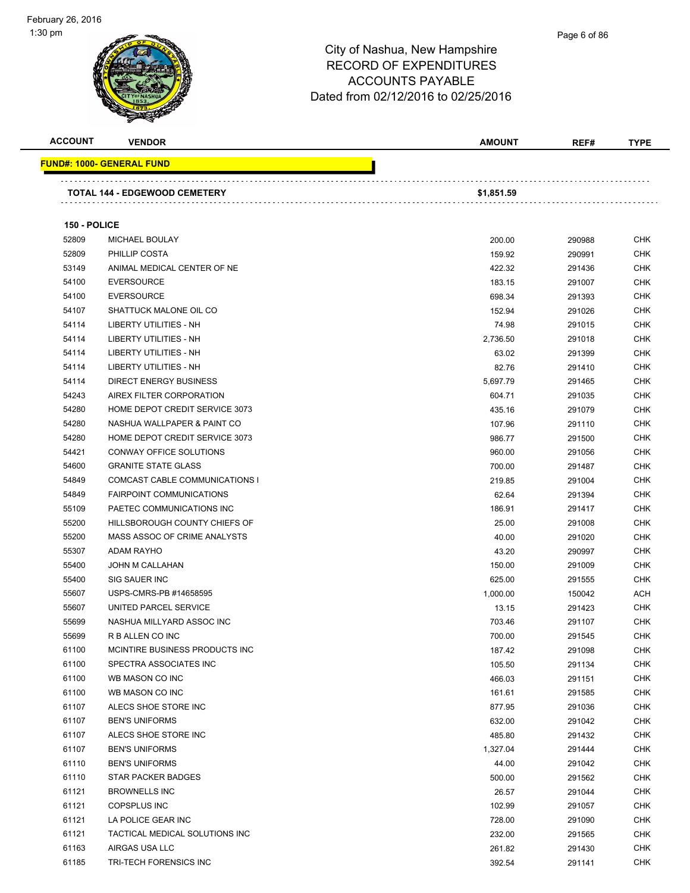# City of Nashua, New Hampshire
## RECORD OF EXPENDITURES
## ACCOUNTS PAYABLE
## Dated from 02/12/2016 to 02/25/2016

**FUND#: 1000- GENERAL FUND**

| ACCOUNT | VENDOR | AMOUNT | REF# | TYPE |
|---|---|---|---|---|
| **TOTAL 144 - EDGEWOOD CEMETERY** | | **$1,851.59** | | |
| **150 - POLICE** | | | | |
| 52809 | MICHAEL BOULAY | 200.00 | 290988 | CHK |
| 52809 | PHILLIP COSTA | 159.92 | 290991 | CHK |
| 53149 | ANIMAL MEDICAL CENTER OF NE | 422.32 | 291436 | CHK |
| 54100 | EVERSOURCE | 183.15 | 291007 | CHK |
| 54100 | EVERSOURCE | 698.34 | 291393 | CHK |
| 54107 | SHATTUCK MALONE OIL CO | 152.94 | 291026 | CHK |
| 54114 | LIBERTY UTILITIES - NH | 74.98 | 291015 | CHK |
| 54114 | LIBERTY UTILITIES - NH | 2,736.50 | 291018 | CHK |
| 54114 | LIBERTY UTILITIES - NH | 63.02 | 291399 | CHK |
| 54114 | LIBERTY UTILITIES - NH | 82.76 | 291410 | CHK |
| 54114 | DIRECT ENERGY BUSINESS | 5,697.79 | 291465 | CHK |
| 54243 | AIREX FILTER CORPORATION | 604.71 | 291035 | CHK |
| 54280 | HOME DEPOT CREDIT SERVICE 3073 | 435.16 | 291079 | CHK |
| 54280 | NASHUA WALLPAPER & PAINT CO | 107.96 | 291110 | CHK |
| 54280 | HOME DEPOT CREDIT SERVICE 3073 | 986.77 | 291500 | CHK |
| 54421 | CONWAY OFFICE SOLUTIONS | 960.00 | 291056 | CHK |
| 54600 | GRANITE STATE GLASS | 700.00 | 291487 | CHK |
| 54849 | COMCAST CABLE COMMUNICATIONS I | 219.85 | 291004 | CHK |
| 54849 | FAIRPOINT COMMUNICATIONS | 62.64 | 291394 | CHK |
| 55109 | PAETEC COMMUNICATIONS INC | 186.91 | 291417 | CHK |
| 55200 | HILLSBOROUGH COUNTY CHIEFS OF | 25.00 | 291008 | CHK |
| 55200 | MASS ASSOC OF CRIME ANALYSTS | 40.00 | 291020 | CHK |
| 55307 | ADAM RAYHO | 43.20 | 290997 | CHK |
| 55400 | JOHN M CALLAHAN | 150.00 | 291009 | CHK |
| 55400 | SIG SAUER INC | 625.00 | 291555 | CHK |
| 55607 | USPS-CMRS-PB #14658595 | 1,000.00 | 150042 | ACH |
| 55607 | UNITED PARCEL SERVICE | 13.15 | 291423 | CHK |
| 55699 | NASHUA MILLYARD ASSOC INC | 703.46 | 291107 | CHK |
| 55699 | R B ALLEN CO INC | 700.00 | 291545 | CHK |
| 61100 | MCINTIRE BUSINESS PRODUCTS INC | 187.42 | 291098 | CHK |
| 61100 | SPECTRA ASSOCIATES INC | 105.50 | 291134 | CHK |
| 61100 | WB MASON CO INC | 466.03 | 291151 | CHK |
| 61100 | WB MASON CO INC | 161.61 | 291585 | CHK |
| 61107 | ALECS SHOE STORE INC | 877.95 | 291036 | CHK |
| 61107 | BEN'S UNIFORMS | 632.00 | 291042 | CHK |
| 61107 | ALECS SHOE STORE INC | 485.80 | 291432 | CHK |
| 61107 | BEN'S UNIFORMS | 1,327.04 | 291444 | CHK |
| 61110 | BEN'S UNIFORMS | 44.00 | 291042 | CHK |
| 61110 | STAR PACKER BADGES | 500.00 | 291562 | CHK |
| 61121 | BROWNELLS INC | 26.57 | 291044 | CHK |
| 61121 | COPSPLUS INC | 102.99 | 291057 | CHK |
| 61121 | LA POLICE GEAR INC | 728.00 | 291090 | CHK |
| 61121 | TACTICAL MEDICAL SOLUTIONS INC | 232.00 | 291565 | CHK |
| 61163 | AIRGAS USA LLC | 261.82 | 291430 | CHK |
| 61185 | TRI-TECH FORENSICS INC | 392.54 | 291141 | CHK |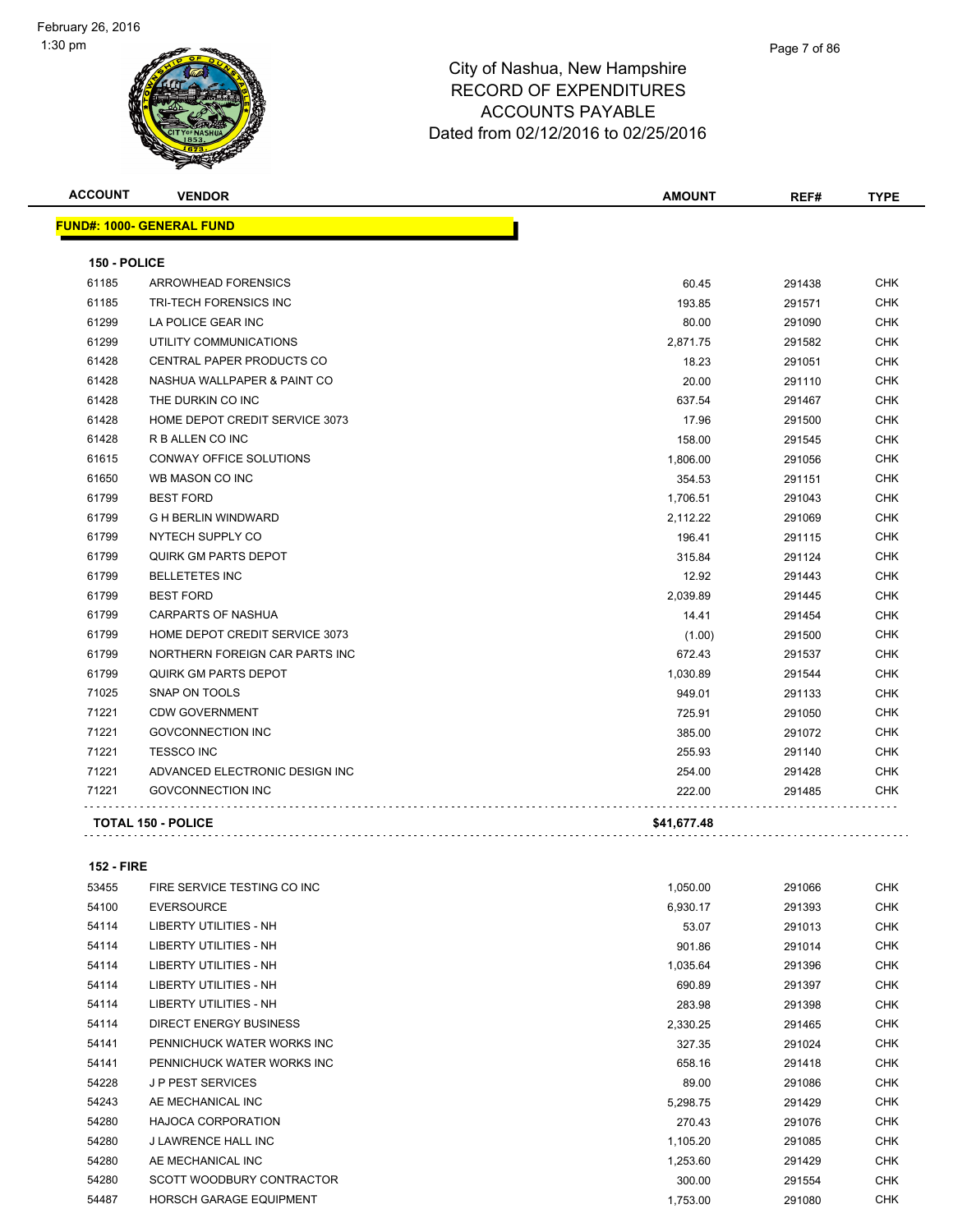February 26, 2016
1:30 pm

# City of Nashua, New Hampshire
## RECORD OF EXPENDITURES
## ACCOUNTS PAYABLE
## Dated from 02/12/2016 to 02/25/2016

| ACCOUNT | VENDOR | AMOUNT | REF# | TYPE |
|---|---|---|---|---|
| **FUND#: 1000- GENERAL FUND** | | | | |
| **150 - POLICE** | | | | |
| 61185 | ARROWHEAD FORENSICS | 60.45 | 291438 | CHK |
| 61185 | TRI-TECH FORENSICS INC | 193.85 | 291571 | CHK |
| 61299 | LA POLICE GEAR INC | 80.00 | 291090 | CHK |
| 61299 | UTILITY COMMUNICATIONS | 2,871.75 | 291582 | CHK |
| 61428 | CENTRAL PAPER PRODUCTS CO | 18.23 | 291051 | CHK |
| 61428 | NASHUA WALLPAPER & PAINT CO | 20.00 | 291110 | CHK |
| 61428 | THE DURKIN CO INC | 637.54 | 291467 | CHK |
| 61428 | HOME DEPOT CREDIT SERVICE 3073 | 17.96 | 291500 | CHK |
| 61428 | R B ALLEN CO INC | 158.00 | 291545 | CHK |
| 61615 | CONWAY OFFICE SOLUTIONS | 1,806.00 | 291056 | CHK |
| 61650 | WB MASON CO INC | 354.53 | 291151 | CHK |
| 61799 | BEST FORD | 1,706.51 | 291043 | CHK |
| 61799 | G H BERLIN WINDWARD | 2,112.22 | 291069 | CHK |
| 61799 | NYTECH SUPPLY CO | 196.41 | 291115 | CHK |
| 61799 | QUIRK GM PARTS DEPOT | 315.84 | 291124 | CHK |
| 61799 | BELLETETES INC | 12.92 | 291443 | CHK |
| 61799 | BEST FORD | 2,039.89 | 291445 | CHK |
| 61799 | CARPARTS OF NASHUA | 14.41 | 291454 | CHK |
| 61799 | HOME DEPOT CREDIT SERVICE 3073 | (1.00) | 291500 | CHK |
| 61799 | NORTHERN FOREIGN CAR PARTS INC | 672.43 | 291537 | CHK |
| 61799 | QUIRK GM PARTS DEPOT | 1,030.89 | 291544 | CHK |
| 71025 | SNAP ON TOOLS | 949.01 | 291133 | CHK |
| 71221 | CDW GOVERNMENT | 725.91 | 291050 | CHK |
| 71221 | GOVCONNECTION INC | 385.00 | 291072 | CHK |
| 71221 | TESSCO INC | 255.93 | 291140 | CHK |
| 71221 | ADVANCED ELECTRONIC DESIGN INC | 254.00 | 291428 | CHK |
| 71221 | GOVCONNECTION INC | 222.00 | 291485 | CHK |
| **TOTAL 150 - POLICE** | | **$41,677.48** | | |
| **152 - FIRE** | | | | |
| 53455 | FIRE SERVICE TESTING CO INC | 1,050.00 | 291066 | CHK |
| 54100 | EVERSOURCE | 6,930.17 | 291393 | CHK |
| 54114 | LIBERTY UTILITIES - NH | 53.07 | 291013 | CHK |
| 54114 | LIBERTY UTILITIES - NH | 901.86 | 291014 | CHK |
| 54114 | LIBERTY UTILITIES - NH | 1,035.64 | 291396 | CHK |
| 54114 | LIBERTY UTILITIES - NH | 690.89 | 291397 | CHK |
| 54114 | LIBERTY UTILITIES - NH | 283.98 | 291398 | CHK |
| 54114 | DIRECT ENERGY BUSINESS | 2,330.25 | 291465 | CHK |
| 54141 | PENNICHUCK WATER WORKS INC | 327.35 | 291024 | CHK |
| 54141 | PENNICHUCK WATER WORKS INC | 658.16 | 291418 | CHK |
| 54228 | J P PEST SERVICES | 89.00 | 291086 | CHK |
| 54243 | AE MECHANICAL INC | 5,298.75 | 291429 | CHK |
| 54280 | HAJOCA CORPORATION | 270.43 | 291076 | CHK |
| 54280 | J LAWRENCE HALL INC | 1,105.20 | 291085 | CHK |
| 54280 | AE MECHANICAL INC | 1,253.60 | 291429 | CHK |
| 54280 | SCOTT WOODBURY CONTRACTOR | 300.00 | 291554 | CHK |
| 54487 | HORSCH GARAGE EQUIPMENT | 1,753.00 | 291080 | CHK |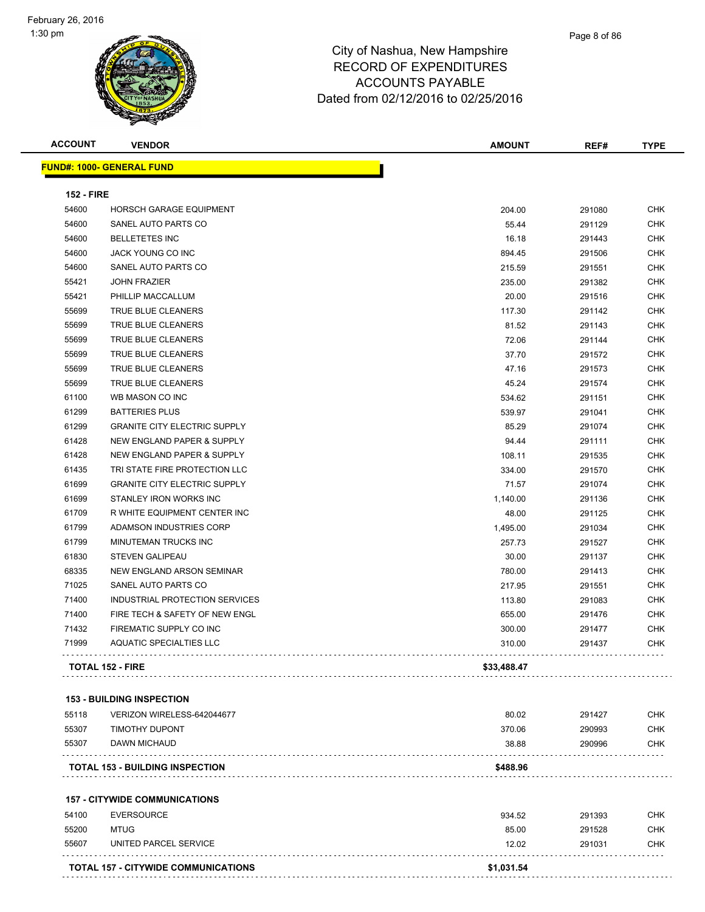# City of Nashua, New Hampshire
## RECORD OF EXPENDITURES
## ACCOUNTS PAYABLE
## Dated from 02/12/2016 to 02/25/2016

| ACCOUNT | VENDOR | AMOUNT | REF# | TYPE |
|---|---|---|---|---|
| **FUND#: 1000- GENERAL FUND** | | | | |
| **152 - FIRE** | | | | |
| 54600 | HORSCH GARAGE EQUIPMENT | 204.00 | 291080 | CHK |
| 54600 | SANEL AUTO PARTS CO | 55.44 | 291129 | CHK |
| 54600 | BELLETETES INC | 16.18 | 291443 | CHK |
| 54600 | JACK YOUNG CO INC | 894.45 | 291506 | CHK |
| 54600 | SANEL AUTO PARTS CO | 215.59 | 291551 | CHK |
| 55421 | JOHN FRAZIER | 235.00 | 291382 | CHK |
| 55421 | PHILLIP MACCALLUM | 20.00 | 291516 | CHK |
| 55699 | TRUE BLUE CLEANERS | 117.30 | 291142 | CHK |
| 55699 | TRUE BLUE CLEANERS | 81.52 | 291143 | CHK |
| 55699 | TRUE BLUE CLEANERS | 72.06 | 291144 | CHK |
| 55699 | TRUE BLUE CLEANERS | 37.70 | 291572 | CHK |
| 55699 | TRUE BLUE CLEANERS | 47.16 | 291573 | CHK |
| 55699 | TRUE BLUE CLEANERS | 45.24 | 291574 | CHK |
| 61100 | WB MASON CO INC | 534.62 | 291151 | CHK |
| 61299 | BATTERIES PLUS | 539.97 | 291041 | CHK |
| 61299 | GRANITE CITY ELECTRIC SUPPLY | 85.29 | 291074 | CHK |
| 61428 | NEW ENGLAND PAPER & SUPPLY | 94.44 | 291111 | CHK |
| 61428 | NEW ENGLAND PAPER & SUPPLY | 108.11 | 291535 | CHK |
| 61435 | TRI STATE FIRE PROTECTION LLC | 334.00 | 291570 | CHK |
| 61699 | GRANITE CITY ELECTRIC SUPPLY | 71.57 | 291074 | CHK |
| 61699 | STANLEY IRON WORKS INC | 1,140.00 | 291136 | CHK |
| 61709 | R WHITE EQUIPMENT CENTER INC | 48.00 | 291125 | CHK |
| 61799 | ADAMSON INDUSTRIES CORP | 1,495.00 | 291034 | CHK |
| 61799 | MINUTEMAN TRUCKS INC | 257.73 | 291527 | CHK |
| 61830 | STEVEN GALIPEAU | 30.00 | 291137 | CHK |
| 68335 | NEW ENGLAND ARSON SEMINAR | 780.00 | 291413 | CHK |
| 71025 | SANEL AUTO PARTS CO | 217.95 | 291551 | CHK |
| 71400 | INDUSTRIAL PROTECTION SERVICES | 113.80 | 291083 | CHK |
| 71400 | FIRE TECH & SAFETY OF NEW ENGL | 655.00 | 291476 | CHK |
| 71432 | FIREMATIC SUPPLY CO INC | 300.00 | 291477 | CHK |
| 71999 | AQUATIC SPECIALTIES LLC | 310.00 | 291437 | CHK |
| **TOTAL 152 - FIRE** | | **$33,488.47** | | |
| **153 - BUILDING INSPECTION** | | | | |
| 55118 | VERIZON WIRELESS-642044677 | 80.02 | 291427 | CHK |
| 55307 | TIMOTHY DUPONT | 370.06 | 290993 | CHK |
| 55307 | DAWN MICHAUD | 38.88 | 290996 | CHK |
| **TOTAL 153 - BUILDING INSPECTION** | | **$488.96** | | |
| **157 - CITYWIDE COMMUNICATIONS** | | | | |
| 54100 | EVERSOURCE | 934.52 | 291393 | CHK |
| 55200 | MTUG | 85.00 | 291528 | CHK |
| 55607 | UNITED PARCEL SERVICE | 12.02 | 291031 | CHK |
| **TOTAL 157 - CITYWIDE COMMUNICATIONS** | | **$1,031.54** | | |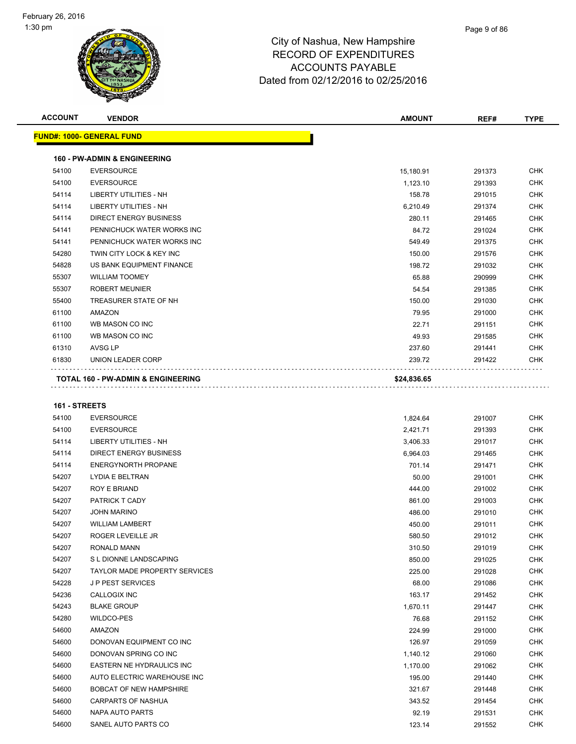# City of Nashua, New Hampshire
# RECORD OF EXPENDITURES
# ACCOUNTS PAYABLE
# Dated from 02/12/2016 to 02/25/2016

February 26, 2016
1:30 pm

| ACCOUNT | VENDOR | AMOUNT | REF# | TYPE |
|---|---|---|---|---|
| **FUND#: 1000- GENERAL FUND** | | | | |
| **160 - PW-ADMIN & ENGINEERING** | | | | |
| 54100 | EVERSOURCE | 15,180.91 | 291373 | CHK |
| 54100 | EVERSOURCE | 1,123.10 | 291393 | CHK |
| 54114 | LIBERTY UTILITIES - NH | 158.78 | 291015 | CHK |
| 54114 | LIBERTY UTILITIES - NH | 6,210.49 | 291374 | CHK |
| 54114 | DIRECT ENERGY BUSINESS | 280.11 | 291465 | CHK |
| 54141 | PENNICHUCK WATER WORKS INC | 84.72 | 291024 | CHK |
| 54141 | PENNICHUCK WATER WORKS INC | 549.49 | 291375 | CHK |
| 54280 | TWIN CITY LOCK & KEY INC | 150.00 | 291576 | CHK |
| 54828 | US BANK EQUIPMENT FINANCE | 198.72 | 291032 | CHK |
| 55307 | WILLIAM TOOMEY | 65.88 | 290999 | CHK |
| 55307 | ROBERT MEUNIER | 54.54 | 291385 | CHK |
| 55400 | TREASURER STATE OF NH | 150.00 | 291030 | CHK |
| 61100 | AMAZON | 79.95 | 291000 | CHK |
| 61100 | WB MASON CO INC | 22.71 | 291151 | CHK |
| 61100 | WB MASON CO INC | 49.93 | 291585 | CHK |
| 61310 | AVSG LP | 237.60 | 291441 | CHK |
| 61830 | UNION LEADER CORP | 239.72 | 291422 | CHK |
| **TOTAL 160 - PW-ADMIN & ENGINEERING** | | **$24,836.65** | | |
| **161 - STREETS** | | | | |
| 54100 | EVERSOURCE | 1,824.64 | 291007 | CHK |
| 54100 | EVERSOURCE | 2,421.71 | 291393 | CHK |
| 54114 | LIBERTY UTILITIES - NH | 3,406.33 | 291017 | CHK |
| 54114 | DIRECT ENERGY BUSINESS | 6,964.03 | 291465 | CHK |
| 54114 | ENERGYNORTH PROPANE | 701.14 | 291471 | CHK |
| 54207 | LYDIA E BELTRAN | 50.00 | 291001 | CHK |
| 54207 | ROY E BRIAND | 444.00 | 291002 | CHK |
| 54207 | PATRICK T CADY | 861.00 | 291003 | CHK |
| 54207 | JOHN MARINO | 486.00 | 291010 | CHK |
| 54207 | WILLIAM LAMBERT | 450.00 | 291011 | CHK |
| 54207 | ROGER LEVEILLE JR | 580.50 | 291012 | CHK |
| 54207 | RONALD MANN | 310.50 | 291019 | CHK |
| 54207 | S L DIONNE LANDSCAPING | 850.00 | 291025 | CHK |
| 54207 | TAYLOR MADE PROPERTY SERVICES | 225.00 | 291028 | CHK |
| 54228 | J P PEST SERVICES | 68.00 | 291086 | CHK |
| 54236 | CALLOGIX INC | 163.17 | 291452 | CHK |
| 54243 | BLAKE GROUP | 1,670.11 | 291447 | CHK |
| 54280 | WILDCO-PES | 76.68 | 291152 | CHK |
| 54600 | AMAZON | 224.99 | 291000 | CHK |
| 54600 | DONOVAN EQUIPMENT CO INC | 126.97 | 291059 | CHK |
| 54600 | DONOVAN SPRING CO INC | 1,140.12 | 291060 | CHK |
| 54600 | EASTERN NE HYDRAULICS INC | 1,170.00 | 291062 | CHK |
| 54600 | AUTO ELECTRIC WAREHOUSE INC | 195.00 | 291440 | CHK |
| 54600 | BOBCAT OF NEW HAMPSHIRE | 321.67 | 291448 | CHK |
| 54600 | CARPARTS OF NASHUA | 343.52 | 291454 | CHK |
| 54600 | NAPA AUTO PARTS | 92.19 | 291531 | CHK |
| 54600 | SANEL AUTO PARTS CO | 123.14 | 291552 | CHK |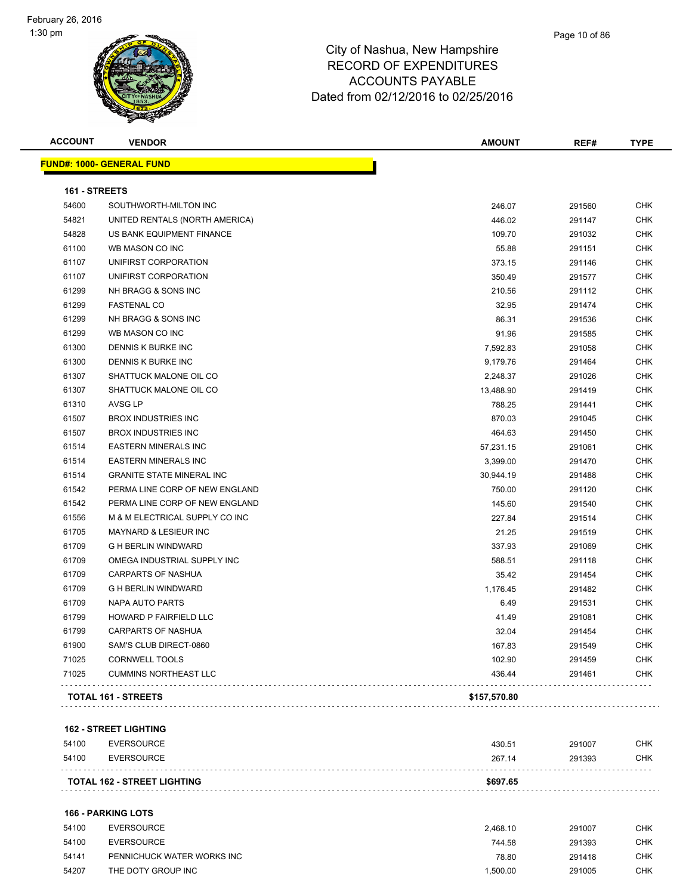# City of Nashua, New Hampshire
# RECORD OF EXPENDITURES
# ACCOUNTS PAYABLE
# Dated from 02/12/2016 to 02/25/2016

| ACCOUNT | VENDOR | AMOUNT | REF# | TYPE |
|---|---|---|---|---|
| **FUND#: 1000- GENERAL FUND** | | | | |
| **161 - STREETS** | | | | |
| 54600 | SOUTHWORTH-MILTON INC | 246.07 | 291560 | CHK |
| 54821 | UNITED RENTALS (NORTH AMERICA) | 446.02 | 291147 | CHK |
| 54828 | US BANK EQUIPMENT FINANCE | 109.70 | 291032 | CHK |
| 61100 | WB MASON CO INC | 55.88 | 291151 | CHK |
| 61107 | UNIFIRST CORPORATION | 373.15 | 291146 | CHK |
| 61107 | UNIFIRST CORPORATION | 350.49 | 291577 | CHK |
| 61299 | NH BRAGG & SONS INC | 210.56 | 291112 | CHK |
| 61299 | FASTENAL CO | 32.95 | 291474 | CHK |
| 61299 | NH BRAGG & SONS INC | 86.31 | 291536 | CHK |
| 61299 | WB MASON CO INC | 91.96 | 291585 | CHK |
| 61300 | DENNIS K BURKE INC | 7,592.83 | 291058 | CHK |
| 61300 | DENNIS K BURKE INC | 9,179.76 | 291464 | CHK |
| 61307 | SHATTUCK MALONE OIL CO | 2,248.37 | 291026 | CHK |
| 61307 | SHATTUCK MALONE OIL CO | 13,488.90 | 291419 | CHK |
| 61310 | AVSG LP | 788.25 | 291441 | CHK |
| 61507 | BROX INDUSTRIES INC | 870.03 | 291045 | CHK |
| 61507 | BROX INDUSTRIES INC | 464.63 | 291450 | CHK |
| 61514 | EASTERN MINERALS INC | 57,231.15 | 291061 | CHK |
| 61514 | EASTERN MINERALS INC | 3,399.00 | 291470 | CHK |
| 61514 | GRANITE STATE MINERAL INC | 30,944.19 | 291488 | CHK |
| 61542 | PERMA LINE CORP OF NEW ENGLAND | 750.00 | 291120 | CHK |
| 61542 | PERMA LINE CORP OF NEW ENGLAND | 145.60 | 291540 | CHK |
| 61556 | M & M ELECTRICAL SUPPLY CO INC | 227.84 | 291514 | CHK |
| 61705 | MAYNARD & LESIEUR INC | 21.25 | 291519 | CHK |
| 61709 | G H BERLIN WINDWARD | 337.93 | 291069 | CHK |
| 61709 | OMEGA INDUSTRIAL SUPPLY INC | 588.51 | 291118 | CHK |
| 61709 | CARPARTS OF NASHUA | 35.42 | 291454 | CHK |
| 61709 | G H BERLIN WINDWARD | 1,176.45 | 291482 | CHK |
| 61709 | NAPA AUTO PARTS | 6.49 | 291531 | CHK |
| 61799 | HOWARD P FAIRFIELD LLC | 41.49 | 291081 | CHK |
| 61799 | CARPARTS OF NASHUA | 32.04 | 291454 | CHK |
| 61900 | SAM'S CLUB DIRECT-0860 | 167.83 | 291549 | CHK |
| 71025 | CORNWELL TOOLS | 102.90 | 291459 | CHK |
| 71025 | CUMMINS NORTHEAST LLC | 436.44 | 291461 | CHK |
| **TOTAL 161 - STREETS** | | **$157,570.80** | | |
| **162 - STREET LIGHTING** | | | | |
| 54100 | EVERSOURCE | 430.51 | 291007 | CHK |
| 54100 | EVERSOURCE | 267.14 | 291393 | CHK |
| **TOTAL 162 - STREET LIGHTING** | | **$697.65** | | |
| **166 - PARKING LOTS** | | | | |
| 54100 | EVERSOURCE | 2,468.10 | 291007 | CHK |
| 54100 | EVERSOURCE | 744.58 | 291393 | CHK |
| 54141 | PENNICHUCK WATER WORKS INC | 78.80 | 291418 | CHK |
| 54207 | THE DOTY GROUP INC | 1,500.00 | 291005 | CHK |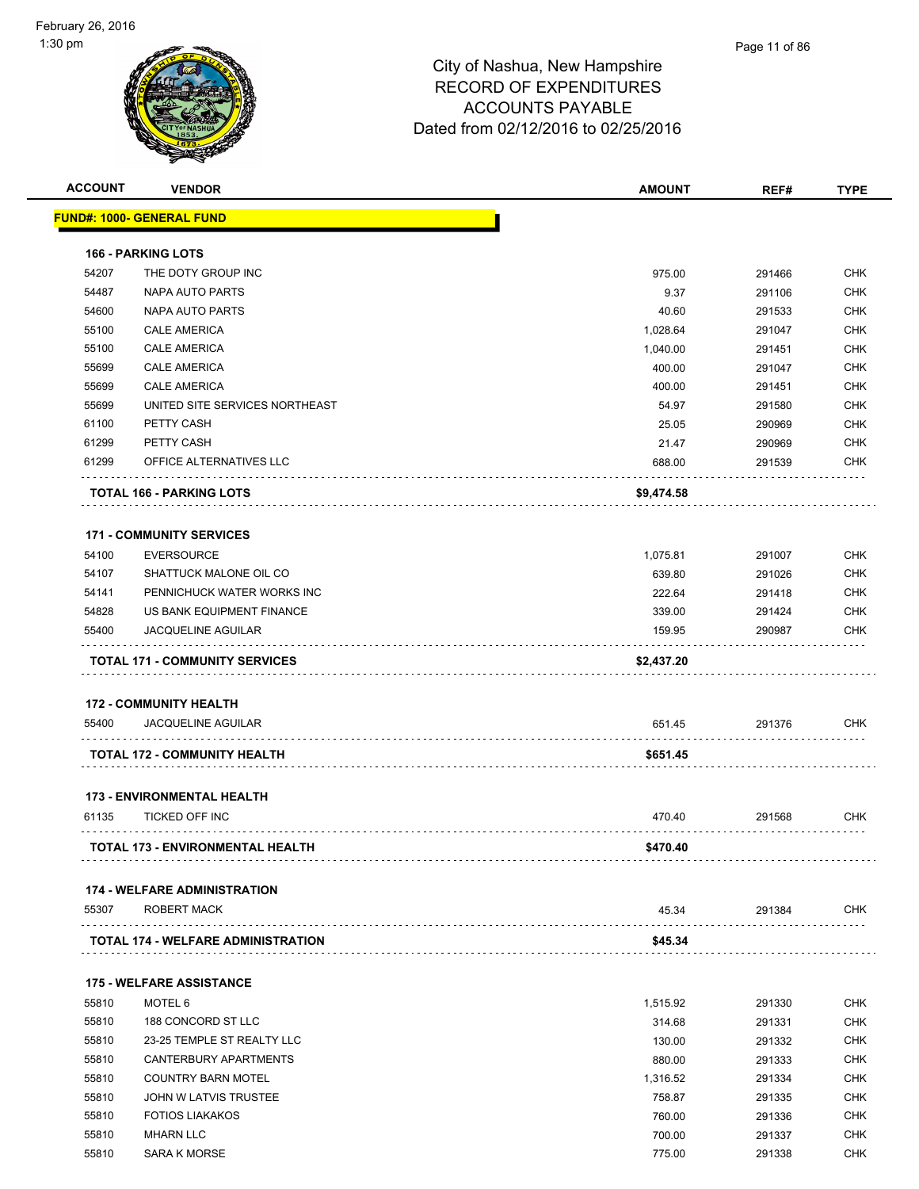# City of Nashua, New Hampshire
## RECORD OF EXPENDITURES
## ACCOUNTS PAYABLE
## Dated from 02/12/2016 to 02/25/2016

February 26, 2016
1:30 pm

| ACCOUNT | VENDOR | AMOUNT | REF# | TYPE |
|---|---|---|---|---|
| **FUND#: 1000- GENERAL FUND** | | | | |
| **166 - PARKING LOTS** | | | | |
| 54207 | THE DOTY GROUP INC | 975.00 | 291466 | CHK |
| 54487 | NAPA AUTO PARTS | 9.37 | 291106 | CHK |
| 54600 | NAPA AUTO PARTS | 40.60 | 291533 | CHK |
| 55100 | CALE AMERICA | 1,028.64 | 291047 | CHK |
| 55100 | CALE AMERICA | 1,040.00 | 291451 | CHK |
| 55699 | CALE AMERICA | 400.00 | 291047 | CHK |
| 55699 | CALE AMERICA | 400.00 | 291451 | CHK |
| 55699 | UNITED SITE SERVICES NORTHEAST | 54.97 | 291580 | CHK |
| 61100 | PETTY CASH | 25.05 | 290969 | CHK |
| 61299 | PETTY CASH | 21.47 | 290969 | CHK |
| 61299 | OFFICE ALTERNATIVES LLC | 688.00 | 291539 | CHK |
| **TOTAL 166 - PARKING LOTS** | | **$9,474.58** | | |
| **171 - COMMUNITY SERVICES** | | | | |
| 54100 | EVERSOURCE | 1,075.81 | 291007 | CHK |
| 54107 | SHATTUCK MALONE OIL CO | 639.80 | 291026 | CHK |
| 54141 | PENNICHUCK WATER WORKS INC | 222.64 | 291418 | CHK |
| 54828 | US BANK EQUIPMENT FINANCE | 339.00 | 291424 | CHK |
| 55400 | JACQUELINE AGUILAR | 159.95 | 290987 | CHK |
| **TOTAL 171 - COMMUNITY SERVICES** | | **$2,437.20** | | |
| **172 - COMMUNITY HEALTH** | | | | |
| 55400 | JACQUELINE AGUILAR | 651.45 | 291376 | CHK |
| **TOTAL 172 - COMMUNITY HEALTH** | | **$651.45** | | |
| **173 - ENVIRONMENTAL HEALTH** | | | | |
| 61135 | TICKED OFF INC | 470.40 | 291568 | CHK |
| **TOTAL 173 - ENVIRONMENTAL HEALTH** | | **$470.40** | | |
| **174 - WELFARE ADMINISTRATION** | | | | |
| 55307 | ROBERT MACK | 45.34 | 291384 | CHK |
| **TOTAL 174 - WELFARE ADMINISTRATION** | | **$45.34** | | |
| **175 - WELFARE ASSISTANCE** | | | | |
| 55810 | MOTEL 6 | 1,515.92 | 291330 | CHK |
| 55810 | 188 CONCORD ST LLC | 314.68 | 291331 | CHK |
| 55810 | 23-25 TEMPLE ST REALTY LLC | 130.00 | 291332 | CHK |
| 55810 | CANTERBURY APARTMENTS | 880.00 | 291333 | CHK |
| 55810 | COUNTRY BARN MOTEL | 1,316.52 | 291334 | CHK |
| 55810 | JOHN W LATVIS TRUSTEE | 758.87 | 291335 | CHK |
| 55810 | FOTIOS LIAKAKOS | 760.00 | 291336 | CHK |
| 55810 | MHARN LLC | 700.00 | 291337 | CHK |
| 55810 | SARA K MORSE | 775.00 | 291338 | CHK |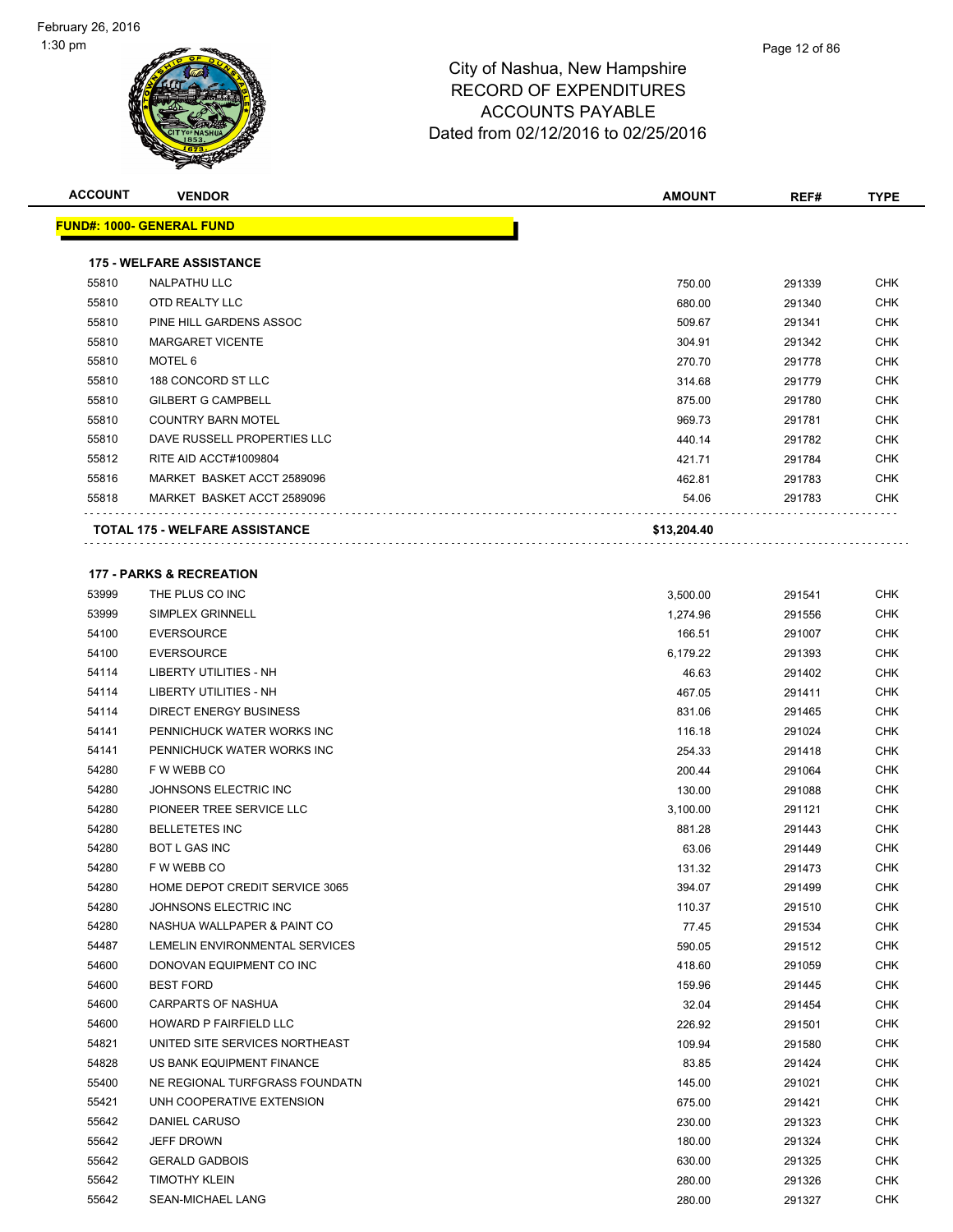# City of Nashua, New Hampshire
## RECORD OF EXPENDITURES
## ACCOUNTS PAYABLE
## Dated from 02/12/2016 to 02/25/2016

| ACCOUNT | VENDOR | AMOUNT | REF# | TYPE |
|---|---|---|---|---|

**FUND#: 1000- GENERAL FUND**

### 175 - WELFARE ASSISTANCE

| ACCOUNT | VENDOR | AMOUNT | REF# | TYPE |
|---|---|---|---|---|
| 55810 | NALPATHU LLC | 750.00 | 291339 | CHK |
| 55810 | OTD REALTY LLC | 680.00 | 291340 | CHK |
| 55810 | PINE HILL GARDENS ASSOC | 509.67 | 291341 | CHK |
| 55810 | MARGARET VICENTE | 304.91 | 291342 | CHK |
| 55810 | MOTEL 6 | 270.70 | 291778 | CHK |
| 55810 | 188 CONCORD ST LLC | 314.68 | 291779 | CHK |
| 55810 | GILBERT G CAMPBELL | 875.00 | 291780 | CHK |
| 55810 | COUNTRY BARN MOTEL | 969.73 | 291781 | CHK |
| 55810 | DAVE RUSSELL PROPERTIES LLC | 440.14 | 291782 | CHK |
| 55812 | RITE AID ACCT#1009804 | 421.71 | 291784 | CHK |
| 55816 | MARKET BASKET ACCT 2589096 | 462.81 | 291783 | CHK |
| 55818 | MARKET BASKET ACCT 2589096 | 54.06 | 291783 | CHK |
| | **TOTAL 175 - WELFARE ASSISTANCE** | **$13,204.40** | | |

### 177 - PARKS & RECREATION

| ACCOUNT | VENDOR | AMOUNT | REF# | TYPE |
|---|---|---|---|---|
| 53999 | THE PLUS CO INC | 3,500.00 | 291541 | CHK |
| 53999 | SIMPLEX GRINNELL | 1,274.96 | 291556 | CHK |
| 54100 | EVERSOURCE | 166.51 | 291007 | CHK |
| 54100 | EVERSOURCE | 6,179.22 | 291393 | CHK |
| 54114 | LIBERTY UTILITIES - NH | 46.63 | 291402 | CHK |
| 54114 | LIBERTY UTILITIES - NH | 467.05 | 291411 | CHK |
| 54114 | DIRECT ENERGY BUSINESS | 831.06 | 291465 | CHK |
| 54141 | PENNICHUCK WATER WORKS INC | 116.18 | 291024 | CHK |
| 54141 | PENNICHUCK WATER WORKS INC | 254.33 | 291418 | CHK |
| 54280 | F W WEBB CO | 200.44 | 291064 | CHK |
| 54280 | JOHNSONS ELECTRIC INC | 130.00 | 291088 | CHK |
| 54280 | PIONEER TREE SERVICE LLC | 3,100.00 | 291121 | CHK |
| 54280 | BELLETETES INC | 881.28 | 291443 | CHK |
| 54280 | BOT L GAS INC | 63.06 | 291449 | CHK |
| 54280 | F W WEBB CO | 131.32 | 291473 | CHK |
| 54280 | HOME DEPOT CREDIT SERVICE 3065 | 394.07 | 291499 | CHK |
| 54280 | JOHNSONS ELECTRIC INC | 110.37 | 291510 | CHK |
| 54280 | NASHUA WALLPAPER & PAINT CO | 77.45 | 291534 | CHK |
| 54487 | LEMELIN ENVIRONMENTAL SERVICES | 590.05 | 291512 | CHK |
| 54600 | DONOVAN EQUIPMENT CO INC | 418.60 | 291059 | CHK |
| 54600 | BEST FORD | 159.96 | 291445 | CHK |
| 54600 | CARPARTS OF NASHUA | 32.04 | 291454 | CHK |
| 54600 | HOWARD P FAIRFIELD LLC | 226.92 | 291501 | CHK |
| 54821 | UNITED SITE SERVICES NORTHEAST | 109.94 | 291580 | CHK |
| 54828 | US BANK EQUIPMENT FINANCE | 83.85 | 291424 | CHK |
| 55400 | NE REGIONAL TURFGRASS FOUNDATN | 145.00 | 291021 | CHK |
| 55421 | UNH COOPERATIVE EXTENSION | 675.00 | 291421 | CHK |
| 55642 | DANIEL CARUSO | 230.00 | 291323 | CHK |
| 55642 | JEFF DROWN | 180.00 | 291324 | CHK |
| 55642 | GERALD GADBOIS | 630.00 | 291325 | CHK |
| 55642 | TIMOTHY KLEIN | 280.00 | 291326 | CHK |
| 55642 | SEAN-MICHAEL LANG | 280.00 | 291327 | CHK |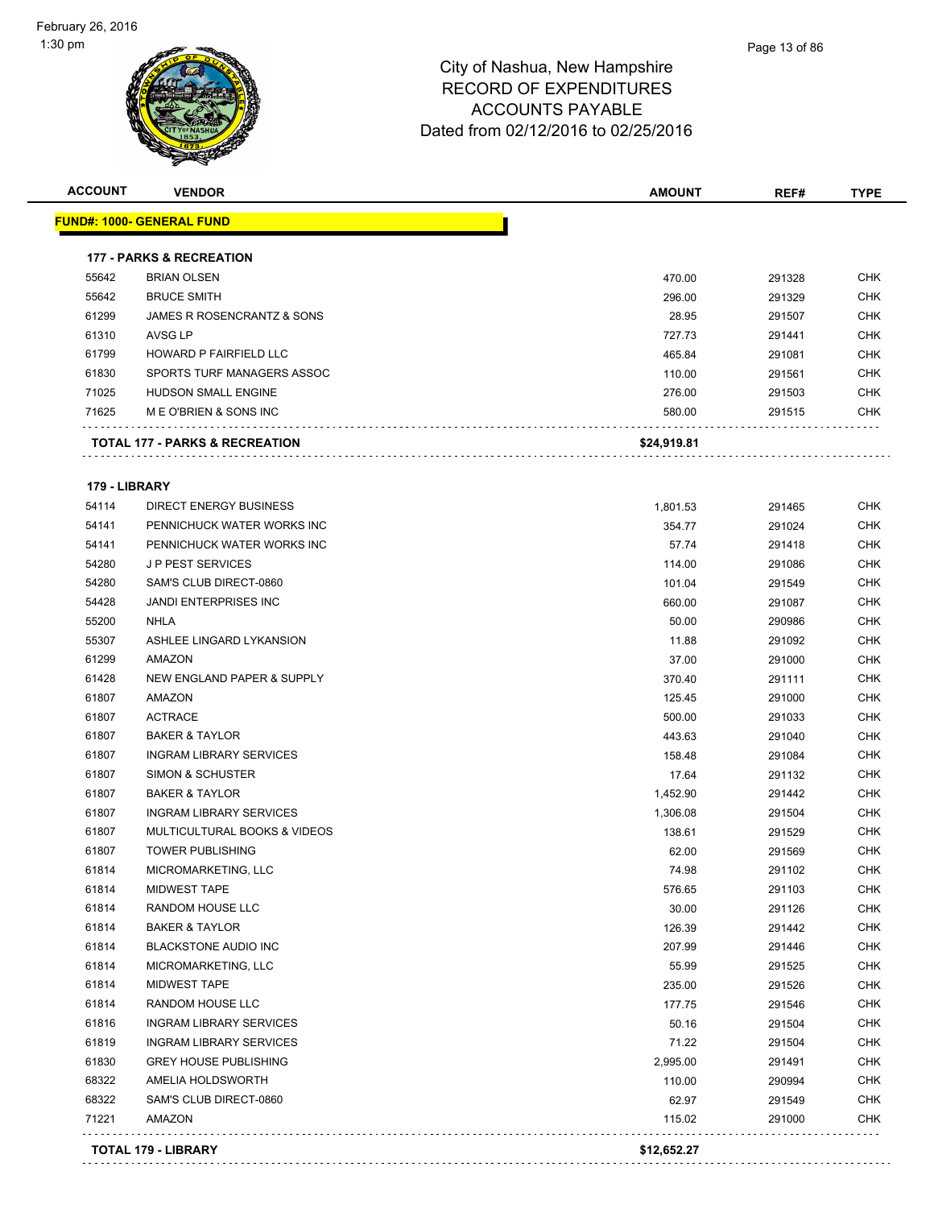City of Nashua, New Hampshire
RECORD OF EXPENDITURES
ACCOUNTS PAYABLE
Dated from 02/12/2016 to 02/25/2016

| ACCOUNT | VENDOR | AMOUNT | REF# | TYPE |
|---|---|---|---|---|
| **FUND#: 1000- GENERAL FUND** | | | | |
| **177 - PARKS & RECREATION** | | | | |
| 55642 | BRIAN OLSEN | 470.00 | 291328 | CHK |
| 55642 | BRUCE SMITH | 296.00 | 291329 | CHK |
| 61299 | JAMES R ROSENCRANTZ & SONS | 28.95 | 291507 | CHK |
| 61310 | AVSG LP | 727.73 | 291441 | CHK |
| 61799 | HOWARD P FAIRFIELD LLC | 465.84 | 291081 | CHK |
| 61830 | SPORTS TURF MANAGERS ASSOC | 110.00 | 291561 | CHK |
| 71025 | HUDSON SMALL ENGINE | 276.00 | 291503 | CHK |
| 71625 | M E O'BRIEN & SONS INC | 580.00 | 291515 | CHK |
| **TOTAL 177 - PARKS & RECREATION** | | **$24,919.81** | | |
| **179 - LIBRARY** | | | | |
| 54114 | DIRECT ENERGY BUSINESS | 1,801.53 | 291465 | CHK |
| 54141 | PENNICHUCK WATER WORKS INC | 354.77 | 291024 | CHK |
| 54141 | PENNICHUCK WATER WORKS INC | 57.74 | 291418 | CHK |
| 54280 | J P PEST SERVICES | 114.00 | 291086 | CHK |
| 54280 | SAM'S CLUB DIRECT-0860 | 101.04 | 291549 | CHK |
| 54428 | JANDI ENTERPRISES INC | 660.00 | 291087 | CHK |
| 55200 | NHLA | 50.00 | 290986 | CHK |
| 55307 | ASHLEE LINGARD LYKANSION | 11.88 | 291092 | CHK |
| 61299 | AMAZON | 37.00 | 291000 | CHK |
| 61428 | NEW ENGLAND PAPER & SUPPLY | 370.40 | 291111 | CHK |
| 61807 | AMAZON | 125.45 | 291000 | CHK |
| 61807 | ACTRACE | 500.00 | 291033 | CHK |
| 61807 | BAKER & TAYLOR | 443.63 | 291040 | CHK |
| 61807 | INGRAM LIBRARY SERVICES | 158.48 | 291084 | CHK |
| 61807 | SIMON & SCHUSTER | 17.64 | 291132 | CHK |
| 61807 | BAKER & TAYLOR | 1,452.90 | 291442 | CHK |
| 61807 | INGRAM LIBRARY SERVICES | 1,306.08 | 291504 | CHK |
| 61807 | MULTICULTURAL BOOKS & VIDEOS | 138.61 | 291529 | CHK |
| 61807 | TOWER PUBLISHING | 62.00 | 291569 | CHK |
| 61814 | MICROMARKETING, LLC | 74.98 | 291102 | CHK |
| 61814 | MIDWEST TAPE | 576.65 | 291103 | CHK |
| 61814 | RANDOM HOUSE LLC | 30.00 | 291126 | CHK |
| 61814 | BAKER & TAYLOR | 126.39 | 291442 | CHK |
| 61814 | BLACKSTONE AUDIO INC | 207.99 | 291446 | CHK |
| 61814 | MICROMARKETING, LLC | 55.99 | 291525 | CHK |
| 61814 | MIDWEST TAPE | 235.00 | 291526 | CHK |
| 61814 | RANDOM HOUSE LLC | 177.75 | 291546 | CHK |
| 61816 | INGRAM LIBRARY SERVICES | 50.16 | 291504 | CHK |
| 61819 | INGRAM LIBRARY SERVICES | 71.22 | 291504 | CHK |
| 61830 | GREY HOUSE PUBLISHING | 2,995.00 | 291491 | CHK |
| 68322 | AMELIA HOLDSWORTH | 110.00 | 290994 | CHK |
| 68322 | SAM'S CLUB DIRECT-0860 | 62.97 | 291549 | CHK |
| 71221 | AMAZON | 115.02 | 291000 | CHK |
| **TOTAL 179 - LIBRARY** | | **$12,652.27** | | |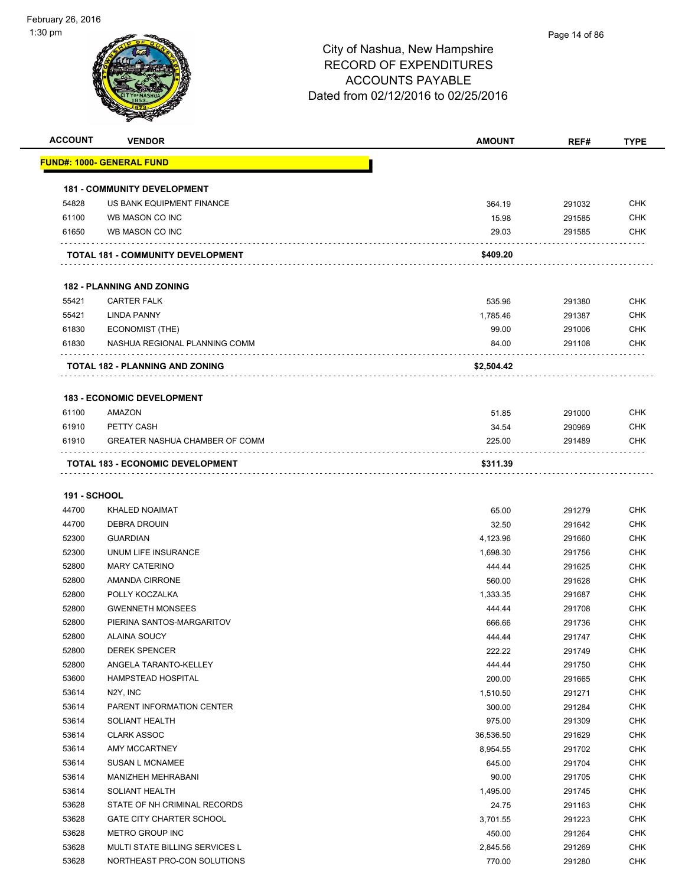# City of Nashua, New Hampshire
## RECORD OF EXPENDITURES
## ACCOUNTS PAYABLE
## Dated from 02/12/2016 to 02/25/2016

| ACCOUNT | VENDOR | AMOUNT | REF# | TYPE |
|---|---|---|---|---|
| **FUND#: 1000- GENERAL FUND** | | | | |
| **181 - COMMUNITY DEVELOPMENT** | | | | |
| 54828 | US BANK EQUIPMENT FINANCE | 364.19 | 291032 | CHK |
| 61100 | WB MASON CO INC | 15.98 | 291585 | CHK |
| 61650 | WB MASON CO INC | 29.03 | 291585 | CHK |
| | **TOTAL 181 - COMMUNITY DEVELOPMENT** | **$409.20** | | |
| **182 - PLANNING AND ZONING** | | | | |
| 55421 | CARTER FALK | 535.96 | 291380 | CHK |
| 55421 | LINDA PANNY | 1,785.46 | 291387 | CHK |
| 61830 | ECONOMIST (THE) | 99.00 | 291006 | CHK |
| 61830 | NASHUA REGIONAL PLANNING COMM | 84.00 | 291108 | CHK |
| | **TOTAL 182 - PLANNING AND ZONING** | **$2,504.42** | | |
| **183 - ECONOMIC DEVELOPMENT** | | | | |
| 61100 | AMAZON | 51.85 | 291000 | CHK |
| 61910 | PETTY CASH | 34.54 | 290969 | CHK |
| 61910 | GREATER NASHUA CHAMBER OF COMM | 225.00 | 291489 | CHK |
| | **TOTAL 183 - ECONOMIC DEVELOPMENT** | **$311.39** | | |
| **191 - SCHOOL** | | | | |
| 44700 | KHALED NOAIMAT | 65.00 | 291279 | CHK |
| 44700 | DEBRA DROUIN | 32.50 | 291642 | CHK |
| 52300 | GUARDIAN | 4,123.96 | 291660 | CHK |
| 52300 | UNUM LIFE INSURANCE | 1,698.30 | 291756 | CHK |
| 52800 | MARY CATERINO | 444.44 | 291625 | CHK |
| 52800 | AMANDA CIRRONE | 560.00 | 291628 | CHK |
| 52800 | POLLY KOCZALKA | 1,333.35 | 291687 | CHK |
| 52800 | GWENNETH MONSEES | 444.44 | 291708 | CHK |
| 52800 | PIERINA SANTOS-MARGARITOV | 666.66 | 291736 | CHK |
| 52800 | ALAINA SOUCY | 444.44 | 291747 | CHK |
| 52800 | DEREK SPENCER | 222.22 | 291749 | CHK |
| 52800 | ANGELA TARANTO-KELLEY | 444.44 | 291750 | CHK |
| 53600 | HAMPSTEAD HOSPITAL | 200.00 | 291665 | CHK |
| 53614 | N2Y, INC | 1,510.50 | 291271 | CHK |
| 53614 | PARENT INFORMATION CENTER | 300.00 | 291284 | CHK |
| 53614 | SOLIANT HEALTH | 975.00 | 291309 | CHK |
| 53614 | CLARK ASSOC | 36,536.50 | 291629 | CHK |
| 53614 | AMY MCCARTNEY | 8,954.55 | 291702 | CHK |
| 53614 | SUSAN L MCNAMEE | 645.00 | 291704 | CHK |
| 53614 | MANIZHEH MEHRABANI | 90.00 | 291705 | CHK |
| 53614 | SOLIANT HEALTH | 1,495.00 | 291745 | CHK |
| 53628 | STATE OF NH CRIMINAL RECORDS | 24.75 | 291163 | CHK |
| 53628 | GATE CITY CHARTER SCHOOL | 3,701.55 | 291223 | CHK |
| 53628 | METRO GROUP INC | 450.00 | 291264 | CHK |
| 53628 | MULTI STATE BILLING SERVICES L | 2,845.56 | 291269 | CHK |
| 53628 | NORTHEAST PRO-CON SOLUTIONS | 770.00 | 291280 | CHK |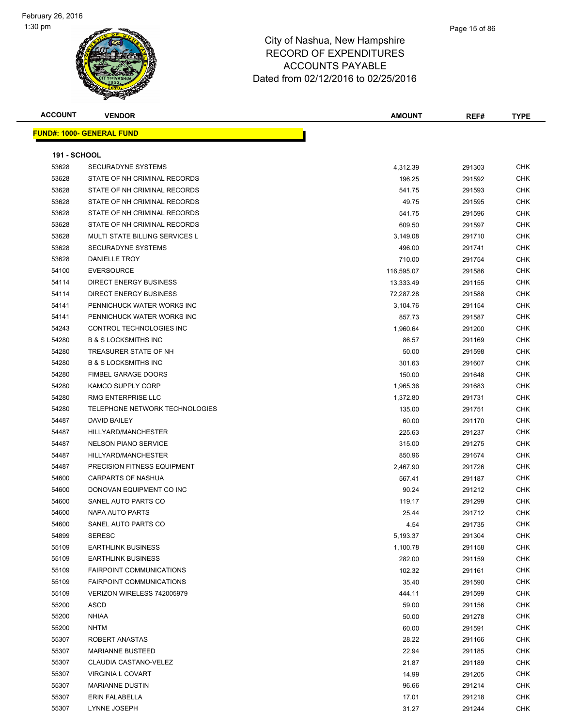# City of Nashua, New Hampshire
## RECORD OF EXPENDITURES
## ACCOUNTS PAYABLE
## Dated from 02/12/2016 to 02/25/2016

**FUND#: 1000- GENERAL FUND**

**191 - SCHOOL**

| ACCOUNT | VENDOR | AMOUNT | REF# | TYPE |
|---|---|---|---|---|
| 53628 | SECURADYNE SYSTEMS | 4,312.39 | 291303 | CHK |
| 53628 | STATE OF NH CRIMINAL RECORDS | 196.25 | 291592 | CHK |
| 53628 | STATE OF NH CRIMINAL RECORDS | 541.75 | 291593 | CHK |
| 53628 | STATE OF NH CRIMINAL RECORDS | 49.75 | 291595 | CHK |
| 53628 | STATE OF NH CRIMINAL RECORDS | 541.75 | 291596 | CHK |
| 53628 | STATE OF NH CRIMINAL RECORDS | 609.50 | 291597 | CHK |
| 53628 | MULTI STATE BILLING SERVICES L | 3,149.08 | 291710 | CHK |
| 53628 | SECURADYNE SYSTEMS | 496.00 | 291741 | CHK |
| 53628 | DANIELLE TROY | 710.00 | 291754 | CHK |
| 54100 | EVERSOURCE | 116,595.07 | 291586 | CHK |
| 54114 | DIRECT ENERGY BUSINESS | 13,333.49 | 291155 | CHK |
| 54114 | DIRECT ENERGY BUSINESS | 72,287.28 | 291588 | CHK |
| 54141 | PENNICHUCK WATER WORKS INC | 3,104.76 | 291154 | CHK |
| 54141 | PENNICHUCK WATER WORKS INC | 857.73 | 291587 | CHK |
| 54243 | CONTROL TECHNOLOGIES INC | 1,960.64 | 291200 | CHK |
| 54280 | B & S LOCKSMITHS INC | 86.57 | 291169 | CHK |
| 54280 | TREASURER STATE OF NH | 50.00 | 291598 | CHK |
| 54280 | B & S LOCKSMITHS INC | 301.63 | 291607 | CHK |
| 54280 | FIMBEL GARAGE DOORS | 150.00 | 291648 | CHK |
| 54280 | KAMCO SUPPLY CORP | 1,965.36 | 291683 | CHK |
| 54280 | RMG ENTERPRISE LLC | 1,372.80 | 291731 | CHK |
| 54280 | TELEPHONE NETWORK TECHNOLOGIES | 135.00 | 291751 | CHK |
| 54487 | DAVID BAILEY | 60.00 | 291170 | CHK |
| 54487 | HILLYARD/MANCHESTER | 225.63 | 291237 | CHK |
| 54487 | NELSON PIANO SERVICE | 315.00 | 291275 | CHK |
| 54487 | HILLYARD/MANCHESTER | 850.96 | 291674 | CHK |
| 54487 | PRECISION FITNESS EQUIPMENT | 2,467.90 | 291726 | CHK |
| 54600 | CARPARTS OF NASHUA | 567.41 | 291187 | CHK |
| 54600 | DONOVAN EQUIPMENT CO INC | 90.24 | 291212 | CHK |
| 54600 | SANEL AUTO PARTS CO | 119.17 | 291299 | CHK |
| 54600 | NAPA AUTO PARTS | 25.44 | 291712 | CHK |
| 54600 | SANEL AUTO PARTS CO | 4.54 | 291735 | CHK |
| 54899 | SERESC | 5,193.37 | 291304 | CHK |
| 55109 | EARTHLINK BUSINESS | 1,100.78 | 291158 | CHK |
| 55109 | EARTHLINK BUSINESS | 282.00 | 291159 | CHK |
| 55109 | FAIRPOINT COMMUNICATIONS | 102.32 | 291161 | CHK |
| 55109 | FAIRPOINT COMMUNICATIONS | 35.40 | 291590 | CHK |
| 55109 | VERIZON WIRELESS 742005979 | 444.11 | 291599 | CHK |
| 55200 | ASCD | 59.00 | 291156 | CHK |
| 55200 | NHIAA | 50.00 | 291278 | CHK |
| 55200 | NHTM | 60.00 | 291591 | CHK |
| 55307 | ROBERT ANASTAS | 28.22 | 291166 | CHK |
| 55307 | MARIANNE BUSTEED | 22.94 | 291185 | CHK |
| 55307 | CLAUDIA CASTANO-VELEZ | 21.87 | 291189 | CHK |
| 55307 | VIRGINIA L COVART | 14.99 | 291205 | CHK |
| 55307 | MARIANNE DUSTIN | 96.66 | 291214 | CHK |
| 55307 | ERIN FALABELLA | 17.01 | 291218 | CHK |
| 55307 | LYNNE JOSEPH | 31.27 | 291244 | CHK |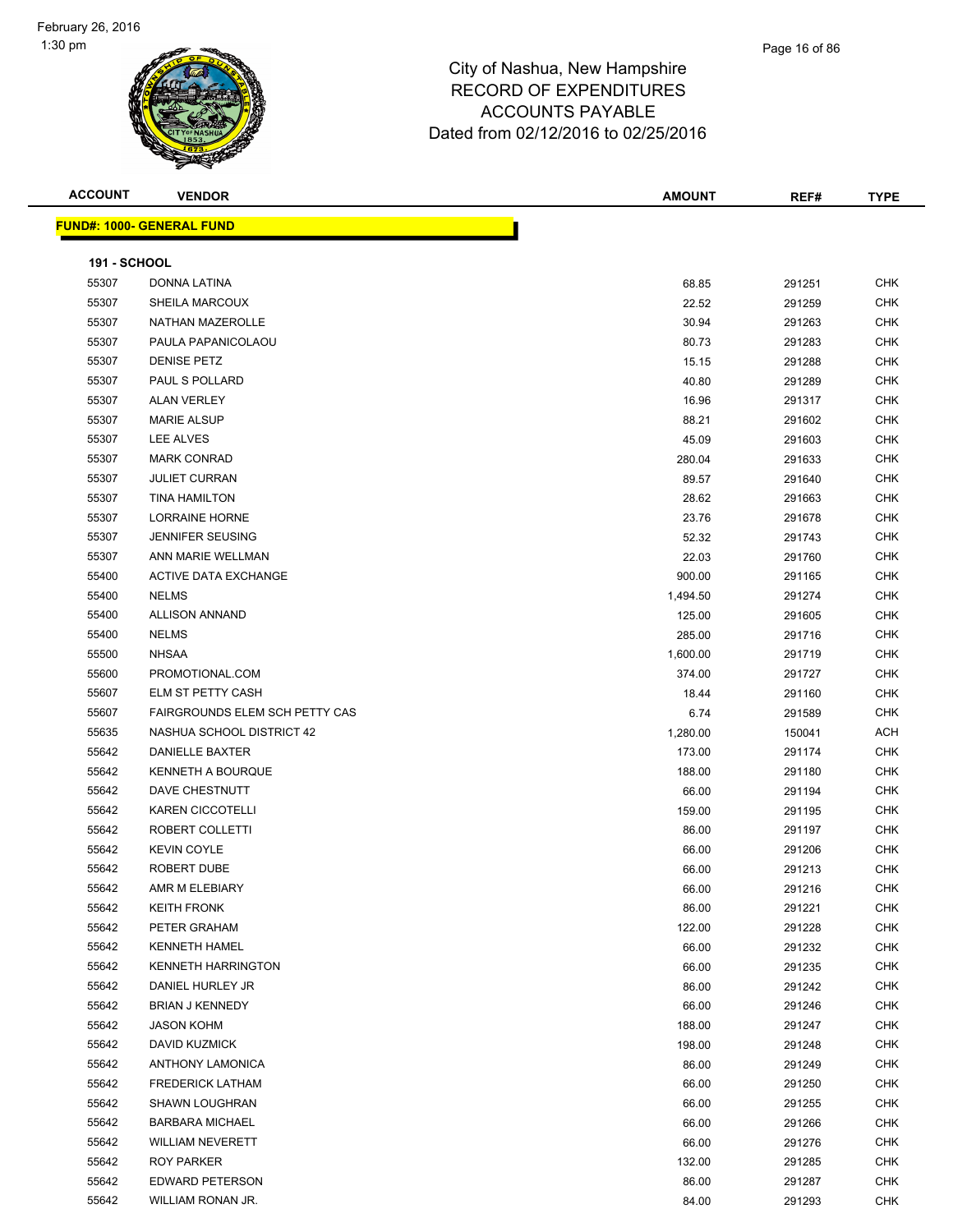# City of Nashua, New Hampshire
## RECORD OF EXPENDITURES
## ACCOUNTS PAYABLE
## Dated from 02/12/2016 to 02/25/2016

| ACCOUNT | VENDOR | AMOUNT | REF# | TYPE |
|---|---|---|---|---|

**FUND#: 1000- GENERAL FUND**

**191 - SCHOOL**

| ACCOUNT | VENDOR | AMOUNT | REF# | TYPE |
|---|---|---|---|---|
| 55307 | DONNA LATINA | 68.85 | 291251 | CHK |
| 55307 | SHEILA MARCOUX | 22.52 | 291259 | CHK |
| 55307 | NATHAN MAZEROLLE | 30.94 | 291263 | CHK |
| 55307 | PAULA PAPANICOLAOU | 80.73 | 291283 | CHK |
| 55307 | DENISE PETZ | 15.15 | 291288 | CHK |
| 55307 | PAUL S POLLARD | 40.80 | 291289 | CHK |
| 55307 | ALAN VERLEY | 16.96 | 291317 | CHK |
| 55307 | MARIE ALSUP | 88.21 | 291602 | CHK |
| 55307 | LEE ALVES | 45.09 | 291603 | CHK |
| 55307 | MARK CONRAD | 280.04 | 291633 | CHK |
| 55307 | JULIET CURRAN | 89.57 | 291640 | CHK |
| 55307 | TINA HAMILTON | 28.62 | 291663 | CHK |
| 55307 | LORRAINE HORNE | 23.76 | 291678 | CHK |
| 55307 | JENNIFER SEUSING | 52.32 | 291743 | CHK |
| 55307 | ANN MARIE WELLMAN | 22.03 | 291760 | CHK |
| 55400 | ACTIVE DATA EXCHANGE | 900.00 | 291165 | CHK |
| 55400 | NELMS | 1,494.50 | 291274 | CHK |
| 55400 | ALLISON ANNAND | 125.00 | 291605 | CHK |
| 55400 | NELMS | 285.00 | 291716 | CHK |
| 55500 | NHSAA | 1,600.00 | 291719 | CHK |
| 55600 | PROMOTIONAL.COM | 374.00 | 291727 | CHK |
| 55607 | ELM ST PETTY CASH | 18.44 | 291160 | CHK |
| 55607 | FAIRGROUNDS ELEM SCH PETTY CAS | 6.74 | 291589 | CHK |
| 55635 | NASHUA SCHOOL DISTRICT 42 | 1,280.00 | 150041 | ACH |
| 55642 | DANIELLE BAXTER | 173.00 | 291174 | CHK |
| 55642 | KENNETH A BOURQUE | 188.00 | 291180 | CHK |
| 55642 | DAVE CHESTNUTT | 66.00 | 291194 | CHK |
| 55642 | KAREN CICCOTELLI | 159.00 | 291195 | CHK |
| 55642 | ROBERT COLLETTI | 86.00 | 291197 | CHK |
| 55642 | KEVIN COYLE | 66.00 | 291206 | CHK |
| 55642 | ROBERT DUBE | 66.00 | 291213 | CHK |
| 55642 | AMR M ELEBIARY | 66.00 | 291216 | CHK |
| 55642 | KEITH FRONK | 86.00 | 291221 | CHK |
| 55642 | PETER GRAHAM | 122.00 | 291228 | CHK |
| 55642 | KENNETH HAMEL | 66.00 | 291232 | CHK |
| 55642 | KENNETH HARRINGTON | 66.00 | 291235 | CHK |
| 55642 | DANIEL HURLEY JR | 86.00 | 291242 | CHK |
| 55642 | BRIAN J KENNEDY | 66.00 | 291246 | CHK |
| 55642 | JASON KOHM | 188.00 | 291247 | CHK |
| 55642 | DAVID KUZMICK | 198.00 | 291248 | CHK |
| 55642 | ANTHONY LAMONICA | 86.00 | 291249 | CHK |
| 55642 | FREDERICK LATHAM | 66.00 | 291250 | CHK |
| 55642 | SHAWN LOUGHRAN | 66.00 | 291255 | CHK |
| 55642 | BARBARA MICHAEL | 66.00 | 291266 | CHK |
| 55642 | WILLIAM NEVERETT | 66.00 | 291276 | CHK |
| 55642 | ROY PARKER | 132.00 | 291285 | CHK |
| 55642 | EDWARD PETERSON | 86.00 | 291287 | CHK |
| 55642 | WILLIAM RONAN JR. | 84.00 | 291293 | CHK |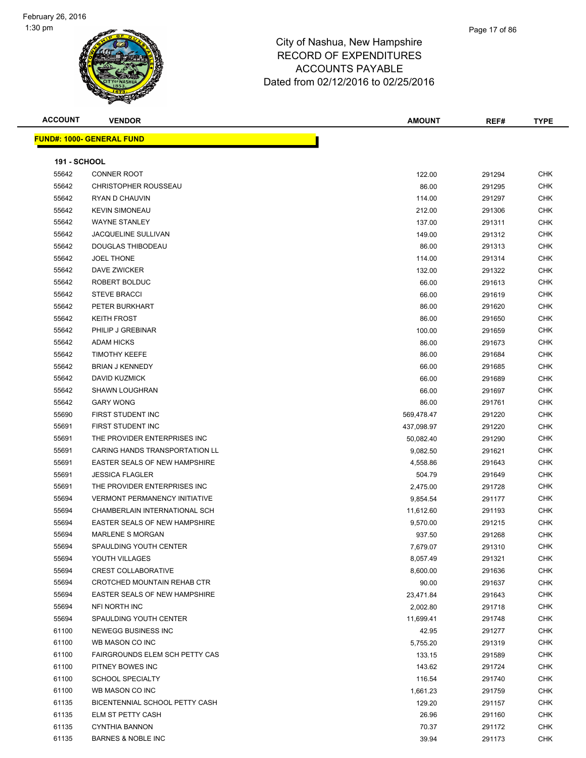# City of Nashua, New Hampshire
# RECORD OF EXPENDITURES
# ACCOUNTS PAYABLE
# Dated from 02/12/2016 to 02/25/2016

| ACCOUNT | VENDOR | AMOUNT | REF# | TYPE |
|---|---|---|---|---|

**FUND#: 1000- GENERAL FUND**

**191 - SCHOOL**

| ACCOUNT | VENDOR | AMOUNT | REF# | TYPE |
|---|---|---|---|---|
| 55642 | CONNER ROOT | 122.00 | 291294 | CHK |
| 55642 | CHRISTOPHER ROUSSEAU | 86.00 | 291295 | CHK |
| 55642 | RYAN D CHAUVIN | 114.00 | 291297 | CHK |
| 55642 | KEVIN SIMONEAU | 212.00 | 291306 | CHK |
| 55642 | WAYNE STANLEY | 137.00 | 291311 | CHK |
| 55642 | JACQUELINE SULLIVAN | 149.00 | 291312 | CHK |
| 55642 | DOUGLAS THIBODEAU | 86.00 | 291313 | CHK |
| 55642 | JOEL THONE | 114.00 | 291314 | CHK |
| 55642 | DAVE ZWICKER | 132.00 | 291322 | CHK |
| 55642 | ROBERT BOLDUC | 66.00 | 291613 | CHK |
| 55642 | STEVE BRACCI | 66.00 | 291619 | CHK |
| 55642 | PETER BURKHART | 86.00 | 291620 | CHK |
| 55642 | KEITH FROST | 86.00 | 291650 | CHK |
| 55642 | PHILIP J GREBINAR | 100.00 | 291659 | CHK |
| 55642 | ADAM HICKS | 86.00 | 291673 | CHK |
| 55642 | TIMOTHY KEEFE | 86.00 | 291684 | CHK |
| 55642 | BRIAN J KENNEDY | 66.00 | 291685 | CHK |
| 55642 | DAVID KUZMICK | 66.00 | 291689 | CHK |
| 55642 | SHAWN LOUGHRAN | 66.00 | 291697 | CHK |
| 55642 | GARY WONG | 86.00 | 291761 | CHK |
| 55690 | FIRST STUDENT INC | 569,478.47 | 291220 | CHK |
| 55691 | FIRST STUDENT INC | 437,098.97 | 291220 | CHK |
| 55691 | THE PROVIDER ENTERPRISES INC | 50,082.40 | 291290 | CHK |
| 55691 | CARING HANDS TRANSPORTATION LL | 9,082.50 | 291621 | CHK |
| 55691 | EASTER SEALS OF NEW HAMPSHIRE | 4,558.86 | 291643 | CHK |
| 55691 | JESSICA FLAGLER | 504.79 | 291649 | CHK |
| 55691 | THE PROVIDER ENTERPRISES INC | 2,475.00 | 291728 | CHK |
| 55694 | VERMONT PERMANENCY INITIATIVE | 9,854.54 | 291177 | CHK |
| 55694 | CHAMBERLAIN INTERNATIONAL SCH | 11,612.60 | 291193 | CHK |
| 55694 | EASTER SEALS OF NEW HAMPSHIRE | 9,570.00 | 291215 | CHK |
| 55694 | MARLENE S MORGAN | 937.50 | 291268 | CHK |
| 55694 | SPAULDING YOUTH CENTER | 7,679.07 | 291310 | CHK |
| 55694 | YOUTH VILLAGES | 8,057.49 | 291321 | CHK |
| 55694 | CREST COLLABORATIVE | 8,600.00 | 291636 | CHK |
| 55694 | CROTCHED MOUNTAIN REHAB CTR | 90.00 | 291637 | CHK |
| 55694 | EASTER SEALS OF NEW HAMPSHIRE | 23,471.84 | 291643 | CHK |
| 55694 | NFI NORTH INC | 2,002.80 | 291718 | CHK |
| 55694 | SPAULDING YOUTH CENTER | 11,699.41 | 291748 | CHK |
| 61100 | NEWEGG BUSINESS INC | 42.95 | 291277 | CHK |
| 61100 | WB MASON CO INC | 5,755.20 | 291319 | CHK |
| 61100 | FAIRGROUNDS ELEM SCH PETTY CAS | 133.15 | 291589 | CHK |
| 61100 | PITNEY BOWES INC | 143.62 | 291724 | CHK |
| 61100 | SCHOOL SPECIALTY | 116.54 | 291740 | CHK |
| 61100 | WB MASON CO INC | 1,661.23 | 291759 | CHK |
| 61135 | BICENTENNIAL SCHOOL PETTY CASH | 129.20 | 291157 | CHK |
| 61135 | ELM ST PETTY CASH | 26.96 | 291160 | CHK |
| 61135 | CYNTHIA BANNON | 70.37 | 291172 | CHK |
| 61135 | BARNES & NOBLE INC | 39.94 | 291173 | CHK |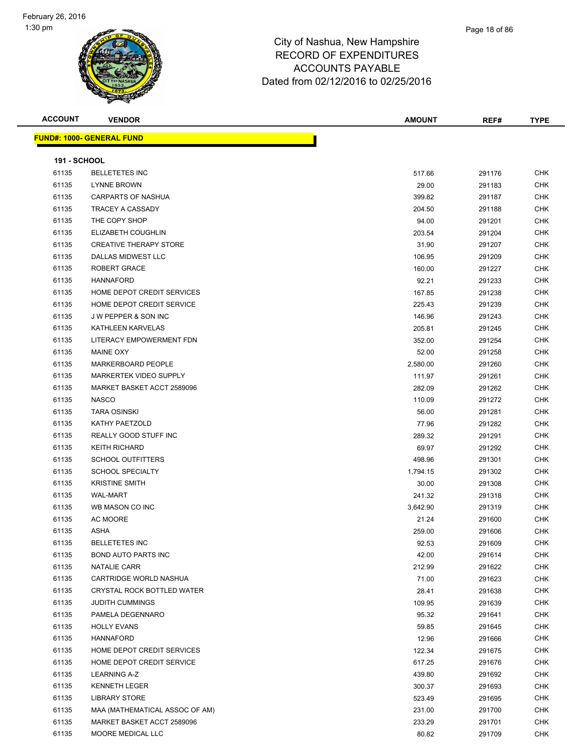# City of Nashua, New Hampshire
# RECORD OF EXPENDITURES
# ACCOUNTS PAYABLE
# Dated from 02/12/2016 to 02/25/2016

| ACCOUNT | VENDOR | AMOUNT | REF# | TYPE |
|---|---|---|---|---|

**FUND#: 1000- GENERAL FUND**

**191 - SCHOOL**

| ACCOUNT | VENDOR | AMOUNT | REF# | TYPE |
|---|---|---|---|---|
| 61135 | BELLETETES INC | 517.66 | 291176 | CHK |
| 61135 | LYNNE BROWN | 29.00 | 291183 | CHK |
| 61135 | CARPARTS OF NASHUA | 399.82 | 291187 | CHK |
| 61135 | TRACEY A CASSADY | 204.50 | 291188 | CHK |
| 61135 | THE COPY SHOP | 94.00 | 291201 | CHK |
| 61135 | ELIZABETH COUGHLIN | 203.54 | 291204 | CHK |
| 61135 | CREATIVE THERAPY STORE | 31.90 | 291207 | CHK |
| 61135 | DALLAS MIDWEST LLC | 106.95 | 291209 | CHK |
| 61135 | ROBERT GRACE | 160.00 | 291227 | CHK |
| 61135 | HANNAFORD | 92.21 | 291233 | CHK |
| 61135 | HOME DEPOT CREDIT SERVICES | 167.85 | 291238 | CHK |
| 61135 | HOME DEPOT CREDIT SERVICE | 225.43 | 291239 | CHK |
| 61135 | J W PEPPER & SON INC | 146.96 | 291243 | CHK |
| 61135 | KATHLEEN KARVELAS | 205.81 | 291245 | CHK |
| 61135 | LITERACY EMPOWERMENT FDN | 352.00 | 291254 | CHK |
| 61135 | MAINE OXY | 52.00 | 291258 | CHK |
| 61135 | MARKERBOARD PEOPLE | 2,580.00 | 291260 | CHK |
| 61135 | MARKERTEK VIDEO SUPPLY | 111.97 | 291261 | CHK |
| 61135 | MARKET BASKET ACCT 2589096 | 282.09 | 291262 | CHK |
| 61135 | NASCO | 110.09 | 291272 | CHK |
| 61135 | TARA OSINSKI | 56.00 | 291281 | CHK |
| 61135 | KATHY PAETZOLD | 77.96 | 291282 | CHK |
| 61135 | REALLY GOOD STUFF INC | 289.32 | 291291 | CHK |
| 61135 | KEITH RICHARD | 69.97 | 291292 | CHK |
| 61135 | SCHOOL OUTFITTERS | 498.96 | 291301 | CHK |
| 61135 | SCHOOL SPECIALTY | 1,794.15 | 291302 | CHK |
| 61135 | KRISTINE SMITH | 30.00 | 291308 | CHK |
| 61135 | WAL-MART | 241.32 | 291318 | CHK |
| 61135 | WB MASON CO INC | 3,642.90 | 291319 | CHK |
| 61135 | AC MOORE | 21.24 | 291600 | CHK |
| 61135 | ASHA | 259.00 | 291606 | CHK |
| 61135 | BELLETETES INC | 92.53 | 291609 | CHK |
| 61135 | BOND AUTO PARTS INC | 42.00 | 291614 | CHK |
| 61135 | NATALIE CARR | 212.99 | 291622 | CHK |
| 61135 | CARTRIDGE WORLD NASHUA | 71.00 | 291623 | CHK |
| 61135 | CRYSTAL ROCK BOTTLED WATER | 28.41 | 291638 | CHK |
| 61135 | JUDITH CUMMINGS | 109.95 | 291639 | CHK |
| 61135 | PAMELA DEGENNARO | 95.32 | 291641 | CHK |
| 61135 | HOLLY EVANS | 59.85 | 291645 | CHK |
| 61135 | HANNAFORD | 12.96 | 291666 | CHK |
| 61135 | HOME DEPOT CREDIT SERVICES | 122.34 | 291675 | CHK |
| 61135 | HOME DEPOT CREDIT SERVICE | 617.25 | 291676 | CHK |
| 61135 | LEARNING A-Z | 439.80 | 291692 | CHK |
| 61135 | KENNETH LEGER | 300.37 | 291693 | CHK |
| 61135 | LIBRARY STORE | 523.49 | 291695 | CHK |
| 61135 | MAA (MATHEMATICAL ASSOC OF AM) | 231.00 | 291700 | CHK |
| 61135 | MARKET BASKET ACCT 2589096 | 233.29 | 291701 | CHK |
| 61135 | MOORE MEDICAL LLC | 80.82 | 291709 | CHK |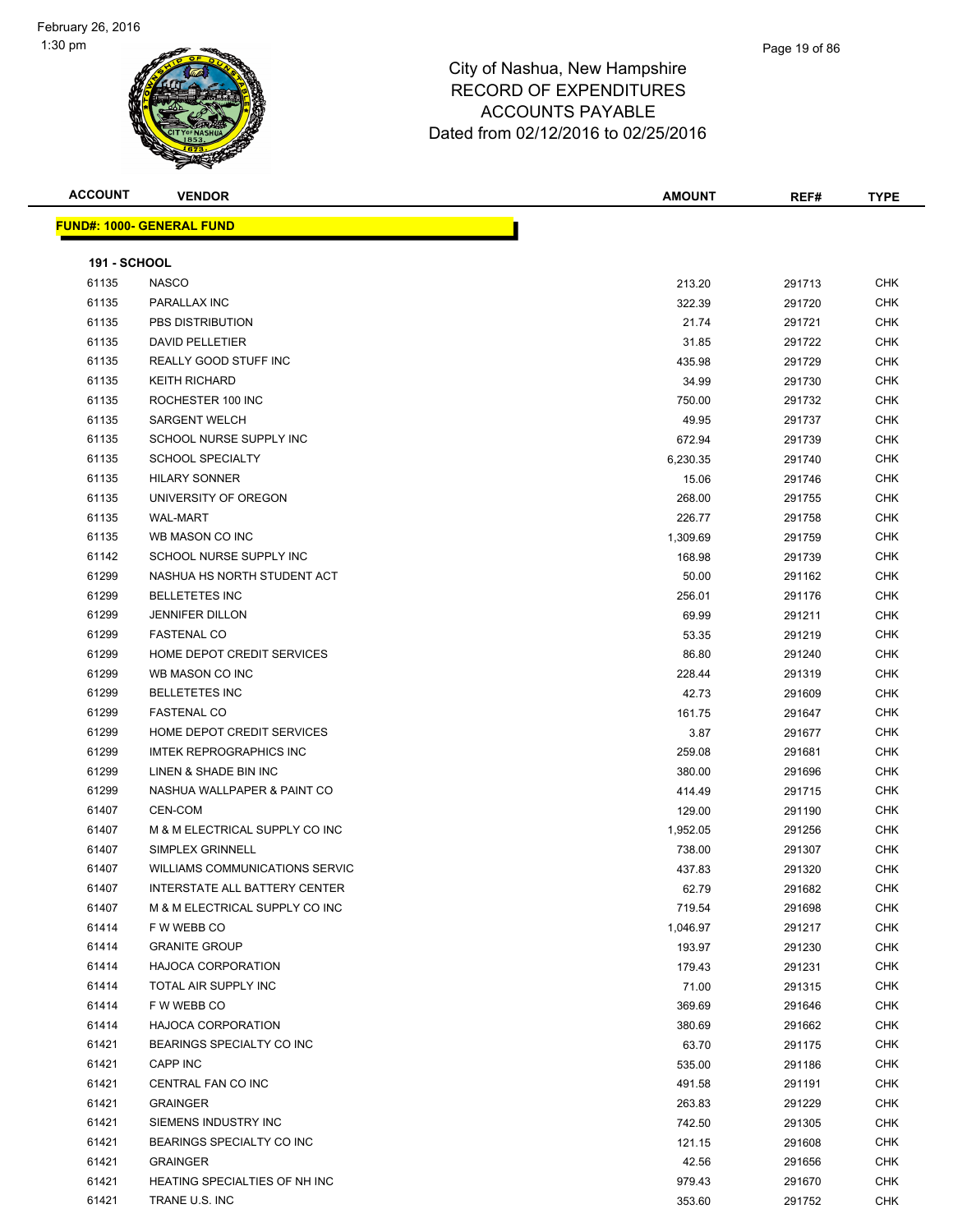City of Nashua, New Hampshire
RECORD OF EXPENDITURES
ACCOUNTS PAYABLE
Dated from 02/12/2016 to 02/25/2016

| ACCOUNT | VENDOR | AMOUNT | REF# | TYPE |
|---|---|---|---|---|

**FUND#: 1000- GENERAL FUND**

**191 - SCHOOL**

| ACCOUNT | VENDOR | AMOUNT | REF# | TYPE |
|---|---|---|---|---|
| 61135 | NASCO | 213.20 | 291713 | CHK |
| 61135 | PARALLAX INC | 322.39 | 291720 | CHK |
| 61135 | PBS DISTRIBUTION | 21.74 | 291721 | CHK |
| 61135 | DAVID PELLETIER | 31.85 | 291722 | CHK |
| 61135 | REALLY GOOD STUFF INC | 435.98 | 291729 | CHK |
| 61135 | KEITH RICHARD | 34.99 | 291730 | CHK |
| 61135 | ROCHESTER 100 INC | 750.00 | 291732 | CHK |
| 61135 | SARGENT WELCH | 49.95 | 291737 | CHK |
| 61135 | SCHOOL NURSE SUPPLY INC | 672.94 | 291739 | CHK |
| 61135 | SCHOOL SPECIALTY | 6,230.35 | 291740 | CHK |
| 61135 | HILARY SONNER | 15.06 | 291746 | CHK |
| 61135 | UNIVERSITY OF OREGON | 268.00 | 291755 | CHK |
| 61135 | WAL-MART | 226.77 | 291758 | CHK |
| 61135 | WB MASON CO INC | 1,309.69 | 291759 | CHK |
| 61142 | SCHOOL NURSE SUPPLY INC | 168.98 | 291739 | CHK |
| 61299 | NASHUA HS NORTH STUDENT ACT | 50.00 | 291162 | CHK |
| 61299 | BELLETETES INC | 256.01 | 291176 | CHK |
| 61299 | JENNIFER DILLON | 69.99 | 291211 | CHK |
| 61299 | FASTENAL CO | 53.35 | 291219 | CHK |
| 61299 | HOME DEPOT CREDIT SERVICES | 86.80 | 291240 | CHK |
| 61299 | WB MASON CO INC | 228.44 | 291319 | CHK |
| 61299 | BELLETETES INC | 42.73 | 291609 | CHK |
| 61299 | FASTENAL CO | 161.75 | 291647 | CHK |
| 61299 | HOME DEPOT CREDIT SERVICES | 3.87 | 291677 | CHK |
| 61299 | IMTEK REPROGRAPHICS INC | 259.08 | 291681 | CHK |
| 61299 | LINEN & SHADE BIN INC | 380.00 | 291696 | CHK |
| 61299 | NASHUA WALLPAPER & PAINT CO | 414.49 | 291715 | CHK |
| 61407 | CEN-COM | 129.00 | 291190 | CHK |
| 61407 | M & M ELECTRICAL SUPPLY CO INC | 1,952.05 | 291256 | CHK |
| 61407 | SIMPLEX GRINNELL | 738.00 | 291307 | CHK |
| 61407 | WILLIAMS COMMUNICATIONS SERVIC | 437.83 | 291320 | CHK |
| 61407 | INTERSTATE ALL BATTERY CENTER | 62.79 | 291682 | CHK |
| 61407 | M & M ELECTRICAL SUPPLY CO INC | 719.54 | 291698 | CHK |
| 61414 | F W WEBB CO | 1,046.97 | 291217 | CHK |
| 61414 | GRANITE GROUP | 193.97 | 291230 | CHK |
| 61414 | HAJOCA CORPORATION | 179.43 | 291231 | CHK |
| 61414 | TOTAL AIR SUPPLY INC | 71.00 | 291315 | CHK |
| 61414 | F W WEBB CO | 369.69 | 291646 | CHK |
| 61414 | HAJOCA CORPORATION | 380.69 | 291662 | CHK |
| 61421 | BEARINGS SPECIALTY CO INC | 63.70 | 291175 | CHK |
| 61421 | CAPP INC | 535.00 | 291186 | CHK |
| 61421 | CENTRAL FAN CO INC | 491.58 | 291191 | CHK |
| 61421 | GRAINGER | 263.83 | 291229 | CHK |
| 61421 | SIEMENS INDUSTRY INC | 742.50 | 291305 | CHK |
| 61421 | BEARINGS SPECIALTY CO INC | 121.15 | 291608 | CHK |
| 61421 | GRAINGER | 42.56 | 291656 | CHK |
| 61421 | HEATING SPECIALTIES OF NH INC | 979.43 | 291670 | CHK |
| 61421 | TRANE U.S. INC | 353.60 | 291752 | CHK |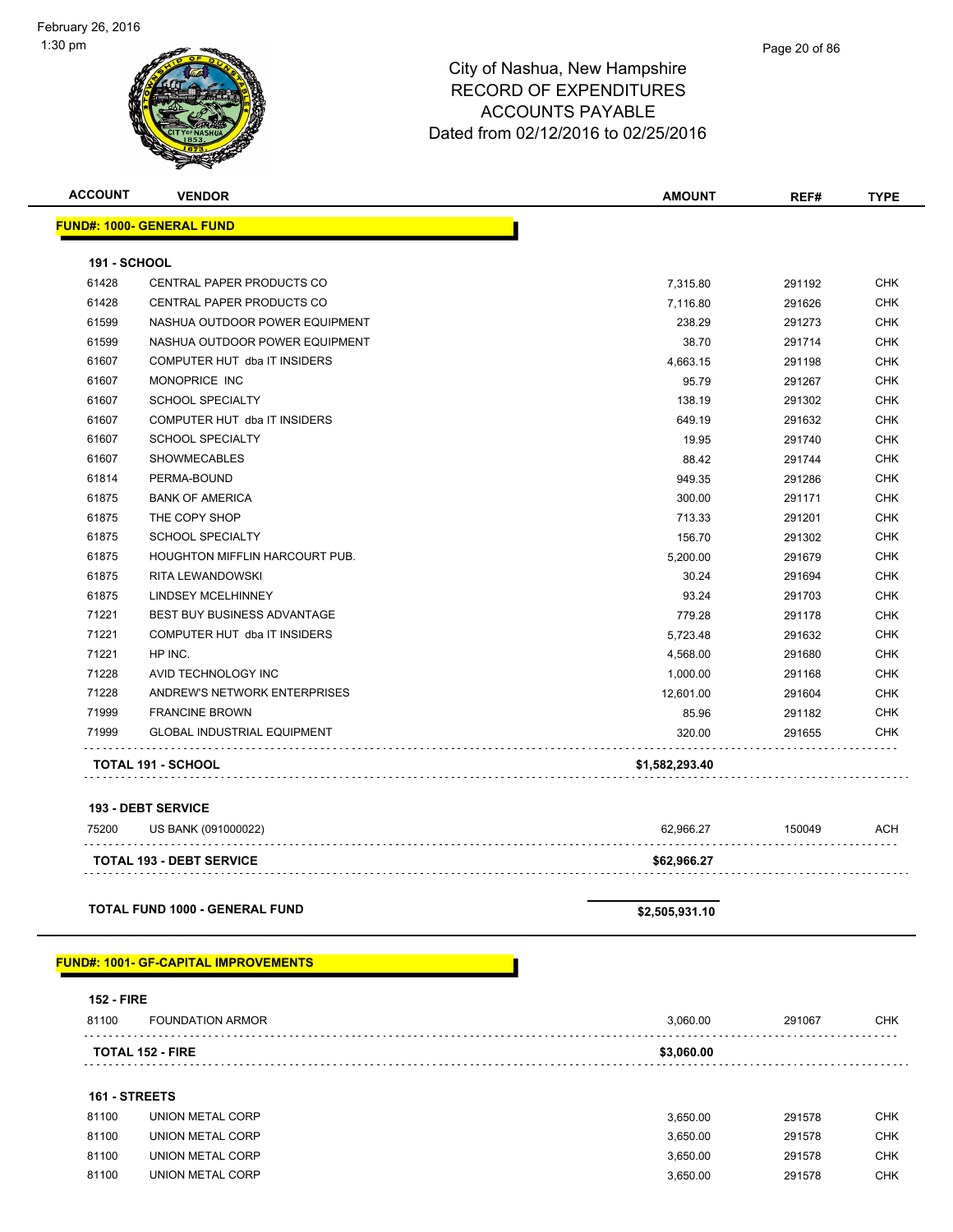# City of Nashua, New Hampshire
## RECORD OF EXPENDITURES
## ACCOUNTS PAYABLE
## Dated from 02/12/2016 to 02/25/2016

| ACCOUNT | VENDOR | AMOUNT | REF# | TYPE |
|---|---|---|---|---|
| **FUND#: 1000- GENERAL FUND** | | | | |
| **191 - SCHOOL** | | | | |
| 61428 | CENTRAL PAPER PRODUCTS CO | 7,315.80 | 291192 | CHK |
| 61428 | CENTRAL PAPER PRODUCTS CO | 7,116.80 | 291626 | CHK |
| 61599 | NASHUA OUTDOOR POWER EQUIPMENT | 238.29 | 291273 | CHK |
| 61599 | NASHUA OUTDOOR POWER EQUIPMENT | 38.70 | 291714 | CHK |
| 61607 | COMPUTER HUT dba IT INSIDERS | 4,663.15 | 291198 | CHK |
| 61607 | MONOPRICE INC | 95.79 | 291267 | CHK |
| 61607 | SCHOOL SPECIALTY | 138.19 | 291302 | CHK |
| 61607 | COMPUTER HUT dba IT INSIDERS | 649.19 | 291632 | CHK |
| 61607 | SCHOOL SPECIALTY | 19.95 | 291740 | CHK |
| 61607 | SHOWMECABLES | 88.42 | 291744 | CHK |
| 61814 | PERMA-BOUND | 949.35 | 291286 | CHK |
| 61875 | BANK OF AMERICA | 300.00 | 291171 | CHK |
| 61875 | THE COPY SHOP | 713.33 | 291201 | CHK |
| 61875 | SCHOOL SPECIALTY | 156.70 | 291302 | CHK |
| 61875 | HOUGHTON MIFFLIN HARCOURT PUB. | 5,200.00 | 291679 | CHK |
| 61875 | RITA LEWANDOWSKI | 30.24 | 291694 | CHK |
| 61875 | LINDSEY MCELHINNEY | 93.24 | 291703 | CHK |
| 71221 | BEST BUY BUSINESS ADVANTAGE | 779.28 | 291178 | CHK |
| 71221 | COMPUTER HUT dba IT INSIDERS | 5,723.48 | 291632 | CHK |
| 71221 | HP INC. | 4,568.00 | 291680 | CHK |
| 71228 | AVID TECHNOLOGY INC | 1,000.00 | 291168 | CHK |
| 71228 | ANDREW'S NETWORK ENTERPRISES | 12,601.00 | 291604 | CHK |
| 71999 | FRANCINE BROWN | 85.96 | 291182 | CHK |
| 71999 | GLOBAL INDUSTRIAL EQUIPMENT | 320.00 | 291655 | CHK |
| **TOTAL 191 - SCHOOL** | | **$1,582,293.40** | | |
| **193 - DEBT SERVICE** | | | | |
| 75200 | US BANK (091000022) | 62,966.27 | 150049 | ACH |
| **TOTAL 193 - DEBT SERVICE** | | **$62,966.27** | | |
| **TOTAL FUND 1000 - GENERAL FUND** | | **$2,505,931.10** | | |
| **FUND#: 1001- GF-CAPITAL IMPROVEMENTS** | | | | |
| **152 - FIRE** | | | | |
| 81100 | FOUNDATION ARMOR | 3,060.00 | 291067 | CHK |
| **TOTAL 152 - FIRE** | | **$3,060.00** | | |
| **161 - STREETS** | | | | |
| 81100 | UNION METAL CORP | 3,650.00 | 291578 | CHK |
| 81100 | UNION METAL CORP | 3,650.00 | 291578 | CHK |
| 81100 | UNION METAL CORP | 3,650.00 | 291578 | CHK |
| 81100 | UNION METAL CORP | 3,650.00 | 291578 | CHK |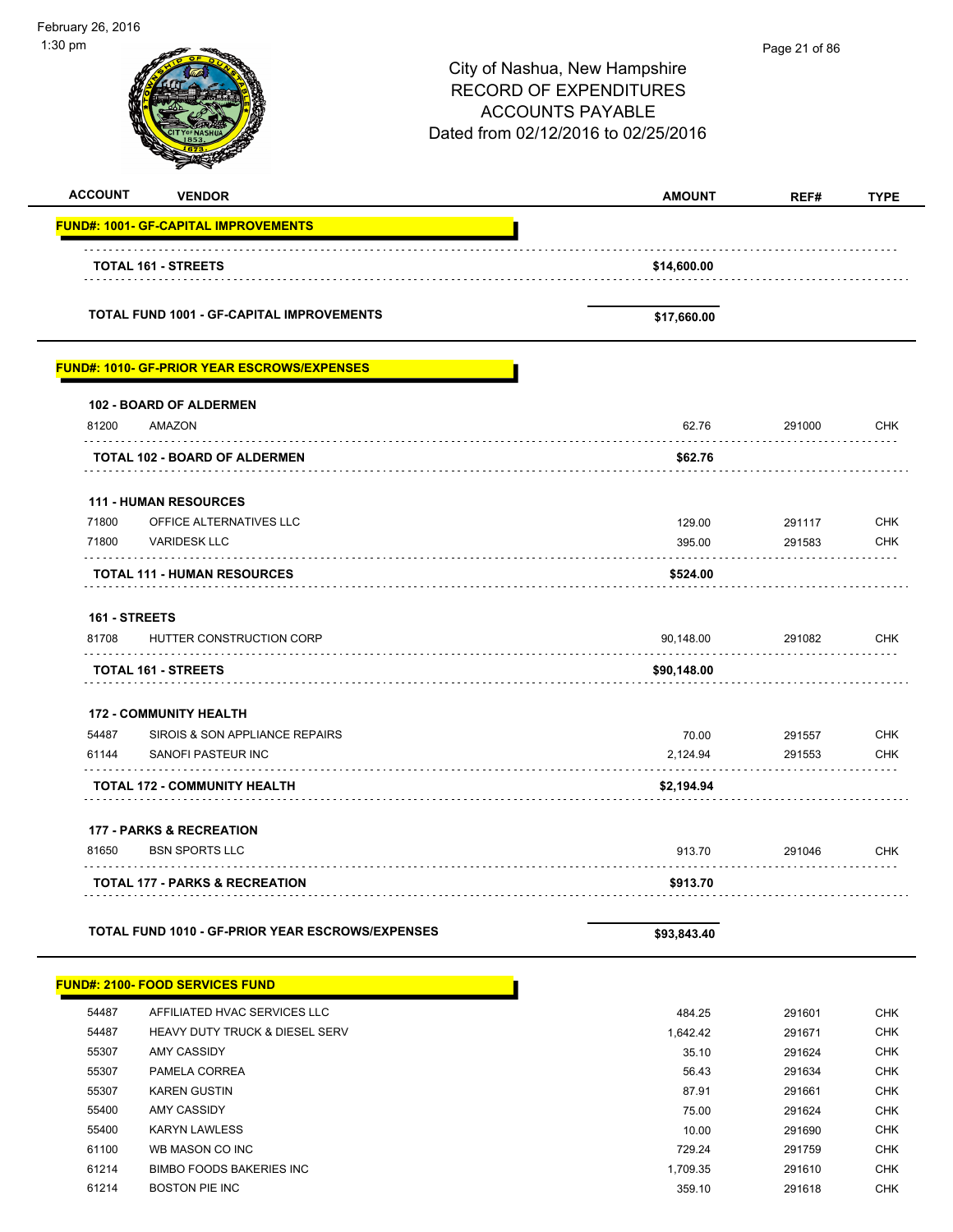City of Nashua, New Hampshire
RECORD OF EXPENDITURES
ACCOUNTS PAYABLE
Dated from 02/12/2016 to 02/25/2016

| ACCOUNT | VENDOR | AMOUNT | REF# | TYPE |
|---|---|---|---|---|
| **FUND#: 1001- GF-CAPITAL IMPROVEMENTS** | | | | |
| | **TOTAL 161 - STREETS** | **$14,600.00** | | |
| | **TOTAL FUND 1001 - GF-CAPITAL IMPROVEMENTS** | **$17,660.00** | | |
| **FUND#: 1010- GF-PRIOR YEAR ESCROWS/EXPENSES** | | | | |
| **102 - BOARD OF ALDERMEN** | | | | |
| 81200 | AMAZON | 62.76 | 291000 | CHK |
| | **TOTAL 102 - BOARD OF ALDERMEN** | **$62.76** | | |
| **111 - HUMAN RESOURCES** | | | | |
| 71800 | OFFICE ALTERNATIVES LLC | 129.00 | 291117 | CHK |
| 71800 | VARIDESK LLC | 395.00 | 291583 | CHK |
| | **TOTAL 111 - HUMAN RESOURCES** | **$524.00** | | |
| **161 - STREETS** | | | | |
| 81708 | HUTTER CONSTRUCTION CORP | 90,148.00 | 291082 | CHK |
| | **TOTAL 161 - STREETS** | **$90,148.00** | | |
| **172 - COMMUNITY HEALTH** | | | | |
| 54487 | SIROIS & SON APPLIANCE REPAIRS | 70.00 | 291557 | CHK |
| 61144 | SANOFI PASTEUR INC | 2,124.94 | 291553 | CHK |
| | **TOTAL 172 - COMMUNITY HEALTH** | **$2,194.94** | | |
| **177 - PARKS & RECREATION** | | | | |
| 81650 | BSN SPORTS LLC | 913.70 | 291046 | CHK |
| | **TOTAL 177 - PARKS & RECREATION** | **$913.70** | | |
| | **TOTAL FUND 1010 - GF-PRIOR YEAR ESCROWS/EXPENSES** | **$93,843.40** | | |
| **FUND#: 2100- FOOD SERVICES FUND** | | | | |
| 54487 | AFFILIATED HVAC SERVICES LLC | 484.25 | 291601 | CHK |
| 54487 | HEAVY DUTY TRUCK & DIESEL SERV | 1,642.42 | 291671 | CHK |
| 55307 | AMY CASSIDY | 35.10 | 291624 | CHK |
| 55307 | PAMELA CORREA | 56.43 | 291634 | CHK |
| 55307 | KAREN GUSTIN | 87.91 | 291661 | CHK |
| 55400 | AMY CASSIDY | 75.00 | 291624 | CHK |
| 55400 | KARYN LAWLESS | 10.00 | 291690 | CHK |
| 61100 | WB MASON CO INC | 729.24 | 291759 | CHK |
| 61214 | BIMBO FOODS BAKERIES INC | 1,709.35 | 291610 | CHK |
| 61214 | BOSTON PIE INC | 359.10 | 291618 | CHK |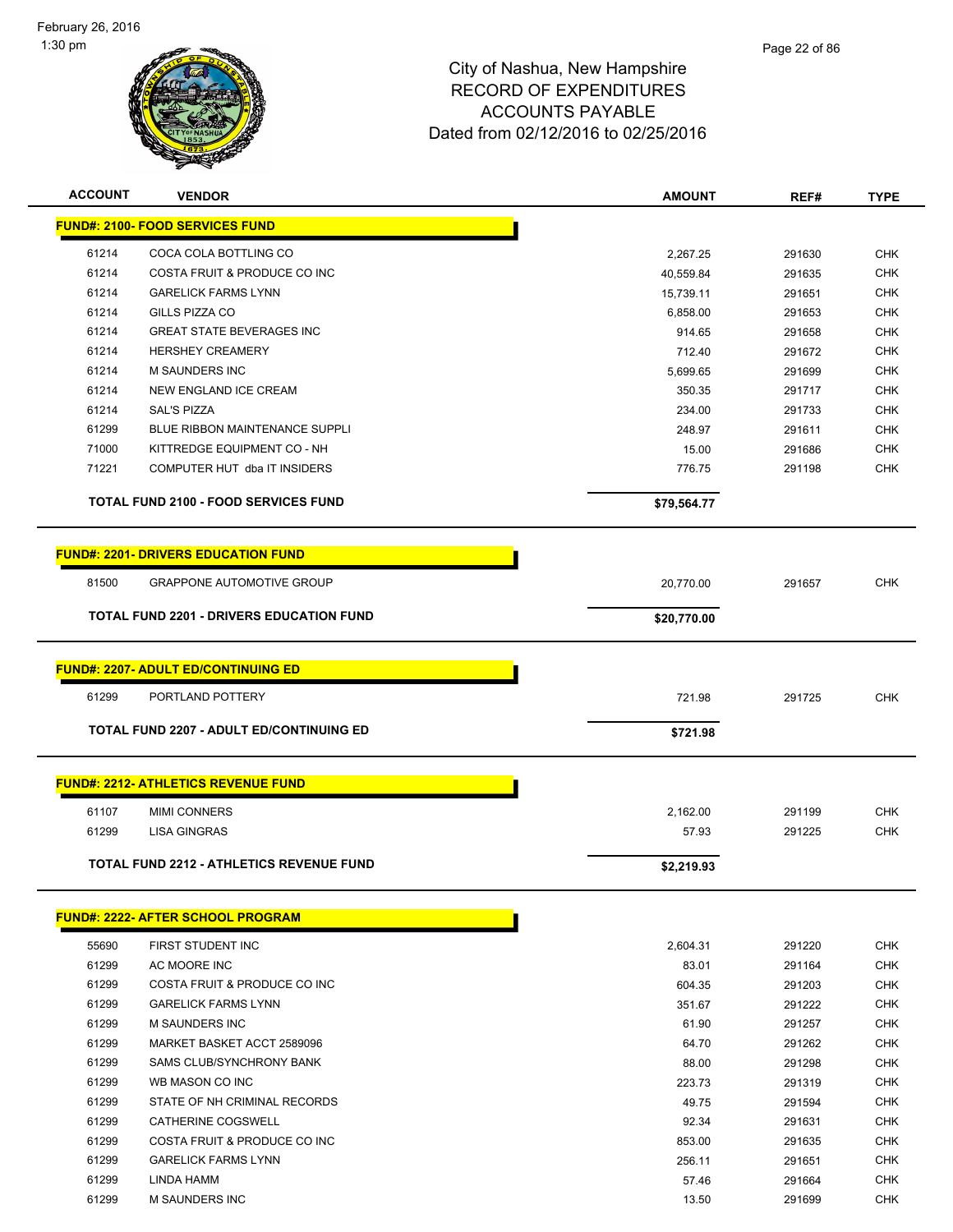City of Nashua, New Hampshire
RECORD OF EXPENDITURES
ACCOUNTS PAYABLE
Dated from 02/12/2016 to 02/25/2016

February 26, 2016
1:30 pm

| ACCOUNT | VENDOR | AMOUNT | REF# | TYPE |
|---|---|---|---|---|
| **FUND#: 2100- FOOD SERVICES FUND** | | | | |
| 61214 | COCA COLA BOTTLING CO | 2,267.25 | 291630 | CHK |
| 61214 | COSTA FRUIT & PRODUCE CO INC | 40,559.84 | 291635 | CHK |
| 61214 | GARELICK FARMS LYNN | 15,739.11 | 291651 | CHK |
| 61214 | GILLS PIZZA CO | 6,858.00 | 291653 | CHK |
| 61214 | GREAT STATE BEVERAGES INC | 914.65 | 291658 | CHK |
| 61214 | HERSHEY CREAMERY | 712.40 | 291672 | CHK |
| 61214 | M SAUNDERS INC | 5,699.65 | 291699 | CHK |
| 61214 | NEW ENGLAND ICE CREAM | 350.35 | 291717 | CHK |
| 61214 | SAL'S PIZZA | 234.00 | 291733 | CHK |
| 61299 | BLUE RIBBON MAINTENANCE SUPPLI | 248.97 | 291611 | CHK |
| 71000 | KITTREDGE EQUIPMENT CO - NH | 15.00 | 291686 | CHK |
| 71221 | COMPUTER HUT dba IT INSIDERS | 776.75 | 291198 | CHK |
| **TOTAL FUND 2100 - FOOD SERVICES FUND** | | **$79,564.77** | | |
| **FUND#: 2201- DRIVERS EDUCATION FUND** | | | | |
| 81500 | GRAPPONE AUTOMOTIVE GROUP | 20,770.00 | 291657 | CHK |
| **TOTAL FUND 2201 - DRIVERS EDUCATION FUND** | | **$20,770.00** | | |
| **FUND#: 2207- ADULT ED/CONTINUING ED** | | | | |
| 61299 | PORTLAND POTTERY | 721.98 | 291725 | CHK |
| **TOTAL FUND 2207 - ADULT ED/CONTINUING ED** | | **$721.98** | | |
| **FUND#: 2212- ATHLETICS REVENUE FUND** | | | | |
| 61107 | MIMI CONNERS | 2,162.00 | 291199 | CHK |
| 61299 | LISA GINGRAS | 57.93 | 291225 | CHK |
| **TOTAL FUND 2212 - ATHLETICS REVENUE FUND** | | **$2,219.93** | | |
| **FUND#: 2222- AFTER SCHOOL PROGRAM** | | | | |
| 55690 | FIRST STUDENT INC | 2,604.31 | 291220 | CHK |
| 61299 | AC MOORE INC | 83.01 | 291164 | CHK |
| 61299 | COSTA FRUIT & PRODUCE CO INC | 604.35 | 291203 | CHK |
| 61299 | GARELICK FARMS LYNN | 351.67 | 291222 | CHK |
| 61299 | M SAUNDERS INC | 61.90 | 291257 | CHK |
| 61299 | MARKET BASKET ACCT 2589096 | 64.70 | 291262 | CHK |
| 61299 | SAMS CLUB/SYNCHRONY BANK | 88.00 | 291298 | CHK |
| 61299 | WB MASON CO INC | 223.73 | 291319 | CHK |
| 61299 | STATE OF NH CRIMINAL RECORDS | 49.75 | 291594 | CHK |
| 61299 | CATHERINE COGSWELL | 92.34 | 291631 | CHK |
| 61299 | COSTA FRUIT & PRODUCE CO INC | 853.00 | 291635 | CHK |
| 61299 | GARELICK FARMS LYNN | 256.11 | 291651 | CHK |
| 61299 | LINDA HAMM | 57.46 | 291664 | CHK |
| 61299 | M SAUNDERS INC | 13.50 | 291699 | CHK |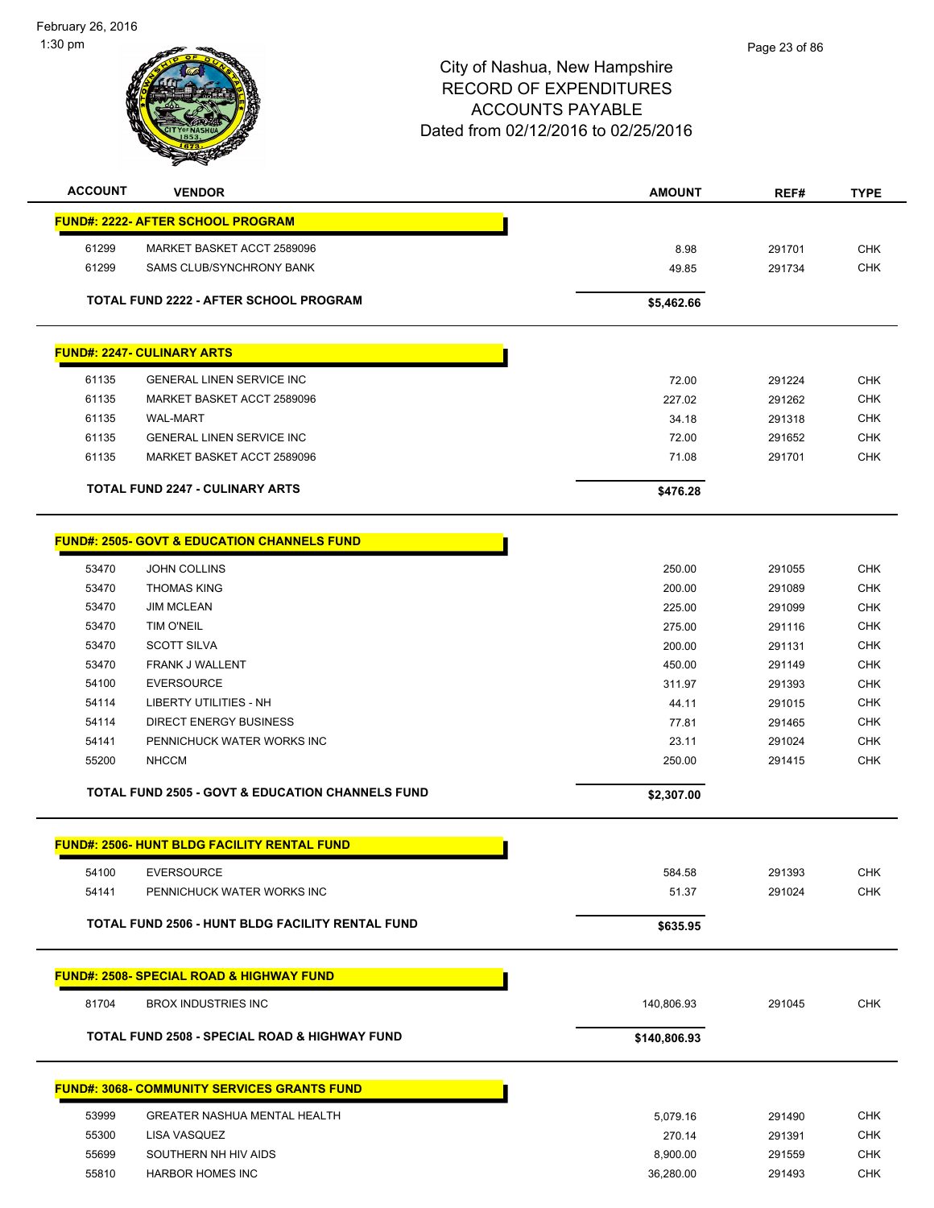City of Nashua, New Hampshire
RECORD OF EXPENDITURES
ACCOUNTS PAYABLE
Dated from 02/12/2016 to 02/25/2016

| ACCOUNT | VENDOR | AMOUNT | REF# | TYPE |
|---|---|---|---|---|
| **FUND#: 2222- AFTER SCHOOL PROGRAM** | | | | |
| 61299 | MARKET BASKET ACCT 2589096 | 8.98 | 291701 | CHK |
| 61299 | SAMS CLUB/SYNCHRONY BANK | 49.85 | 291734 | CHK |
| | **TOTAL FUND 2222 - AFTER SCHOOL PROGRAM** | **$5,462.66** | | |
| **FUND#: 2247- CULINARY ARTS** | | | | |
| 61135 | GENERAL LINEN SERVICE INC | 72.00 | 291224 | CHK |
| 61135 | MARKET BASKET ACCT 2589096 | 227.02 | 291262 | CHK |
| 61135 | WAL-MART | 34.18 | 291318 | CHK |
| 61135 | GENERAL LINEN SERVICE INC | 72.00 | 291652 | CHK |
| 61135 | MARKET BASKET ACCT 2589096 | 71.08 | 291701 | CHK |
| | **TOTAL FUND 2247 - CULINARY ARTS** | **$476.28** | | |
| **FUND#: 2505- GOVT & EDUCATION CHANNELS FUND** | | | | |
| 53470 | JOHN COLLINS | 250.00 | 291055 | CHK |
| 53470 | THOMAS KING | 200.00 | 291089 | CHK |
| 53470 | JIM MCLEAN | 225.00 | 291099 | CHK |
| 53470 | TIM O'NEIL | 275.00 | 291116 | CHK |
| 53470 | SCOTT SILVA | 200.00 | 291131 | CHK |
| 53470 | FRANK J WALLENT | 450.00 | 291149 | CHK |
| 54100 | EVERSOURCE | 311.97 | 291393 | CHK |
| 54114 | LIBERTY UTILITIES - NH | 44.11 | 291015 | CHK |
| 54114 | DIRECT ENERGY BUSINESS | 77.81 | 291465 | CHK |
| 54141 | PENNICHUCK WATER WORKS INC | 23.11 | 291024 | CHK |
| 55200 | NHCCM | 250.00 | 291415 | CHK |
| | **TOTAL FUND 2505 - GOVT & EDUCATION CHANNELS FUND** | **$2,307.00** | | |
| **FUND#: 2506- HUNT BLDG FACILITY RENTAL FUND** | | | | |
| 54100 | EVERSOURCE | 584.58 | 291393 | CHK |
| 54141 | PENNICHUCK WATER WORKS INC | 51.37 | 291024 | CHK |
| | **TOTAL FUND 2506 - HUNT BLDG FACILITY RENTAL FUND** | **$635.95** | | |
| **FUND#: 2508- SPECIAL ROAD & HIGHWAY FUND** | | | | |
| 81704 | BROX INDUSTRIES INC | 140,806.93 | 291045 | CHK |
| | **TOTAL FUND 2508 - SPECIAL ROAD & HIGHWAY FUND** | **$140,806.93** | | |
| **FUND#: 3068- COMMUNITY SERVICES GRANTS FUND** | | | | |
| 53999 | GREATER NASHUA MENTAL HEALTH | 5,079.16 | 291490 | CHK |
| 55300 | LISA VASQUEZ | 270.14 | 291391 | CHK |
| 55699 | SOUTHERN NH HIV AIDS | 8,900.00 | 291559 | CHK |
| 55810 | HARBOR HOMES INC | 36,280.00 | 291493 | CHK |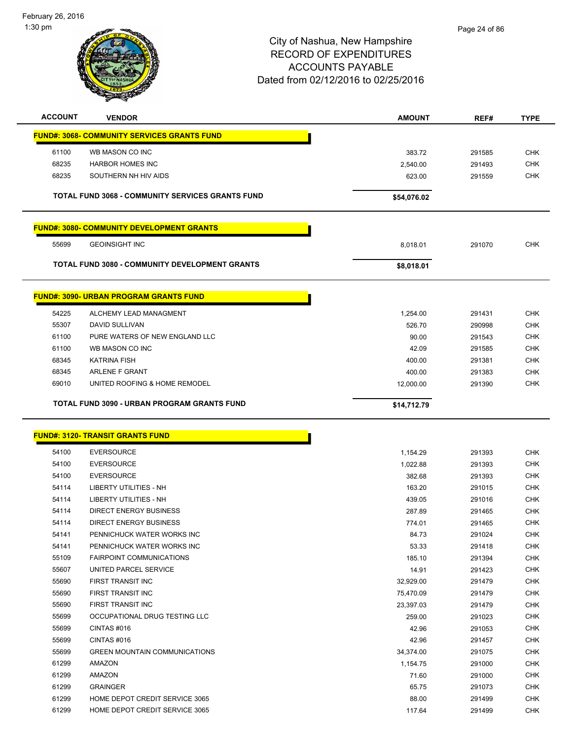City of Nashua, New Hampshire
RECORD OF EXPENDITURES
ACCOUNTS PAYABLE
Dated from 02/12/2016 to 02/25/2016

| ACCOUNT | VENDOR | AMOUNT | REF# | TYPE |
|---|---|---|---|---|
| **FUND#: 3068- COMMUNITY SERVICES GRANTS FUND** | | | | |
| 61100 | WB MASON CO INC | 383.72 | 291585 | CHK |
| 68235 | HARBOR HOMES INC | 2,540.00 | 291493 | CHK |
| 68235 | SOUTHERN NH HIV AIDS | 623.00 | 291559 | CHK |
| | **TOTAL FUND 3068 - COMMUNITY SERVICES GRANTS FUND** | **$54,076.02** | | |
| **FUND#: 3080- COMMUNITY DEVELOPMENT GRANTS** | | | | |
| 55699 | GEOINSIGHT INC | 8,018.01 | 291070 | CHK |
| | **TOTAL FUND 3080 - COMMUNITY DEVELOPMENT GRANTS** | **$8,018.01** | | |
| **FUND#: 3090- URBAN PROGRAM GRANTS FUND** | | | | |
| 54225 | ALCHEMY LEAD MANAGMENT | 1,254.00 | 291431 | CHK |
| 55307 | DAVID SULLIVAN | 526.70 | 290998 | CHK |
| 61100 | PURE WATERS OF NEW ENGLAND LLC | 90.00 | 291543 | CHK |
| 61100 | WB MASON CO INC | 42.09 | 291585 | CHK |
| 68345 | KATRINA FISH | 400.00 | 291381 | CHK |
| 68345 | ARLENE F GRANT | 400.00 | 291383 | CHK |
| 69010 | UNITED ROOFING & HOME REMODEL | 12,000.00 | 291390 | CHK |
| | **TOTAL FUND 3090 - URBAN PROGRAM GRANTS FUND** | **$14,712.79** | | |
| **FUND#: 3120- TRANSIT GRANTS FUND** | | | | |
| 54100 | EVERSOURCE | 1,154.29 | 291393 | CHK |
| 54100 | EVERSOURCE | 1,022.88 | 291393 | CHK |
| 54100 | EVERSOURCE | 382.68 | 291393 | CHK |
| 54114 | LIBERTY UTILITIES - NH | 163.20 | 291015 | CHK |
| 54114 | LIBERTY UTILITIES - NH | 439.05 | 291016 | CHK |
| 54114 | DIRECT ENERGY BUSINESS | 287.89 | 291465 | CHK |
| 54114 | DIRECT ENERGY BUSINESS | 774.01 | 291465 | CHK |
| 54141 | PENNICHUCK WATER WORKS INC | 84.73 | 291024 | CHK |
| 54141 | PENNICHUCK WATER WORKS INC | 53.33 | 291418 | CHK |
| 55109 | FAIRPOINT COMMUNICATIONS | 185.10 | 291394 | CHK |
| 55607 | UNITED PARCEL SERVICE | 14.91 | 291423 | CHK |
| 55690 | FIRST TRANSIT INC | 32,929.00 | 291479 | CHK |
| 55690 | FIRST TRANSIT INC | 75,470.09 | 291479 | CHK |
| 55690 | FIRST TRANSIT INC | 23,397.03 | 291479 | CHK |
| 55699 | OCCUPATIONAL DRUG TESTING LLC | 259.00 | 291023 | CHK |
| 55699 | CINTAS #016 | 42.96 | 291053 | CHK |
| 55699 | CINTAS #016 | 42.96 | 291457 | CHK |
| 55699 | GREEN MOUNTAIN COMMUNICATIONS | 34,374.00 | 291075 | CHK |
| 61299 | AMAZON | 1,154.75 | 291000 | CHK |
| 61299 | AMAZON | 71.60 | 291000 | CHK |
| 61299 | GRAINGER | 65.75 | 291073 | CHK |
| 61299 | HOME DEPOT CREDIT SERVICE 3065 | 88.00 | 291499 | CHK |
| 61299 | HOME DEPOT CREDIT SERVICE 3065 | 117.64 | 291499 | CHK |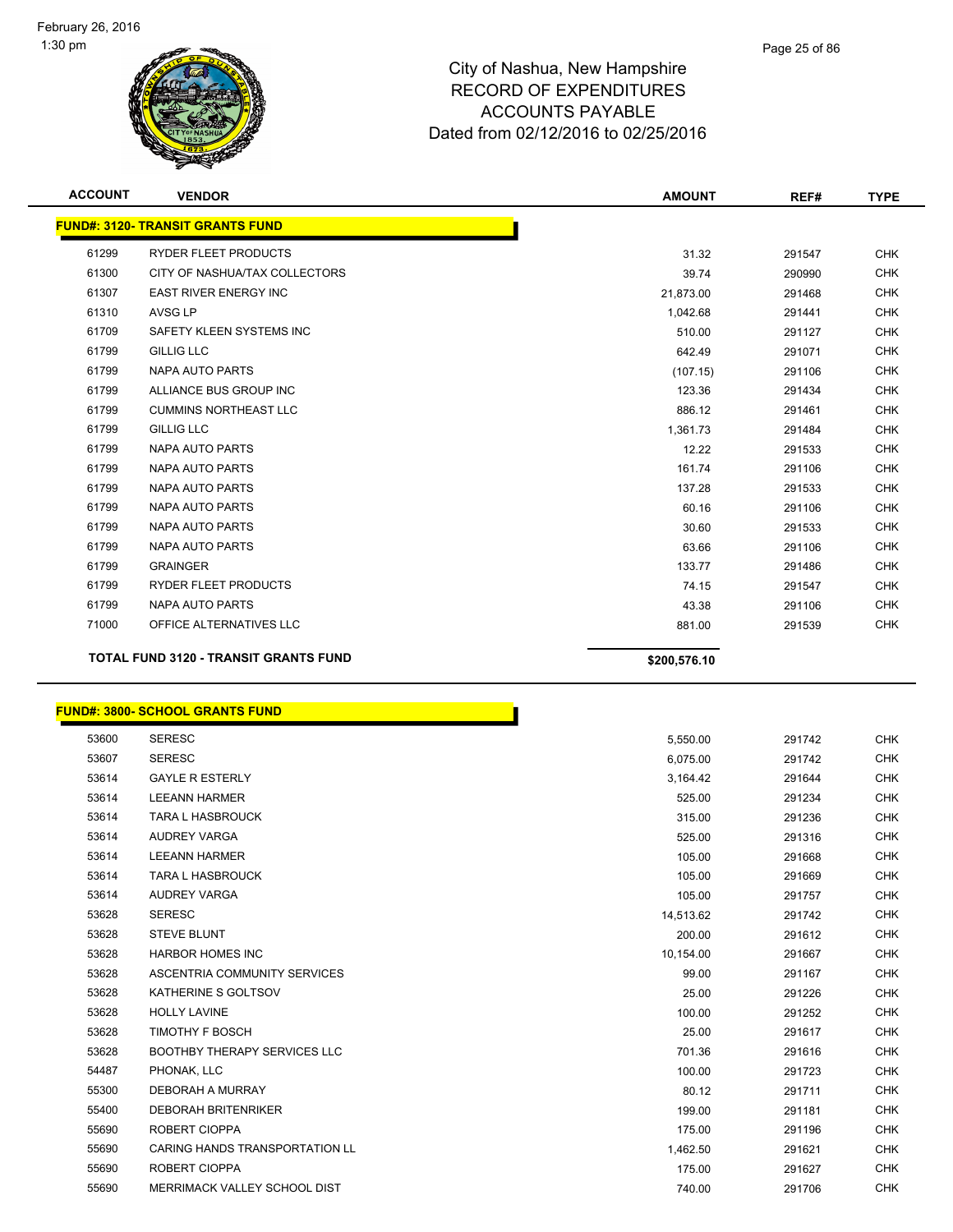City of Nashua, New Hampshire
RECORD OF EXPENDITURES
ACCOUNTS PAYABLE
Dated from 02/12/2016 to 02/25/2016

| ACCOUNT | VENDOR | AMOUNT | REF# | TYPE |
|---|---|---|---|---|
| **FUND#: 3120- TRANSIT GRANTS FUND** | | | | |
| 61299 | RYDER FLEET PRODUCTS | 31.32 | 291547 | CHK |
| 61300 | CITY OF NASHUA/TAX COLLECTORS | 39.74 | 290990 | CHK |
| 61307 | EAST RIVER ENERGY INC | 21,873.00 | 291468 | CHK |
| 61310 | AVSG LP | 1,042.68 | 291441 | CHK |
| 61709 | SAFETY KLEEN SYSTEMS INC | 510.00 | 291127 | CHK |
| 61799 | GILLIG LLC | 642.49 | 291071 | CHK |
| 61799 | NAPA AUTO PARTS | (107.15) | 291106 | CHK |
| 61799 | ALLIANCE BUS GROUP INC | 123.36 | 291434 | CHK |
| 61799 | CUMMINS NORTHEAST LLC | 886.12 | 291461 | CHK |
| 61799 | GILLIG LLC | 1,361.73 | 291484 | CHK |
| 61799 | NAPA AUTO PARTS | 12.22 | 291533 | CHK |
| 61799 | NAPA AUTO PARTS | 161.74 | 291106 | CHK |
| 61799 | NAPA AUTO PARTS | 137.28 | 291533 | CHK |
| 61799 | NAPA AUTO PARTS | 60.16 | 291106 | CHK |
| 61799 | NAPA AUTO PARTS | 30.60 | 291533 | CHK |
| 61799 | NAPA AUTO PARTS | 63.66 | 291106 | CHK |
| 61799 | GRAINGER | 133.77 | 291486 | CHK |
| 61799 | RYDER FLEET PRODUCTS | 74.15 | 291547 | CHK |
| 61799 | NAPA AUTO PARTS | 43.38 | 291106 | CHK |
| 71000 | OFFICE ALTERNATIVES LLC | 881.00 | 291539 | CHK |
| **TOTAL FUND 3120 - TRANSIT GRANTS FUND** | | **$200,576.10** | | |

| ACCOUNT | VENDOR | AMOUNT | REF# | TYPE |
|---|---|---|---|---|
| **FUND#: 3800- SCHOOL GRANTS FUND** | | | | |
| 53600 | SERESC | 5,550.00 | 291742 | CHK |
| 53607 | SERESC | 6,075.00 | 291742 | CHK |
| 53614 | GAYLE R ESTERLY | 3,164.42 | 291644 | CHK |
| 53614 | LEEANN HARMER | 525.00 | 291234 | CHK |
| 53614 | TARA L HASBROUCK | 315.00 | 291236 | CHK |
| 53614 | AUDREY VARGA | 525.00 | 291316 | CHK |
| 53614 | LEEANN HARMER | 105.00 | 291668 | CHK |
| 53614 | TARA L HASBROUCK | 105.00 | 291669 | CHK |
| 53614 | AUDREY VARGA | 105.00 | 291757 | CHK |
| 53628 | SERESC | 14,513.62 | 291742 | CHK |
| 53628 | STEVE BLUNT | 200.00 | 291612 | CHK |
| 53628 | HARBOR HOMES INC | 10,154.00 | 291667 | CHK |
| 53628 | ASCENTRIA COMMUNITY SERVICES | 99.00 | 291167 | CHK |
| 53628 | KATHERINE S GOLTSOV | 25.00 | 291226 | CHK |
| 53628 | HOLLY LAVINE | 100.00 | 291252 | CHK |
| 53628 | TIMOTHY F BOSCH | 25.00 | 291617 | CHK |
| 53628 | BOOTHBY THERAPY SERVICES LLC | 701.36 | 291616 | CHK |
| 54487 | PHONAK, LLC | 100.00 | 291723 | CHK |
| 55300 | DEBORAH A MURRAY | 80.12 | 291711 | CHK |
| 55400 | DEBORAH BRITENRIKER | 199.00 | 291181 | CHK |
| 55690 | ROBERT CIOPPA | 175.00 | 291196 | CHK |
| 55690 | CARING HANDS TRANSPORTATION LL | 1,462.50 | 291621 | CHK |
| 55690 | ROBERT CIOPPA | 175.00 | 291627 | CHK |
| 55690 | MERRIMACK VALLEY SCHOOL DIST | 740.00 | 291706 | CHK |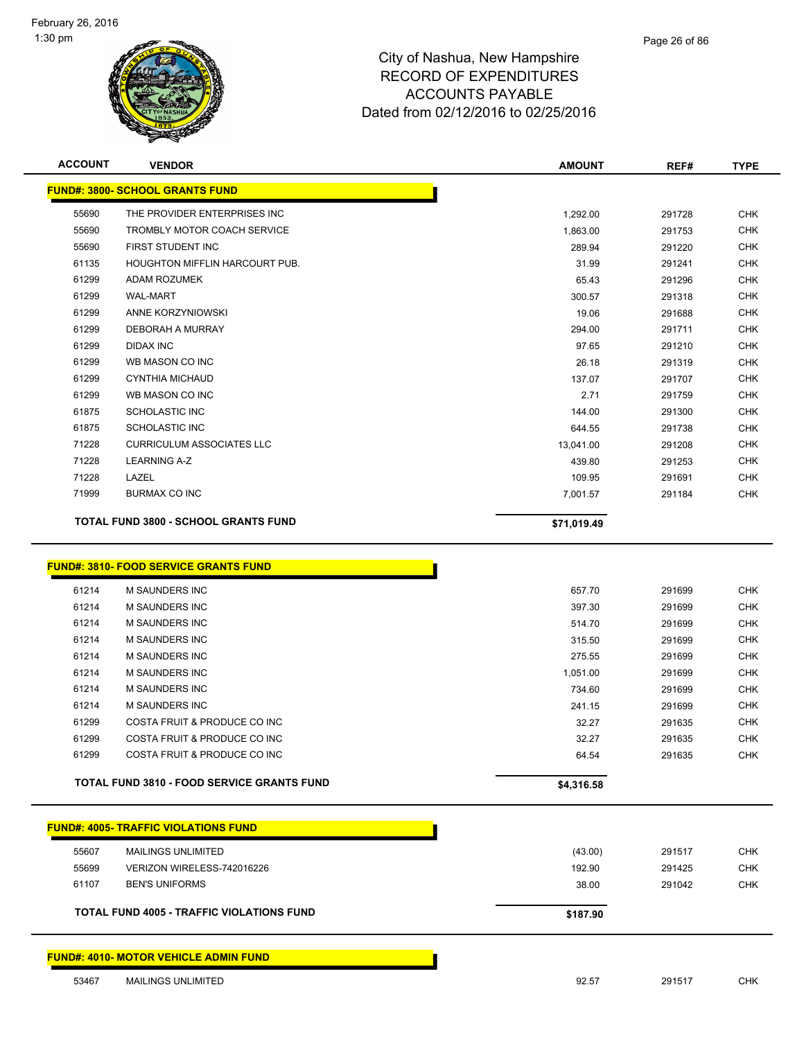City of Nashua, New Hampshire
RECORD OF EXPENDITURES
ACCOUNTS PAYABLE
Dated from 02/12/2016 to 02/25/2016

| ACCOUNT | VENDOR | AMOUNT | REF# | TYPE |
|---|---|---|---|---|
| **FUND#: 3800- SCHOOL GRANTS FUND** | | | | |
| 55690 | THE PROVIDER ENTERPRISES INC | 1,292.00 | 291728 | CHK |
| 55690 | TROMBLY MOTOR COACH SERVICE | 1,863.00 | 291753 | CHK |
| 55690 | FIRST STUDENT INC | 289.94 | 291220 | CHK |
| 61135 | HOUGHTON MIFFLIN HARCOURT PUB. | 31.99 | 291241 | CHK |
| 61299 | ADAM ROZUMEK | 65.43 | 291296 | CHK |
| 61299 | WAL-MART | 300.57 | 291318 | CHK |
| 61299 | ANNE KORZYNIOWSKI | 19.06 | 291688 | CHK |
| 61299 | DEBORAH A MURRAY | 294.00 | 291711 | CHK |
| 61299 | DIDAX INC | 97.65 | 291210 | CHK |
| 61299 | WB MASON CO INC | 26.18 | 291319 | CHK |
| 61299 | CYNTHIA MICHAUD | 137.07 | 291707 | CHK |
| 61299 | WB MASON CO INC | 2.71 | 291759 | CHK |
| 61875 | SCHOLASTIC INC | 144.00 | 291300 | CHK |
| 61875 | SCHOLASTIC INC | 644.55 | 291738 | CHK |
| 71228 | CURRICULUM ASSOCIATES LLC | 13,041.00 | 291208 | CHK |
| 71228 | LEARNING A-Z | 439.80 | 291253 | CHK |
| 71228 | LAZEL | 109.95 | 291691 | CHK |
| 71999 | BURMAX CO INC | 7,001.57 | 291184 | CHK |
| | **TOTAL FUND 3800 - SCHOOL GRANTS FUND** | **$71,019.49** | | |
| **FUND#: 3810- FOOD SERVICE GRANTS FUND** | | | | |
| 61214 | M SAUNDERS INC | 657.70 | 291699 | CHK |
| 61214 | M SAUNDERS INC | 397.30 | 291699 | CHK |
| 61214 | M SAUNDERS INC | 514.70 | 291699 | CHK |
| 61214 | M SAUNDERS INC | 315.50 | 291699 | CHK |
| 61214 | M SAUNDERS INC | 275.55 | 291699 | CHK |
| 61214 | M SAUNDERS INC | 1,051.00 | 291699 | CHK |
| 61214 | M SAUNDERS INC | 734.60 | 291699 | CHK |
| 61214 | M SAUNDERS INC | 241.15 | 291699 | CHK |
| 61299 | COSTA FRUIT & PRODUCE CO INC | 32.27 | 291635 | CHK |
| 61299 | COSTA FRUIT & PRODUCE CO INC | 32.27 | 291635 | CHK |
| 61299 | COSTA FRUIT & PRODUCE CO INC | 64.54 | 291635 | CHK |
| | **TOTAL FUND 3810 - FOOD SERVICE GRANTS FUND** | **$4,316.58** | | |
| **FUND#: 4005- TRAFFIC VIOLATIONS FUND** | | | | |
| 55607 | MAILINGS UNLIMITED | (43.00) | 291517 | CHK |
| 55699 | VERIZON WIRELESS-742016226 | 192.90 | 291425 | CHK |
| 61107 | BEN'S UNIFORMS | 38.00 | 291042 | CHK |
| | **TOTAL FUND 4005 - TRAFFIC VIOLATIONS FUND** | **$187.90** | | |
| **FUND#: 4010- MOTOR VEHICLE ADMIN FUND** | | | | |
| 53467 | MAILINGS UNLIMITED | 92.57 | 291517 | CHK |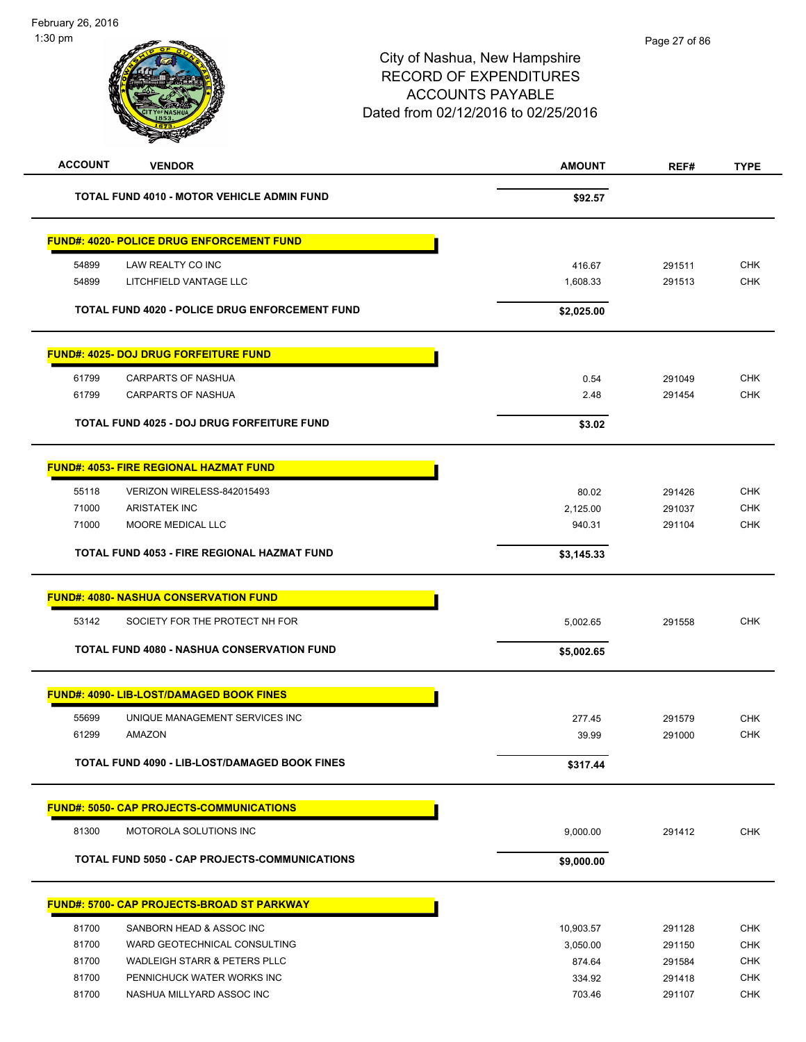City of Nashua, New Hampshire
RECORD OF EXPENDITURES
ACCOUNTS PAYABLE
Dated from 02/12/2016 to 02/25/2016

| ACCOUNT | VENDOR | AMOUNT | REF# | TYPE |
|---|---|---|---|---|
| | **TOTAL FUND 4010 - MOTOR VEHICLE ADMIN FUND** | **$92.57** | | |
| | **FUND#: 4020- POLICE DRUG ENFORCEMENT FUND** | | | |
| 54899 | LAW REALTY CO INC | 416.67 | 291511 | CHK |
| 54899 | LITCHFIELD VANTAGE LLC | 1,608.33 | 291513 | CHK |
| | **TOTAL FUND 4020 - POLICE DRUG ENFORCEMENT FUND** | **$2,025.00** | | |
| | **FUND#: 4025- DOJ DRUG FORFEITURE FUND** | | | |
| 61799 | CARPARTS OF NASHUA | 0.54 | 291049 | CHK |
| 61799 | CARPARTS OF NASHUA | 2.48 | 291454 | CHK |
| | **TOTAL FUND 4025 - DOJ DRUG FORFEITURE FUND** | **$3.02** | | |
| | **FUND#: 4053- FIRE REGIONAL HAZMAT FUND** | | | |
| 55118 | VERIZON WIRELESS-842015493 | 80.02 | 291426 | CHK |
| 71000 | ARISTATEK INC | 2,125.00 | 291037 | CHK |
| 71000 | MOORE MEDICAL LLC | 940.31 | 291104 | CHK |
| | **TOTAL FUND 4053 - FIRE REGIONAL HAZMAT FUND** | **$3,145.33** | | |
| | **FUND#: 4080- NASHUA CONSERVATION FUND** | | | |
| 53142 | SOCIETY FOR THE PROTECT NH FOR | 5,002.65 | 291558 | CHK |
| | **TOTAL FUND 4080 - NASHUA CONSERVATION FUND** | **$5,002.65** | | |
| | **FUND#: 4090- LIB-LOST/DAMAGED BOOK FINES** | | | |
| 55699 | UNIQUE MANAGEMENT SERVICES INC | 277.45 | 291579 | CHK |
| 61299 | AMAZON | 39.99 | 291000 | CHK |
| | **TOTAL FUND 4090 - LIB-LOST/DAMAGED BOOK FINES** | **$317.44** | | |
| | **FUND#: 5050- CAP PROJECTS-COMMUNICATIONS** | | | |
| 81300 | MOTOROLA SOLUTIONS INC | 9,000.00 | 291412 | CHK |
| | **TOTAL FUND 5050 - CAP PROJECTS-COMMUNICATIONS** | **$9,000.00** | | |
| | **FUND#: 5700- CAP PROJECTS-BROAD ST PARKWAY** | | | |
| 81700 | SANBORN HEAD & ASSOC INC | 10,903.57 | 291128 | CHK |
| 81700 | WARD GEOTECHNICAL CONSULTING | 3,050.00 | 291150 | CHK |
| 81700 | WADLEIGH STARR & PETERS PLLC | 874.64 | 291584 | CHK |
| 81700 | PENNICHUCK WATER WORKS INC | 334.92 | 291418 | CHK |
| 81700 | NASHUA MILLYARD ASSOC INC | 703.46 | 291107 | CHK |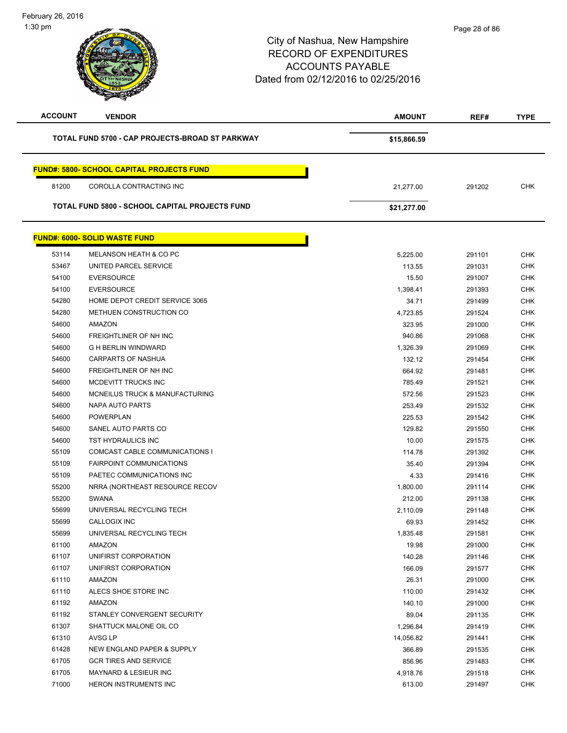City of Nashua, New Hampshire
RECORD OF EXPENDITURES
ACCOUNTS PAYABLE
Dated from 02/12/2016 to 02/25/2016

| ACCOUNT | VENDOR | AMOUNT | REF# | TYPE |
|---|---|---|---|---|
| | **TOTAL FUND 5700 - CAP PROJECTS-BROAD ST PARKWAY** | **$15,866.59** | | |
| | **FUND#: 5800- SCHOOL CAPITAL PROJECTS FUND** | | | |
| 81200 | COROLLA CONTRACTING INC | 21,277.00 | 291202 | CHK |
| | **TOTAL FUND 5800 - SCHOOL CAPITAL PROJECTS FUND** | **$21,277.00** | | |
| | **FUND#: 6000- SOLID WASTE FUND** | | | |
| 53114 | MELANSON HEATH & CO PC | 5,225.00 | 291101 | CHK |
| 53467 | UNITED PARCEL SERVICE | 113.55 | 291031 | CHK |
| 54100 | EVERSOURCE | 15.50 | 291007 | CHK |
| 54100 | EVERSOURCE | 1,398.41 | 291393 | CHK |
| 54280 | HOME DEPOT CREDIT SERVICE 3065 | 34.71 | 291499 | CHK |
| 54280 | METHUEN CONSTRUCTION CO | 4,723.85 | 291524 | CHK |
| 54600 | AMAZON | 323.95 | 291000 | CHK |
| 54600 | FREIGHTLINER OF NH INC | 940.86 | 291068 | CHK |
| 54600 | G H BERLIN WINDWARD | 1,326.39 | 291069 | CHK |
| 54600 | CARPARTS OF NASHUA | 132.12 | 291454 | CHK |
| 54600 | FREIGHTLINER OF NH INC | 664.92 | 291481 | CHK |
| 54600 | MCDEVITT TRUCKS INC | 785.49 | 291521 | CHK |
| 54600 | MCNEILUS TRUCK & MANUFACTURING | 572.56 | 291523 | CHK |
| 54600 | NAPA AUTO PARTS | 253.49 | 291532 | CHK |
| 54600 | POWERPLAN | 225.53 | 291542 | CHK |
| 54600 | SANEL AUTO PARTS CO | 129.82 | 291550 | CHK |
| 54600 | TST HYDRAULICS INC | 10.00 | 291575 | CHK |
| 55109 | COMCAST CABLE COMMUNICATIONS I | 114.78 | 291392 | CHK |
| 55109 | FAIRPOINT COMMUNICATIONS | 35.40 | 291394 | CHK |
| 55109 | PAETEC COMMUNICATIONS INC | 4.33 | 291416 | CHK |
| 55200 | NRRA (NORTHEAST RESOURCE RECOV | 1,800.00 | 291114 | CHK |
| 55200 | SWANA | 212.00 | 291138 | CHK |
| 55699 | UNIVERSAL RECYCLING TECH | 2,110.09 | 291148 | CHK |
| 55699 | CALLOGIX INC | 69.93 | 291452 | CHK |
| 55699 | UNIVERSAL RECYCLING TECH | 1,835.48 | 291581 | CHK |
| 61100 | AMAZON | 19.98 | 291000 | CHK |
| 61107 | UNIFIRST CORPORATION | 140.28 | 291146 | CHK |
| 61107 | UNIFIRST CORPORATION | 166.09 | 291577 | CHK |
| 61110 | AMAZON | 26.31 | 291000 | CHK |
| 61110 | ALECS SHOE STORE INC | 110.00 | 291432 | CHK |
| 61192 | AMAZON | 140.10 | 291000 | CHK |
| 61192 | STANLEY CONVERGENT SECURITY | 89.04 | 291135 | CHK |
| 61307 | SHATTUCK MALONE OIL CO | 1,296.84 | 291419 | CHK |
| 61310 | AVSG LP | 14,056.82 | 291441 | CHK |
| 61428 | NEW ENGLAND PAPER & SUPPLY | 366.89 | 291535 | CHK |
| 61705 | GCR TIRES AND SERVICE | 856.96 | 291483 | CHK |
| 61705 | MAYNARD & LESIEUR INC | 4,918.76 | 291518 | CHK |
| 71000 | HERON INSTRUMENTS INC | 613.00 | 291497 | CHK |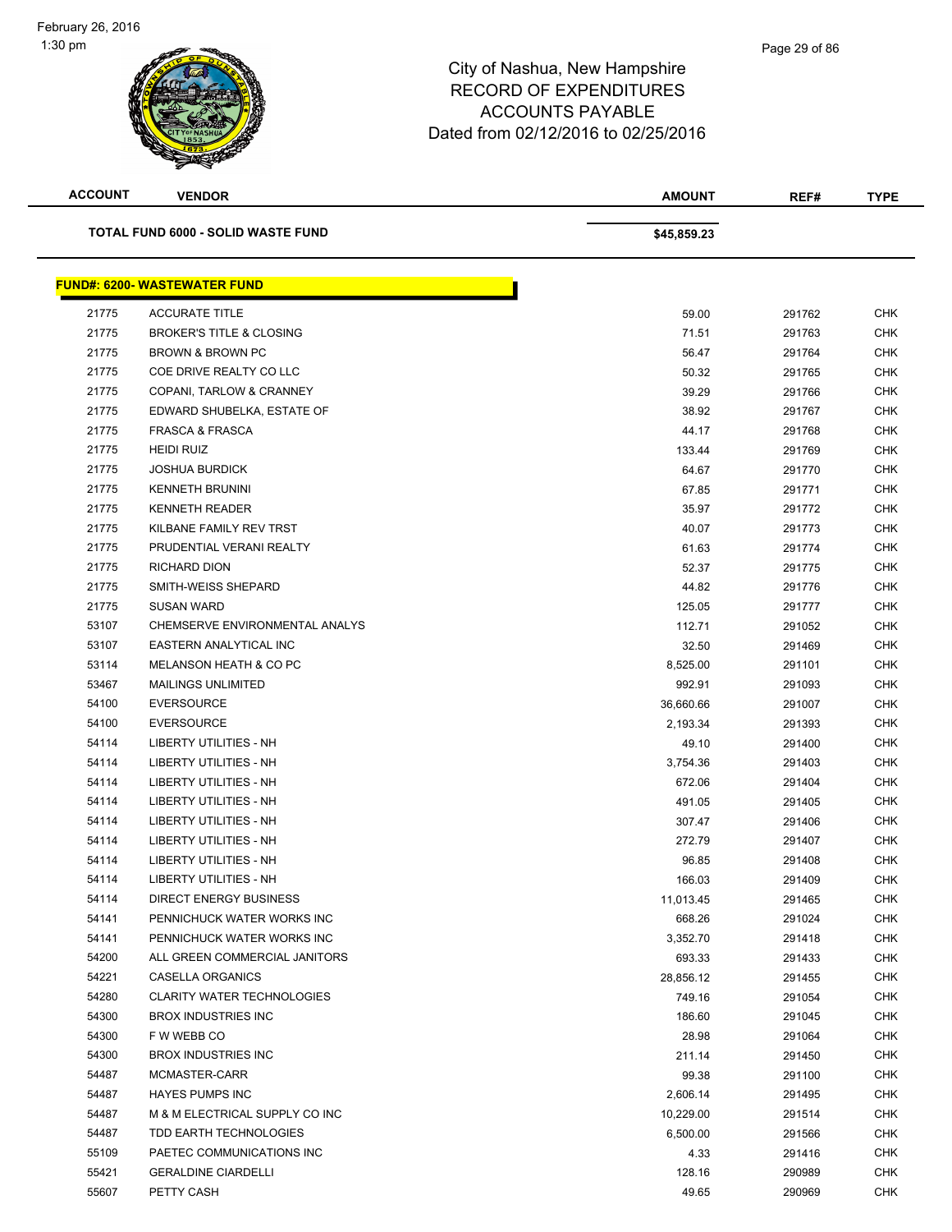City of Nashua, New Hampshire
RECORD OF EXPENDITURES
ACCOUNTS PAYABLE
Dated from 02/12/2016 to 02/25/2016

| ACCOUNT | VENDOR | AMOUNT | REF# | TYPE |
|---|---|---|---|---|
| | **TOTAL FUND 6000 - SOLID WASTE FUND** | **$45,859.23** | | |

## FUND#: 6200- WASTEWATER FUND

| ACCOUNT | VENDOR | AMOUNT | REF# | TYPE |
|---|---|---|---|---|
| 21775 | ACCURATE TITLE | 59.00 | 291762 | CHK |
| 21775 | BROKER'S TITLE & CLOSING | 71.51 | 291763 | CHK |
| 21775 | BROWN & BROWN PC | 56.47 | 291764 | CHK |
| 21775 | COE DRIVE REALTY CO LLC | 50.32 | 291765 | CHK |
| 21775 | COPANI, TARLOW & CRANNEY | 39.29 | 291766 | CHK |
| 21775 | EDWARD SHUBELKA, ESTATE OF | 38.92 | 291767 | CHK |
| 21775 | FRASCA & FRASCA | 44.17 | 291768 | CHK |
| 21775 | HEIDI RUIZ | 133.44 | 291769 | CHK |
| 21775 | JOSHUA BURDICK | 64.67 | 291770 | CHK |
| 21775 | KENNETH BRUNINI | 67.85 | 291771 | CHK |
| 21775 | KENNETH READER | 35.97 | 291772 | CHK |
| 21775 | KILBANE FAMILY REV TRST | 40.07 | 291773 | CHK |
| 21775 | PRUDENTIAL VERANI REALTY | 61.63 | 291774 | CHK |
| 21775 | RICHARD DION | 52.37 | 291775 | CHK |
| 21775 | SMITH-WEISS SHEPARD | 44.82 | 291776 | CHK |
| 21775 | SUSAN WARD | 125.05 | 291777 | CHK |
| 53107 | CHEMSERVE ENVIRONMENTAL ANALYS | 112.71 | 291052 | CHK |
| 53107 | EASTERN ANALYTICAL INC | 32.50 | 291469 | CHK |
| 53114 | MELANSON HEATH & CO PC | 8,525.00 | 291101 | CHK |
| 53467 | MAILINGS UNLIMITED | 992.91 | 291093 | CHK |
| 54100 | EVERSOURCE | 36,660.66 | 291007 | CHK |
| 54100 | EVERSOURCE | 2,193.34 | 291393 | CHK |
| 54114 | LIBERTY UTILITIES - NH | 49.10 | 291400 | CHK |
| 54114 | LIBERTY UTILITIES - NH | 3,754.36 | 291403 | CHK |
| 54114 | LIBERTY UTILITIES - NH | 672.06 | 291404 | CHK |
| 54114 | LIBERTY UTILITIES - NH | 491.05 | 291405 | CHK |
| 54114 | LIBERTY UTILITIES - NH | 307.47 | 291406 | CHK |
| 54114 | LIBERTY UTILITIES - NH | 272.79 | 291407 | CHK |
| 54114 | LIBERTY UTILITIES - NH | 96.85 | 291408 | CHK |
| 54114 | LIBERTY UTILITIES - NH | 166.03 | 291409 | CHK |
| 54114 | DIRECT ENERGY BUSINESS | 11,013.45 | 291465 | CHK |
| 54141 | PENNICHUCK WATER WORKS INC | 668.26 | 291024 | CHK |
| 54141 | PENNICHUCK WATER WORKS INC | 3,352.70 | 291418 | CHK |
| 54200 | ALL GREEN COMMERCIAL JANITORS | 693.33 | 291433 | CHK |
| 54221 | CASELLA ORGANICS | 28,856.12 | 291455 | CHK |
| 54280 | CLARITY WATER TECHNOLOGIES | 749.16 | 291054 | CHK |
| 54300 | BROX INDUSTRIES INC | 186.60 | 291045 | CHK |
| 54300 | F W WEBB CO | 28.98 | 291064 | CHK |
| 54300 | BROX INDUSTRIES INC | 211.14 | 291450 | CHK |
| 54487 | MCMASTER-CARR | 99.38 | 291100 | CHK |
| 54487 | HAYES PUMPS INC | 2,606.14 | 291495 | CHK |
| 54487 | M & M ELECTRICAL SUPPLY CO INC | 10,229.00 | 291514 | CHK |
| 54487 | TDD EARTH TECHNOLOGIES | 6,500.00 | 291566 | CHK |
| 55109 | PAETEC COMMUNICATIONS INC | 4.33 | 291416 | CHK |
| 55421 | GERALDINE CIARDELLI | 128.16 | 290989 | CHK |
| 55607 | PETTY CASH | 49.65 | 290969 | CHK |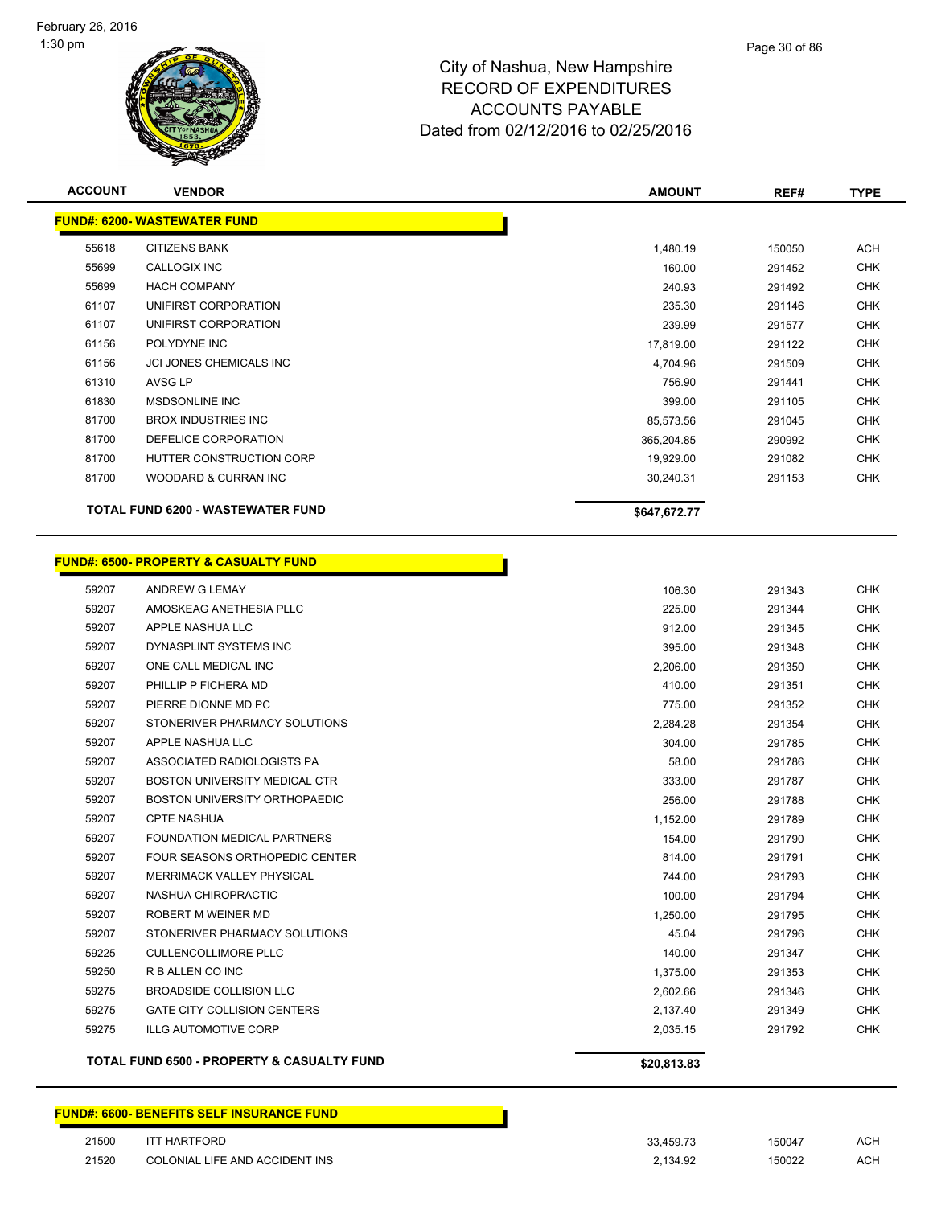# City of Nashua, New Hampshire
## RECORD OF EXPENDITURES
## ACCOUNTS PAYABLE
## Dated from 02/12/2016 to 02/25/2016

| ACCOUNT | VENDOR | AMOUNT | REF# | TYPE |
|---|---|---|---|---|
| **FUND#: 6200- WASTEWATER FUND** | | | | |
| 55618 | CITIZENS BANK | 1,480.19 | 150050 | ACH |
| 55699 | CALLOGIX INC | 160.00 | 291452 | CHK |
| 55699 | HACH COMPANY | 240.93 | 291492 | CHK |
| 61107 | UNIFIRST CORPORATION | 235.30 | 291146 | CHK |
| 61107 | UNIFIRST CORPORATION | 239.99 | 291577 | CHK |
| 61156 | POLYDYNE INC | 17,819.00 | 291122 | CHK |
| 61156 | JCI JONES CHEMICALS INC | 4,704.96 | 291509 | CHK |
| 61310 | AVSG LP | 756.90 | 291441 | CHK |
| 61830 | MSDSONLINE INC | 399.00 | 291105 | CHK |
| 81700 | BROX INDUSTRIES INC | 85,573.56 | 291045 | CHK |
| 81700 | DEFELICE CORPORATION | 365,204.85 | 290992 | CHK |
| 81700 | HUTTER CONSTRUCTION CORP | 19,929.00 | 291082 | CHK |
| 81700 | WOODARD & CURRAN INC | 30,240.31 | 291153 | CHK |
| | **TOTAL FUND 6200 - WASTEWATER FUND** | **$647,672.77** | | |

| ACCOUNT | VENDOR | AMOUNT | REF# | TYPE |
|---|---|---|---|---|
| **FUND#: 6500- PROPERTY & CASUALTY FUND** | | | | |
| 59207 | ANDREW G LEMAY | 106.30 | 291343 | CHK |
| 59207 | AMOSKEAG ANETHESIA PLLC | 225.00 | 291344 | CHK |
| 59207 | APPLE NASHUA LLC | 912.00 | 291345 | CHK |
| 59207 | DYNASPLINT SYSTEMS INC | 395.00 | 291348 | CHK |
| 59207 | ONE CALL MEDICAL INC | 2,206.00 | 291350 | CHK |
| 59207 | PHILLIP P FICHERA MD | 410.00 | 291351 | CHK |
| 59207 | PIERRE DIONNE MD PC | 775.00 | 291352 | CHK |
| 59207 | STONERIVER PHARMACY SOLUTIONS | 2,284.28 | 291354 | CHK |
| 59207 | APPLE NASHUA LLC | 304.00 | 291785 | CHK |
| 59207 | ASSOCIATED RADIOLOGISTS PA | 58.00 | 291786 | CHK |
| 59207 | BOSTON UNIVERSITY MEDICAL CTR | 333.00 | 291787 | CHK |
| 59207 | BOSTON UNIVERSITY ORTHOPAEDIC | 256.00 | 291788 | CHK |
| 59207 | CPTE NASHUA | 1,152.00 | 291789 | CHK |
| 59207 | FOUNDATION MEDICAL PARTNERS | 154.00 | 291790 | CHK |
| 59207 | FOUR SEASONS ORTHOPEDIC CENTER | 814.00 | 291791 | CHK |
| 59207 | MERRIMACK VALLEY PHYSICAL | 744.00 | 291793 | CHK |
| 59207 | NASHUA CHIROPRACTIC | 100.00 | 291794 | CHK |
| 59207 | ROBERT M WEINER MD | 1,250.00 | 291795 | CHK |
| 59207 | STONERIVER PHARMACY SOLUTIONS | 45.04 | 291796 | CHK |
| 59225 | CULLENCOLLIMORE PLLC | 140.00 | 291347 | CHK |
| 59250 | R B ALLEN CO INC | 1,375.00 | 291353 | CHK |
| 59275 | BROADSIDE COLLISION LLC | 2,602.66 | 291346 | CHK |
| 59275 | GATE CITY COLLISION CENTERS | 2,137.40 | 291349 | CHK |
| 59275 | ILLG AUTOMOTIVE CORP | 2,035.15 | 291792 | CHK |
| | **TOTAL FUND 6500 - PROPERTY & CASUALTY FUND** | **$20,813.83** | | |

| ACCOUNT | VENDOR | AMOUNT | REF# | TYPE |
|---|---|---|---|---|
| **FUND#: 6600- BENEFITS SELF INSURANCE FUND** | | | | |
| 21500 | ITT HARTFORD | 33,459.73 | 150047 | ACH |
| 21520 | COLONIAL LIFE AND ACCIDENT INS | 2,134.92 | 150022 | ACH |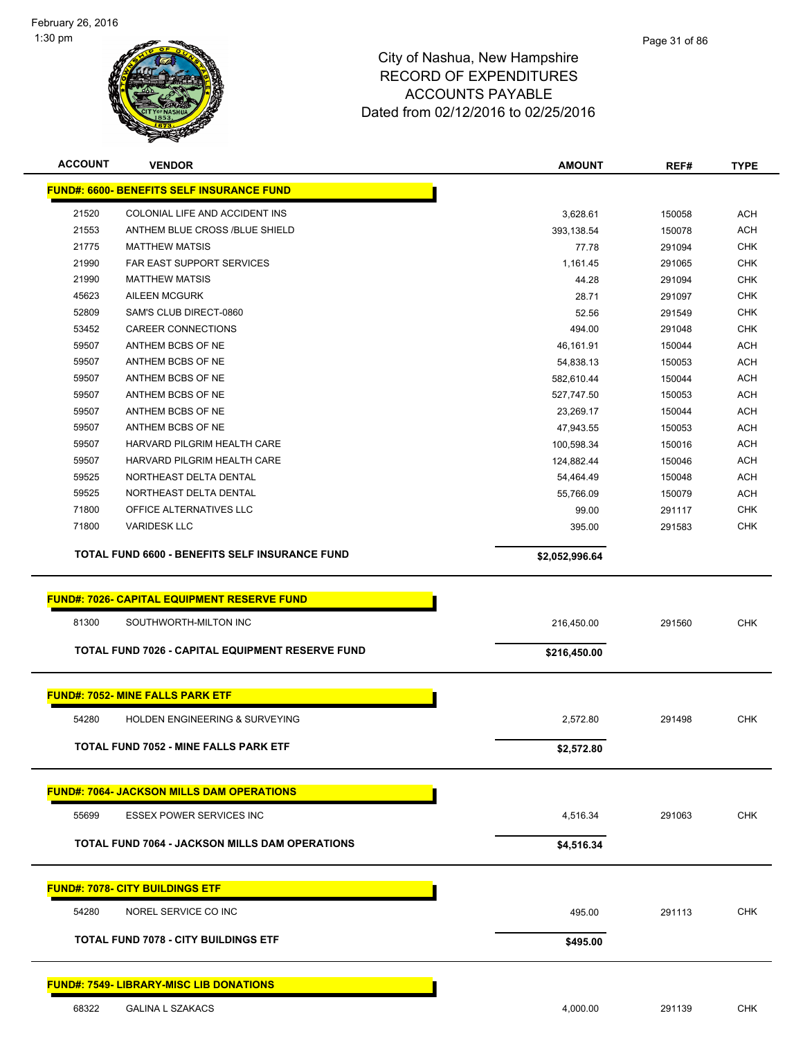City of Nashua, New Hampshire
RECORD OF EXPENDITURES
ACCOUNTS PAYABLE
Dated from 02/12/2016 to 02/25/2016

| ACCOUNT | VENDOR | AMOUNT | REF# | TYPE |
|---|---|---|---|---|
| **FUND#: 6600- BENEFITS SELF INSURANCE FUND** | | | | |
| 21520 | COLONIAL LIFE AND ACCIDENT INS | 3,628.61 | 150058 | ACH |
| 21553 | ANTHEM BLUE CROSS /BLUE SHIELD | 393,138.54 | 150078 | ACH |
| 21775 | MATTHEW MATSIS | 77.78 | 291094 | CHK |
| 21990 | FAR EAST SUPPORT SERVICES | 1,161.45 | 291065 | CHK |
| 21990 | MATTHEW MATSIS | 44.28 | 291094 | CHK |
| 45623 | AILEEN MCGURK | 28.71 | 291097 | CHK |
| 52809 | SAM'S CLUB DIRECT-0860 | 52.56 | 291549 | CHK |
| 53452 | CAREER CONNECTIONS | 494.00 | 291048 | CHK |
| 59507 | ANTHEM BCBS OF NE | 46,161.91 | 150044 | ACH |
| 59507 | ANTHEM BCBS OF NE | 54,838.13 | 150053 | ACH |
| 59507 | ANTHEM BCBS OF NE | 582,610.44 | 150044 | ACH |
| 59507 | ANTHEM BCBS OF NE | 527,747.50 | 150053 | ACH |
| 59507 | ANTHEM BCBS OF NE | 23,269.17 | 150044 | ACH |
| 59507 | ANTHEM BCBS OF NE | 47,943.55 | 150053 | ACH |
| 59507 | HARVARD PILGRIM HEALTH CARE | 100,598.34 | 150016 | ACH |
| 59507 | HARVARD PILGRIM HEALTH CARE | 124,882.44 | 150046 | ACH |
| 59525 | NORTHEAST DELTA DENTAL | 54,464.49 | 150048 | ACH |
| 59525 | NORTHEAST DELTA DENTAL | 55,766.09 | 150079 | ACH |
| 71800 | OFFICE ALTERNATIVES LLC | 99.00 | 291117 | CHK |
| 71800 | VARIDESK LLC | 395.00 | 291583 | CHK |
| | **TOTAL FUND 6600 - BENEFITS SELF INSURANCE FUND** | **$2,052,996.64** | | |
| **FUND#: 7026- CAPITAL EQUIPMENT RESERVE FUND** | | | | |
| 81300 | SOUTHWORTH-MILTON INC | 216,450.00 | 291560 | CHK |
| | **TOTAL FUND 7026 - CAPITAL EQUIPMENT RESERVE FUND** | **$216,450.00** | | |
| **FUND#: 7052- MINE FALLS PARK ETF** | | | | |
| 54280 | HOLDEN ENGINEERING & SURVEYING | 2,572.80 | 291498 | CHK |
| | **TOTAL FUND 7052 - MINE FALLS PARK ETF** | **$2,572.80** | | |
| **FUND#: 7064- JACKSON MILLS DAM OPERATIONS** | | | | |
| 55699 | ESSEX POWER SERVICES INC | 4,516.34 | 291063 | CHK |
| | **TOTAL FUND 7064 - JACKSON MILLS DAM OPERATIONS** | **$4,516.34** | | |
| **FUND#: 7078- CITY BUILDINGS ETF** | | | | |
| 54280 | NOREL SERVICE CO INC | 495.00 | 291113 | CHK |
| | **TOTAL FUND 7078 - CITY BUILDINGS ETF** | **$495.00** | | |
| **FUND#: 7549- LIBRARY-MISC LIB DONATIONS** | | | | |
| 68322 | GALINA L SZAKACS | 4,000.00 | 291139 | CHK |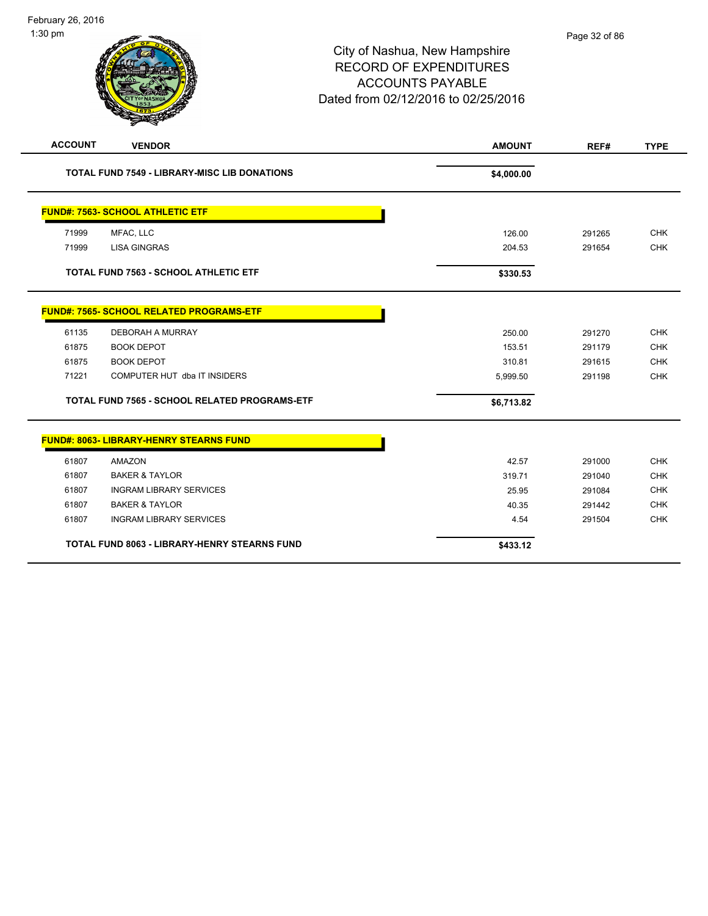# City of Nashua, New Hampshire
# RECORD OF EXPENDITURES
# ACCOUNTS PAYABLE
# Dated from 02/12/2016 to 02/25/2016

| ACCOUNT | VENDOR | AMOUNT | REF# | TYPE |
|---|---|---|---|---|
| | **TOTAL FUND 7549 - LIBRARY-MISC LIB DONATIONS** | **$4,000.00** | | |

**FUND#: 7563- SCHOOL ATHLETIC ETF**

| ACCOUNT | VENDOR | AMOUNT | REF# | TYPE |
|---|---|---|---|---|
| 71999 | MFAC, LLC | 126.00 | 291265 | CHK |
| 71999 | LISA GINGRAS | 204.53 | 291654 | CHK |
| | **TOTAL FUND 7563 - SCHOOL ATHLETIC ETF** | **$330.53** | | |

**FUND#: 7565- SCHOOL RELATED PROGRAMS-ETF**

| ACCOUNT | VENDOR | AMOUNT | REF# | TYPE |
|---|---|---|---|---|
| 61135 | DEBORAH A MURRAY | 250.00 | 291270 | CHK |
| 61875 | BOOK DEPOT | 153.51 | 291179 | CHK |
| 61875 | BOOK DEPOT | 310.81 | 291615 | CHK |
| 71221 | COMPUTER HUT dba IT INSIDERS | 5,999.50 | 291198 | CHK |
| | **TOTAL FUND 7565 - SCHOOL RELATED PROGRAMS-ETF** | **$6,713.82** | | |

**FUND#: 8063- LIBRARY-HENRY STEARNS FUND**

| ACCOUNT | VENDOR | AMOUNT | REF# | TYPE |
|---|---|---|---|---|
| 61807 | AMAZON | 42.57 | 291000 | CHK |
| 61807 | BAKER & TAYLOR | 319.71 | 291040 | CHK |
| 61807 | INGRAM LIBRARY SERVICES | 25.95 | 291084 | CHK |
| 61807 | BAKER & TAYLOR | 40.35 | 291442 | CHK |
| 61807 | INGRAM LIBRARY SERVICES | 4.54 | 291504 | CHK |
| | **TOTAL FUND 8063 - LIBRARY-HENRY STEARNS FUND** | **$433.12** | | |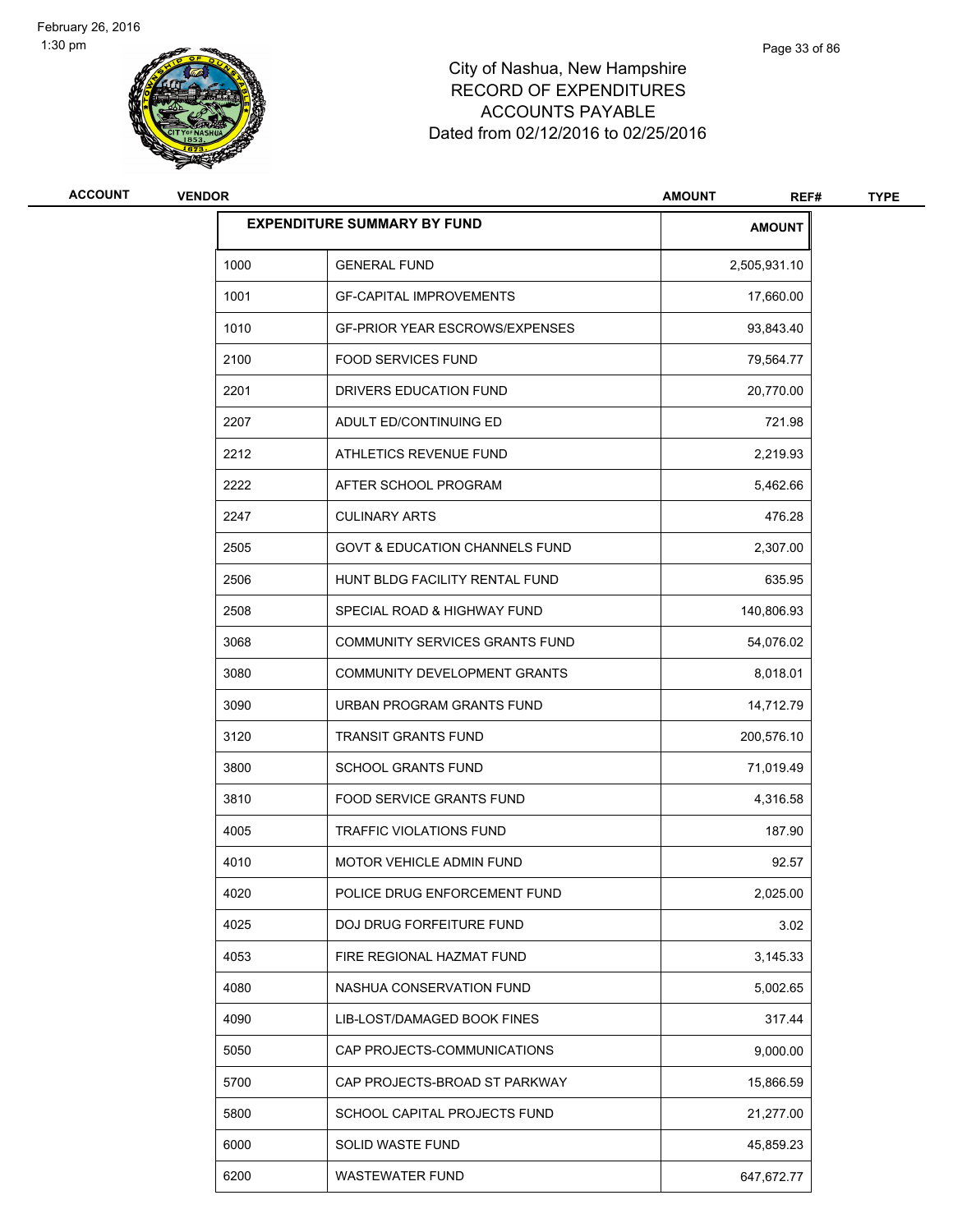City of Nashua, New Hampshire
RECORD OF EXPENDITURES
ACCOUNTS PAYABLE
Dated from 02/12/2016 to 02/25/2016

| ACCOUNT | VENDOR | AMOUNT | REF# | TYPE |
|---|---|---|---|---|

| EXPENDITURE SUMMARY BY FUND | | AMOUNT |
|---|---|---|
| 1000 | GENERAL FUND | 2,505,931.10 |
| 1001 | GF-CAPITAL IMPROVEMENTS | 17,660.00 |
| 1010 | GF-PRIOR YEAR ESCROWS/EXPENSES | 93,843.40 |
| 2100 | FOOD SERVICES FUND | 79,564.77 |
| 2201 | DRIVERS EDUCATION FUND | 20,770.00 |
| 2207 | ADULT ED/CONTINUING ED | 721.98 |
| 2212 | ATHLETICS REVENUE FUND | 2,219.93 |
| 2222 | AFTER SCHOOL PROGRAM | 5,462.66 |
| 2247 | CULINARY ARTS | 476.28 |
| 2505 | GOVT & EDUCATION CHANNELS FUND | 2,307.00 |
| 2506 | HUNT BLDG FACILITY RENTAL FUND | 635.95 |
| 2508 | SPECIAL ROAD & HIGHWAY FUND | 140,806.93 |
| 3068 | COMMUNITY SERVICES GRANTS FUND | 54,076.02 |
| 3080 | COMMUNITY DEVELOPMENT GRANTS | 8,018.01 |
| 3090 | URBAN PROGRAM GRANTS FUND | 14,712.79 |
| 3120 | TRANSIT GRANTS FUND | 200,576.10 |
| 3800 | SCHOOL GRANTS FUND | 71,019.49 |
| 3810 | FOOD SERVICE GRANTS FUND | 4,316.58 |
| 4005 | TRAFFIC VIOLATIONS FUND | 187.90 |
| 4010 | MOTOR VEHICLE ADMIN FUND | 92.57 |
| 4020 | POLICE DRUG ENFORCEMENT FUND | 2,025.00 |
| 4025 | DOJ DRUG FORFEITURE FUND | 3.02 |
| 4053 | FIRE REGIONAL HAZMAT FUND | 3,145.33 |
| 4080 | NASHUA CONSERVATION FUND | 5,002.65 |
| 4090 | LIB-LOST/DAMAGED BOOK FINES | 317.44 |
| 5050 | CAP PROJECTS-COMMUNICATIONS | 9,000.00 |
| 5700 | CAP PROJECTS-BROAD ST PARKWAY | 15,866.59 |
| 5800 | SCHOOL CAPITAL PROJECTS FUND | 21,277.00 |
| 6000 | SOLID WASTE FUND | 45,859.23 |
| 6200 | WASTEWATER FUND | 647,672.77 |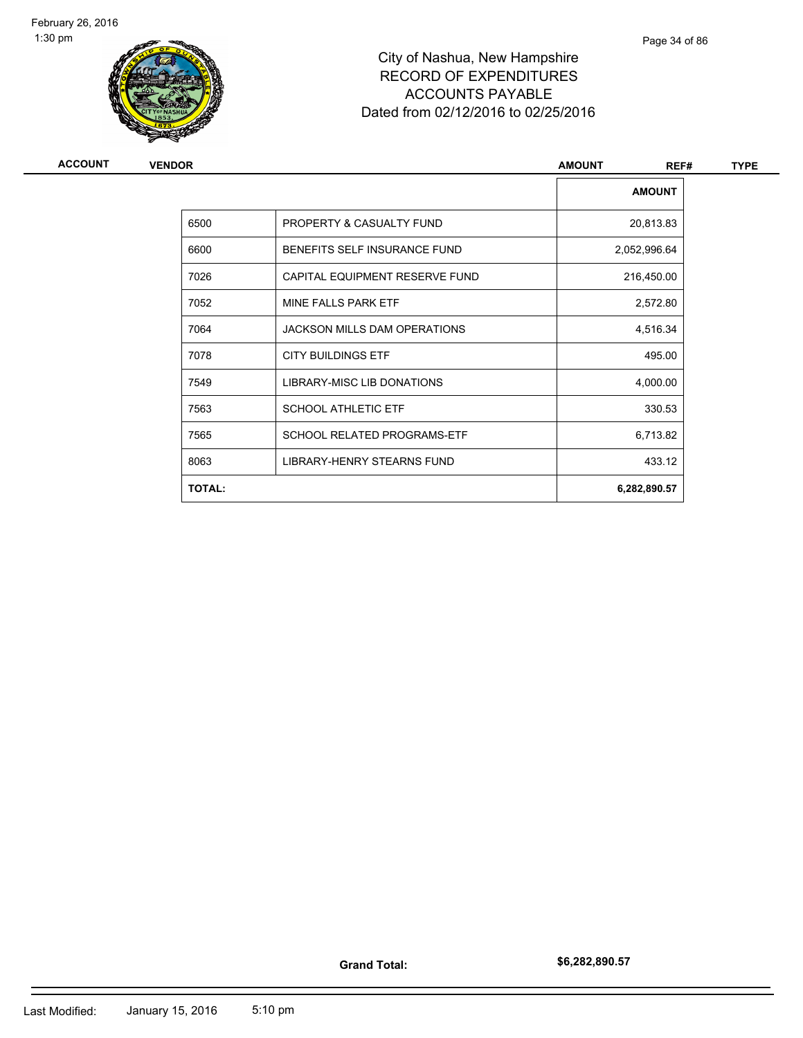# City of Nashua, New Hampshire
## RECORD OF EXPENDITURES
## ACCOUNTS PAYABLE
## Dated from 02/12/2016 to 02/25/2016

| ACCOUNT | VENDOR | AMOUNT | REF# | TYPE |
|---|---|---|---|---|

| | | AMOUNT |
|---|---|---|
| 6500 | PROPERTY & CASUALTY FUND | 20,813.83 |
| 6600 | BENEFITS SELF INSURANCE FUND | 2,052,996.64 |
| 7026 | CAPITAL EQUIPMENT RESERVE FUND | 216,450.00 |
| 7052 | MINE FALLS PARK ETF | 2,572.80 |
| 7064 | JACKSON MILLS DAM OPERATIONS | 4,516.34 |
| 7078 | CITY BUILDINGS ETF | 495.00 |
| 7549 | LIBRARY-MISC LIB DONATIONS | 4,000.00 |
| 7563 | SCHOOL ATHLETIC ETF | 330.53 |
| 7565 | SCHOOL RELATED PROGRAMS-ETF | 6,713.82 |
| 8063 | LIBRARY-HENRY STEARNS FUND | 433.12 |
| **TOTAL:** | | **6,282,890.57** |

**Grand Total:** **$6,282,890.57**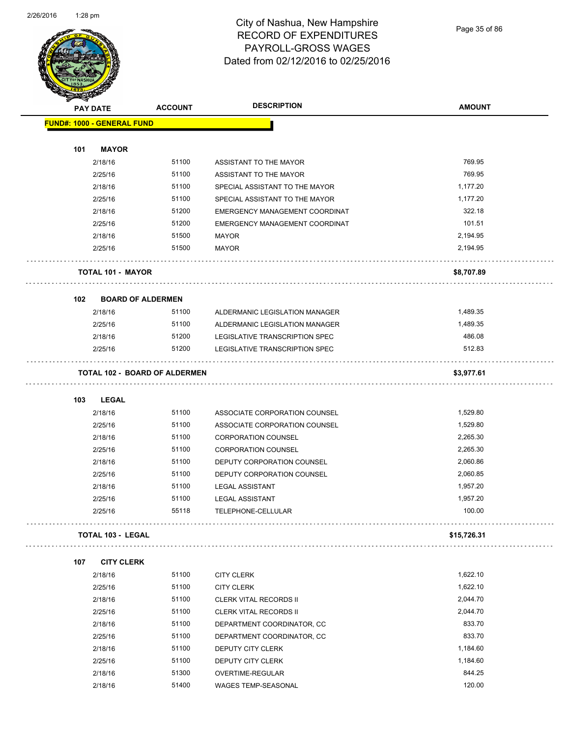# City of Nashua, New Hampshire
## RECORD OF EXPENDITURES
## PAYROLL-GROSS WAGES
## Dated from 02/12/2016 to 02/25/2016

| PAY DATE | ACCOUNT | DESCRIPTION | AMOUNT |
|---|---|---|---|
| **FUND#: 1000 - GENERAL FUND** | | | |
| **101 MAYOR** | | | |
| 2/18/16 | 51100 | ASSISTANT TO THE MAYOR | 769.95 |
| 2/25/16 | 51100 | ASSISTANT TO THE MAYOR | 769.95 |
| 2/18/16 | 51100 | SPECIAL ASSISTANT TO THE MAYOR | 1,177.20 |
| 2/25/16 | 51100 | SPECIAL ASSISTANT TO THE MAYOR | 1,177.20 |
| 2/18/16 | 51200 | EMERGENCY MANAGEMENT COORDINAT | 322.18 |
| 2/25/16 | 51200 | EMERGENCY MANAGEMENT COORDINAT | 101.51 |
| 2/18/16 | 51500 | MAYOR | 2,194.95 |
| 2/25/16 | 51500 | MAYOR | 2,194.95 |
| **TOTAL 101 - MAYOR** | | | **$8,707.89** |
| **102 BOARD OF ALDERMEN** | | | |
| 2/18/16 | 51100 | ALDERMANIC LEGISLATION MANAGER | 1,489.35 |
| 2/25/16 | 51100 | ALDERMANIC LEGISLATION MANAGER | 1,489.35 |
| 2/18/16 | 51200 | LEGISLATIVE TRANSCRIPTION SPEC | 486.08 |
| 2/25/16 | 51200 | LEGISLATIVE TRANSCRIPTION SPEC | 512.83 |
| **TOTAL 102 - BOARD OF ALDERMEN** | | | **$3,977.61** |
| **103 LEGAL** | | | |
| 2/18/16 | 51100 | ASSOCIATE CORPORATION COUNSEL | 1,529.80 |
| 2/25/16 | 51100 | ASSOCIATE CORPORATION COUNSEL | 1,529.80 |
| 2/18/16 | 51100 | CORPORATION COUNSEL | 2,265.30 |
| 2/25/16 | 51100 | CORPORATION COUNSEL | 2,265.30 |
| 2/18/16 | 51100 | DEPUTY CORPORATION COUNSEL | 2,060.86 |
| 2/25/16 | 51100 | DEPUTY CORPORATION COUNSEL | 2,060.85 |
| 2/18/16 | 51100 | LEGAL ASSISTANT | 1,957.20 |
| 2/25/16 | 51100 | LEGAL ASSISTANT | 1,957.20 |
| 2/25/16 | 55118 | TELEPHONE-CELLULAR | 100.00 |
| **TOTAL 103 - LEGAL** | | | **$15,726.31** |
| **107 CITY CLERK** | | | |
| 2/18/16 | 51100 | CITY CLERK | 1,622.10 |
| 2/25/16 | 51100 | CITY CLERK | 1,622.10 |
| 2/18/16 | 51100 | CLERK VITAL RECORDS II | 2,044.70 |
| 2/25/16 | 51100 | CLERK VITAL RECORDS II | 2,044.70 |
| 2/18/16 | 51100 | DEPARTMENT COORDINATOR, CC | 833.70 |
| 2/25/16 | 51100 | DEPARTMENT COORDINATOR, CC | 833.70 |
| 2/18/16 | 51100 | DEPUTY CITY CLERK | 1,184.60 |
| 2/25/16 | 51100 | DEPUTY CITY CLERK | 1,184.60 |
| 2/18/16 | 51300 | OVERTIME-REGULAR | 844.25 |
| 2/18/16 | 51400 | WAGES TEMP-SEASONAL | 120.00 |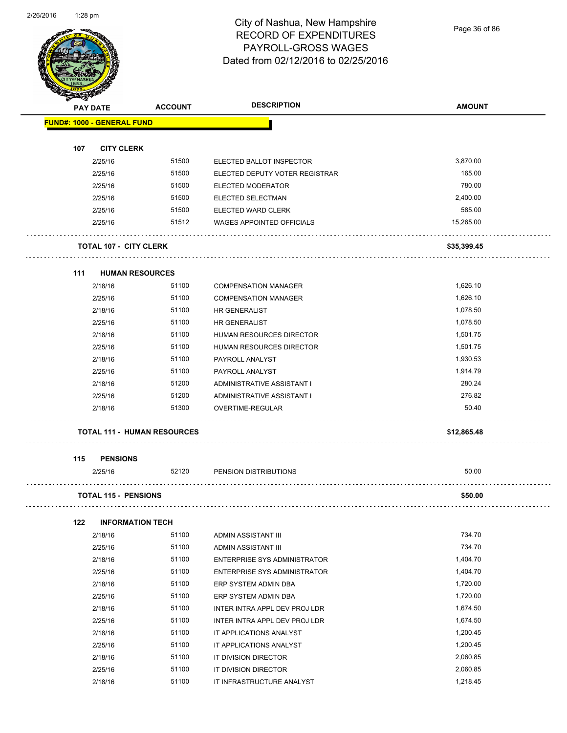# City of Nashua, New Hampshire
## RECORD OF EXPENDITURES
## PAYROLL-GROSS WAGES
## Dated from 02/12/2016 to 02/25/2016

| PAY DATE | ACCOUNT | DESCRIPTION | AMOUNT |
|---|---|---|---|
| **FUND#: 1000 - GENERAL FUND** | | | |
| **107 CITY CLERK** | | | |
| 2/25/16 | 51500 | ELECTED BALLOT INSPECTOR | 3,870.00 |
| 2/25/16 | 51500 | ELECTED DEPUTY VOTER REGISTRAR | 165.00 |
| 2/25/16 | 51500 | ELECTED MODERATOR | 780.00 |
| 2/25/16 | 51500 | ELECTED SELECTMAN | 2,400.00 |
| 2/25/16 | 51500 | ELECTED WARD CLERK | 585.00 |
| 2/25/16 | 51512 | WAGES APPOINTED OFFICIALS | 15,265.00 |
| **TOTAL 107 - CITY CLERK** | | | **$35,399.45** |
| **111 HUMAN RESOURCES** | | | |
| 2/18/16 | 51100 | COMPENSATION MANAGER | 1,626.10 |
| 2/25/16 | 51100 | COMPENSATION MANAGER | 1,626.10 |
| 2/18/16 | 51100 | HR GENERALIST | 1,078.50 |
| 2/25/16 | 51100 | HR GENERALIST | 1,078.50 |
| 2/18/16 | 51100 | HUMAN RESOURCES DIRECTOR | 1,501.75 |
| 2/25/16 | 51100 | HUMAN RESOURCES DIRECTOR | 1,501.75 |
| 2/18/16 | 51100 | PAYROLL ANALYST | 1,930.53 |
| 2/25/16 | 51100 | PAYROLL ANALYST | 1,914.79 |
| 2/18/16 | 51200 | ADMINISTRATIVE ASSISTANT I | 280.24 |
| 2/25/16 | 51200 | ADMINISTRATIVE ASSISTANT I | 276.82 |
| 2/18/16 | 51300 | OVERTIME-REGULAR | 50.40 |
| **TOTAL 111 - HUMAN RESOURCES** | | | **$12,865.48** |
| **115 PENSIONS** | | | |
| 2/25/16 | 52120 | PENSION DISTRIBUTIONS | 50.00 |
| **TOTAL 115 - PENSIONS** | | | **$50.00** |
| **122 INFORMATION TECH** | | | |
| 2/18/16 | 51100 | ADMIN ASSISTANT III | 734.70 |
| 2/25/16 | 51100 | ADMIN ASSISTANT III | 734.70 |
| 2/18/16 | 51100 | ENTERPRISE SYS ADMINISTRATOR | 1,404.70 |
| 2/25/16 | 51100 | ENTERPRISE SYS ADMINISTRATOR | 1,404.70 |
| 2/18/16 | 51100 | ERP SYSTEM ADMIN DBA | 1,720.00 |
| 2/25/16 | 51100 | ERP SYSTEM ADMIN DBA | 1,720.00 |
| 2/18/16 | 51100 | INTER INTRA APPL DEV PROJ LDR | 1,674.50 |
| 2/25/16 | 51100 | INTER INTRA APPL DEV PROJ LDR | 1,674.50 |
| 2/18/16 | 51100 | IT APPLICATIONS ANALYST | 1,200.45 |
| 2/25/16 | 51100 | IT APPLICATIONS ANALYST | 1,200.45 |
| 2/18/16 | 51100 | IT DIVISION DIRECTOR | 2,060.85 |
| 2/25/16 | 51100 | IT DIVISION DIRECTOR | 2,060.85 |
| 2/18/16 | 51100 | IT INFRASTRUCTURE ANALYST | 1,218.45 |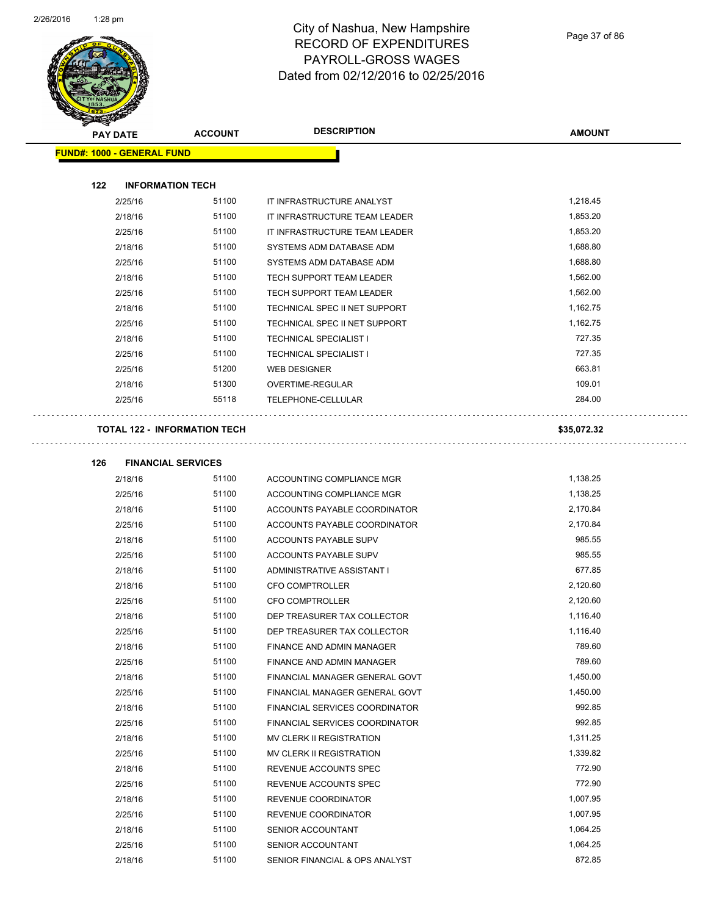# City of Nashua, New Hampshire
## RECORD OF EXPENDITURES
## PAYROLL-GROSS WAGES
## Dated from 02/12/2016 to 02/25/2016

| PAY DATE | ACCOUNT | DESCRIPTION | AMOUNT |
|---|---|---|---|
| **FUND#: 1000 - GENERAL FUND** | | | |
| **122 INFORMATION TECH** | | | |
| 2/25/16 | 51100 | IT INFRASTRUCTURE ANALYST | 1,218.45 |
| 2/18/16 | 51100 | IT INFRASTRUCTURE TEAM LEADER | 1,853.20 |
| 2/25/16 | 51100 | IT INFRASTRUCTURE TEAM LEADER | 1,853.20 |
| 2/18/16 | 51100 | SYSTEMS ADM DATABASE ADM | 1,688.80 |
| 2/25/16 | 51100 | SYSTEMS ADM DATABASE ADM | 1,688.80 |
| 2/18/16 | 51100 | TECH SUPPORT TEAM LEADER | 1,562.00 |
| 2/25/16 | 51100 | TECH SUPPORT TEAM LEADER | 1,562.00 |
| 2/18/16 | 51100 | TECHNICAL SPEC II NET SUPPORT | 1,162.75 |
| 2/25/16 | 51100 | TECHNICAL SPEC II NET SUPPORT | 1,162.75 |
| 2/18/16 | 51100 | TECHNICAL SPECIALIST I | 727.35 |
| 2/25/16 | 51100 | TECHNICAL SPECIALIST I | 727.35 |
| 2/25/16 | 51200 | WEB DESIGNER | 663.81 |
| 2/18/16 | 51300 | OVERTIME-REGULAR | 109.01 |
| 2/25/16 | 55118 | TELEPHONE-CELLULAR | 284.00 |
| **TOTAL 122 - INFORMATION TECH** | | | **$35,072.32** |
| **126 FINANCIAL SERVICES** | | | |
| 2/18/16 | 51100 | ACCOUNTING COMPLIANCE MGR | 1,138.25 |
| 2/25/16 | 51100 | ACCOUNTING COMPLIANCE MGR | 1,138.25 |
| 2/18/16 | 51100 | ACCOUNTS PAYABLE COORDINATOR | 2,170.84 |
| 2/25/16 | 51100 | ACCOUNTS PAYABLE COORDINATOR | 2,170.84 |
| 2/18/16 | 51100 | ACCOUNTS PAYABLE SUPV | 985.55 |
| 2/25/16 | 51100 | ACCOUNTS PAYABLE SUPV | 985.55 |
| 2/18/16 | 51100 | ADMINISTRATIVE ASSISTANT I | 677.85 |
| 2/18/16 | 51100 | CFO COMPTROLLER | 2,120.60 |
| 2/25/16 | 51100 | CFO COMPTROLLER | 2,120.60 |
| 2/18/16 | 51100 | DEP TREASURER TAX COLLECTOR | 1,116.40 |
| 2/25/16 | 51100 | DEP TREASURER TAX COLLECTOR | 1,116.40 |
| 2/18/16 | 51100 | FINANCE AND ADMIN MANAGER | 789.60 |
| 2/25/16 | 51100 | FINANCE AND ADMIN MANAGER | 789.60 |
| 2/18/16 | 51100 | FINANCIAL MANAGER GENERAL GOVT | 1,450.00 |
| 2/25/16 | 51100 | FINANCIAL MANAGER GENERAL GOVT | 1,450.00 |
| 2/18/16 | 51100 | FINANCIAL SERVICES COORDINATOR | 992.85 |
| 2/25/16 | 51100 | FINANCIAL SERVICES COORDINATOR | 992.85 |
| 2/18/16 | 51100 | MV CLERK II REGISTRATION | 1,311.25 |
| 2/25/16 | 51100 | MV CLERK II REGISTRATION | 1,339.82 |
| 2/18/16 | 51100 | REVENUE ACCOUNTS SPEC | 772.90 |
| 2/25/16 | 51100 | REVENUE ACCOUNTS SPEC | 772.90 |
| 2/18/16 | 51100 | REVENUE COORDINATOR | 1,007.95 |
| 2/25/16 | 51100 | REVENUE COORDINATOR | 1,007.95 |
| 2/18/16 | 51100 | SENIOR ACCOUNTANT | 1,064.25 |
| 2/25/16 | 51100 | SENIOR ACCOUNTANT | 1,064.25 |
| 2/18/16 | 51100 | SENIOR FINANCIAL & OPS ANALYST | 872.85 |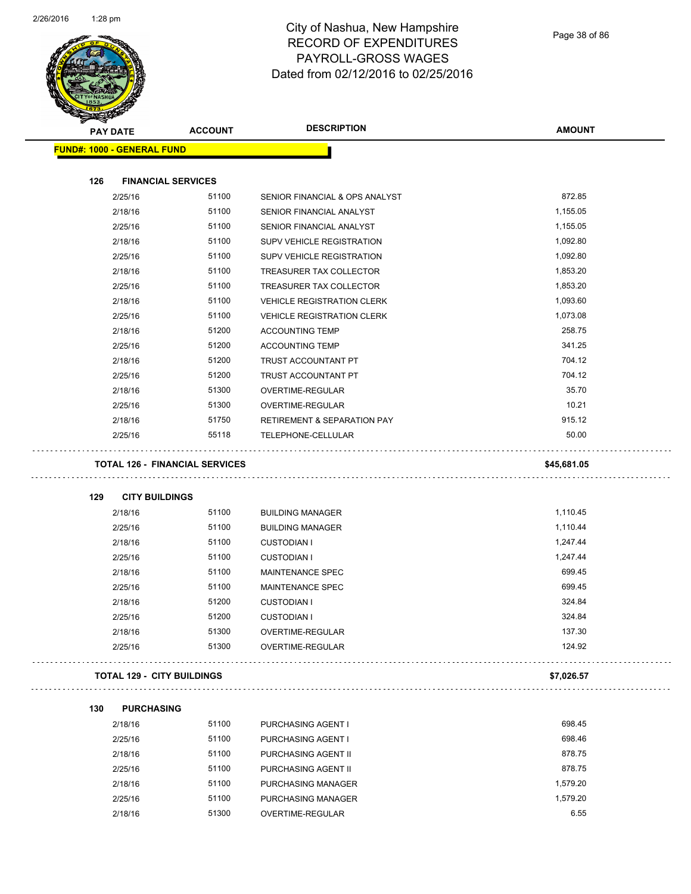# City of Nashua, New Hampshire
## RECORD OF EXPENDITURES
## PAYROLL-GROSS WAGES
## Dated from 02/12/2016 to 02/25/2016

| PAY DATE | ACCOUNT | DESCRIPTION | AMOUNT |
|---|---|---|---|
| **FUND#: 1000 - GENERAL FUND** | | | |
| **126 FINANCIAL SERVICES** | | | |
| 2/25/16 | 51100 | SENIOR FINANCIAL & OPS ANALYST | 872.85 |
| 2/18/16 | 51100 | SENIOR FINANCIAL ANALYST | 1,155.05 |
| 2/25/16 | 51100 | SENIOR FINANCIAL ANALYST | 1,155.05 |
| 2/18/16 | 51100 | SUPV VEHICLE REGISTRATION | 1,092.80 |
| 2/25/16 | 51100 | SUPV VEHICLE REGISTRATION | 1,092.80 |
| 2/18/16 | 51100 | TREASURER TAX COLLECTOR | 1,853.20 |
| 2/25/16 | 51100 | TREASURER TAX COLLECTOR | 1,853.20 |
| 2/18/16 | 51100 | VEHICLE REGISTRATION CLERK | 1,093.60 |
| 2/25/16 | 51100 | VEHICLE REGISTRATION CLERK | 1,073.08 |
| 2/18/16 | 51200 | ACCOUNTING TEMP | 258.75 |
| 2/25/16 | 51200 | ACCOUNTING TEMP | 341.25 |
| 2/18/16 | 51200 | TRUST ACCOUNTANT PT | 704.12 |
| 2/25/16 | 51200 | TRUST ACCOUNTANT PT | 704.12 |
| 2/18/16 | 51300 | OVERTIME-REGULAR | 35.70 |
| 2/25/16 | 51300 | OVERTIME-REGULAR | 10.21 |
| 2/18/16 | 51750 | RETIREMENT & SEPARATION PAY | 915.12 |
| 2/25/16 | 55118 | TELEPHONE-CELLULAR | 50.00 |
| **TOTAL 126 - FINANCIAL SERVICES** | | | **$45,681.05** |
| **129 CITY BUILDINGS** | | | |
| 2/18/16 | 51100 | BUILDING MANAGER | 1,110.45 |
| 2/25/16 | 51100 | BUILDING MANAGER | 1,110.44 |
| 2/18/16 | 51100 | CUSTODIAN I | 1,247.44 |
| 2/25/16 | 51100 | CUSTODIAN I | 1,247.44 |
| 2/18/16 | 51100 | MAINTENANCE SPEC | 699.45 |
| 2/25/16 | 51100 | MAINTENANCE SPEC | 699.45 |
| 2/18/16 | 51200 | CUSTODIAN I | 324.84 |
| 2/25/16 | 51200 | CUSTODIAN I | 324.84 |
| 2/18/16 | 51300 | OVERTIME-REGULAR | 137.30 |
| 2/25/16 | 51300 | OVERTIME-REGULAR | 124.92 |
| **TOTAL 129 - CITY BUILDINGS** | | | **$7,026.57** |
| **130 PURCHASING** | | | |
| 2/18/16 | 51100 | PURCHASING AGENT I | 698.45 |
| 2/25/16 | 51100 | PURCHASING AGENT I | 698.46 |
| 2/18/16 | 51100 | PURCHASING AGENT II | 878.75 |
| 2/25/16 | 51100 | PURCHASING AGENT II | 878.75 |
| 2/18/16 | 51100 | PURCHASING MANAGER | 1,579.20 |
| 2/25/16 | 51100 | PURCHASING MANAGER | 1,579.20 |
| 2/18/16 | 51300 | OVERTIME-REGULAR | 6.55 |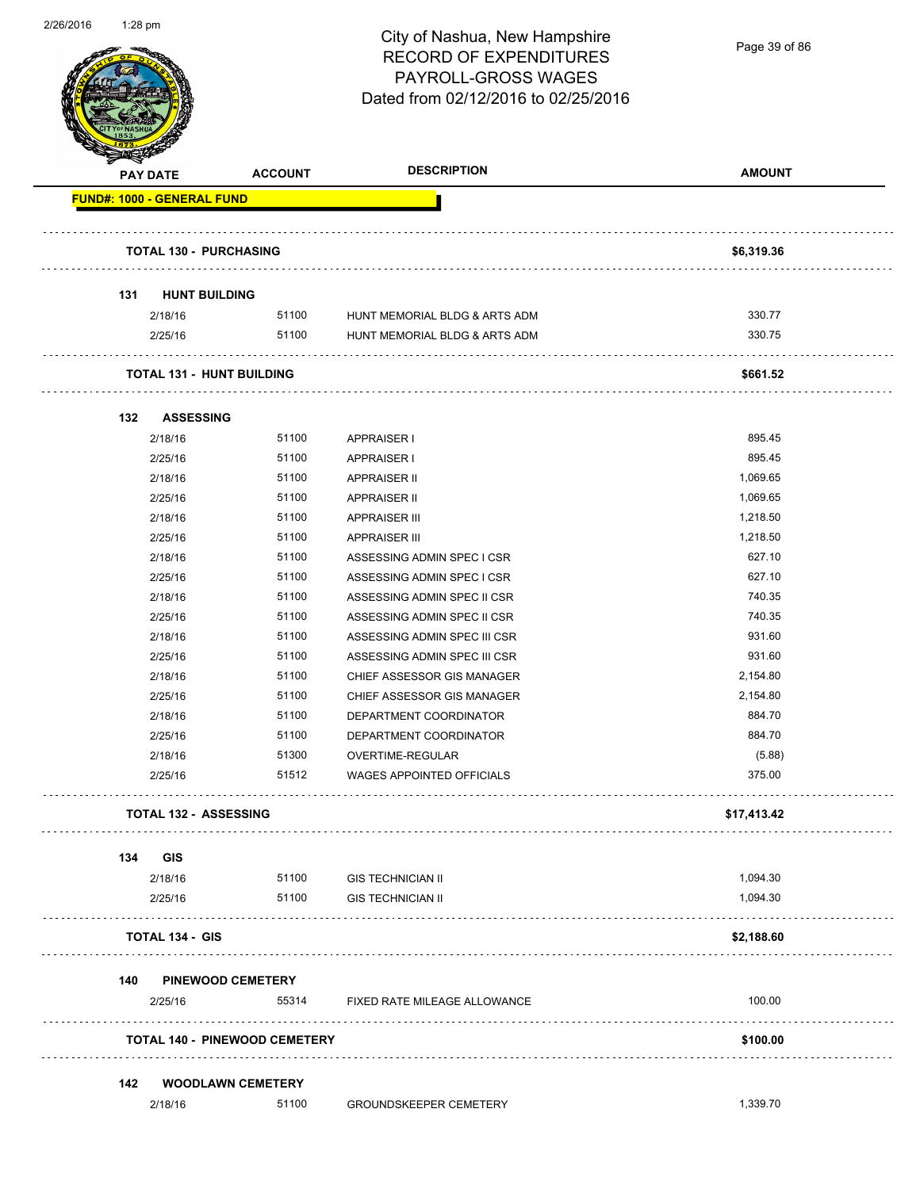City of Nashua, New Hampshire
RECORD OF EXPENDITURES
PAYROLL-GROSS WAGES
Dated from 02/12/2016 to 02/25/2016

| PAY DATE | ACCOUNT | DESCRIPTION | AMOUNT |
|---|---|---|---|
| **FUND#: 1000 - GENERAL FUND** | | | |
| **TOTAL 130 - PURCHASING** | | | **$6,319.36** |
| **131 HUNT BUILDING** | | | |
| 2/18/16 | 51100 | HUNT MEMORIAL BLDG & ARTS ADM | 330.77 |
| 2/25/16 | 51100 | HUNT MEMORIAL BLDG & ARTS ADM | 330.75 |
| **TOTAL 131 - HUNT BUILDING** | | | **$661.52** |
| **132 ASSESSING** | | | |
| 2/18/16 | 51100 | APPRAISER I | 895.45 |
| 2/25/16 | 51100 | APPRAISER I | 895.45 |
| 2/18/16 | 51100 | APPRAISER II | 1,069.65 |
| 2/25/16 | 51100 | APPRAISER II | 1,069.65 |
| 2/18/16 | 51100 | APPRAISER III | 1,218.50 |
| 2/25/16 | 51100 | APPRAISER III | 1,218.50 |
| 2/18/16 | 51100 | ASSESSING ADMIN SPEC I CSR | 627.10 |
| 2/25/16 | 51100 | ASSESSING ADMIN SPEC I CSR | 627.10 |
| 2/18/16 | 51100 | ASSESSING ADMIN SPEC II CSR | 740.35 |
| 2/25/16 | 51100 | ASSESSING ADMIN SPEC II CSR | 740.35 |
| 2/18/16 | 51100 | ASSESSING ADMIN SPEC III CSR | 931.60 |
| 2/25/16 | 51100 | ASSESSING ADMIN SPEC III CSR | 931.60 |
| 2/18/16 | 51100 | CHIEF ASSESSOR GIS MANAGER | 2,154.80 |
| 2/25/16 | 51100 | CHIEF ASSESSOR GIS MANAGER | 2,154.80 |
| 2/18/16 | 51100 | DEPARTMENT COORDINATOR | 884.70 |
| 2/25/16 | 51100 | DEPARTMENT COORDINATOR | 884.70 |
| 2/18/16 | 51300 | OVERTIME-REGULAR | (5.88) |
| 2/25/16 | 51512 | WAGES APPOINTED OFFICIALS | 375.00 |
| **TOTAL 132 - ASSESSING** | | | **$17,413.42** |
| **134 GIS** | | | |
| 2/18/16 | 51100 | GIS TECHNICIAN II | 1,094.30 |
| 2/25/16 | 51100 | GIS TECHNICIAN II | 1,094.30 |
| **TOTAL 134 - GIS** | | | **$2,188.60** |
| **140 PINEWOOD CEMETERY** | | | |
| 2/25/16 | 55314 | FIXED RATE MILEAGE ALLOWANCE | 100.00 |
| **TOTAL 140 - PINEWOOD CEMETERY** | | | **$100.00** |
| **142 WOODLAWN CEMETERY** | | | |
| 2/18/16 | 51100 | GROUNDSKEEPER CEMETERY | 1,339.70 |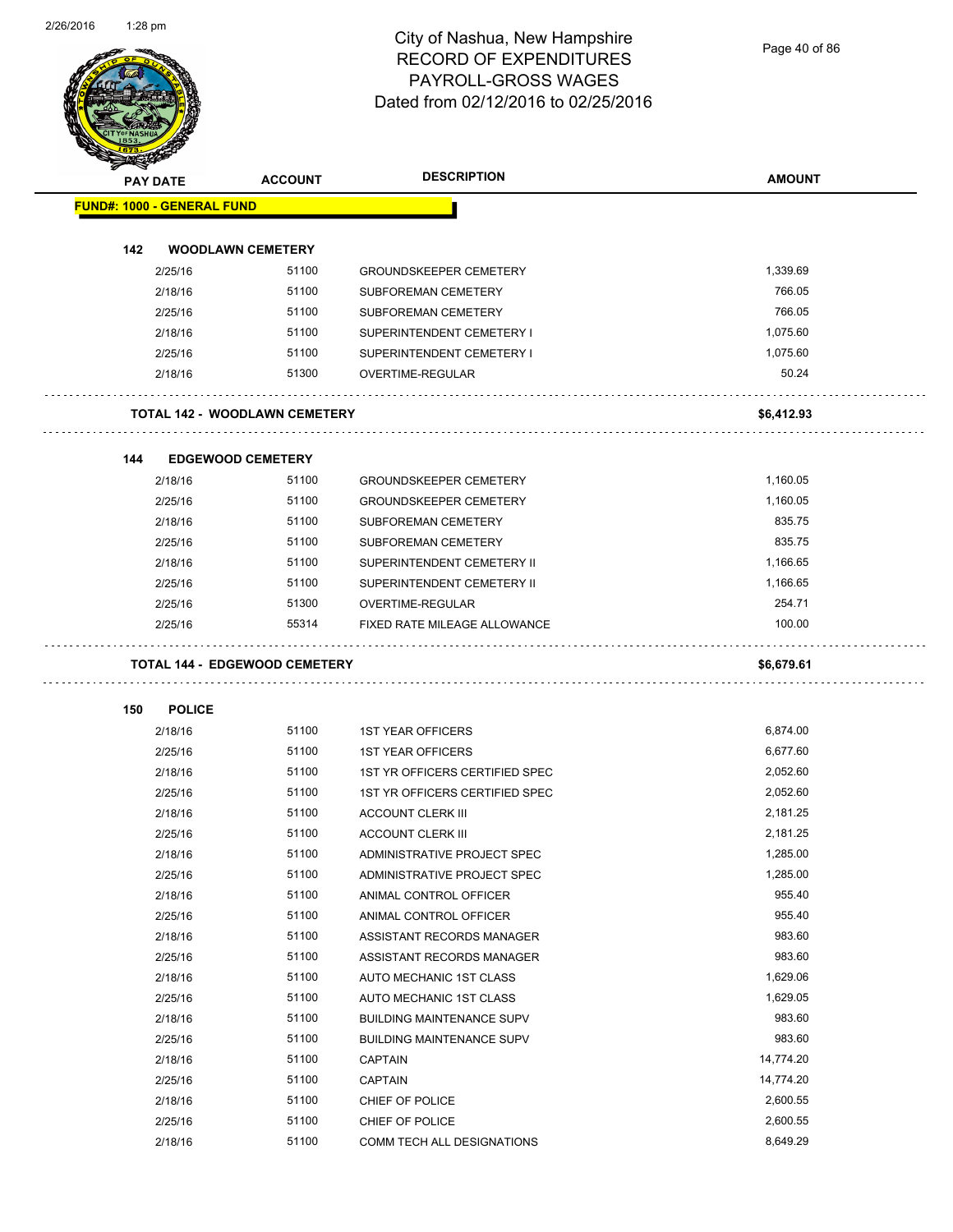# City of Nashua, New Hampshire
## RECORD OF EXPENDITURES
## PAYROLL-GROSS WAGES
## Dated from 02/12/2016 to 02/25/2016

| PAY DATE | ACCOUNT | DESCRIPTION | AMOUNT |
|---|---|---|---|
| **FUND#: 1000 - GENERAL FUND** | | | |
| **142 WOODLAWN CEMETERY** | | | |
| 2/25/16 | 51100 | GROUNDSKEEPER CEMETERY | 1,339.69 |
| 2/18/16 | 51100 | SUBFOREMAN CEMETERY | 766.05 |
| 2/25/16 | 51100 | SUBFOREMAN CEMETERY | 766.05 |
| 2/18/16 | 51100 | SUPERINTENDENT CEMETERY I | 1,075.60 |
| 2/25/16 | 51100 | SUPERINTENDENT CEMETERY I | 1,075.60 |
| 2/18/16 | 51300 | OVERTIME-REGULAR | 50.24 |
| **TOTAL 142 - WOODLAWN CEMETERY** | | | **$6,412.93** |
| **144 EDGEWOOD CEMETERY** | | | |
| 2/18/16 | 51100 | GROUNDSKEEPER CEMETERY | 1,160.05 |
| 2/25/16 | 51100 | GROUNDSKEEPER CEMETERY | 1,160.05 |
| 2/18/16 | 51100 | SUBFOREMAN CEMETERY | 835.75 |
| 2/25/16 | 51100 | SUBFOREMAN CEMETERY | 835.75 |
| 2/18/16 | 51100 | SUPERINTENDENT CEMETERY II | 1,166.65 |
| 2/25/16 | 51100 | SUPERINTENDENT CEMETERY II | 1,166.65 |
| 2/25/16 | 51300 | OVERTIME-REGULAR | 254.71 |
| 2/25/16 | 55314 | FIXED RATE MILEAGE ALLOWANCE | 100.00 |
| **TOTAL 144 - EDGEWOOD CEMETERY** | | | **$6,679.61** |
| **150 POLICE** | | | |
| 2/18/16 | 51100 | 1ST YEAR OFFICERS | 6,874.00 |
| 2/25/16 | 51100 | 1ST YEAR OFFICERS | 6,677.60 |
| 2/18/16 | 51100 | 1ST YR OFFICERS CERTIFIED SPEC | 2,052.60 |
| 2/25/16 | 51100 | 1ST YR OFFICERS CERTIFIED SPEC | 2,052.60 |
| 2/18/16 | 51100 | ACCOUNT CLERK III | 2,181.25 |
| 2/25/16 | 51100 | ACCOUNT CLERK III | 2,181.25 |
| 2/18/16 | 51100 | ADMINISTRATIVE PROJECT SPEC | 1,285.00 |
| 2/25/16 | 51100 | ADMINISTRATIVE PROJECT SPEC | 1,285.00 |
| 2/18/16 | 51100 | ANIMAL CONTROL OFFICER | 955.40 |
| 2/25/16 | 51100 | ANIMAL CONTROL OFFICER | 955.40 |
| 2/18/16 | 51100 | ASSISTANT RECORDS MANAGER | 983.60 |
| 2/25/16 | 51100 | ASSISTANT RECORDS MANAGER | 983.60 |
| 2/18/16 | 51100 | AUTO MECHANIC 1ST CLASS | 1,629.06 |
| 2/25/16 | 51100 | AUTO MECHANIC 1ST CLASS | 1,629.05 |
| 2/18/16 | 51100 | BUILDING MAINTENANCE SUPV | 983.60 |
| 2/25/16 | 51100 | BUILDING MAINTENANCE SUPV | 983.60 |
| 2/18/16 | 51100 | CAPTAIN | 14,774.20 |
| 2/25/16 | 51100 | CAPTAIN | 14,774.20 |
| 2/18/16 | 51100 | CHIEF OF POLICE | 2,600.55 |
| 2/25/16 | 51100 | CHIEF OF POLICE | 2,600.55 |
| 2/18/16 | 51100 | COMM TECH ALL DESIGNATIONS | 8,649.29 |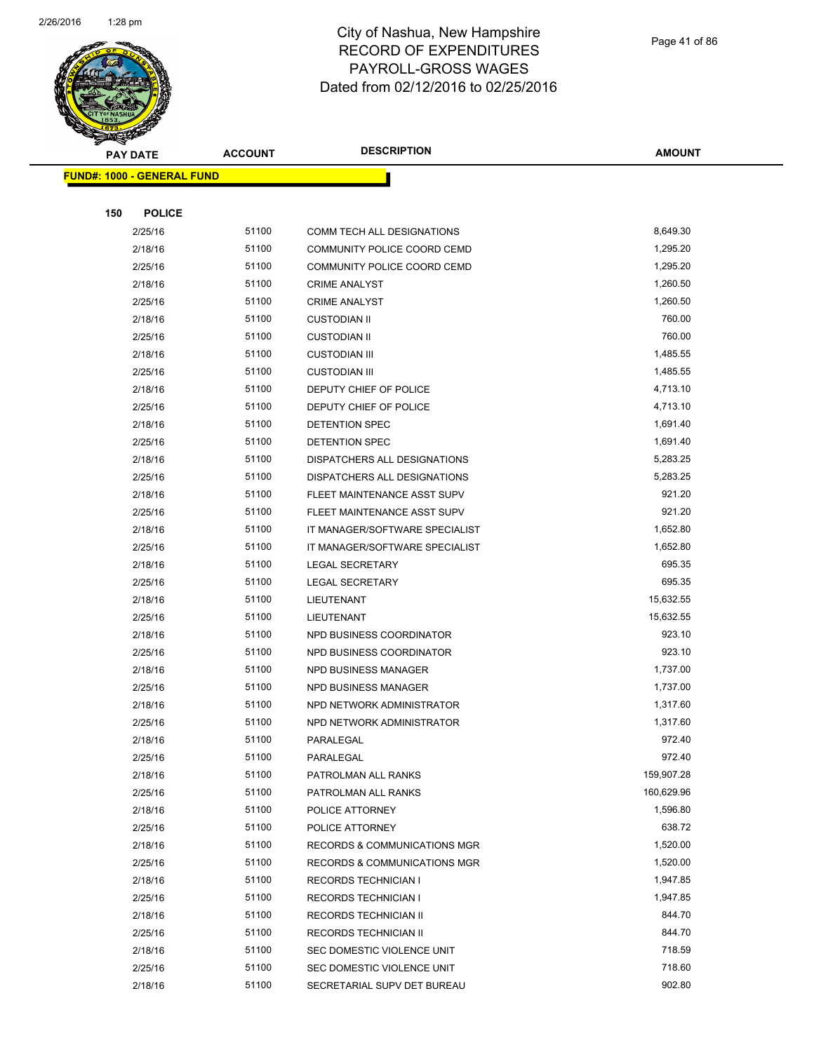# City of Nashua, New Hampshire
## RECORD OF EXPENDITURES
## PAYROLL-GROSS WAGES
## Dated from 02/12/2016 to 02/25/2016

**FUND#: 1000 - GENERAL FUND**

**150 POLICE**

| PAY DATE | ACCOUNT | DESCRIPTION | AMOUNT |
|---|---|---|---|
| 2/25/16 | 51100 | COMM TECH ALL DESIGNATIONS | 8,649.30 |
| 2/18/16 | 51100 | COMMUNITY POLICE COORD CEMD | 1,295.20 |
| 2/25/16 | 51100 | COMMUNITY POLICE COORD CEMD | 1,295.20 |
| 2/18/16 | 51100 | CRIME ANALYST | 1,260.50 |
| 2/25/16 | 51100 | CRIME ANALYST | 1,260.50 |
| 2/18/16 | 51100 | CUSTODIAN II | 760.00 |
| 2/25/16 | 51100 | CUSTODIAN II | 760.00 |
| 2/18/16 | 51100 | CUSTODIAN III | 1,485.55 |
| 2/25/16 | 51100 | CUSTODIAN III | 1,485.55 |
| 2/18/16 | 51100 | DEPUTY CHIEF OF POLICE | 4,713.10 |
| 2/25/16 | 51100 | DEPUTY CHIEF OF POLICE | 4,713.10 |
| 2/18/16 | 51100 | DETENTION SPEC | 1,691.40 |
| 2/25/16 | 51100 | DETENTION SPEC | 1,691.40 |
| 2/18/16 | 51100 | DISPATCHERS ALL DESIGNATIONS | 5,283.25 |
| 2/25/16 | 51100 | DISPATCHERS ALL DESIGNATIONS | 5,283.25 |
| 2/18/16 | 51100 | FLEET MAINTENANCE ASST SUPV | 921.20 |
| 2/25/16 | 51100 | FLEET MAINTENANCE ASST SUPV | 921.20 |
| 2/18/16 | 51100 | IT MANAGER/SOFTWARE SPECIALIST | 1,652.80 |
| 2/25/16 | 51100 | IT MANAGER/SOFTWARE SPECIALIST | 1,652.80 |
| 2/18/16 | 51100 | LEGAL SECRETARY | 695.35 |
| 2/25/16 | 51100 | LEGAL SECRETARY | 695.35 |
| 2/18/16 | 51100 | LIEUTENANT | 15,632.55 |
| 2/25/16 | 51100 | LIEUTENANT | 15,632.55 |
| 2/18/16 | 51100 | NPD BUSINESS COORDINATOR | 923.10 |
| 2/25/16 | 51100 | NPD BUSINESS COORDINATOR | 923.10 |
| 2/18/16 | 51100 | NPD BUSINESS MANAGER | 1,737.00 |
| 2/25/16 | 51100 | NPD BUSINESS MANAGER | 1,737.00 |
| 2/18/16 | 51100 | NPD NETWORK ADMINISTRATOR | 1,317.60 |
| 2/25/16 | 51100 | NPD NETWORK ADMINISTRATOR | 1,317.60 |
| 2/18/16 | 51100 | PARALEGAL | 972.40 |
| 2/25/16 | 51100 | PARALEGAL | 972.40 |
| 2/18/16 | 51100 | PATROLMAN ALL RANKS | 159,907.28 |
| 2/25/16 | 51100 | PATROLMAN ALL RANKS | 160,629.96 |
| 2/18/16 | 51100 | POLICE ATTORNEY | 1,596.80 |
| 2/25/16 | 51100 | POLICE ATTORNEY | 638.72 |
| 2/18/16 | 51100 | RECORDS & COMMUNICATIONS MGR | 1,520.00 |
| 2/25/16 | 51100 | RECORDS & COMMUNICATIONS MGR | 1,520.00 |
| 2/18/16 | 51100 | RECORDS TECHNICIAN I | 1,947.85 |
| 2/25/16 | 51100 | RECORDS TECHNICIAN I | 1,947.85 |
| 2/18/16 | 51100 | RECORDS TECHNICIAN II | 844.70 |
| 2/25/16 | 51100 | RECORDS TECHNICIAN II | 844.70 |
| 2/18/16 | 51100 | SEC DOMESTIC VIOLENCE UNIT | 718.59 |
| 2/25/16 | 51100 | SEC DOMESTIC VIOLENCE UNIT | 718.60 |
| 2/18/16 | 51100 | SECRETARIAL SUPV DET BUREAU | 902.80 |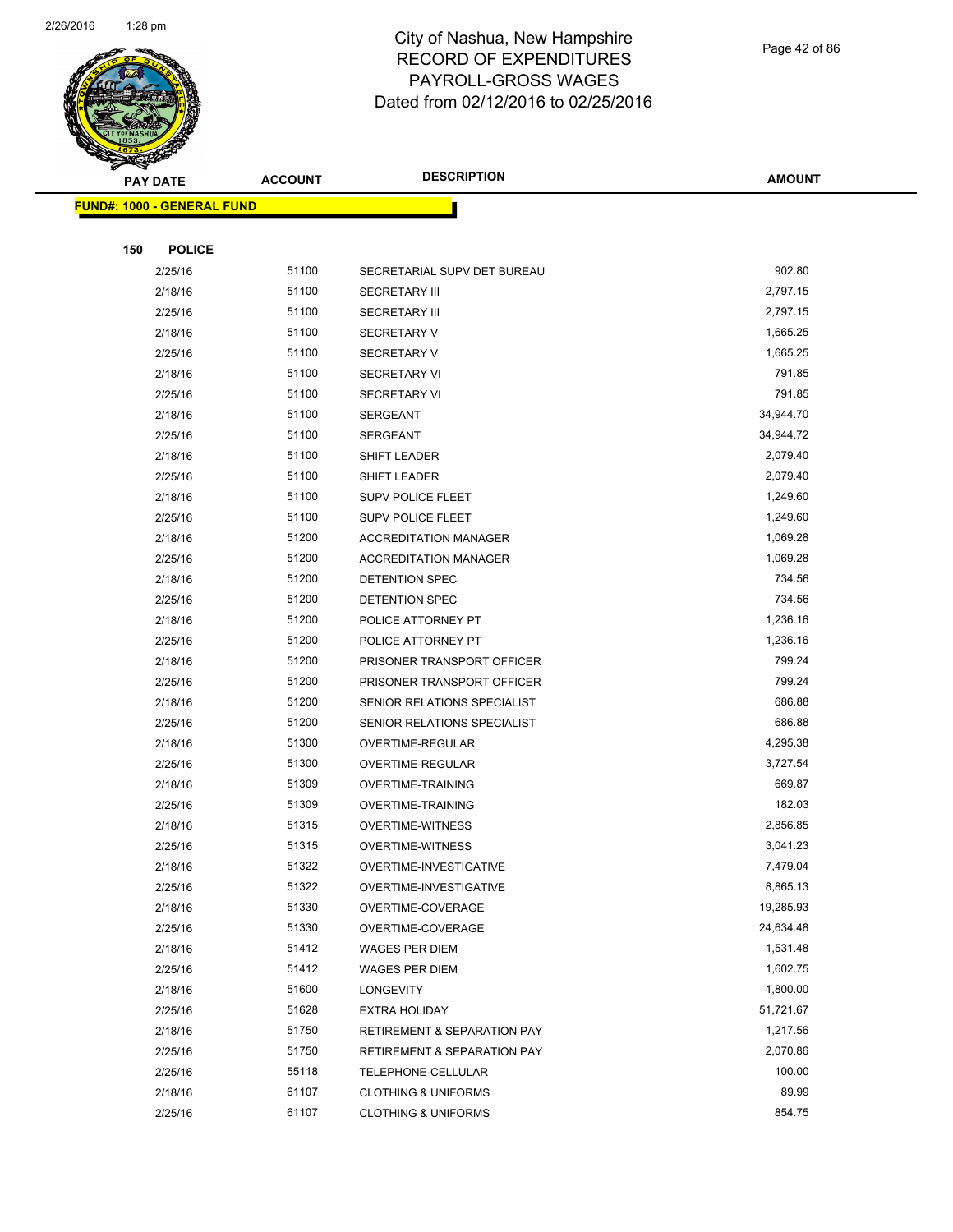# City of Nashua, New Hampshire
## RECORD OF EXPENDITURES
## PAYROLL-GROSS WAGES
## Dated from 02/12/2016 to 02/25/2016

| PAY DATE | ACCOUNT | DESCRIPTION | AMOUNT |
|---|---|---|---|

**FUND#: 1000 - GENERAL FUND**

**150 POLICE**

| PAY DATE | ACCOUNT | DESCRIPTION | AMOUNT |
|---|---|---|---|
| 2/25/16 | 51100 | SECRETARIAL SUPV DET BUREAU | 902.80 |
| 2/18/16 | 51100 | SECRETARY III | 2,797.15 |
| 2/25/16 | 51100 | SECRETARY III | 2,797.15 |
| 2/18/16 | 51100 | SECRETARY V | 1,665.25 |
| 2/25/16 | 51100 | SECRETARY V | 1,665.25 |
| 2/18/16 | 51100 | SECRETARY VI | 791.85 |
| 2/25/16 | 51100 | SECRETARY VI | 791.85 |
| 2/18/16 | 51100 | SERGEANT | 34,944.70 |
| 2/25/16 | 51100 | SERGEANT | 34,944.72 |
| 2/18/16 | 51100 | SHIFT LEADER | 2,079.40 |
| 2/25/16 | 51100 | SHIFT LEADER | 2,079.40 |
| 2/18/16 | 51100 | SUPV POLICE FLEET | 1,249.60 |
| 2/25/16 | 51100 | SUPV POLICE FLEET | 1,249.60 |
| 2/18/16 | 51200 | ACCREDITATION MANAGER | 1,069.28 |
| 2/25/16 | 51200 | ACCREDITATION MANAGER | 1,069.28 |
| 2/18/16 | 51200 | DETENTION SPEC | 734.56 |
| 2/25/16 | 51200 | DETENTION SPEC | 734.56 |
| 2/18/16 | 51200 | POLICE ATTORNEY PT | 1,236.16 |
| 2/25/16 | 51200 | POLICE ATTORNEY PT | 1,236.16 |
| 2/18/16 | 51200 | PRISONER TRANSPORT OFFICER | 799.24 |
| 2/25/16 | 51200 | PRISONER TRANSPORT OFFICER | 799.24 |
| 2/18/16 | 51200 | SENIOR RELATIONS SPECIALIST | 686.88 |
| 2/25/16 | 51200 | SENIOR RELATIONS SPECIALIST | 686.88 |
| 2/18/16 | 51300 | OVERTIME-REGULAR | 4,295.38 |
| 2/25/16 | 51300 | OVERTIME-REGULAR | 3,727.54 |
| 2/18/16 | 51309 | OVERTIME-TRAINING | 669.87 |
| 2/25/16 | 51309 | OVERTIME-TRAINING | 182.03 |
| 2/18/16 | 51315 | OVERTIME-WITNESS | 2,856.85 |
| 2/25/16 | 51315 | OVERTIME-WITNESS | 3,041.23 |
| 2/18/16 | 51322 | OVERTIME-INVESTIGATIVE | 7,479.04 |
| 2/25/16 | 51322 | OVERTIME-INVESTIGATIVE | 8,865.13 |
| 2/18/16 | 51330 | OVERTIME-COVERAGE | 19,285.93 |
| 2/25/16 | 51330 | OVERTIME-COVERAGE | 24,634.48 |
| 2/18/16 | 51412 | WAGES PER DIEM | 1,531.48 |
| 2/25/16 | 51412 | WAGES PER DIEM | 1,602.75 |
| 2/18/16 | 51600 | LONGEVITY | 1,800.00 |
| 2/25/16 | 51628 | EXTRA HOLIDAY | 51,721.67 |
| 2/18/16 | 51750 | RETIREMENT & SEPARATION PAY | 1,217.56 |
| 2/25/16 | 51750 | RETIREMENT & SEPARATION PAY | 2,070.86 |
| 2/25/16 | 55118 | TELEPHONE-CELLULAR | 100.00 |
| 2/18/16 | 61107 | CLOTHING & UNIFORMS | 89.99 |
| 2/25/16 | 61107 | CLOTHING & UNIFORMS | 854.75 |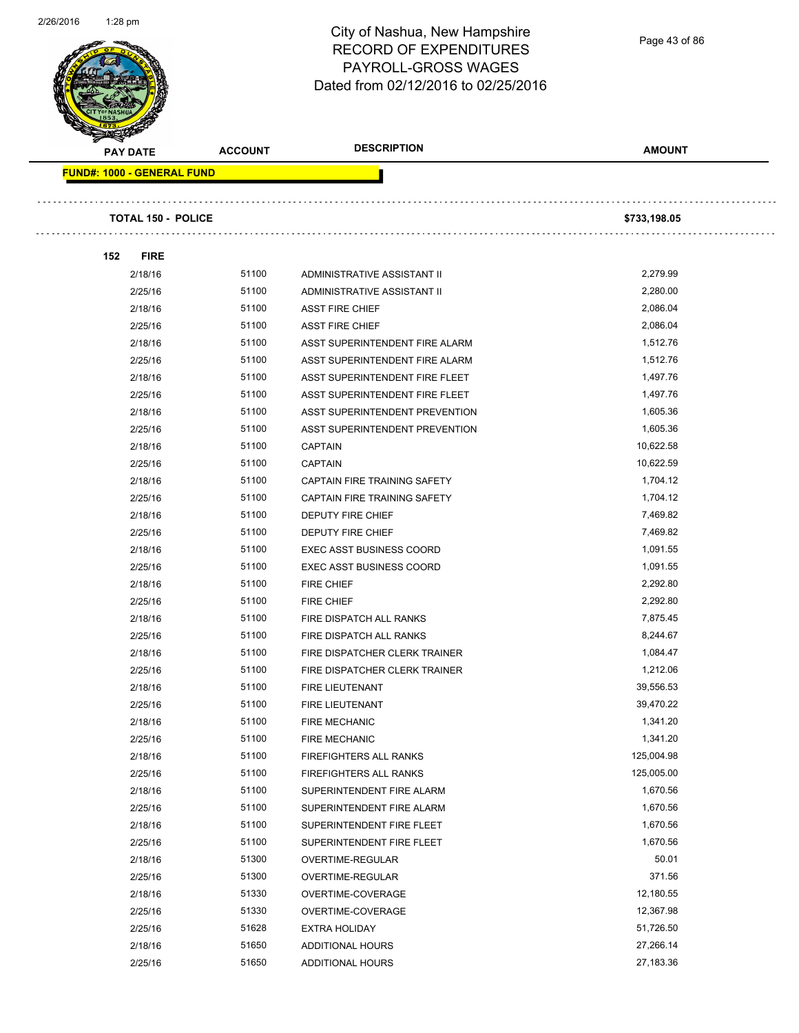City of Nashua, New Hampshire
RECORD OF EXPENDITURES
PAYROLL-GROSS WAGES
Dated from 02/12/2016 to 02/25/2016

**FUND#: 1000 - GENERAL FUND**

**TOTAL 150 - POLICE** **$733,198.05**

**152 FIRE**

| PAY DATE | ACCOUNT | DESCRIPTION | AMOUNT |
|---|---|---|---|
| 2/18/16 | 51100 | ADMINISTRATIVE ASSISTANT II | 2,279.99 |
| 2/25/16 | 51100 | ADMINISTRATIVE ASSISTANT II | 2,280.00 |
| 2/18/16 | 51100 | ASST FIRE CHIEF | 2,086.04 |
| 2/25/16 | 51100 | ASST FIRE CHIEF | 2,086.04 |
| 2/18/16 | 51100 | ASST SUPERINTENDENT FIRE ALARM | 1,512.76 |
| 2/25/16 | 51100 | ASST SUPERINTENDENT FIRE ALARM | 1,512.76 |
| 2/18/16 | 51100 | ASST SUPERINTENDENT FIRE FLEET | 1,497.76 |
| 2/25/16 | 51100 | ASST SUPERINTENDENT FIRE FLEET | 1,497.76 |
| 2/18/16 | 51100 | ASST SUPERINTENDENT PREVENTION | 1,605.36 |
| 2/25/16 | 51100 | ASST SUPERINTENDENT PREVENTION | 1,605.36 |
| 2/18/16 | 51100 | CAPTAIN | 10,622.58 |
| 2/25/16 | 51100 | CAPTAIN | 10,622.59 |
| 2/18/16 | 51100 | CAPTAIN FIRE TRAINING SAFETY | 1,704.12 |
| 2/25/16 | 51100 | CAPTAIN FIRE TRAINING SAFETY | 1,704.12 |
| 2/18/16 | 51100 | DEPUTY FIRE CHIEF | 7,469.82 |
| 2/25/16 | 51100 | DEPUTY FIRE CHIEF | 7,469.82 |
| 2/18/16 | 51100 | EXEC ASST BUSINESS COORD | 1,091.55 |
| 2/25/16 | 51100 | EXEC ASST BUSINESS COORD | 1,091.55 |
| 2/18/16 | 51100 | FIRE CHIEF | 2,292.80 |
| 2/25/16 | 51100 | FIRE CHIEF | 2,292.80 |
| 2/18/16 | 51100 | FIRE DISPATCH ALL RANKS | 7,875.45 |
| 2/25/16 | 51100 | FIRE DISPATCH ALL RANKS | 8,244.67 |
| 2/18/16 | 51100 | FIRE DISPATCHER CLERK TRAINER | 1,084.47 |
| 2/25/16 | 51100 | FIRE DISPATCHER CLERK TRAINER | 1,212.06 |
| 2/18/16 | 51100 | FIRE LIEUTENANT | 39,556.53 |
| 2/25/16 | 51100 | FIRE LIEUTENANT | 39,470.22 |
| 2/18/16 | 51100 | FIRE MECHANIC | 1,341.20 |
| 2/25/16 | 51100 | FIRE MECHANIC | 1,341.20 |
| 2/18/16 | 51100 | FIREFIGHTERS ALL RANKS | 125,004.98 |
| 2/25/16 | 51100 | FIREFIGHTERS ALL RANKS | 125,005.00 |
| 2/18/16 | 51100 | SUPERINTENDENT FIRE ALARM | 1,670.56 |
| 2/25/16 | 51100 | SUPERINTENDENT FIRE ALARM | 1,670.56 |
| 2/18/16 | 51100 | SUPERINTENDENT FIRE FLEET | 1,670.56 |
| 2/25/16 | 51100 | SUPERINTENDENT FIRE FLEET | 1,670.56 |
| 2/18/16 | 51300 | OVERTIME-REGULAR | 50.01 |
| 2/25/16 | 51300 | OVERTIME-REGULAR | 371.56 |
| 2/18/16 | 51330 | OVERTIME-COVERAGE | 12,180.55 |
| 2/25/16 | 51330 | OVERTIME-COVERAGE | 12,367.98 |
| 2/25/16 | 51628 | EXTRA HOLIDAY | 51,726.50 |
| 2/18/16 | 51650 | ADDITIONAL HOURS | 27,266.14 |
| 2/25/16 | 51650 | ADDITIONAL HOURS | 27,183.36 |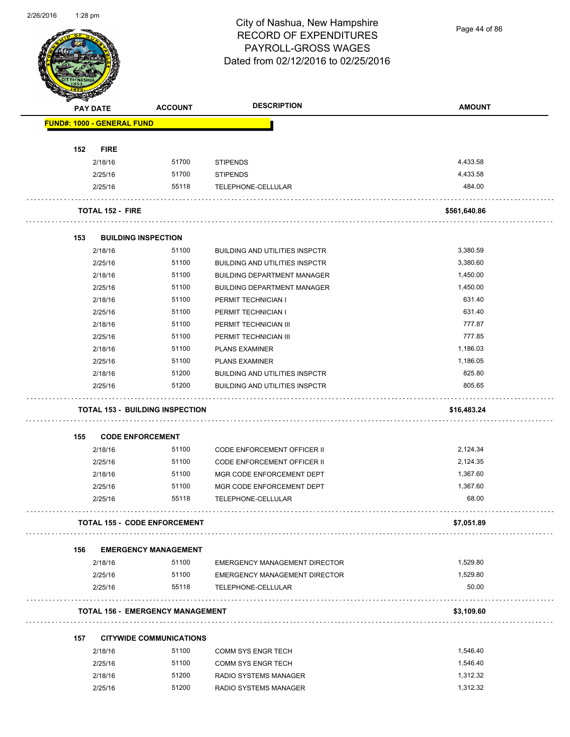# City of Nashua, New Hampshire
## RECORD OF EXPENDITURES
## PAYROLL-GROSS WAGES
## Dated from 02/12/2016 to 02/25/2016

| PAY DATE | ACCOUNT | DESCRIPTION | AMOUNT |
|---|---|---|---|
| **FUND#: 1000 - GENERAL FUND** | | | |
| **152 FIRE** | | | |
| 2/18/16 | 51700 | STIPENDS | 4,433.58 |
| 2/25/16 | 51700 | STIPENDS | 4,433.58 |
| 2/25/16 | 55118 | TELEPHONE-CELLULAR | 484.00 |
| **TOTAL 152 - FIRE** | | | **$561,640.86** |
| **153 BUILDING INSPECTION** | | | |
| 2/18/16 | 51100 | BUILDING AND UTILITIES INSPCTR | 3,380.59 |
| 2/25/16 | 51100 | BUILDING AND UTILITIES INSPCTR | 3,380.60 |
| 2/18/16 | 51100 | BUILDING DEPARTMENT MANAGER | 1,450.00 |
| 2/25/16 | 51100 | BUILDING DEPARTMENT MANAGER | 1,450.00 |
| 2/18/16 | 51100 | PERMIT TECHNICIAN I | 631.40 |
| 2/25/16 | 51100 | PERMIT TECHNICIAN I | 631.40 |
| 2/18/16 | 51100 | PERMIT TECHNICIAN III | 777.87 |
| 2/25/16 | 51100 | PERMIT TECHNICIAN III | 777.85 |
| 2/18/16 | 51100 | PLANS EXAMINER | 1,186.03 |
| 2/25/16 | 51100 | PLANS EXAMINER | 1,186.05 |
| 2/18/16 | 51200 | BUILDING AND UTILITIES INSPCTR | 825.80 |
| 2/25/16 | 51200 | BUILDING AND UTILITIES INSPCTR | 805.65 |
| **TOTAL 153 - BUILDING INSPECTION** | | | **$16,483.24** |
| **155 CODE ENFORCEMENT** | | | |
| 2/18/16 | 51100 | CODE ENFORCEMENT OFFICER II | 2,124.34 |
| 2/25/16 | 51100 | CODE ENFORCEMENT OFFICER II | 2,124.35 |
| 2/18/16 | 51100 | MGR CODE ENFORCEMENT DEPT | 1,367.60 |
| 2/25/16 | 51100 | MGR CODE ENFORCEMENT DEPT | 1,367.60 |
| 2/25/16 | 55118 | TELEPHONE-CELLULAR | 68.00 |
| **TOTAL 155 - CODE ENFORCEMENT** | | | **$7,051.89** |
| **156 EMERGENCY MANAGEMENT** | | | |
| 2/18/16 | 51100 | EMERGENCY MANAGEMENT DIRECTOR | 1,529.80 |
| 2/25/16 | 51100 | EMERGENCY MANAGEMENT DIRECTOR | 1,529.80 |
| 2/25/16 | 55118 | TELEPHONE-CELLULAR | 50.00 |
| **TOTAL 156 - EMERGENCY MANAGEMENT** | | | **$3,109.60** |
| **157 CITYWIDE COMMUNICATIONS** | | | |
| 2/18/16 | 51100 | COMM SYS ENGR TECH | 1,546.40 |
| 2/25/16 | 51100 | COMM SYS ENGR TECH | 1,546.40 |
| 2/18/16 | 51200 | RADIO SYSTEMS MANAGER | 1,312.32 |
| 2/25/16 | 51200 | RADIO SYSTEMS MANAGER | 1,312.32 |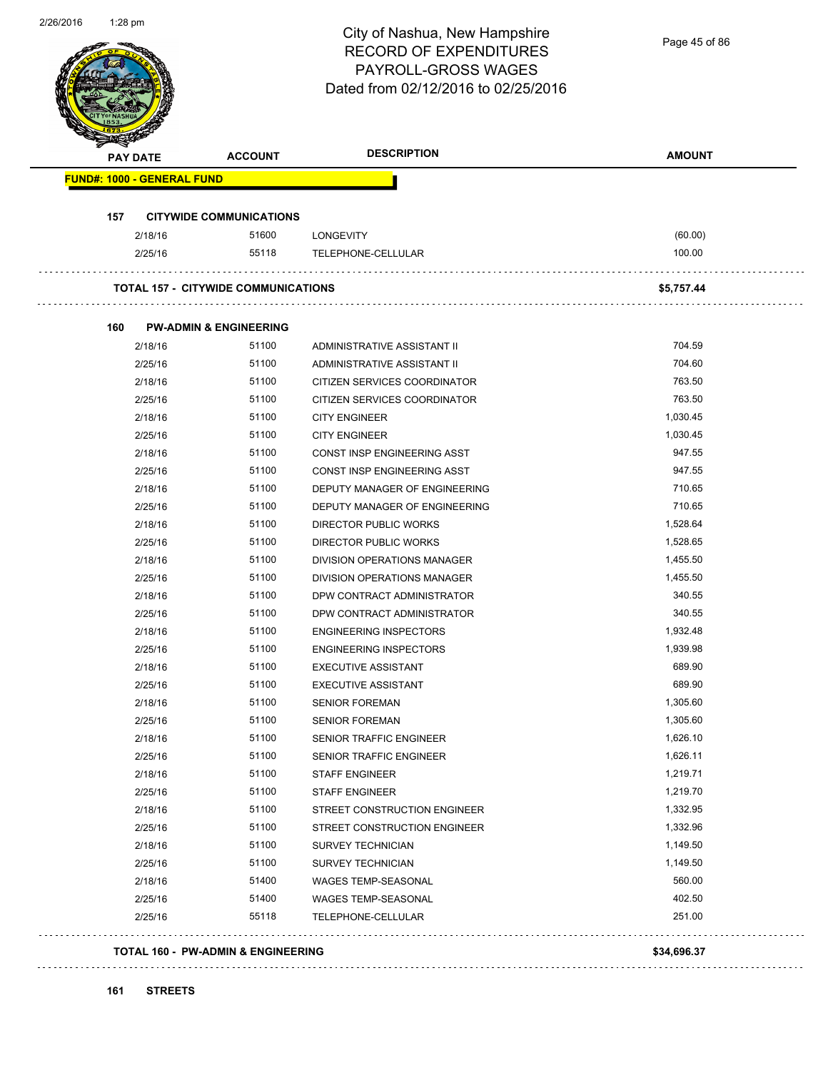# City of Nashua, New Hampshire
## RECORD OF EXPENDITURES
## PAYROLL-GROSS WAGES
### Dated from 02/12/2016 to 02/25/2016

| PAY DATE | ACCOUNT | DESCRIPTION | AMOUNT |
|---|---|---|---|
| **FUND#: 1000 - GENERAL FUND** | | | |
| **157 CITYWIDE COMMUNICATIONS** | | | |
| 2/18/16 | 51600 | LONGEVITY | (60.00) |
| 2/25/16 | 55118 | TELEPHONE-CELLULAR | 100.00 |
| **TOTAL 157 - CITYWIDE COMMUNICATIONS** | | | **$5,757.44** |
| **160 PW-ADMIN & ENGINEERING** | | | |
| 2/18/16 | 51100 | ADMINISTRATIVE ASSISTANT II | 704.59 |
| 2/25/16 | 51100 | ADMINISTRATIVE ASSISTANT II | 704.60 |
| 2/18/16 | 51100 | CITIZEN SERVICES COORDINATOR | 763.50 |
| 2/25/16 | 51100 | CITIZEN SERVICES COORDINATOR | 763.50 |
| 2/18/16 | 51100 | CITY ENGINEER | 1,030.45 |
| 2/25/16 | 51100 | CITY ENGINEER | 1,030.45 |
| 2/18/16 | 51100 | CONST INSP ENGINEERING ASST | 947.55 |
| 2/25/16 | 51100 | CONST INSP ENGINEERING ASST | 947.55 |
| 2/18/16 | 51100 | DEPUTY MANAGER OF ENGINEERING | 710.65 |
| 2/25/16 | 51100 | DEPUTY MANAGER OF ENGINEERING | 710.65 |
| 2/18/16 | 51100 | DIRECTOR PUBLIC WORKS | 1,528.64 |
| 2/25/16 | 51100 | DIRECTOR PUBLIC WORKS | 1,528.65 |
| 2/18/16 | 51100 | DIVISION OPERATIONS MANAGER | 1,455.50 |
| 2/25/16 | 51100 | DIVISION OPERATIONS MANAGER | 1,455.50 |
| 2/18/16 | 51100 | DPW CONTRACT ADMINISTRATOR | 340.55 |
| 2/25/16 | 51100 | DPW CONTRACT ADMINISTRATOR | 340.55 |
| 2/18/16 | 51100 | ENGINEERING INSPECTORS | 1,932.48 |
| 2/25/16 | 51100 | ENGINEERING INSPECTORS | 1,939.98 |
| 2/18/16 | 51100 | EXECUTIVE ASSISTANT | 689.90 |
| 2/25/16 | 51100 | EXECUTIVE ASSISTANT | 689.90 |
| 2/18/16 | 51100 | SENIOR FOREMAN | 1,305.60 |
| 2/25/16 | 51100 | SENIOR FOREMAN | 1,305.60 |
| 2/18/16 | 51100 | SENIOR TRAFFIC ENGINEER | 1,626.10 |
| 2/25/16 | 51100 | SENIOR TRAFFIC ENGINEER | 1,626.11 |
| 2/18/16 | 51100 | STAFF ENGINEER | 1,219.71 |
| 2/25/16 | 51100 | STAFF ENGINEER | 1,219.70 |
| 2/18/16 | 51100 | STREET CONSTRUCTION ENGINEER | 1,332.95 |
| 2/25/16 | 51100 | STREET CONSTRUCTION ENGINEER | 1,332.96 |
| 2/18/16 | 51100 | SURVEY TECHNICIAN | 1,149.50 |
| 2/25/16 | 51100 | SURVEY TECHNICIAN | 1,149.50 |
| 2/18/16 | 51400 | WAGES TEMP-SEASONAL | 560.00 |
| 2/25/16 | 51400 | WAGES TEMP-SEASONAL | 402.50 |
| 2/25/16 | 55118 | TELEPHONE-CELLULAR | 251.00 |
| **TOTAL 160 - PW-ADMIN & ENGINEERING** | | | **$34,696.37** |
| **161 STREETS** | | | |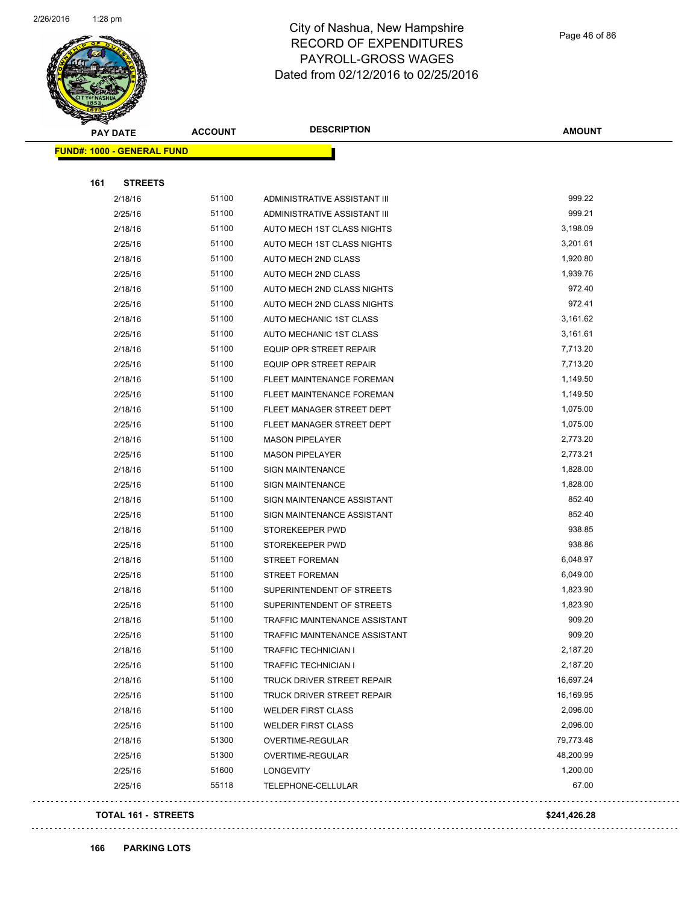# City of Nashua, New Hampshire
## RECORD OF EXPENDITURES
## PAYROLL-GROSS WAGES
## Dated from 02/12/2016 to 02/25/2016

**FUND#: 1000 - GENERAL FUND**

**161 STREETS**

| PAY DATE | ACCOUNT | DESCRIPTION | AMOUNT |
|---|---|---|---|
| 2/18/16 | 51100 | ADMINISTRATIVE ASSISTANT III | 999.22 |
| 2/25/16 | 51100 | ADMINISTRATIVE ASSISTANT III | 999.21 |
| 2/18/16 | 51100 | AUTO MECH 1ST CLASS NIGHTS | 3,198.09 |
| 2/25/16 | 51100 | AUTO MECH 1ST CLASS NIGHTS | 3,201.61 |
| 2/18/16 | 51100 | AUTO MECH 2ND CLASS | 1,920.80 |
| 2/25/16 | 51100 | AUTO MECH 2ND CLASS | 1,939.76 |
| 2/18/16 | 51100 | AUTO MECH 2ND CLASS NIGHTS | 972.40 |
| 2/25/16 | 51100 | AUTO MECH 2ND CLASS NIGHTS | 972.41 |
| 2/18/16 | 51100 | AUTO MECHANIC 1ST CLASS | 3,161.62 |
| 2/25/16 | 51100 | AUTO MECHANIC 1ST CLASS | 3,161.61 |
| 2/18/16 | 51100 | EQUIP OPR STREET REPAIR | 7,713.20 |
| 2/25/16 | 51100 | EQUIP OPR STREET REPAIR | 7,713.20 |
| 2/18/16 | 51100 | FLEET MAINTENANCE FOREMAN | 1,149.50 |
| 2/25/16 | 51100 | FLEET MAINTENANCE FOREMAN | 1,149.50 |
| 2/18/16 | 51100 | FLEET MANAGER STREET DEPT | 1,075.00 |
| 2/25/16 | 51100 | FLEET MANAGER STREET DEPT | 1,075.00 |
| 2/18/16 | 51100 | MASON PIPELAYER | 2,773.20 |
| 2/25/16 | 51100 | MASON PIPELAYER | 2,773.21 |
| 2/18/16 | 51100 | SIGN MAINTENANCE | 1,828.00 |
| 2/25/16 | 51100 | SIGN MAINTENANCE | 1,828.00 |
| 2/18/16 | 51100 | SIGN MAINTENANCE ASSISTANT | 852.40 |
| 2/25/16 | 51100 | SIGN MAINTENANCE ASSISTANT | 852.40 |
| 2/18/16 | 51100 | STOREKEEPER PWD | 938.85 |
| 2/25/16 | 51100 | STOREKEEPER PWD | 938.86 |
| 2/18/16 | 51100 | STREET FOREMAN | 6,048.97 |
| 2/25/16 | 51100 | STREET FOREMAN | 6,049.00 |
| 2/18/16 | 51100 | SUPERINTENDENT OF STREETS | 1,823.90 |
| 2/25/16 | 51100 | SUPERINTENDENT OF STREETS | 1,823.90 |
| 2/18/16 | 51100 | TRAFFIC MAINTENANCE ASSISTANT | 909.20 |
| 2/25/16 | 51100 | TRAFFIC MAINTENANCE ASSISTANT | 909.20 |
| 2/18/16 | 51100 | TRAFFIC TECHNICIAN I | 2,187.20 |
| 2/25/16 | 51100 | TRAFFIC TECHNICIAN I | 2,187.20 |
| 2/18/16 | 51100 | TRUCK DRIVER STREET REPAIR | 16,697.24 |
| 2/25/16 | 51100 | TRUCK DRIVER STREET REPAIR | 16,169.95 |
| 2/18/16 | 51100 | WELDER FIRST CLASS | 2,096.00 |
| 2/25/16 | 51100 | WELDER FIRST CLASS | 2,096.00 |
| 2/18/16 | 51300 | OVERTIME-REGULAR | 79,773.48 |
| 2/25/16 | 51300 | OVERTIME-REGULAR | 48,200.99 |
| 2/25/16 | 51600 | LONGEVITY | 1,200.00 |
| 2/25/16 | 55118 | TELEPHONE-CELLULAR | 67.00 |

**TOTAL 161 - STREETS** **$241,426.28**

**166 PARKING LOTS**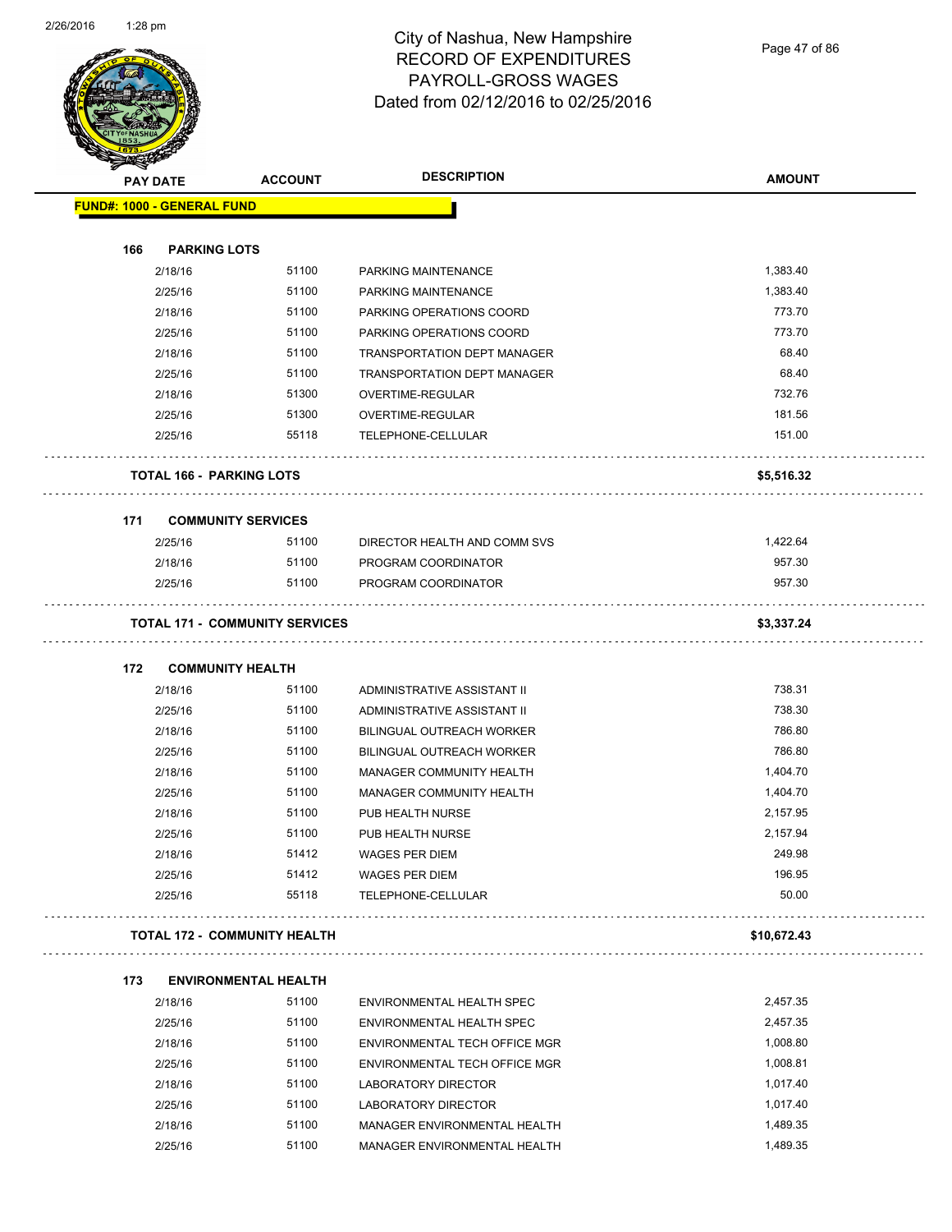# City of Nashua, New Hampshire
## RECORD OF EXPENDITURES
## PAYROLL-GROSS WAGES
## Dated from 02/12/2016 to 02/25/2016

| PAY DATE | ACCOUNT | DESCRIPTION | AMOUNT |
|---|---|---|---|
| **FUND#: 1000 - GENERAL FUND** | | | |
| **166 PARKING LOTS** | | | |
| 2/18/16 | 51100 | PARKING MAINTENANCE | 1,383.40 |
| 2/25/16 | 51100 | PARKING MAINTENANCE | 1,383.40 |
| 2/18/16 | 51100 | PARKING OPERATIONS COORD | 773.70 |
| 2/25/16 | 51100 | PARKING OPERATIONS COORD | 773.70 |
| 2/18/16 | 51100 | TRANSPORTATION DEPT MANAGER | 68.40 |
| 2/25/16 | 51100 | TRANSPORTATION DEPT MANAGER | 68.40 |
| 2/18/16 | 51300 | OVERTIME-REGULAR | 732.76 |
| 2/25/16 | 51300 | OVERTIME-REGULAR | 181.56 |
| 2/25/16 | 55118 | TELEPHONE-CELLULAR | 151.00 |
| **TOTAL 166 - PARKING LOTS** | | | **$5,516.32** |
| **171 COMMUNITY SERVICES** | | | |
| 2/25/16 | 51100 | DIRECTOR HEALTH AND COMM SVS | 1,422.64 |
| 2/18/16 | 51100 | PROGRAM COORDINATOR | 957.30 |
| 2/25/16 | 51100 | PROGRAM COORDINATOR | 957.30 |
| **TOTAL 171 - COMMUNITY SERVICES** | | | **$3,337.24** |
| **172 COMMUNITY HEALTH** | | | |
| 2/18/16 | 51100 | ADMINISTRATIVE ASSISTANT II | 738.31 |
| 2/25/16 | 51100 | ADMINISTRATIVE ASSISTANT II | 738.30 |
| 2/18/16 | 51100 | BILINGUAL OUTREACH WORKER | 786.80 |
| 2/25/16 | 51100 | BILINGUAL OUTREACH WORKER | 786.80 |
| 2/18/16 | 51100 | MANAGER COMMUNITY HEALTH | 1,404.70 |
| 2/25/16 | 51100 | MANAGER COMMUNITY HEALTH | 1,404.70 |
| 2/18/16 | 51100 | PUB HEALTH NURSE | 2,157.95 |
| 2/25/16 | 51100 | PUB HEALTH NURSE | 2,157.94 |
| 2/18/16 | 51412 | WAGES PER DIEM | 249.98 |
| 2/25/16 | 51412 | WAGES PER DIEM | 196.95 |
| 2/25/16 | 55118 | TELEPHONE-CELLULAR | 50.00 |
| **TOTAL 172 - COMMUNITY HEALTH** | | | **$10,672.43** |
| **173 ENVIRONMENTAL HEALTH** | | | |
| 2/18/16 | 51100 | ENVIRONMENTAL HEALTH SPEC | 2,457.35 |
| 2/25/16 | 51100 | ENVIRONMENTAL HEALTH SPEC | 2,457.35 |
| 2/18/16 | 51100 | ENVIRONMENTAL TECH OFFICE MGR | 1,008.80 |
| 2/25/16 | 51100 | ENVIRONMENTAL TECH OFFICE MGR | 1,008.81 |
| 2/18/16 | 51100 | LABORATORY DIRECTOR | 1,017.40 |
| 2/25/16 | 51100 | LABORATORY DIRECTOR | 1,017.40 |
| 2/18/16 | 51100 | MANAGER ENVIRONMENTAL HEALTH | 1,489.35 |
| 2/25/16 | 51100 | MANAGER ENVIRONMENTAL HEALTH | 1,489.35 |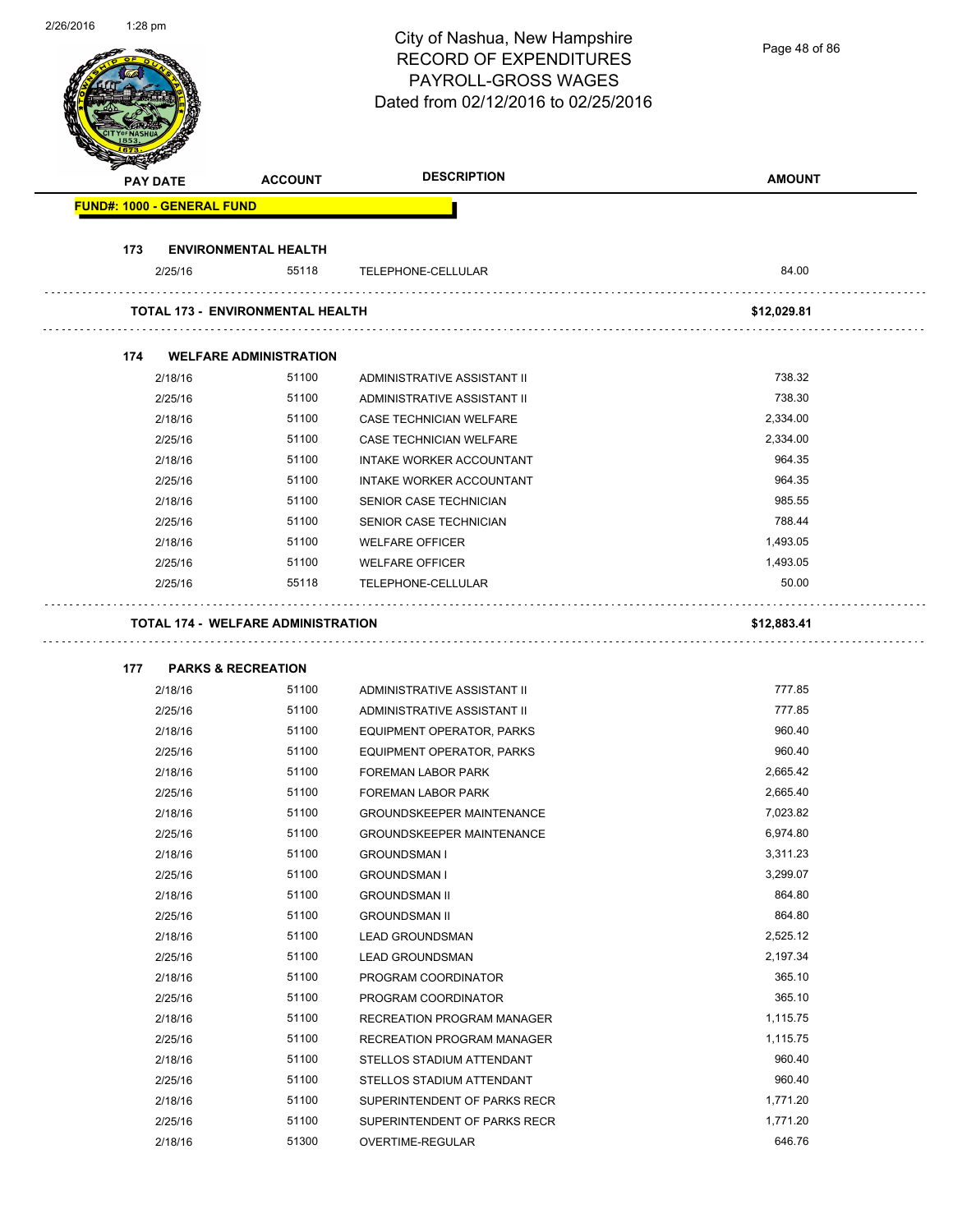# City of Nashua, New Hampshire
## RECORD OF EXPENDITURES
## PAYROLL-GROSS WAGES
## Dated from 02/12/2016 to 02/25/2016

| PAY DATE | ACCOUNT | DESCRIPTION | AMOUNT |
|---|---|---|---|
| **FUND#: 1000 - GENERAL FUND** | | | |
| **173 ENVIRONMENTAL HEALTH** | | | |
| 2/25/16 | 55118 | TELEPHONE-CELLULAR | 84.00 |
| **TOTAL 173 - ENVIRONMENTAL HEALTH** | | | **$12,029.81** |
| **174 WELFARE ADMINISTRATION** | | | |
| 2/18/16 | 51100 | ADMINISTRATIVE ASSISTANT II | 738.32 |
| 2/25/16 | 51100 | ADMINISTRATIVE ASSISTANT II | 738.30 |
| 2/18/16 | 51100 | CASE TECHNICIAN WELFARE | 2,334.00 |
| 2/25/16 | 51100 | CASE TECHNICIAN WELFARE | 2,334.00 |
| 2/18/16 | 51100 | INTAKE WORKER ACCOUNTANT | 964.35 |
| 2/25/16 | 51100 | INTAKE WORKER ACCOUNTANT | 964.35 |
| 2/18/16 | 51100 | SENIOR CASE TECHNICIAN | 985.55 |
| 2/25/16 | 51100 | SENIOR CASE TECHNICIAN | 788.44 |
| 2/18/16 | 51100 | WELFARE OFFICER | 1,493.05 |
| 2/25/16 | 51100 | WELFARE OFFICER | 1,493.05 |
| 2/25/16 | 55118 | TELEPHONE-CELLULAR | 50.00 |
| **TOTAL 174 - WELFARE ADMINISTRATION** | | | **$12,883.41** |
| **177 PARKS & RECREATION** | | | |
| 2/18/16 | 51100 | ADMINISTRATIVE ASSISTANT II | 777.85 |
| 2/25/16 | 51100 | ADMINISTRATIVE ASSISTANT II | 777.85 |
| 2/18/16 | 51100 | EQUIPMENT OPERATOR, PARKS | 960.40 |
| 2/25/16 | 51100 | EQUIPMENT OPERATOR, PARKS | 960.40 |
| 2/18/16 | 51100 | FOREMAN LABOR PARK | 2,665.42 |
| 2/25/16 | 51100 | FOREMAN LABOR PARK | 2,665.40 |
| 2/18/16 | 51100 | GROUNDSKEEPER MAINTENANCE | 7,023.82 |
| 2/25/16 | 51100 | GROUNDSKEEPER MAINTENANCE | 6,974.80 |
| 2/18/16 | 51100 | GROUNDSMAN I | 3,311.23 |
| 2/25/16 | 51100 | GROUNDSMAN I | 3,299.07 |
| 2/18/16 | 51100 | GROUNDSMAN II | 864.80 |
| 2/25/16 | 51100 | GROUNDSMAN II | 864.80 |
| 2/18/16 | 51100 | LEAD GROUNDSMAN | 2,525.12 |
| 2/25/16 | 51100 | LEAD GROUNDSMAN | 2,197.34 |
| 2/18/16 | 51100 | PROGRAM COORDINATOR | 365.10 |
| 2/25/16 | 51100 | PROGRAM COORDINATOR | 365.10 |
| 2/18/16 | 51100 | RECREATION PROGRAM MANAGER | 1,115.75 |
| 2/25/16 | 51100 | RECREATION PROGRAM MANAGER | 1,115.75 |
| 2/18/16 | 51100 | STELLOS STADIUM ATTENDANT | 960.40 |
| 2/25/16 | 51100 | STELLOS STADIUM ATTENDANT | 960.40 |
| 2/18/16 | 51100 | SUPERINTENDENT OF PARKS RECR | 1,771.20 |
| 2/25/16 | 51100 | SUPERINTENDENT OF PARKS RECR | 1,771.20 |
| 2/18/16 | 51300 | OVERTIME-REGULAR | 646.76 |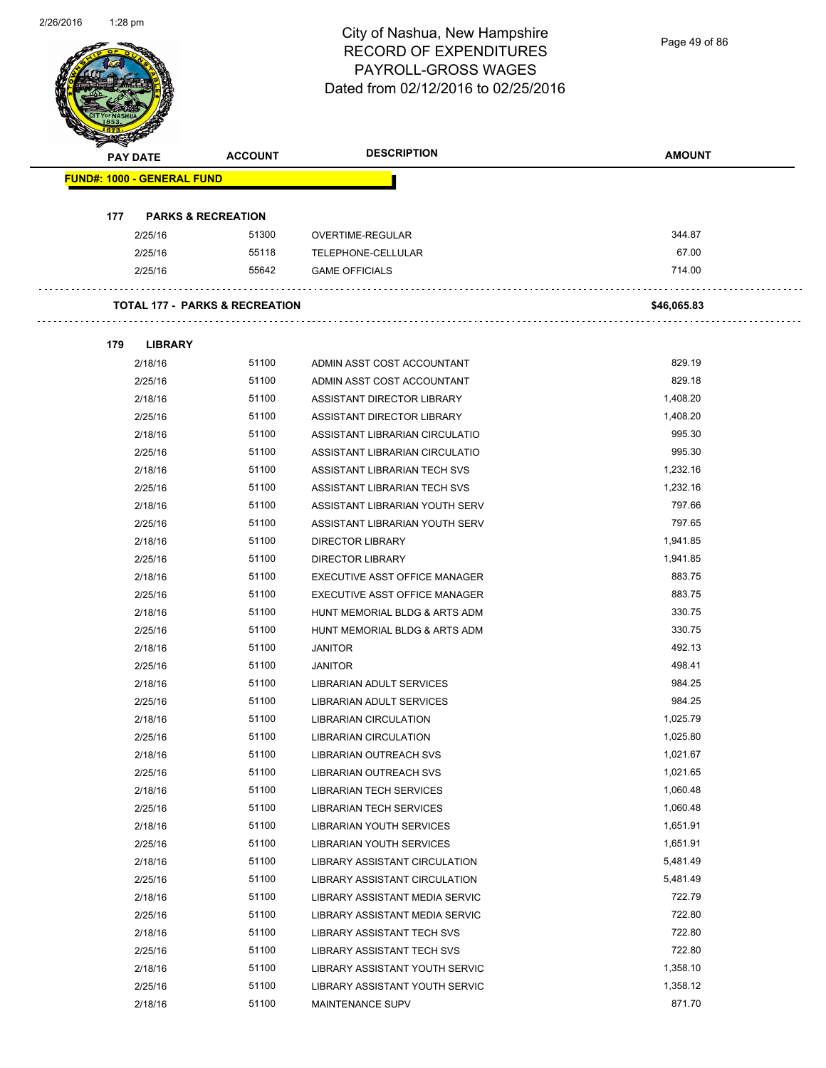# City of Nashua, New Hampshire
## RECORD OF EXPENDITURES
## PAYROLL-GROSS WAGES
## Dated from 02/12/2016 to 02/25/2016

| PAY DATE | ACCOUNT | DESCRIPTION | AMOUNT |
|---|---|---|---|
| **FUND#: 1000 - GENERAL FUND** | | | |
| **177 PARKS & RECREATION** | | | |
| 2/25/16 | 51300 | OVERTIME-REGULAR | 344.87 |
| 2/25/16 | 55118 | TELEPHONE-CELLULAR | 67.00 |
| 2/25/16 | 55642 | GAME OFFICIALS | 714.00 |
| **TOTAL 177 - PARKS & RECREATION** | | | **$46,065.83** |
| **179 LIBRARY** | | | |
| 2/18/16 | 51100 | ADMIN ASST COST ACCOUNTANT | 829.19 |
| 2/25/16 | 51100 | ADMIN ASST COST ACCOUNTANT | 829.18 |
| 2/18/16 | 51100 | ASSISTANT DIRECTOR LIBRARY | 1,408.20 |
| 2/25/16 | 51100 | ASSISTANT DIRECTOR LIBRARY | 1,408.20 |
| 2/18/16 | 51100 | ASSISTANT LIBRARIAN CIRCULATIO | 995.30 |
| 2/25/16 | 51100 | ASSISTANT LIBRARIAN CIRCULATIO | 995.30 |
| 2/18/16 | 51100 | ASSISTANT LIBRARIAN TECH SVS | 1,232.16 |
| 2/25/16 | 51100 | ASSISTANT LIBRARIAN TECH SVS | 1,232.16 |
| 2/18/16 | 51100 | ASSISTANT LIBRARIAN YOUTH SERV | 797.66 |
| 2/25/16 | 51100 | ASSISTANT LIBRARIAN YOUTH SERV | 797.65 |
| 2/18/16 | 51100 | DIRECTOR LIBRARY | 1,941.85 |
| 2/25/16 | 51100 | DIRECTOR LIBRARY | 1,941.85 |
| 2/18/16 | 51100 | EXECUTIVE ASST OFFICE MANAGER | 883.75 |
| 2/25/16 | 51100 | EXECUTIVE ASST OFFICE MANAGER | 883.75 |
| 2/18/16 | 51100 | HUNT MEMORIAL BLDG & ARTS ADM | 330.75 |
| 2/25/16 | 51100 | HUNT MEMORIAL BLDG & ARTS ADM | 330.75 |
| 2/18/16 | 51100 | JANITOR | 492.13 |
| 2/25/16 | 51100 | JANITOR | 498.41 |
| 2/18/16 | 51100 | LIBRARIAN ADULT SERVICES | 984.25 |
| 2/25/16 | 51100 | LIBRARIAN ADULT SERVICES | 984.25 |
| 2/18/16 | 51100 | LIBRARIAN CIRCULATION | 1,025.79 |
| 2/25/16 | 51100 | LIBRARIAN CIRCULATION | 1,025.80 |
| 2/18/16 | 51100 | LIBRARIAN OUTREACH SVS | 1,021.67 |
| 2/25/16 | 51100 | LIBRARIAN OUTREACH SVS | 1,021.65 |
| 2/18/16 | 51100 | LIBRARIAN TECH SERVICES | 1,060.48 |
| 2/25/16 | 51100 | LIBRARIAN TECH SERVICES | 1,060.48 |
| 2/18/16 | 51100 | LIBRARIAN YOUTH SERVICES | 1,651.91 |
| 2/25/16 | 51100 | LIBRARIAN YOUTH SERVICES | 1,651.91 |
| 2/18/16 | 51100 | LIBRARY ASSISTANT CIRCULATION | 5,481.49 |
| 2/25/16 | 51100 | LIBRARY ASSISTANT CIRCULATION | 5,481.49 |
| 2/18/16 | 51100 | LIBRARY ASSISTANT MEDIA SERVIC | 722.79 |
| 2/25/16 | 51100 | LIBRARY ASSISTANT MEDIA SERVIC | 722.80 |
| 2/18/16 | 51100 | LIBRARY ASSISTANT TECH SVS | 722.80 |
| 2/25/16 | 51100 | LIBRARY ASSISTANT TECH SVS | 722.80 |
| 2/18/16 | 51100 | LIBRARY ASSISTANT YOUTH SERVIC | 1,358.10 |
| 2/25/16 | 51100 | LIBRARY ASSISTANT YOUTH SERVIC | 1,358.12 |
| 2/18/16 | 51100 | MAINTENANCE SUPV | 871.70 |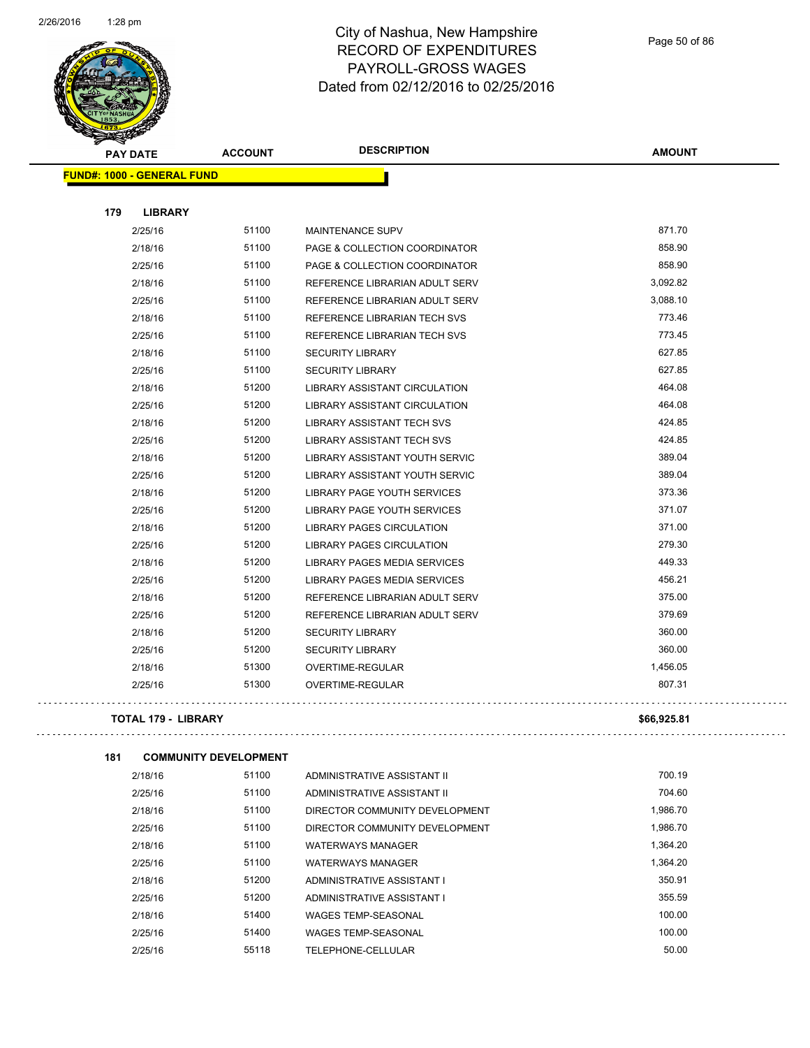# City of Nashua, New Hampshire
# RECORD OF EXPENDITURES
# PAYROLL-GROSS WAGES
# Dated from 02/12/2016 to 02/25/2016

| PAY DATE | ACCOUNT | DESCRIPTION | AMOUNT |
|---|---|---|---|
| **FUND#: 1000 - GENERAL FUND** | | | |
| **179 LIBRARY** | | | |
| 2/25/16 | 51100 | MAINTENANCE SUPV | 871.70 |
| 2/18/16 | 51100 | PAGE & COLLECTION COORDINATOR | 858.90 |
| 2/25/16 | 51100 | PAGE & COLLECTION COORDINATOR | 858.90 |
| 2/18/16 | 51100 | REFERENCE LIBRARIAN ADULT SERV | 3,092.82 |
| 2/25/16 | 51100 | REFERENCE LIBRARIAN ADULT SERV | 3,088.10 |
| 2/18/16 | 51100 | REFERENCE LIBRARIAN TECH SVS | 773.46 |
| 2/25/16 | 51100 | REFERENCE LIBRARIAN TECH SVS | 773.45 |
| 2/18/16 | 51100 | SECURITY LIBRARY | 627.85 |
| 2/25/16 | 51100 | SECURITY LIBRARY | 627.85 |
| 2/18/16 | 51200 | LIBRARY ASSISTANT CIRCULATION | 464.08 |
| 2/25/16 | 51200 | LIBRARY ASSISTANT CIRCULATION | 464.08 |
| 2/18/16 | 51200 | LIBRARY ASSISTANT TECH SVS | 424.85 |
| 2/25/16 | 51200 | LIBRARY ASSISTANT TECH SVS | 424.85 |
| 2/18/16 | 51200 | LIBRARY ASSISTANT YOUTH SERVIC | 389.04 |
| 2/25/16 | 51200 | LIBRARY ASSISTANT YOUTH SERVIC | 389.04 |
| 2/18/16 | 51200 | LIBRARY PAGE YOUTH SERVICES | 373.36 |
| 2/25/16 | 51200 | LIBRARY PAGE YOUTH SERVICES | 371.07 |
| 2/18/16 | 51200 | LIBRARY PAGES CIRCULATION | 371.00 |
| 2/25/16 | 51200 | LIBRARY PAGES CIRCULATION | 279.30 |
| 2/18/16 | 51200 | LIBRARY PAGES MEDIA SERVICES | 449.33 |
| 2/25/16 | 51200 | LIBRARY PAGES MEDIA SERVICES | 456.21 |
| 2/18/16 | 51200 | REFERENCE LIBRARIAN ADULT SERV | 375.00 |
| 2/25/16 | 51200 | REFERENCE LIBRARIAN ADULT SERV | 379.69 |
| 2/18/16 | 51200 | SECURITY LIBRARY | 360.00 |
| 2/25/16 | 51200 | SECURITY LIBRARY | 360.00 |
| 2/18/16 | 51300 | OVERTIME-REGULAR | 1,456.05 |
| 2/25/16 | 51300 | OVERTIME-REGULAR | 807.31 |
| **TOTAL 179 - LIBRARY** | | | **$66,925.81** |
| **181 COMMUNITY DEVELOPMENT** | | | |
| 2/18/16 | 51100 | ADMINISTRATIVE ASSISTANT II | 700.19 |
| 2/25/16 | 51100 | ADMINISTRATIVE ASSISTANT II | 704.60 |
| 2/18/16 | 51100 | DIRECTOR COMMUNITY DEVELOPMENT | 1,986.70 |
| 2/25/16 | 51100 | DIRECTOR COMMUNITY DEVELOPMENT | 1,986.70 |
| 2/18/16 | 51100 | WATERWAYS MANAGER | 1,364.20 |
| 2/25/16 | 51100 | WATERWAYS MANAGER | 1,364.20 |
| 2/18/16 | 51200 | ADMINISTRATIVE ASSISTANT I | 350.91 |
| 2/25/16 | 51200 | ADMINISTRATIVE ASSISTANT I | 355.59 |
| 2/18/16 | 51400 | WAGES TEMP-SEASONAL | 100.00 |
| 2/25/16 | 51400 | WAGES TEMP-SEASONAL | 100.00 |
| 2/25/16 | 55118 | TELEPHONE-CELLULAR | 50.00 |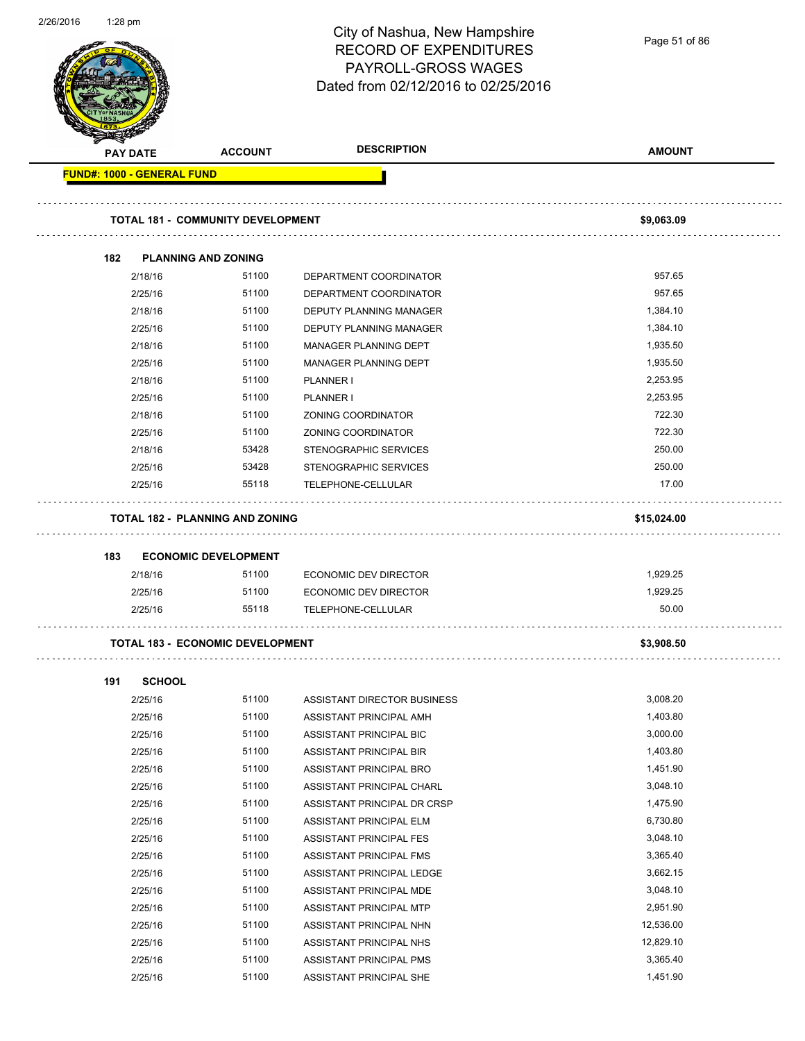# City of Nashua, New Hampshire
## RECORD OF EXPENDITURES
## PAYROLL-GROSS WAGES
## Dated from 02/12/2016 to 02/25/2016

| PAY DATE | ACCOUNT | DESCRIPTION | AMOUNT |
|---|---|---|---|
| **FUND#: 1000 - GENERAL FUND** | | | |
| **TOTAL 181 - COMMUNITY DEVELOPMENT** | | | **$9,063.09** |
| **182 PLANNING AND ZONING** | | | |
| 2/18/16 | 51100 | DEPARTMENT COORDINATOR | 957.65 |
| 2/25/16 | 51100 | DEPARTMENT COORDINATOR | 957.65 |
| 2/18/16 | 51100 | DEPUTY PLANNING MANAGER | 1,384.10 |
| 2/25/16 | 51100 | DEPUTY PLANNING MANAGER | 1,384.10 |
| 2/18/16 | 51100 | MANAGER PLANNING DEPT | 1,935.50 |
| 2/25/16 | 51100 | MANAGER PLANNING DEPT | 1,935.50 |
| 2/18/16 | 51100 | PLANNER I | 2,253.95 |
| 2/25/16 | 51100 | PLANNER I | 2,253.95 |
| 2/18/16 | 51100 | ZONING COORDINATOR | 722.30 |
| 2/25/16 | 51100 | ZONING COORDINATOR | 722.30 |
| 2/18/16 | 53428 | STENOGRAPHIC SERVICES | 250.00 |
| 2/25/16 | 53428 | STENOGRAPHIC SERVICES | 250.00 |
| 2/25/16 | 55118 | TELEPHONE-CELLULAR | 17.00 |
| **TOTAL 182 - PLANNING AND ZONING** | | | **$15,024.00** |
| **183 ECONOMIC DEVELOPMENT** | | | |
| 2/18/16 | 51100 | ECONOMIC DEV DIRECTOR | 1,929.25 |
| 2/25/16 | 51100 | ECONOMIC DEV DIRECTOR | 1,929.25 |
| 2/25/16 | 55118 | TELEPHONE-CELLULAR | 50.00 |
| **TOTAL 183 - ECONOMIC DEVELOPMENT** | | | **$3,908.50** |
| **191 SCHOOL** | | | |
| 2/25/16 | 51100 | ASSISTANT DIRECTOR BUSINESS | 3,008.20 |
| 2/25/16 | 51100 | ASSISTANT PRINCIPAL AMH | 1,403.80 |
| 2/25/16 | 51100 | ASSISTANT PRINCIPAL BIC | 3,000.00 |
| 2/25/16 | 51100 | ASSISTANT PRINCIPAL BIR | 1,403.80 |
| 2/25/16 | 51100 | ASSISTANT PRINCIPAL BRO | 1,451.90 |
| 2/25/16 | 51100 | ASSISTANT PRINCIPAL CHARL | 3,048.10 |
| 2/25/16 | 51100 | ASSISTANT PRINCIPAL DR CRSP | 1,475.90 |
| 2/25/16 | 51100 | ASSISTANT PRINCIPAL ELM | 6,730.80 |
| 2/25/16 | 51100 | ASSISTANT PRINCIPAL FES | 3,048.10 |
| 2/25/16 | 51100 | ASSISTANT PRINCIPAL FMS | 3,365.40 |
| 2/25/16 | 51100 | ASSISTANT PRINCIPAL LEDGE | 3,662.15 |
| 2/25/16 | 51100 | ASSISTANT PRINCIPAL MDE | 3,048.10 |
| 2/25/16 | 51100 | ASSISTANT PRINCIPAL MTP | 2,951.90 |
| 2/25/16 | 51100 | ASSISTANT PRINCIPAL NHN | 12,536.00 |
| 2/25/16 | 51100 | ASSISTANT PRINCIPAL NHS | 12,829.10 |
| 2/25/16 | 51100 | ASSISTANT PRINCIPAL PMS | 3,365.40 |
| 2/25/16 | 51100 | ASSISTANT PRINCIPAL SHE | 1,451.90 |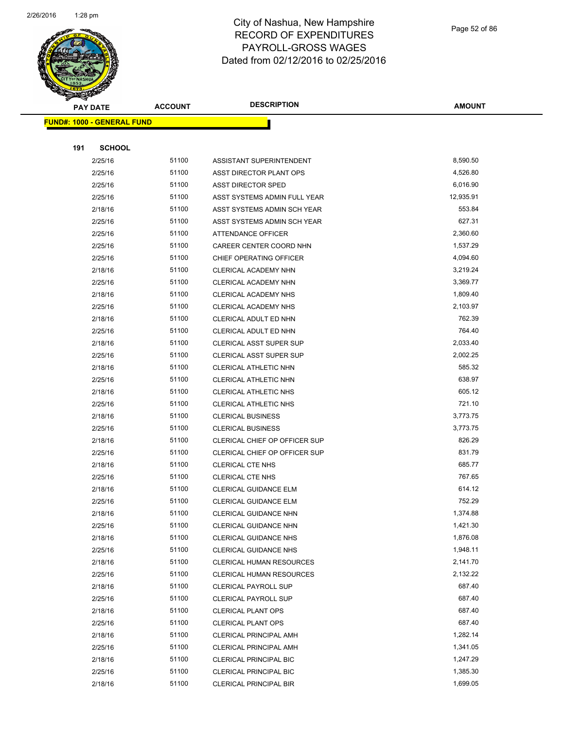# City of Nashua, New Hampshire
## RECORD OF EXPENDITURES
## PAYROLL-GROSS WAGES
## Dated from 02/12/2016 to 02/25/2016

| PAY DATE | ACCOUNT | DESCRIPTION | AMOUNT |
|---|---|---|---|
| **FUND#: 1000 - GENERAL FUND** | | | |
| **191 SCHOOL** | | | |
| 2/25/16 | 51100 | ASSISTANT SUPERINTENDENT | 8,590.50 |
| 2/25/16 | 51100 | ASST DIRECTOR PLANT OPS | 4,526.80 |
| 2/25/16 | 51100 | ASST DIRECTOR SPED | 6,016.90 |
| 2/25/16 | 51100 | ASST SYSTEMS ADMIN FULL YEAR | 12,935.91 |
| 2/18/16 | 51100 | ASST SYSTEMS ADMIN SCH YEAR | 553.84 |
| 2/25/16 | 51100 | ASST SYSTEMS ADMIN SCH YEAR | 627.31 |
| 2/25/16 | 51100 | ATTENDANCE OFFICER | 2,360.60 |
| 2/25/16 | 51100 | CAREER CENTER COORD NHN | 1,537.29 |
| 2/25/16 | 51100 | CHIEF OPERATING OFFICER | 4,094.60 |
| 2/18/16 | 51100 | CLERICAL ACADEMY NHN | 3,219.24 |
| 2/25/16 | 51100 | CLERICAL ACADEMY NHN | 3,369.77 |
| 2/18/16 | 51100 | CLERICAL ACADEMY NHS | 1,809.40 |
| 2/25/16 | 51100 | CLERICAL ACADEMY NHS | 2,103.97 |
| 2/18/16 | 51100 | CLERICAL ADULT ED NHN | 762.39 |
| 2/25/16 | 51100 | CLERICAL ADULT ED NHN | 764.40 |
| 2/18/16 | 51100 | CLERICAL ASST SUPER SUP | 2,033.40 |
| 2/25/16 | 51100 | CLERICAL ASST SUPER SUP | 2,002.25 |
| 2/18/16 | 51100 | CLERICAL ATHLETIC NHN | 585.32 |
| 2/25/16 | 51100 | CLERICAL ATHLETIC NHN | 638.97 |
| 2/18/16 | 51100 | CLERICAL ATHLETIC NHS | 605.12 |
| 2/25/16 | 51100 | CLERICAL ATHLETIC NHS | 721.10 |
| 2/18/16 | 51100 | CLERICAL BUSINESS | 3,773.75 |
| 2/25/16 | 51100 | CLERICAL BUSINESS | 3,773.75 |
| 2/18/16 | 51100 | CLERICAL CHIEF OP OFFICER SUP | 826.29 |
| 2/25/16 | 51100 | CLERICAL CHIEF OP OFFICER SUP | 831.79 |
| 2/18/16 | 51100 | CLERICAL CTE NHS | 685.77 |
| 2/25/16 | 51100 | CLERICAL CTE NHS | 767.65 |
| 2/18/16 | 51100 | CLERICAL GUIDANCE ELM | 614.12 |
| 2/25/16 | 51100 | CLERICAL GUIDANCE ELM | 752.29 |
| 2/18/16 | 51100 | CLERICAL GUIDANCE NHN | 1,374.88 |
| 2/25/16 | 51100 | CLERICAL GUIDANCE NHN | 1,421.30 |
| 2/18/16 | 51100 | CLERICAL GUIDANCE NHS | 1,876.08 |
| 2/25/16 | 51100 | CLERICAL GUIDANCE NHS | 1,948.11 |
| 2/18/16 | 51100 | CLERICAL HUMAN RESOURCES | 2,141.70 |
| 2/25/16 | 51100 | CLERICAL HUMAN RESOURCES | 2,132.22 |
| 2/18/16 | 51100 | CLERICAL PAYROLL SUP | 687.40 |
| 2/25/16 | 51100 | CLERICAL PAYROLL SUP | 687.40 |
| 2/18/16 | 51100 | CLERICAL PLANT OPS | 687.40 |
| 2/25/16 | 51100 | CLERICAL PLANT OPS | 687.40 |
| 2/18/16 | 51100 | CLERICAL PRINCIPAL AMH | 1,282.14 |
| 2/25/16 | 51100 | CLERICAL PRINCIPAL AMH | 1,341.05 |
| 2/18/16 | 51100 | CLERICAL PRINCIPAL BIC | 1,247.29 |
| 2/25/16 | 51100 | CLERICAL PRINCIPAL BIC | 1,385.30 |
| 2/18/16 | 51100 | CLERICAL PRINCIPAL BIR | 1,699.05 |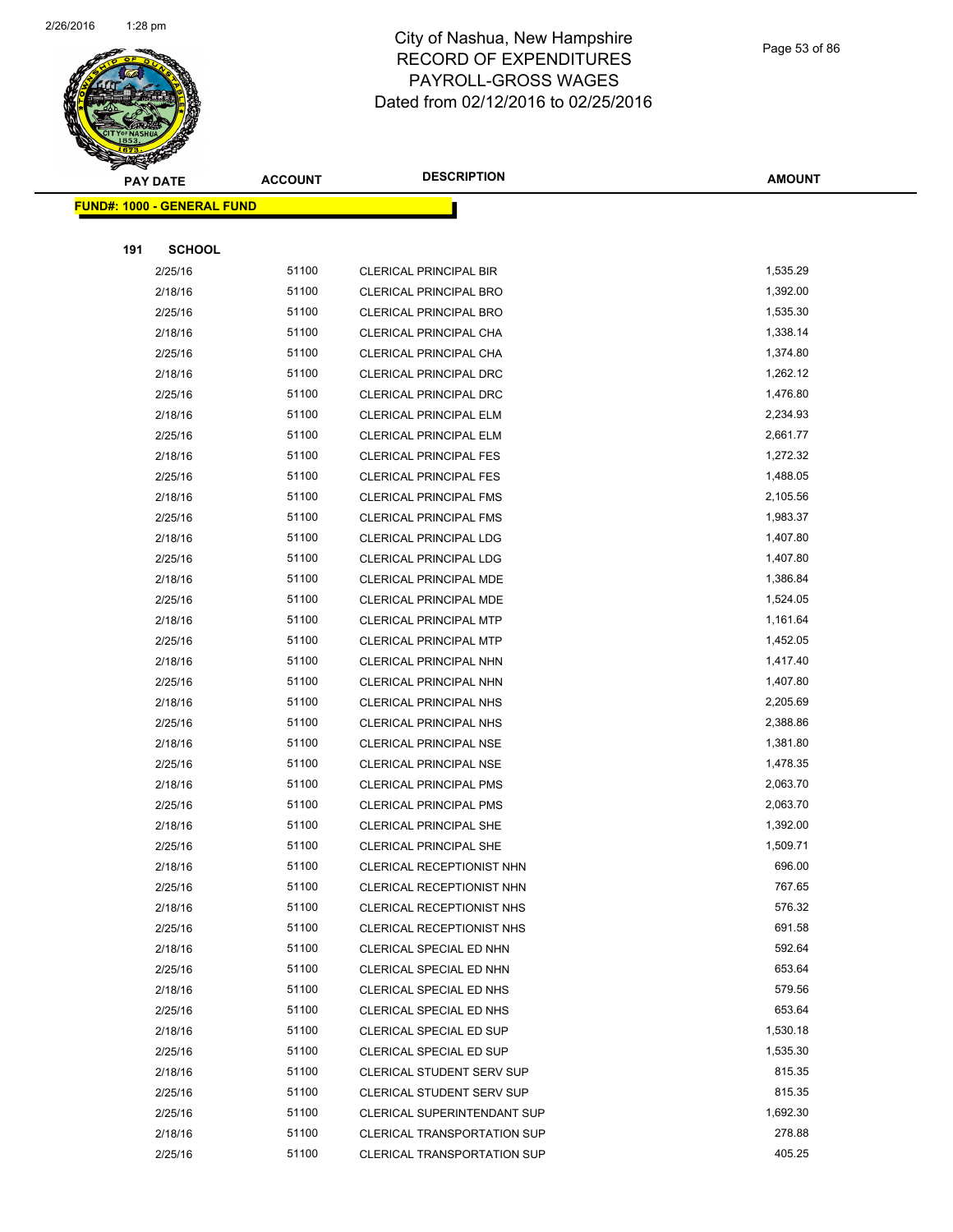# City of Nashua, New Hampshire
# RECORD OF EXPENDITURES
# PAYROLL-GROSS WAGES
# Dated from 02/12/2016 to 02/25/2016

| PAY DATE | ACCOUNT | DESCRIPTION | AMOUNT |
|---|---|---|---|

**FUND#: 1000 - GENERAL FUND**

**191 SCHOOL**

| PAY DATE | ACCOUNT | DESCRIPTION | AMOUNT |
|---|---|---|---|
| 2/25/16 | 51100 | CLERICAL PRINCIPAL BIR | 1,535.29 |
| 2/18/16 | 51100 | CLERICAL PRINCIPAL BRO | 1,392.00 |
| 2/25/16 | 51100 | CLERICAL PRINCIPAL BRO | 1,535.30 |
| 2/18/16 | 51100 | CLERICAL PRINCIPAL CHA | 1,338.14 |
| 2/25/16 | 51100 | CLERICAL PRINCIPAL CHA | 1,374.80 |
| 2/18/16 | 51100 | CLERICAL PRINCIPAL DRC | 1,262.12 |
| 2/25/16 | 51100 | CLERICAL PRINCIPAL DRC | 1,476.80 |
| 2/18/16 | 51100 | CLERICAL PRINCIPAL ELM | 2,234.93 |
| 2/25/16 | 51100 | CLERICAL PRINCIPAL ELM | 2,661.77 |
| 2/18/16 | 51100 | CLERICAL PRINCIPAL FES | 1,272.32 |
| 2/25/16 | 51100 | CLERICAL PRINCIPAL FES | 1,488.05 |
| 2/18/16 | 51100 | CLERICAL PRINCIPAL FMS | 2,105.56 |
| 2/25/16 | 51100 | CLERICAL PRINCIPAL FMS | 1,983.37 |
| 2/18/16 | 51100 | CLERICAL PRINCIPAL LDG | 1,407.80 |
| 2/25/16 | 51100 | CLERICAL PRINCIPAL LDG | 1,407.80 |
| 2/18/16 | 51100 | CLERICAL PRINCIPAL MDE | 1,386.84 |
| 2/25/16 | 51100 | CLERICAL PRINCIPAL MDE | 1,524.05 |
| 2/18/16 | 51100 | CLERICAL PRINCIPAL MTP | 1,161.64 |
| 2/25/16 | 51100 | CLERICAL PRINCIPAL MTP | 1,452.05 |
| 2/18/16 | 51100 | CLERICAL PRINCIPAL NHN | 1,417.40 |
| 2/25/16 | 51100 | CLERICAL PRINCIPAL NHN | 1,407.80 |
| 2/18/16 | 51100 | CLERICAL PRINCIPAL NHS | 2,205.69 |
| 2/25/16 | 51100 | CLERICAL PRINCIPAL NHS | 2,388.86 |
| 2/18/16 | 51100 | CLERICAL PRINCIPAL NSE | 1,381.80 |
| 2/25/16 | 51100 | CLERICAL PRINCIPAL NSE | 1,478.35 |
| 2/18/16 | 51100 | CLERICAL PRINCIPAL PMS | 2,063.70 |
| 2/25/16 | 51100 | CLERICAL PRINCIPAL PMS | 2,063.70 |
| 2/18/16 | 51100 | CLERICAL PRINCIPAL SHE | 1,392.00 |
| 2/25/16 | 51100 | CLERICAL PRINCIPAL SHE | 1,509.71 |
| 2/18/16 | 51100 | CLERICAL RECEPTIONIST NHN | 696.00 |
| 2/25/16 | 51100 | CLERICAL RECEPTIONIST NHN | 767.65 |
| 2/18/16 | 51100 | CLERICAL RECEPTIONIST NHS | 576.32 |
| 2/25/16 | 51100 | CLERICAL RECEPTIONIST NHS | 691.58 |
| 2/18/16 | 51100 | CLERICAL SPECIAL ED NHN | 592.64 |
| 2/25/16 | 51100 | CLERICAL SPECIAL ED NHN | 653.64 |
| 2/18/16 | 51100 | CLERICAL SPECIAL ED NHS | 579.56 |
| 2/25/16 | 51100 | CLERICAL SPECIAL ED NHS | 653.64 |
| 2/18/16 | 51100 | CLERICAL SPECIAL ED SUP | 1,530.18 |
| 2/25/16 | 51100 | CLERICAL SPECIAL ED SUP | 1,535.30 |
| 2/18/16 | 51100 | CLERICAL STUDENT SERV SUP | 815.35 |
| 2/25/16 | 51100 | CLERICAL STUDENT SERV SUP | 815.35 |
| 2/25/16 | 51100 | CLERICAL SUPERINTENDANT SUP | 1,692.30 |
| 2/18/16 | 51100 | CLERICAL TRANSPORTATION SUP | 278.88 |
| 2/25/16 | 51100 | CLERICAL TRANSPORTATION SUP | 405.25 |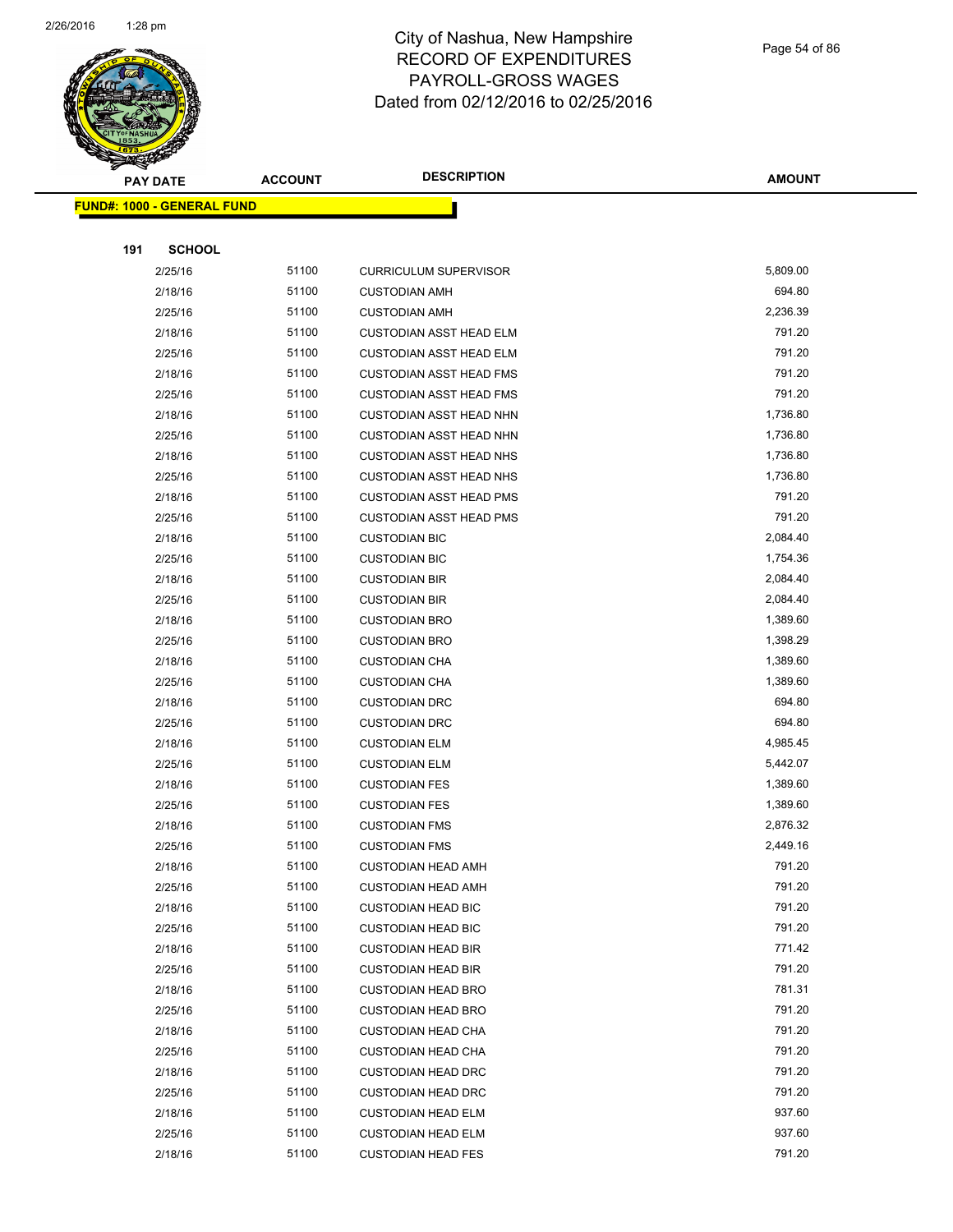# City of Nashua, New Hampshire
# RECORD OF EXPENDITURES
# PAYROLL-GROSS WAGES
# Dated from 02/12/2016 to 02/25/2016

| PAY DATE | ACCOUNT | DESCRIPTION | AMOUNT |
|---|---|---|---|

**FUND#: 1000 - GENERAL FUND**

**191 SCHOOL**

| PAY DATE | ACCOUNT | DESCRIPTION | AMOUNT |
|---|---|---|---|
| 2/25/16 | 51100 | CURRICULUM SUPERVISOR | 5,809.00 |
| 2/18/16 | 51100 | CUSTODIAN AMH | 694.80 |
| 2/25/16 | 51100 | CUSTODIAN AMH | 2,236.39 |
| 2/18/16 | 51100 | CUSTODIAN ASST HEAD ELM | 791.20 |
| 2/25/16 | 51100 | CUSTODIAN ASST HEAD ELM | 791.20 |
| 2/18/16 | 51100 | CUSTODIAN ASST HEAD FMS | 791.20 |
| 2/25/16 | 51100 | CUSTODIAN ASST HEAD FMS | 791.20 |
| 2/18/16 | 51100 | CUSTODIAN ASST HEAD NHN | 1,736.80 |
| 2/25/16 | 51100 | CUSTODIAN ASST HEAD NHN | 1,736.80 |
| 2/18/16 | 51100 | CUSTODIAN ASST HEAD NHS | 1,736.80 |
| 2/25/16 | 51100 | CUSTODIAN ASST HEAD NHS | 1,736.80 |
| 2/18/16 | 51100 | CUSTODIAN ASST HEAD PMS | 791.20 |
| 2/25/16 | 51100 | CUSTODIAN ASST HEAD PMS | 791.20 |
| 2/18/16 | 51100 | CUSTODIAN BIC | 2,084.40 |
| 2/25/16 | 51100 | CUSTODIAN BIC | 1,754.36 |
| 2/18/16 | 51100 | CUSTODIAN BIR | 2,084.40 |
| 2/25/16 | 51100 | CUSTODIAN BIR | 2,084.40 |
| 2/18/16 | 51100 | CUSTODIAN BRO | 1,389.60 |
| 2/25/16 | 51100 | CUSTODIAN BRO | 1,398.29 |
| 2/18/16 | 51100 | CUSTODIAN CHA | 1,389.60 |
| 2/25/16 | 51100 | CUSTODIAN CHA | 1,389.60 |
| 2/18/16 | 51100 | CUSTODIAN DRC | 694.80 |
| 2/25/16 | 51100 | CUSTODIAN DRC | 694.80 |
| 2/18/16 | 51100 | CUSTODIAN ELM | 4,985.45 |
| 2/25/16 | 51100 | CUSTODIAN ELM | 5,442.07 |
| 2/18/16 | 51100 | CUSTODIAN FES | 1,389.60 |
| 2/25/16 | 51100 | CUSTODIAN FES | 1,389.60 |
| 2/18/16 | 51100 | CUSTODIAN FMS | 2,876.32 |
| 2/25/16 | 51100 | CUSTODIAN FMS | 2,449.16 |
| 2/18/16 | 51100 | CUSTODIAN HEAD AMH | 791.20 |
| 2/25/16 | 51100 | CUSTODIAN HEAD AMH | 791.20 |
| 2/18/16 | 51100 | CUSTODIAN HEAD BIC | 791.20 |
| 2/25/16 | 51100 | CUSTODIAN HEAD BIC | 791.20 |
| 2/18/16 | 51100 | CUSTODIAN HEAD BIR | 771.42 |
| 2/25/16 | 51100 | CUSTODIAN HEAD BIR | 791.20 |
| 2/18/16 | 51100 | CUSTODIAN HEAD BRO | 781.31 |
| 2/25/16 | 51100 | CUSTODIAN HEAD BRO | 791.20 |
| 2/18/16 | 51100 | CUSTODIAN HEAD CHA | 791.20 |
| 2/25/16 | 51100 | CUSTODIAN HEAD CHA | 791.20 |
| 2/18/16 | 51100 | CUSTODIAN HEAD DRC | 791.20 |
| 2/25/16 | 51100 | CUSTODIAN HEAD DRC | 791.20 |
| 2/18/16 | 51100 | CUSTODIAN HEAD ELM | 937.60 |
| 2/25/16 | 51100 | CUSTODIAN HEAD ELM | 937.60 |
| 2/18/16 | 51100 | CUSTODIAN HEAD FES | 791.20 |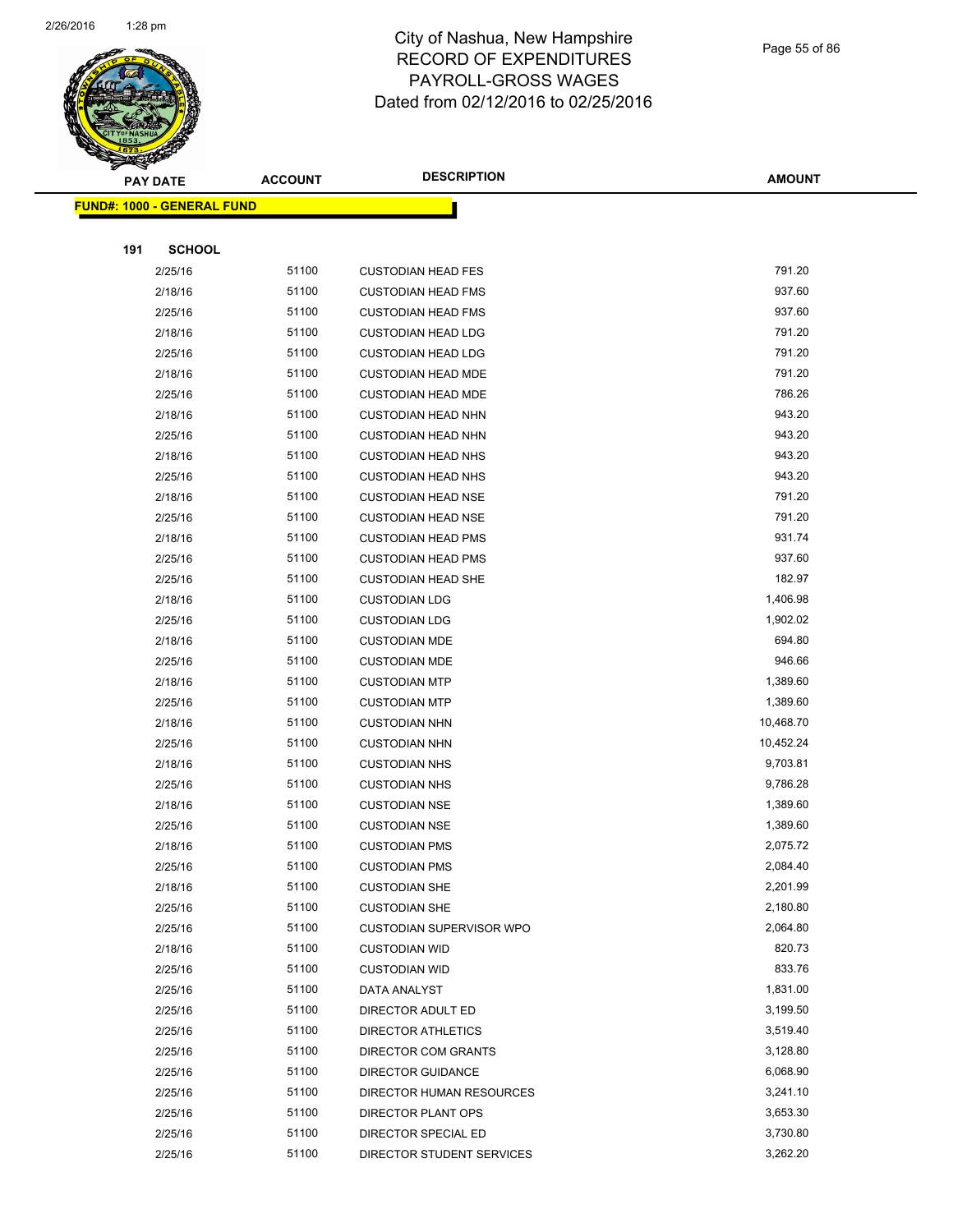# City of Nashua, New Hampshire
## RECORD OF EXPENDITURES
## PAYROLL-GROSS WAGES
## Dated from 02/12/2016 to 02/25/2016

**FUND#: 1000 - GENERAL FUND**

**191 SCHOOL**

| PAY DATE | ACCOUNT | DESCRIPTION | AMOUNT |
|---|---|---|---|
| 2/25/16 | 51100 | CUSTODIAN HEAD FES | 791.20 |
| 2/18/16 | 51100 | CUSTODIAN HEAD FMS | 937.60 |
| 2/25/16 | 51100 | CUSTODIAN HEAD FMS | 937.60 |
| 2/18/16 | 51100 | CUSTODIAN HEAD LDG | 791.20 |
| 2/25/16 | 51100 | CUSTODIAN HEAD LDG | 791.20 |
| 2/18/16 | 51100 | CUSTODIAN HEAD MDE | 791.20 |
| 2/25/16 | 51100 | CUSTODIAN HEAD MDE | 786.26 |
| 2/18/16 | 51100 | CUSTODIAN HEAD NHN | 943.20 |
| 2/25/16 | 51100 | CUSTODIAN HEAD NHN | 943.20 |
| 2/18/16 | 51100 | CUSTODIAN HEAD NHS | 943.20 |
| 2/25/16 | 51100 | CUSTODIAN HEAD NHS | 943.20 |
| 2/18/16 | 51100 | CUSTODIAN HEAD NSE | 791.20 |
| 2/25/16 | 51100 | CUSTODIAN HEAD NSE | 791.20 |
| 2/18/16 | 51100 | CUSTODIAN HEAD PMS | 931.74 |
| 2/25/16 | 51100 | CUSTODIAN HEAD PMS | 937.60 |
| 2/25/16 | 51100 | CUSTODIAN HEAD SHE | 182.97 |
| 2/18/16 | 51100 | CUSTODIAN LDG | 1,406.98 |
| 2/25/16 | 51100 | CUSTODIAN LDG | 1,902.02 |
| 2/18/16 | 51100 | CUSTODIAN MDE | 694.80 |
| 2/25/16 | 51100 | CUSTODIAN MDE | 946.66 |
| 2/18/16 | 51100 | CUSTODIAN MTP | 1,389.60 |
| 2/25/16 | 51100 | CUSTODIAN MTP | 1,389.60 |
| 2/18/16 | 51100 | CUSTODIAN NHN | 10,468.70 |
| 2/25/16 | 51100 | CUSTODIAN NHN | 10,452.24 |
| 2/18/16 | 51100 | CUSTODIAN NHS | 9,703.81 |
| 2/25/16 | 51100 | CUSTODIAN NHS | 9,786.28 |
| 2/18/16 | 51100 | CUSTODIAN NSE | 1,389.60 |
| 2/25/16 | 51100 | CUSTODIAN NSE | 1,389.60 |
| 2/18/16 | 51100 | CUSTODIAN PMS | 2,075.72 |
| 2/25/16 | 51100 | CUSTODIAN PMS | 2,084.40 |
| 2/18/16 | 51100 | CUSTODIAN SHE | 2,201.99 |
| 2/25/16 | 51100 | CUSTODIAN SHE | 2,180.80 |
| 2/25/16 | 51100 | CUSTODIAN SUPERVISOR WPO | 2,064.80 |
| 2/18/16 | 51100 | CUSTODIAN WID | 820.73 |
| 2/25/16 | 51100 | CUSTODIAN WID | 833.76 |
| 2/25/16 | 51100 | DATA ANALYST | 1,831.00 |
| 2/25/16 | 51100 | DIRECTOR ADULT ED | 3,199.50 |
| 2/25/16 | 51100 | DIRECTOR ATHLETICS | 3,519.40 |
| 2/25/16 | 51100 | DIRECTOR COM GRANTS | 3,128.80 |
| 2/25/16 | 51100 | DIRECTOR GUIDANCE | 6,068.90 |
| 2/25/16 | 51100 | DIRECTOR HUMAN RESOURCES | 3,241.10 |
| 2/25/16 | 51100 | DIRECTOR PLANT OPS | 3,653.30 |
| 2/25/16 | 51100 | DIRECTOR SPECIAL ED | 3,730.80 |
| 2/25/16 | 51100 | DIRECTOR STUDENT SERVICES | 3,262.20 |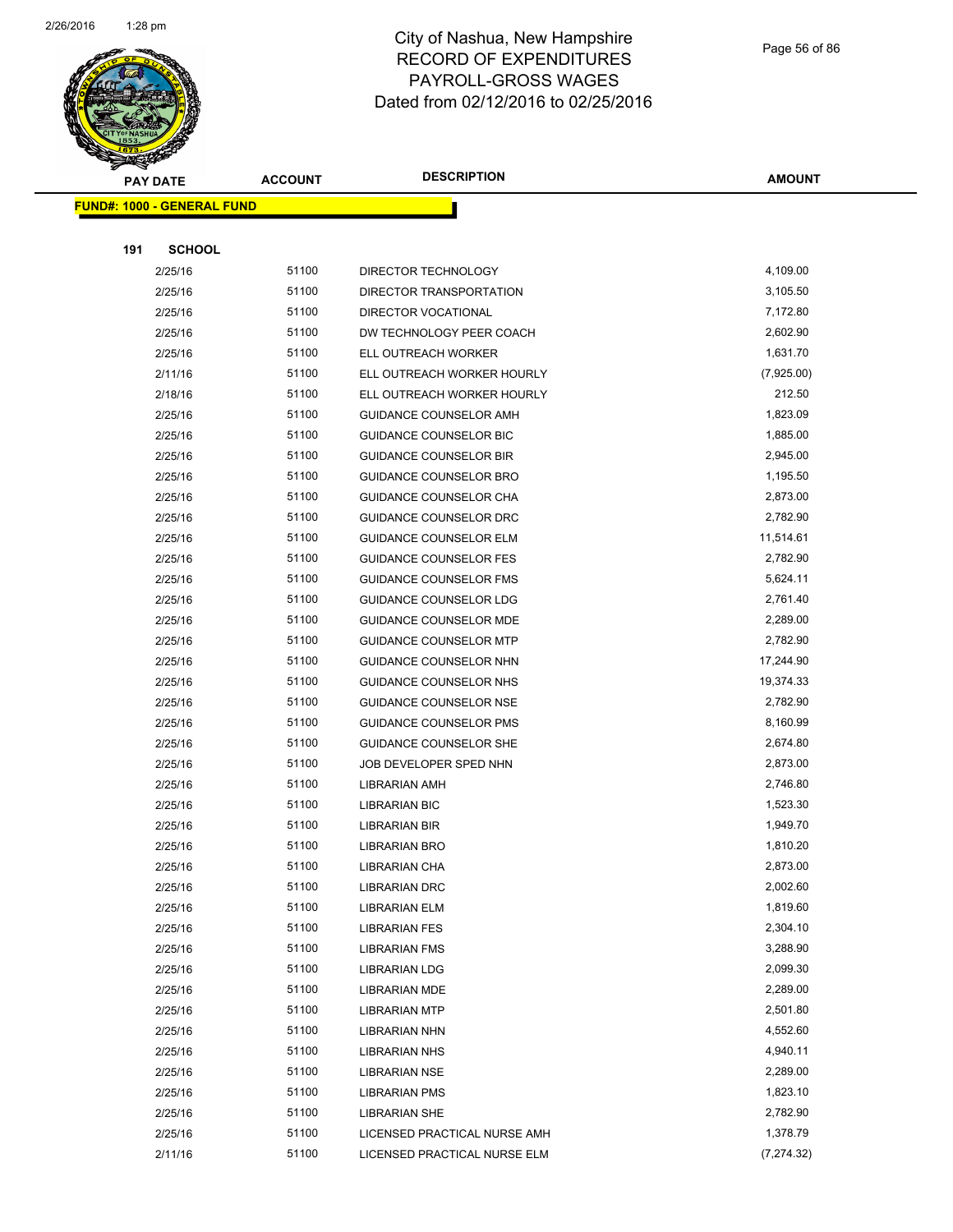# City of Nashua, New Hampshire
# RECORD OF EXPENDITURES
# PAYROLL-GROSS WAGES
# Dated from 02/12/2016 to 02/25/2016

**FUND#: 1000 - GENERAL FUND**

**191 SCHOOL**

| PAY DATE | ACCOUNT | DESCRIPTION | AMOUNT |
|---|---|---|---|
| 2/25/16 | 51100 | DIRECTOR TECHNOLOGY | 4,109.00 |
| 2/25/16 | 51100 | DIRECTOR TRANSPORTATION | 3,105.50 |
| 2/25/16 | 51100 | DIRECTOR VOCATIONAL | 7,172.80 |
| 2/25/16 | 51100 | DW TECHNOLOGY PEER COACH | 2,602.90 |
| 2/25/16 | 51100 | ELL OUTREACH WORKER | 1,631.70 |
| 2/11/16 | 51100 | ELL OUTREACH WORKER HOURLY | (7,925.00) |
| 2/18/16 | 51100 | ELL OUTREACH WORKER HOURLY | 212.50 |
| 2/25/16 | 51100 | GUIDANCE COUNSELOR AMH | 1,823.09 |
| 2/25/16 | 51100 | GUIDANCE COUNSELOR BIC | 1,885.00 |
| 2/25/16 | 51100 | GUIDANCE COUNSELOR BIR | 2,945.00 |
| 2/25/16 | 51100 | GUIDANCE COUNSELOR BRO | 1,195.50 |
| 2/25/16 | 51100 | GUIDANCE COUNSELOR CHA | 2,873.00 |
| 2/25/16 | 51100 | GUIDANCE COUNSELOR DRC | 2,782.90 |
| 2/25/16 | 51100 | GUIDANCE COUNSELOR ELM | 11,514.61 |
| 2/25/16 | 51100 | GUIDANCE COUNSELOR FES | 2,782.90 |
| 2/25/16 | 51100 | GUIDANCE COUNSELOR FMS | 5,624.11 |
| 2/25/16 | 51100 | GUIDANCE COUNSELOR LDG | 2,761.40 |
| 2/25/16 | 51100 | GUIDANCE COUNSELOR MDE | 2,289.00 |
| 2/25/16 | 51100 | GUIDANCE COUNSELOR MTP | 2,782.90 |
| 2/25/16 | 51100 | GUIDANCE COUNSELOR NHN | 17,244.90 |
| 2/25/16 | 51100 | GUIDANCE COUNSELOR NHS | 19,374.33 |
| 2/25/16 | 51100 | GUIDANCE COUNSELOR NSE | 2,782.90 |
| 2/25/16 | 51100 | GUIDANCE COUNSELOR PMS | 8,160.99 |
| 2/25/16 | 51100 | GUIDANCE COUNSELOR SHE | 2,674.80 |
| 2/25/16 | 51100 | JOB DEVELOPER SPED NHN | 2,873.00 |
| 2/25/16 | 51100 | LIBRARIAN AMH | 2,746.80 |
| 2/25/16 | 51100 | LIBRARIAN BIC | 1,523.30 |
| 2/25/16 | 51100 | LIBRARIAN BIR | 1,949.70 |
| 2/25/16 | 51100 | LIBRARIAN BRO | 1,810.20 |
| 2/25/16 | 51100 | LIBRARIAN CHA | 2,873.00 |
| 2/25/16 | 51100 | LIBRARIAN DRC | 2,002.60 |
| 2/25/16 | 51100 | LIBRARIAN ELM | 1,819.60 |
| 2/25/16 | 51100 | LIBRARIAN FES | 2,304.10 |
| 2/25/16 | 51100 | LIBRARIAN FMS | 3,288.90 |
| 2/25/16 | 51100 | LIBRARIAN LDG | 2,099.30 |
| 2/25/16 | 51100 | LIBRARIAN MDE | 2,289.00 |
| 2/25/16 | 51100 | LIBRARIAN MTP | 2,501.80 |
| 2/25/16 | 51100 | LIBRARIAN NHN | 4,552.60 |
| 2/25/16 | 51100 | LIBRARIAN NHS | 4,940.11 |
| 2/25/16 | 51100 | LIBRARIAN NSE | 2,289.00 |
| 2/25/16 | 51100 | LIBRARIAN PMS | 1,823.10 |
| 2/25/16 | 51100 | LIBRARIAN SHE | 2,782.90 |
| 2/25/16 | 51100 | LICENSED PRACTICAL NURSE AMH | 1,378.79 |
| 2/11/16 | 51100 | LICENSED PRACTICAL NURSE ELM | (7,274.32) |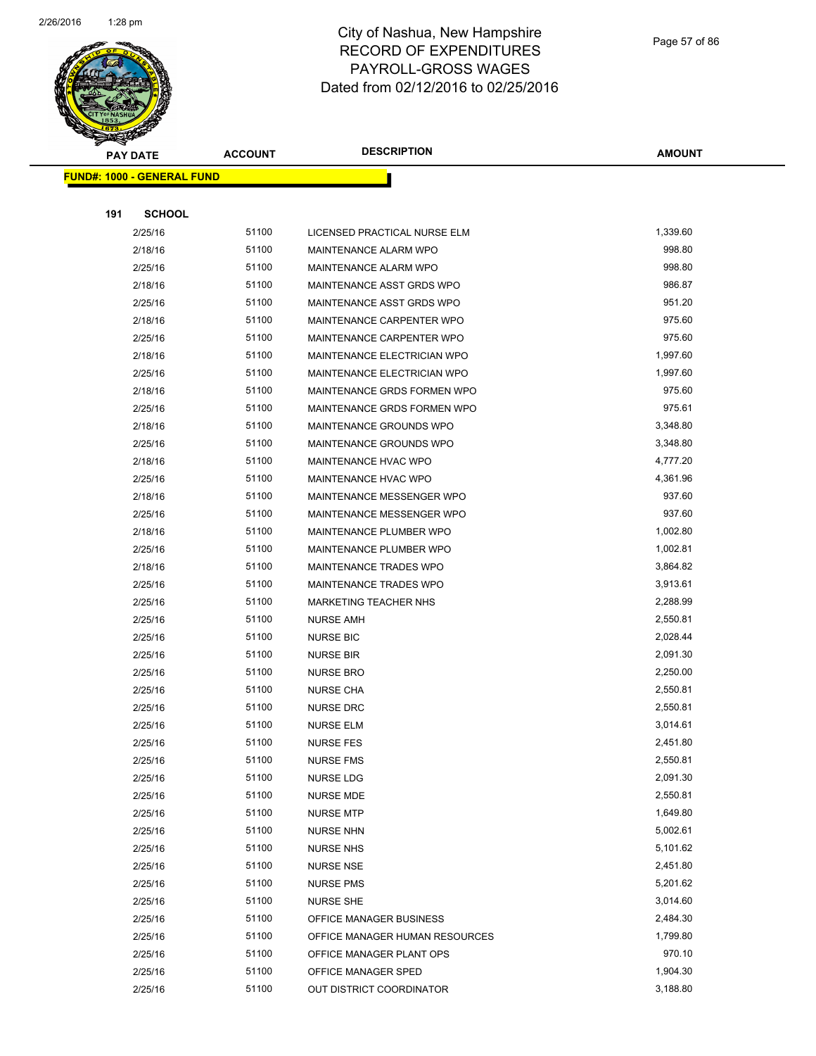# City of Nashua, New Hampshire
## RECORD OF EXPENDITURES
## PAYROLL-GROSS WAGES
## Dated from 02/12/2016 to 02/25/2016

| PAY DATE | ACCOUNT | DESCRIPTION | AMOUNT |
|---|---|---|---|
| **FUND#: 1000 - GENERAL FUND** | | | |
| **191 SCHOOL** | | | |
| 2/25/16 | 51100 | LICENSED PRACTICAL NURSE ELM | 1,339.60 |
| 2/18/16 | 51100 | MAINTENANCE ALARM WPO | 998.80 |
| 2/25/16 | 51100 | MAINTENANCE ALARM WPO | 998.80 |
| 2/18/16 | 51100 | MAINTENANCE ASST GRDS WPO | 986.87 |
| 2/25/16 | 51100 | MAINTENANCE ASST GRDS WPO | 951.20 |
| 2/18/16 | 51100 | MAINTENANCE CARPENTER WPO | 975.60 |
| 2/25/16 | 51100 | MAINTENANCE CARPENTER WPO | 975.60 |
| 2/18/16 | 51100 | MAINTENANCE ELECTRICIAN WPO | 1,997.60 |
| 2/25/16 | 51100 | MAINTENANCE ELECTRICIAN WPO | 1,997.60 |
| 2/18/16 | 51100 | MAINTENANCE GRDS FORMEN WPO | 975.60 |
| 2/25/16 | 51100 | MAINTENANCE GRDS FORMEN WPO | 975.61 |
| 2/18/16 | 51100 | MAINTENANCE GROUNDS WPO | 3,348.80 |
| 2/25/16 | 51100 | MAINTENANCE GROUNDS WPO | 3,348.80 |
| 2/18/16 | 51100 | MAINTENANCE HVAC WPO | 4,777.20 |
| 2/25/16 | 51100 | MAINTENANCE HVAC WPO | 4,361.96 |
| 2/18/16 | 51100 | MAINTENANCE MESSENGER WPO | 937.60 |
| 2/25/16 | 51100 | MAINTENANCE MESSENGER WPO | 937.60 |
| 2/18/16 | 51100 | MAINTENANCE PLUMBER WPO | 1,002.80 |
| 2/25/16 | 51100 | MAINTENANCE PLUMBER WPO | 1,002.81 |
| 2/18/16 | 51100 | MAINTENANCE TRADES WPO | 3,864.82 |
| 2/25/16 | 51100 | MAINTENANCE TRADES WPO | 3,913.61 |
| 2/25/16 | 51100 | MARKETING TEACHER NHS | 2,288.99 |
| 2/25/16 | 51100 | NURSE AMH | 2,550.81 |
| 2/25/16 | 51100 | NURSE BIC | 2,028.44 |
| 2/25/16 | 51100 | NURSE BIR | 2,091.30 |
| 2/25/16 | 51100 | NURSE BRO | 2,250.00 |
| 2/25/16 | 51100 | NURSE CHA | 2,550.81 |
| 2/25/16 | 51100 | NURSE DRC | 2,550.81 |
| 2/25/16 | 51100 | NURSE ELM | 3,014.61 |
| 2/25/16 | 51100 | NURSE FES | 2,451.80 |
| 2/25/16 | 51100 | NURSE FMS | 2,550.81 |
| 2/25/16 | 51100 | NURSE LDG | 2,091.30 |
| 2/25/16 | 51100 | NURSE MDE | 2,550.81 |
| 2/25/16 | 51100 | NURSE MTP | 1,649.80 |
| 2/25/16 | 51100 | NURSE NHN | 5,002.61 |
| 2/25/16 | 51100 | NURSE NHS | 5,101.62 |
| 2/25/16 | 51100 | NURSE NSE | 2,451.80 |
| 2/25/16 | 51100 | NURSE PMS | 5,201.62 |
| 2/25/16 | 51100 | NURSE SHE | 3,014.60 |
| 2/25/16 | 51100 | OFFICE MANAGER BUSINESS | 2,484.30 |
| 2/25/16 | 51100 | OFFICE MANAGER HUMAN RESOURCES | 1,799.80 |
| 2/25/16 | 51100 | OFFICE MANAGER PLANT OPS | 970.10 |
| 2/25/16 | 51100 | OFFICE MANAGER SPED | 1,904.30 |
| 2/25/16 | 51100 | OUT DISTRICT COORDINATOR | 3,188.80 |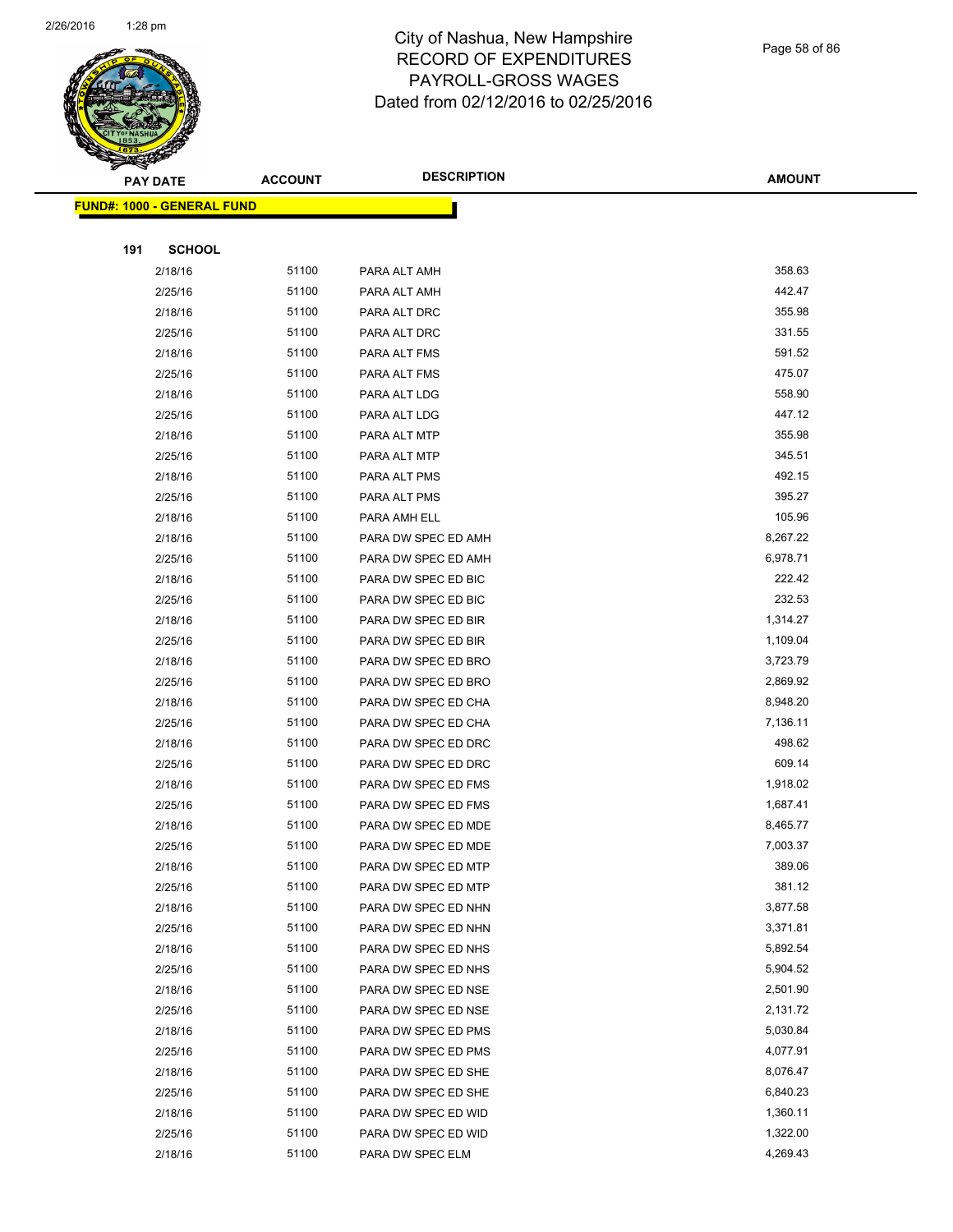# City of Nashua, New Hampshire
# RECORD OF EXPENDITURES
# PAYROLL-GROSS WAGES
# Dated from 02/12/2016 to 02/25/2016

| PAY DATE | ACCOUNT | DESCRIPTION | AMOUNT |
|---|---|---|---|

**FUND#: 1000 - GENERAL FUND**

**191 SCHOOL**

| PAY DATE | ACCOUNT | DESCRIPTION | AMOUNT |
|---|---|---|---|
| 2/18/16 | 51100 | PARA ALT AMH | 358.63 |
| 2/25/16 | 51100 | PARA ALT AMH | 442.47 |
| 2/18/16 | 51100 | PARA ALT DRC | 355.98 |
| 2/25/16 | 51100 | PARA ALT DRC | 331.55 |
| 2/18/16 | 51100 | PARA ALT FMS | 591.52 |
| 2/25/16 | 51100 | PARA ALT FMS | 475.07 |
| 2/18/16 | 51100 | PARA ALT LDG | 558.90 |
| 2/25/16 | 51100 | PARA ALT LDG | 447.12 |
| 2/18/16 | 51100 | PARA ALT MTP | 355.98 |
| 2/25/16 | 51100 | PARA ALT MTP | 345.51 |
| 2/18/16 | 51100 | PARA ALT PMS | 492.15 |
| 2/25/16 | 51100 | PARA ALT PMS | 395.27 |
| 2/18/16 | 51100 | PARA AMH ELL | 105.96 |
| 2/18/16 | 51100 | PARA DW SPEC ED AMH | 8,267.22 |
| 2/25/16 | 51100 | PARA DW SPEC ED AMH | 6,978.71 |
| 2/18/16 | 51100 | PARA DW SPEC ED BIC | 222.42 |
| 2/25/16 | 51100 | PARA DW SPEC ED BIC | 232.53 |
| 2/18/16 | 51100 | PARA DW SPEC ED BIR | 1,314.27 |
| 2/25/16 | 51100 | PARA DW SPEC ED BIR | 1,109.04 |
| 2/18/16 | 51100 | PARA DW SPEC ED BRO | 3,723.79 |
| 2/25/16 | 51100 | PARA DW SPEC ED BRO | 2,869.92 |
| 2/18/16 | 51100 | PARA DW SPEC ED CHA | 8,948.20 |
| 2/25/16 | 51100 | PARA DW SPEC ED CHA | 7,136.11 |
| 2/18/16 | 51100 | PARA DW SPEC ED DRC | 498.62 |
| 2/25/16 | 51100 | PARA DW SPEC ED DRC | 609.14 |
| 2/18/16 | 51100 | PARA DW SPEC ED FMS | 1,918.02 |
| 2/25/16 | 51100 | PARA DW SPEC ED FMS | 1,687.41 |
| 2/18/16 | 51100 | PARA DW SPEC ED MDE | 8,465.77 |
| 2/25/16 | 51100 | PARA DW SPEC ED MDE | 7,003.37 |
| 2/18/16 | 51100 | PARA DW SPEC ED MTP | 389.06 |
| 2/25/16 | 51100 | PARA DW SPEC ED MTP | 381.12 |
| 2/18/16 | 51100 | PARA DW SPEC ED NHN | 3,877.58 |
| 2/25/16 | 51100 | PARA DW SPEC ED NHN | 3,371.81 |
| 2/18/16 | 51100 | PARA DW SPEC ED NHS | 5,892.54 |
| 2/25/16 | 51100 | PARA DW SPEC ED NHS | 5,904.52 |
| 2/18/16 | 51100 | PARA DW SPEC ED NSE | 2,501.90 |
| 2/25/16 | 51100 | PARA DW SPEC ED NSE | 2,131.72 |
| 2/18/16 | 51100 | PARA DW SPEC ED PMS | 5,030.84 |
| 2/25/16 | 51100 | PARA DW SPEC ED PMS | 4,077.91 |
| 2/18/16 | 51100 | PARA DW SPEC ED SHE | 8,076.47 |
| 2/25/16 | 51100 | PARA DW SPEC ED SHE | 6,840.23 |
| 2/18/16 | 51100 | PARA DW SPEC ED WID | 1,360.11 |
| 2/25/16 | 51100 | PARA DW SPEC ED WID | 1,322.00 |
| 2/18/16 | 51100 | PARA DW SPEC ELM | 4,269.43 |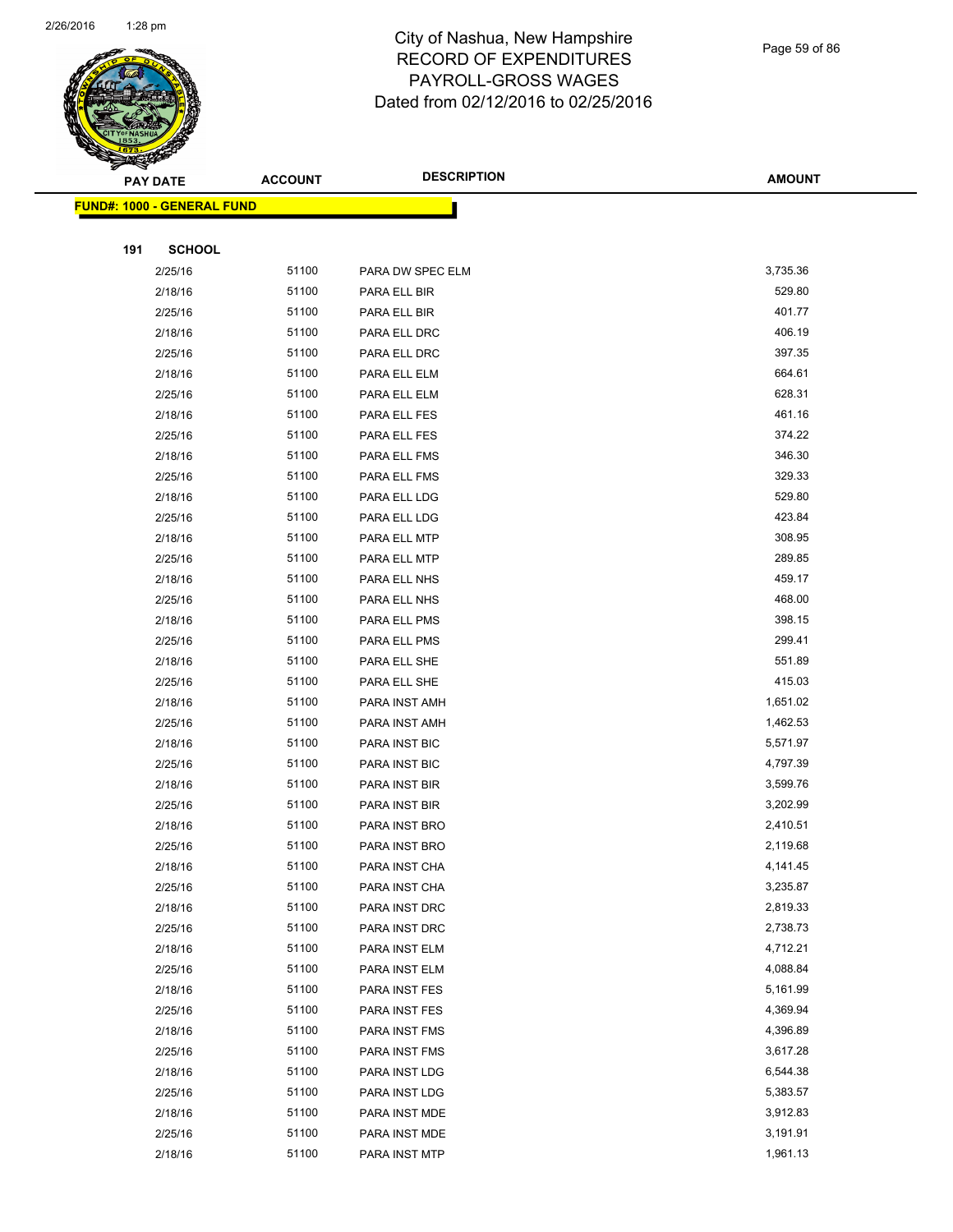# City of Nashua, New Hampshire
## RECORD OF EXPENDITURES
## PAYROLL-GROSS WAGES
## Dated from 02/12/2016 to 02/25/2016

**FUND#: 1000 - GENERAL FUND**

**191 SCHOOL**

| PAY DATE | ACCOUNT | DESCRIPTION | AMOUNT |
|---|---|---|---|
| 2/25/16 | 51100 | PARA DW SPEC ELM | 3,735.36 |
| 2/18/16 | 51100 | PARA ELL BIR | 529.80 |
| 2/25/16 | 51100 | PARA ELL BIR | 401.77 |
| 2/18/16 | 51100 | PARA ELL DRC | 406.19 |
| 2/25/16 | 51100 | PARA ELL DRC | 397.35 |
| 2/18/16 | 51100 | PARA ELL ELM | 664.61 |
| 2/25/16 | 51100 | PARA ELL ELM | 628.31 |
| 2/18/16 | 51100 | PARA ELL FES | 461.16 |
| 2/25/16 | 51100 | PARA ELL FES | 374.22 |
| 2/18/16 | 51100 | PARA ELL FMS | 346.30 |
| 2/25/16 | 51100 | PARA ELL FMS | 329.33 |
| 2/18/16 | 51100 | PARA ELL LDG | 529.80 |
| 2/25/16 | 51100 | PARA ELL LDG | 423.84 |
| 2/18/16 | 51100 | PARA ELL MTP | 308.95 |
| 2/25/16 | 51100 | PARA ELL MTP | 289.85 |
| 2/18/16 | 51100 | PARA ELL NHS | 459.17 |
| 2/25/16 | 51100 | PARA ELL NHS | 468.00 |
| 2/18/16 | 51100 | PARA ELL PMS | 398.15 |
| 2/25/16 | 51100 | PARA ELL PMS | 299.41 |
| 2/18/16 | 51100 | PARA ELL SHE | 551.89 |
| 2/25/16 | 51100 | PARA ELL SHE | 415.03 |
| 2/18/16 | 51100 | PARA INST AMH | 1,651.02 |
| 2/25/16 | 51100 | PARA INST AMH | 1,462.53 |
| 2/18/16 | 51100 | PARA INST BIC | 5,571.97 |
| 2/25/16 | 51100 | PARA INST BIC | 4,797.39 |
| 2/18/16 | 51100 | PARA INST BIR | 3,599.76 |
| 2/25/16 | 51100 | PARA INST BIR | 3,202.99 |
| 2/18/16 | 51100 | PARA INST BRO | 2,410.51 |
| 2/25/16 | 51100 | PARA INST BRO | 2,119.68 |
| 2/18/16 | 51100 | PARA INST CHA | 4,141.45 |
| 2/25/16 | 51100 | PARA INST CHA | 3,235.87 |
| 2/18/16 | 51100 | PARA INST DRC | 2,819.33 |
| 2/25/16 | 51100 | PARA INST DRC | 2,738.73 |
| 2/18/16 | 51100 | PARA INST ELM | 4,712.21 |
| 2/25/16 | 51100 | PARA INST ELM | 4,088.84 |
| 2/18/16 | 51100 | PARA INST FES | 5,161.99 |
| 2/25/16 | 51100 | PARA INST FES | 4,369.94 |
| 2/18/16 | 51100 | PARA INST FMS | 4,396.89 |
| 2/25/16 | 51100 | PARA INST FMS | 3,617.28 |
| 2/18/16 | 51100 | PARA INST LDG | 6,544.38 |
| 2/25/16 | 51100 | PARA INST LDG | 5,383.57 |
| 2/18/16 | 51100 | PARA INST MDE | 3,912.83 |
| 2/25/16 | 51100 | PARA INST MDE | 3,191.91 |
| 2/18/16 | 51100 | PARA INST MTP | 1,961.13 |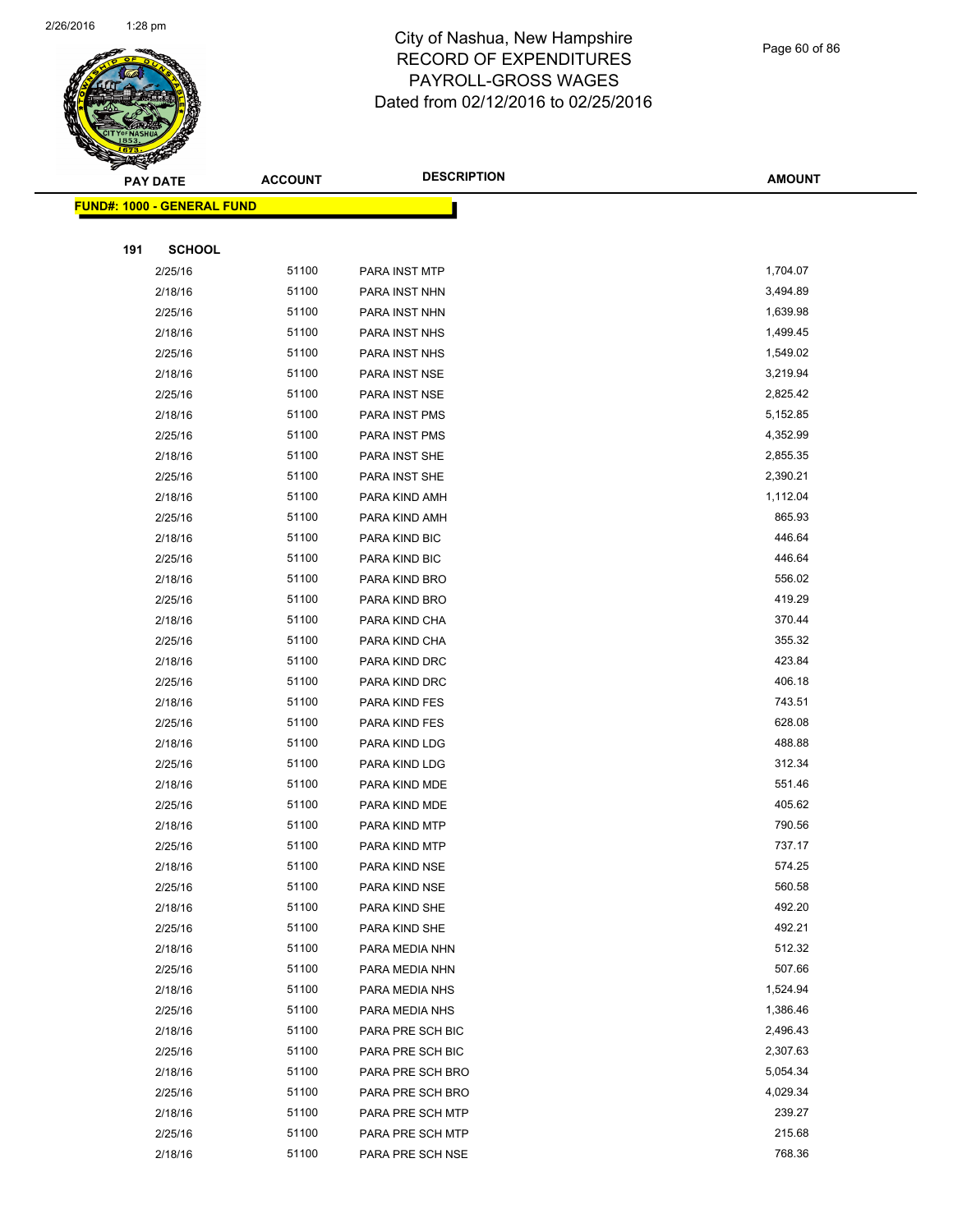# City of Nashua, New Hampshire
## RECORD OF EXPENDITURES
## PAYROLL-GROSS WAGES
## Dated from 02/12/2016 to 02/25/2016

| PAY DATE | ACCOUNT | DESCRIPTION | AMOUNT |
|---|---|---|---|

**FUND#: 1000 - GENERAL FUND**

**191 SCHOOL**

| PAY DATE | ACCOUNT | DESCRIPTION | AMOUNT |
|---|---|---|---|
| 2/25/16 | 51100 | PARA INST MTP | 1,704.07 |
| 2/18/16 | 51100 | PARA INST NHN | 3,494.89 |
| 2/25/16 | 51100 | PARA INST NHN | 1,639.98 |
| 2/18/16 | 51100 | PARA INST NHS | 1,499.45 |
| 2/25/16 | 51100 | PARA INST NHS | 1,549.02 |
| 2/18/16 | 51100 | PARA INST NSE | 3,219.94 |
| 2/25/16 | 51100 | PARA INST NSE | 2,825.42 |
| 2/18/16 | 51100 | PARA INST PMS | 5,152.85 |
| 2/25/16 | 51100 | PARA INST PMS | 4,352.99 |
| 2/18/16 | 51100 | PARA INST SHE | 2,855.35 |
| 2/25/16 | 51100 | PARA INST SHE | 2,390.21 |
| 2/18/16 | 51100 | PARA KIND AMH | 1,112.04 |
| 2/25/16 | 51100 | PARA KIND AMH | 865.93 |
| 2/18/16 | 51100 | PARA KIND BIC | 446.64 |
| 2/25/16 | 51100 | PARA KIND BIC | 446.64 |
| 2/18/16 | 51100 | PARA KIND BRO | 556.02 |
| 2/25/16 | 51100 | PARA KIND BRO | 419.29 |
| 2/18/16 | 51100 | PARA KIND CHA | 370.44 |
| 2/25/16 | 51100 | PARA KIND CHA | 355.32 |
| 2/18/16 | 51100 | PARA KIND DRC | 423.84 |
| 2/25/16 | 51100 | PARA KIND DRC | 406.18 |
| 2/18/16 | 51100 | PARA KIND FES | 743.51 |
| 2/25/16 | 51100 | PARA KIND FES | 628.08 |
| 2/18/16 | 51100 | PARA KIND LDG | 488.88 |
| 2/25/16 | 51100 | PARA KIND LDG | 312.34 |
| 2/18/16 | 51100 | PARA KIND MDE | 551.46 |
| 2/25/16 | 51100 | PARA KIND MDE | 405.62 |
| 2/18/16 | 51100 | PARA KIND MTP | 790.56 |
| 2/25/16 | 51100 | PARA KIND MTP | 737.17 |
| 2/18/16 | 51100 | PARA KIND NSE | 574.25 |
| 2/25/16 | 51100 | PARA KIND NSE | 560.58 |
| 2/18/16 | 51100 | PARA KIND SHE | 492.20 |
| 2/25/16 | 51100 | PARA KIND SHE | 492.21 |
| 2/18/16 | 51100 | PARA MEDIA NHN | 512.32 |
| 2/25/16 | 51100 | PARA MEDIA NHN | 507.66 |
| 2/18/16 | 51100 | PARA MEDIA NHS | 1,524.94 |
| 2/25/16 | 51100 | PARA MEDIA NHS | 1,386.46 |
| 2/18/16 | 51100 | PARA PRE SCH BIC | 2,496.43 |
| 2/25/16 | 51100 | PARA PRE SCH BIC | 2,307.63 |
| 2/18/16 | 51100 | PARA PRE SCH BRO | 5,054.34 |
| 2/25/16 | 51100 | PARA PRE SCH BRO | 4,029.34 |
| 2/18/16 | 51100 | PARA PRE SCH MTP | 239.27 |
| 2/25/16 | 51100 | PARA PRE SCH MTP | 215.68 |
| 2/18/16 | 51100 | PARA PRE SCH NSE | 768.36 |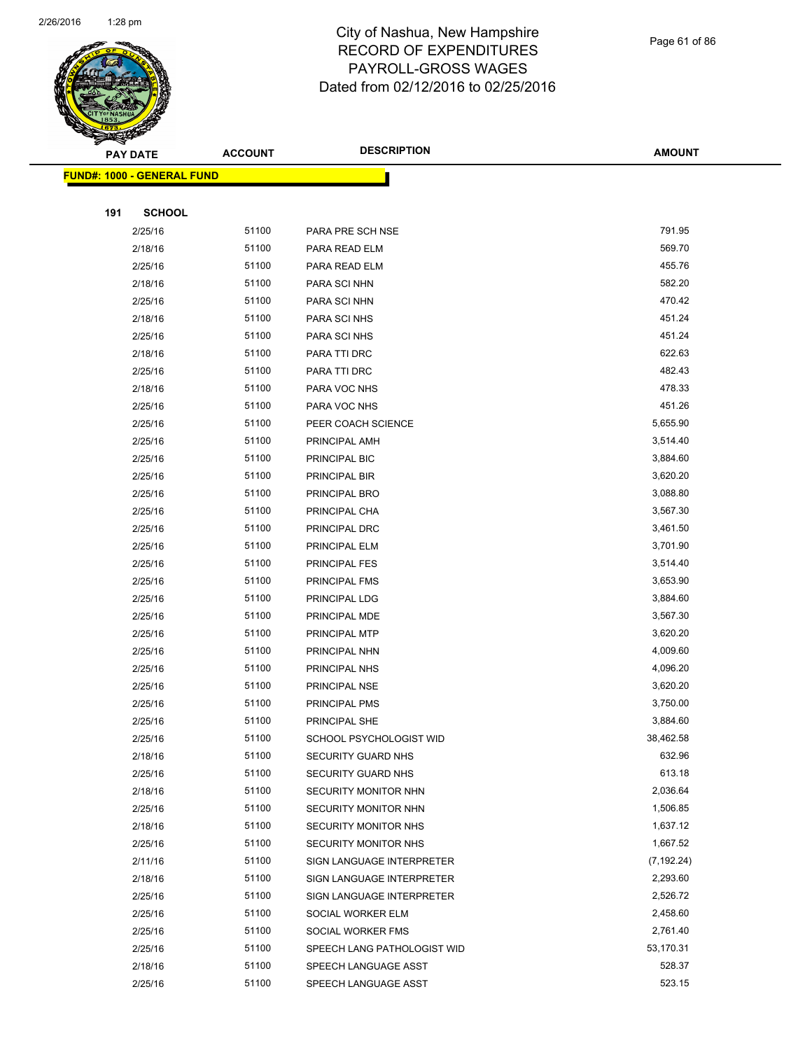# City of Nashua, New Hampshire
## RECORD OF EXPENDITURES
## PAYROLL-GROSS WAGES
## Dated from 02/12/2016 to 02/25/2016

**FUND#: 1000 - GENERAL FUND**

**191 SCHOOL**

| PAY DATE | ACCOUNT | DESCRIPTION | AMOUNT |
|---|---|---|---|
| 2/25/16 | 51100 | PARA PRE SCH NSE | 791.95 |
| 2/18/16 | 51100 | PARA READ ELM | 569.70 |
| 2/25/16 | 51100 | PARA READ ELM | 455.76 |
| 2/18/16 | 51100 | PARA SCI NHN | 582.20 |
| 2/25/16 | 51100 | PARA SCI NHN | 470.42 |
| 2/18/16 | 51100 | PARA SCI NHS | 451.24 |
| 2/25/16 | 51100 | PARA SCI NHS | 451.24 |
| 2/18/16 | 51100 | PARA TTI DRC | 622.63 |
| 2/25/16 | 51100 | PARA TTI DRC | 482.43 |
| 2/18/16 | 51100 | PARA VOC NHS | 478.33 |
| 2/25/16 | 51100 | PARA VOC NHS | 451.26 |
| 2/25/16 | 51100 | PEER COACH SCIENCE | 5,655.90 |
| 2/25/16 | 51100 | PRINCIPAL AMH | 3,514.40 |
| 2/25/16 | 51100 | PRINCIPAL BIC | 3,884.60 |
| 2/25/16 | 51100 | PRINCIPAL BIR | 3,620.20 |
| 2/25/16 | 51100 | PRINCIPAL BRO | 3,088.80 |
| 2/25/16 | 51100 | PRINCIPAL CHA | 3,567.30 |
| 2/25/16 | 51100 | PRINCIPAL DRC | 3,461.50 |
| 2/25/16 | 51100 | PRINCIPAL ELM | 3,701.90 |
| 2/25/16 | 51100 | PRINCIPAL FES | 3,514.40 |
| 2/25/16 | 51100 | PRINCIPAL FMS | 3,653.90 |
| 2/25/16 | 51100 | PRINCIPAL LDG | 3,884.60 |
| 2/25/16 | 51100 | PRINCIPAL MDE | 3,567.30 |
| 2/25/16 | 51100 | PRINCIPAL MTP | 3,620.20 |
| 2/25/16 | 51100 | PRINCIPAL NHN | 4,009.60 |
| 2/25/16 | 51100 | PRINCIPAL NHS | 4,096.20 |
| 2/25/16 | 51100 | PRINCIPAL NSE | 3,620.20 |
| 2/25/16 | 51100 | PRINCIPAL PMS | 3,750.00 |
| 2/25/16 | 51100 | PRINCIPAL SHE | 3,884.60 |
| 2/25/16 | 51100 | SCHOOL PSYCHOLOGIST WID | 38,462.58 |
| 2/18/16 | 51100 | SECURITY GUARD NHS | 632.96 |
| 2/25/16 | 51100 | SECURITY GUARD NHS | 613.18 |
| 2/18/16 | 51100 | SECURITY MONITOR NHN | 2,036.64 |
| 2/25/16 | 51100 | SECURITY MONITOR NHN | 1,506.85 |
| 2/18/16 | 51100 | SECURITY MONITOR NHS | 1,637.12 |
| 2/25/16 | 51100 | SECURITY MONITOR NHS | 1,667.52 |
| 2/11/16 | 51100 | SIGN LANGUAGE INTERPRETER | (7,192.24) |
| 2/18/16 | 51100 | SIGN LANGUAGE INTERPRETER | 2,293.60 |
| 2/25/16 | 51100 | SIGN LANGUAGE INTERPRETER | 2,526.72 |
| 2/25/16 | 51100 | SOCIAL WORKER ELM | 2,458.60 |
| 2/25/16 | 51100 | SOCIAL WORKER FMS | 2,761.40 |
| 2/25/16 | 51100 | SPEECH LANG PATHOLOGIST WID | 53,170.31 |
| 2/18/16 | 51100 | SPEECH LANGUAGE ASST | 528.37 |
| 2/25/16 | 51100 | SPEECH LANGUAGE ASST | 523.15 |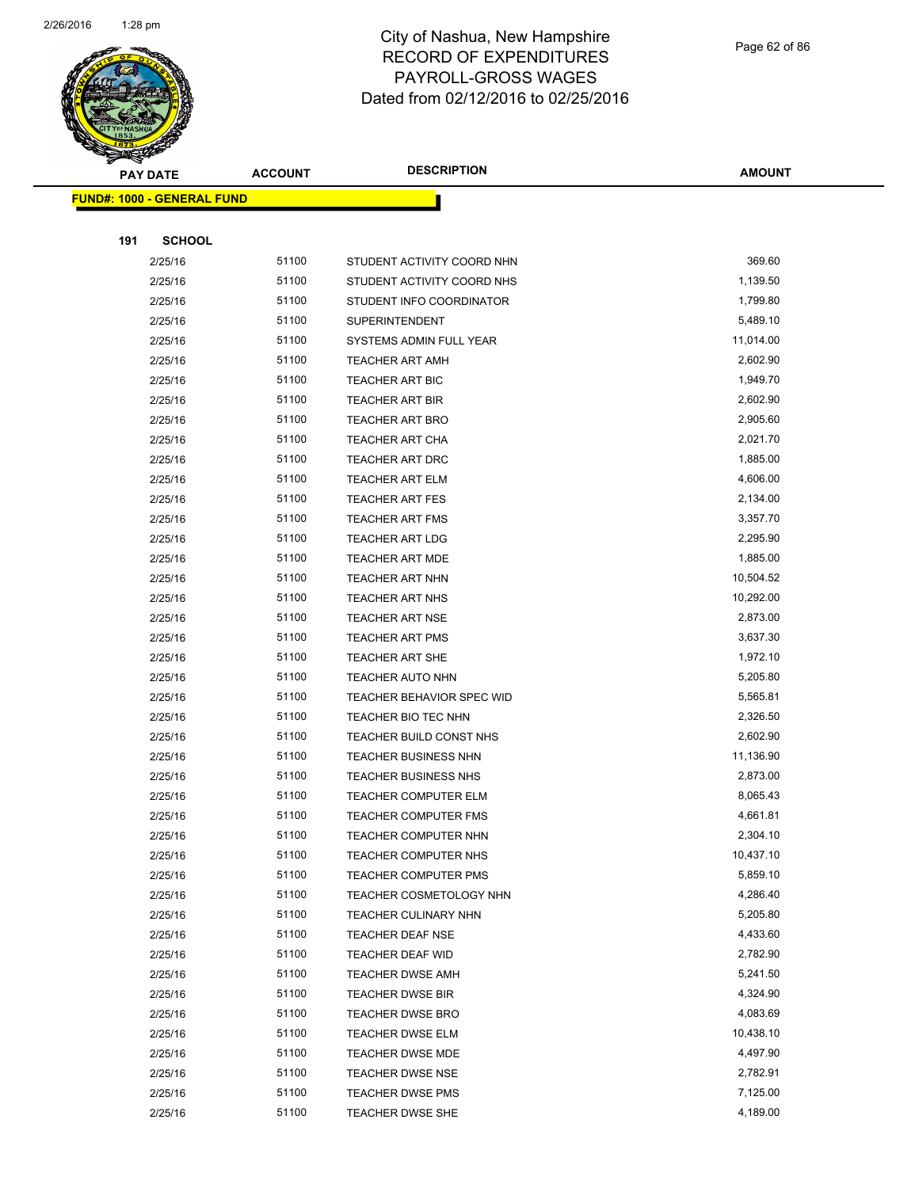# City of Nashua, New Hampshire
## RECORD OF EXPENDITURES
## PAYROLL-GROSS WAGES
## Dated from 02/12/2016 to 02/25/2016

| PAY DATE | ACCOUNT | DESCRIPTION | AMOUNT |
|---|---|---|---|

**FUND#: 1000 - GENERAL FUND**

**191 SCHOOL**

| PAY DATE | ACCOUNT | DESCRIPTION | AMOUNT |
|---|---|---|---|
| 2/25/16 | 51100 | STUDENT ACTIVITY COORD NHN | 369.60 |
| 2/25/16 | 51100 | STUDENT ACTIVITY COORD NHS | 1,139.50 |
| 2/25/16 | 51100 | STUDENT INFO COORDINATOR | 1,799.80 |
| 2/25/16 | 51100 | SUPERINTENDENT | 5,489.10 |
| 2/25/16 | 51100 | SYSTEMS ADMIN FULL YEAR | 11,014.00 |
| 2/25/16 | 51100 | TEACHER ART AMH | 2,602.90 |
| 2/25/16 | 51100 | TEACHER ART BIC | 1,949.70 |
| 2/25/16 | 51100 | TEACHER ART BIR | 2,602.90 |
| 2/25/16 | 51100 | TEACHER ART BRO | 2,905.60 |
| 2/25/16 | 51100 | TEACHER ART CHA | 2,021.70 |
| 2/25/16 | 51100 | TEACHER ART DRC | 1,885.00 |
| 2/25/16 | 51100 | TEACHER ART ELM | 4,606.00 |
| 2/25/16 | 51100 | TEACHER ART FES | 2,134.00 |
| 2/25/16 | 51100 | TEACHER ART FMS | 3,357.70 |
| 2/25/16 | 51100 | TEACHER ART LDG | 2,295.90 |
| 2/25/16 | 51100 | TEACHER ART MDE | 1,885.00 |
| 2/25/16 | 51100 | TEACHER ART NHN | 10,504.52 |
| 2/25/16 | 51100 | TEACHER ART NHS | 10,292.00 |
| 2/25/16 | 51100 | TEACHER ART NSE | 2,873.00 |
| 2/25/16 | 51100 | TEACHER ART PMS | 3,637.30 |
| 2/25/16 | 51100 | TEACHER ART SHE | 1,972.10 |
| 2/25/16 | 51100 | TEACHER AUTO NHN | 5,205.80 |
| 2/25/16 | 51100 | TEACHER BEHAVIOR SPEC WID | 5,565.81 |
| 2/25/16 | 51100 | TEACHER BIO TEC NHN | 2,326.50 |
| 2/25/16 | 51100 | TEACHER BUILD CONST NHS | 2,602.90 |
| 2/25/16 | 51100 | TEACHER BUSINESS NHN | 11,136.90 |
| 2/25/16 | 51100 | TEACHER BUSINESS NHS | 2,873.00 |
| 2/25/16 | 51100 | TEACHER COMPUTER ELM | 8,065.43 |
| 2/25/16 | 51100 | TEACHER COMPUTER FMS | 4,661.81 |
| 2/25/16 | 51100 | TEACHER COMPUTER NHN | 2,304.10 |
| 2/25/16 | 51100 | TEACHER COMPUTER NHS | 10,437.10 |
| 2/25/16 | 51100 | TEACHER COMPUTER PMS | 5,859.10 |
| 2/25/16 | 51100 | TEACHER COSMETOLOGY NHN | 4,286.40 |
| 2/25/16 | 51100 | TEACHER CULINARY NHN | 5,205.80 |
| 2/25/16 | 51100 | TEACHER DEAF NSE | 4,433.60 |
| 2/25/16 | 51100 | TEACHER DEAF WID | 2,782.90 |
| 2/25/16 | 51100 | TEACHER DWSE AMH | 5,241.50 |
| 2/25/16 | 51100 | TEACHER DWSE BIR | 4,324.90 |
| 2/25/16 | 51100 | TEACHER DWSE BRO | 4,083.69 |
| 2/25/16 | 51100 | TEACHER DWSE ELM | 10,438.10 |
| 2/25/16 | 51100 | TEACHER DWSE MDE | 4,497.90 |
| 2/25/16 | 51100 | TEACHER DWSE NSE | 2,782.91 |
| 2/25/16 | 51100 | TEACHER DWSE PMS | 7,125.00 |
| 2/25/16 | 51100 | TEACHER DWSE SHE | 4,189.00 |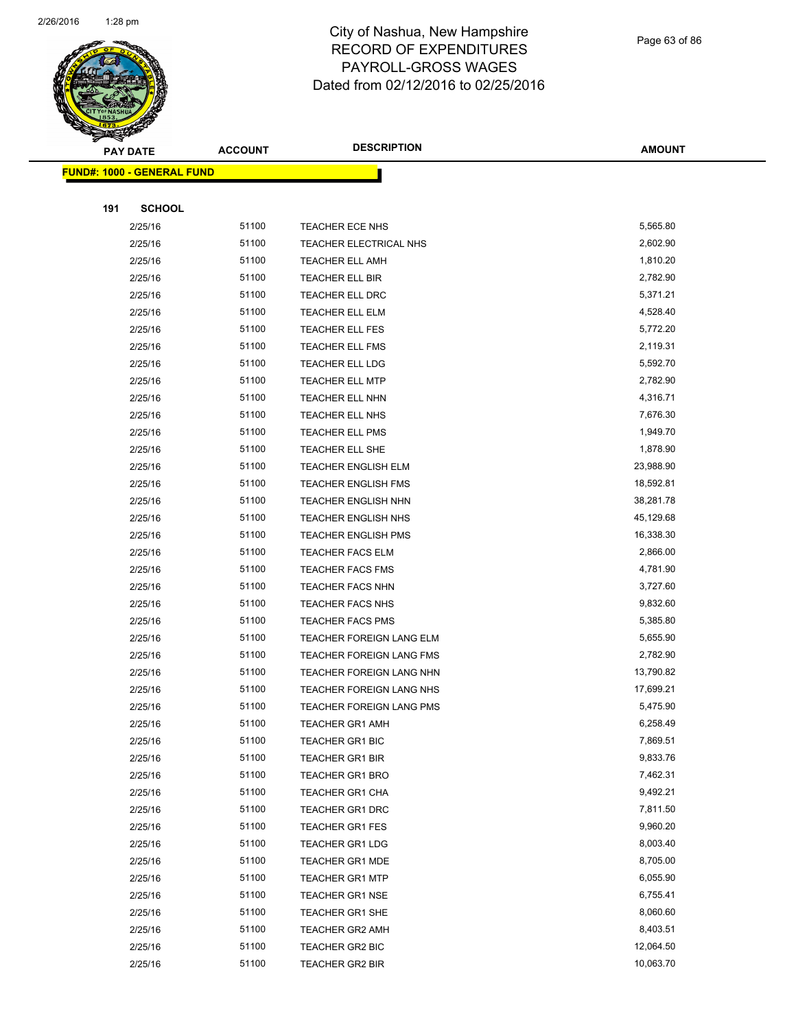# City of Nashua, New Hampshire
## RECORD OF EXPENDITURES
## PAYROLL-GROSS WAGES
## Dated from 02/12/2016 to 02/25/2016

| PAY DATE | ACCOUNT | DESCRIPTION | AMOUNT |
|---|---|---|---|

**FUND#: 1000 - GENERAL FUND**

**191 SCHOOL**

| PAY DATE | ACCOUNT | DESCRIPTION | AMOUNT |
|---|---|---|---|
| 2/25/16 | 51100 | TEACHER ECE NHS | 5,565.80 |
| 2/25/16 | 51100 | TEACHER ELECTRICAL NHS | 2,602.90 |
| 2/25/16 | 51100 | TEACHER ELL AMH | 1,810.20 |
| 2/25/16 | 51100 | TEACHER ELL BIR | 2,782.90 |
| 2/25/16 | 51100 | TEACHER ELL DRC | 5,371.21 |
| 2/25/16 | 51100 | TEACHER ELL ELM | 4,528.40 |
| 2/25/16 | 51100 | TEACHER ELL FES | 5,772.20 |
| 2/25/16 | 51100 | TEACHER ELL FMS | 2,119.31 |
| 2/25/16 | 51100 | TEACHER ELL LDG | 5,592.70 |
| 2/25/16 | 51100 | TEACHER ELL MTP | 2,782.90 |
| 2/25/16 | 51100 | TEACHER ELL NHN | 4,316.71 |
| 2/25/16 | 51100 | TEACHER ELL NHS | 7,676.30 |
| 2/25/16 | 51100 | TEACHER ELL PMS | 1,949.70 |
| 2/25/16 | 51100 | TEACHER ELL SHE | 1,878.90 |
| 2/25/16 | 51100 | TEACHER ENGLISH ELM | 23,988.90 |
| 2/25/16 | 51100 | TEACHER ENGLISH FMS | 18,592.81 |
| 2/25/16 | 51100 | TEACHER ENGLISH NHN | 38,281.78 |
| 2/25/16 | 51100 | TEACHER ENGLISH NHS | 45,129.68 |
| 2/25/16 | 51100 | TEACHER ENGLISH PMS | 16,338.30 |
| 2/25/16 | 51100 | TEACHER FACS ELM | 2,866.00 |
| 2/25/16 | 51100 | TEACHER FACS FMS | 4,781.90 |
| 2/25/16 | 51100 | TEACHER FACS NHN | 3,727.60 |
| 2/25/16 | 51100 | TEACHER FACS NHS | 9,832.60 |
| 2/25/16 | 51100 | TEACHER FACS PMS | 5,385.80 |
| 2/25/16 | 51100 | TEACHER FOREIGN LANG ELM | 5,655.90 |
| 2/25/16 | 51100 | TEACHER FOREIGN LANG FMS | 2,782.90 |
| 2/25/16 | 51100 | TEACHER FOREIGN LANG NHN | 13,790.82 |
| 2/25/16 | 51100 | TEACHER FOREIGN LANG NHS | 17,699.21 |
| 2/25/16 | 51100 | TEACHER FOREIGN LANG PMS | 5,475.90 |
| 2/25/16 | 51100 | TEACHER GR1 AMH | 6,258.49 |
| 2/25/16 | 51100 | TEACHER GR1 BIC | 7,869.51 |
| 2/25/16 | 51100 | TEACHER GR1 BIR | 9,833.76 |
| 2/25/16 | 51100 | TEACHER GR1 BRO | 7,462.31 |
| 2/25/16 | 51100 | TEACHER GR1 CHA | 9,492.21 |
| 2/25/16 | 51100 | TEACHER GR1 DRC | 7,811.50 |
| 2/25/16 | 51100 | TEACHER GR1 FES | 9,960.20 |
| 2/25/16 | 51100 | TEACHER GR1 LDG | 8,003.40 |
| 2/25/16 | 51100 | TEACHER GR1 MDE | 8,705.00 |
| 2/25/16 | 51100 | TEACHER GR1 MTP | 6,055.90 |
| 2/25/16 | 51100 | TEACHER GR1 NSE | 6,755.41 |
| 2/25/16 | 51100 | TEACHER GR1 SHE | 8,060.60 |
| 2/25/16 | 51100 | TEACHER GR2 AMH | 8,403.51 |
| 2/25/16 | 51100 | TEACHER GR2 BIC | 12,064.50 |
| 2/25/16 | 51100 | TEACHER GR2 BIR | 10,063.70 |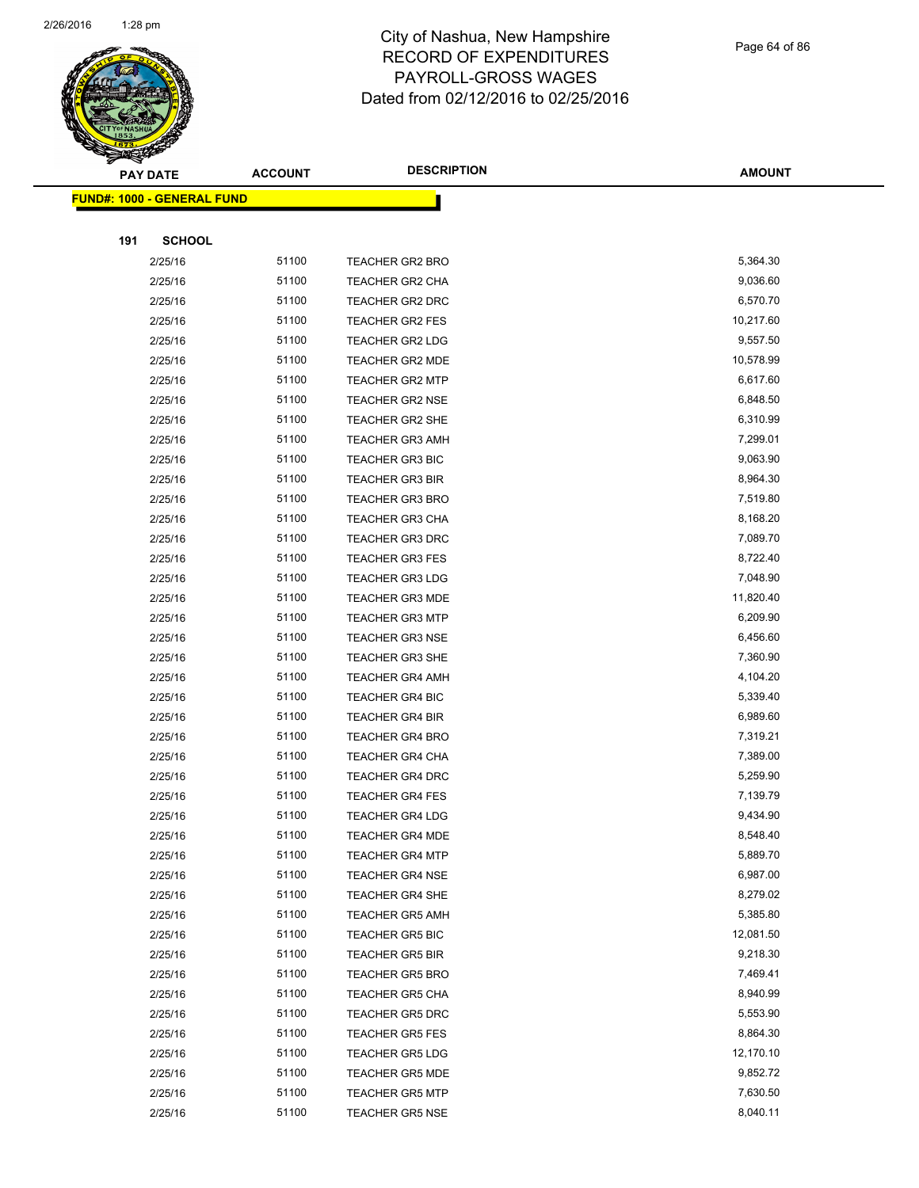# City of Nashua, New Hampshire
# RECORD OF EXPENDITURES
# PAYROLL-GROSS WAGES
# Dated from 02/12/2016 to 02/25/2016

**FUND#: 1000 - GENERAL FUND**

**191 SCHOOL**

| PAY DATE | ACCOUNT | DESCRIPTION | AMOUNT |
|---|---|---|---|
| 2/25/16 | 51100 | TEACHER GR2 BRO | 5,364.30 |
| 2/25/16 | 51100 | TEACHER GR2 CHA | 9,036.60 |
| 2/25/16 | 51100 | TEACHER GR2 DRC | 6,570.70 |
| 2/25/16 | 51100 | TEACHER GR2 FES | 10,217.60 |
| 2/25/16 | 51100 | TEACHER GR2 LDG | 9,557.50 |
| 2/25/16 | 51100 | TEACHER GR2 MDE | 10,578.99 |
| 2/25/16 | 51100 | TEACHER GR2 MTP | 6,617.60 |
| 2/25/16 | 51100 | TEACHER GR2 NSE | 6,848.50 |
| 2/25/16 | 51100 | TEACHER GR2 SHE | 6,310.99 |
| 2/25/16 | 51100 | TEACHER GR3 AMH | 7,299.01 |
| 2/25/16 | 51100 | TEACHER GR3 BIC | 9,063.90 |
| 2/25/16 | 51100 | TEACHER GR3 BIR | 8,964.30 |
| 2/25/16 | 51100 | TEACHER GR3 BRO | 7,519.80 |
| 2/25/16 | 51100 | TEACHER GR3 CHA | 8,168.20 |
| 2/25/16 | 51100 | TEACHER GR3 DRC | 7,089.70 |
| 2/25/16 | 51100 | TEACHER GR3 FES | 8,722.40 |
| 2/25/16 | 51100 | TEACHER GR3 LDG | 7,048.90 |
| 2/25/16 | 51100 | TEACHER GR3 MDE | 11,820.40 |
| 2/25/16 | 51100 | TEACHER GR3 MTP | 6,209.90 |
| 2/25/16 | 51100 | TEACHER GR3 NSE | 6,456.60 |
| 2/25/16 | 51100 | TEACHER GR3 SHE | 7,360.90 |
| 2/25/16 | 51100 | TEACHER GR4 AMH | 4,104.20 |
| 2/25/16 | 51100 | TEACHER GR4 BIC | 5,339.40 |
| 2/25/16 | 51100 | TEACHER GR4 BIR | 6,989.60 |
| 2/25/16 | 51100 | TEACHER GR4 BRO | 7,319.21 |
| 2/25/16 | 51100 | TEACHER GR4 CHA | 7,389.00 |
| 2/25/16 | 51100 | TEACHER GR4 DRC | 5,259.90 |
| 2/25/16 | 51100 | TEACHER GR4 FES | 7,139.79 |
| 2/25/16 | 51100 | TEACHER GR4 LDG | 9,434.90 |
| 2/25/16 | 51100 | TEACHER GR4 MDE | 8,548.40 |
| 2/25/16 | 51100 | TEACHER GR4 MTP | 5,889.70 |
| 2/25/16 | 51100 | TEACHER GR4 NSE | 6,987.00 |
| 2/25/16 | 51100 | TEACHER GR4 SHE | 8,279.02 |
| 2/25/16 | 51100 | TEACHER GR5 AMH | 5,385.80 |
| 2/25/16 | 51100 | TEACHER GR5 BIC | 12,081.50 |
| 2/25/16 | 51100 | TEACHER GR5 BIR | 9,218.30 |
| 2/25/16 | 51100 | TEACHER GR5 BRO | 7,469.41 |
| 2/25/16 | 51100 | TEACHER GR5 CHA | 8,940.99 |
| 2/25/16 | 51100 | TEACHER GR5 DRC | 5,553.90 |
| 2/25/16 | 51100 | TEACHER GR5 FES | 8,864.30 |
| 2/25/16 | 51100 | TEACHER GR5 LDG | 12,170.10 |
| 2/25/16 | 51100 | TEACHER GR5 MDE | 9,852.72 |
| 2/25/16 | 51100 | TEACHER GR5 MTP | 7,630.50 |
| 2/25/16 | 51100 | TEACHER GR5 NSE | 8,040.11 |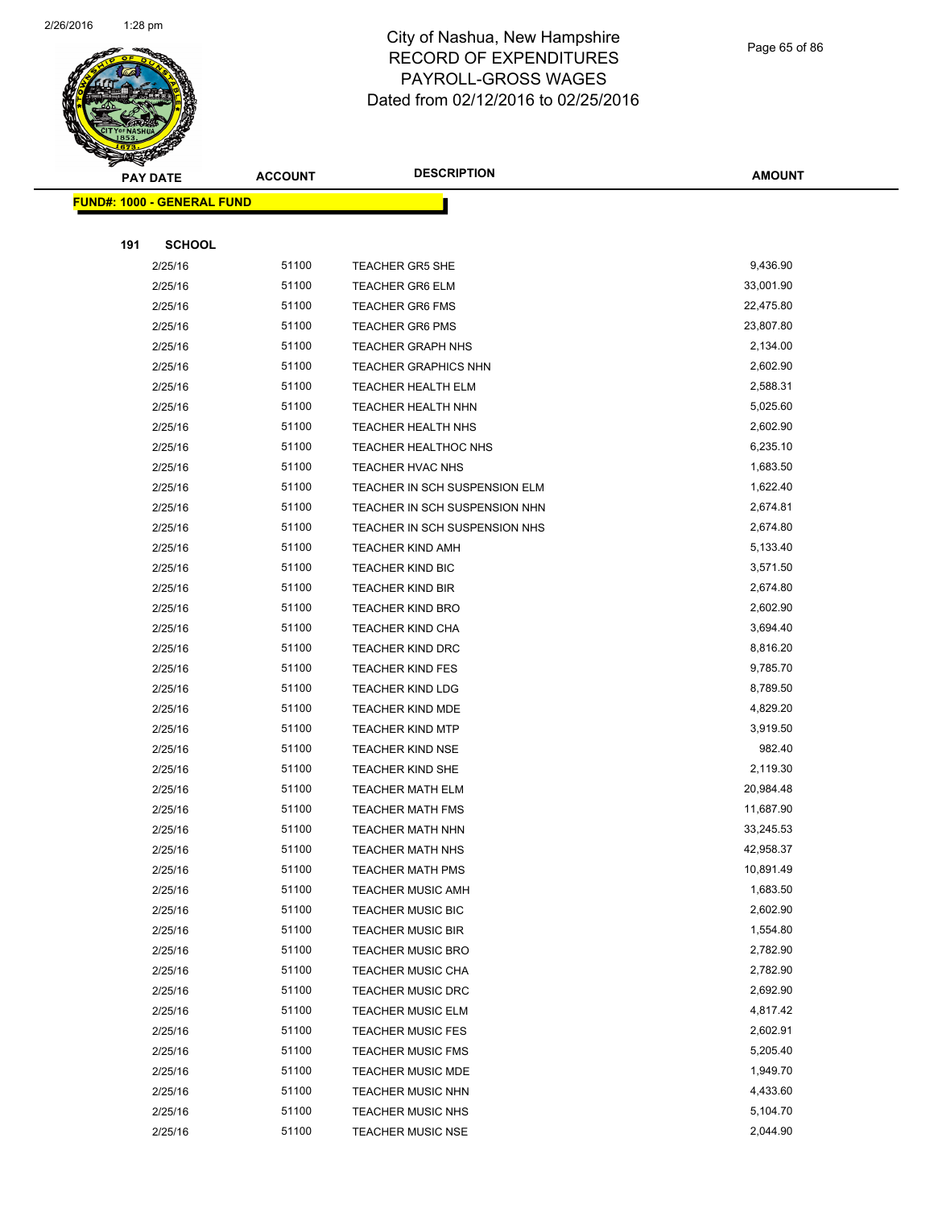# City of Nashua, New Hampshire
## RECORD OF EXPENDITURES
## PAYROLL-GROSS WAGES
## Dated from 02/12/2016 to 02/25/2016

| PAY DATE | ACCOUNT | DESCRIPTION | AMOUNT |
|---|---|---|---|

**FUND#: 1000 - GENERAL FUND**

**191 SCHOOL**

| PAY DATE | ACCOUNT | DESCRIPTION | AMOUNT |
|---|---|---|---|
| 2/25/16 | 51100 | TEACHER GR5 SHE | 9,436.90 |
| 2/25/16 | 51100 | TEACHER GR6 ELM | 33,001.90 |
| 2/25/16 | 51100 | TEACHER GR6 FMS | 22,475.80 |
| 2/25/16 | 51100 | TEACHER GR6 PMS | 23,807.80 |
| 2/25/16 | 51100 | TEACHER GRAPH NHS | 2,134.00 |
| 2/25/16 | 51100 | TEACHER GRAPHICS NHN | 2,602.90 |
| 2/25/16 | 51100 | TEACHER HEALTH ELM | 2,588.31 |
| 2/25/16 | 51100 | TEACHER HEALTH NHN | 5,025.60 |
| 2/25/16 | 51100 | TEACHER HEALTH NHS | 2,602.90 |
| 2/25/16 | 51100 | TEACHER HEALTHOC NHS | 6,235.10 |
| 2/25/16 | 51100 | TEACHER HVAC NHS | 1,683.50 |
| 2/25/16 | 51100 | TEACHER IN SCH SUSPENSION ELM | 1,622.40 |
| 2/25/16 | 51100 | TEACHER IN SCH SUSPENSION NHN | 2,674.81 |
| 2/25/16 | 51100 | TEACHER IN SCH SUSPENSION NHS | 2,674.80 |
| 2/25/16 | 51100 | TEACHER KIND AMH | 5,133.40 |
| 2/25/16 | 51100 | TEACHER KIND BIC | 3,571.50 |
| 2/25/16 | 51100 | TEACHER KIND BIR | 2,674.80 |
| 2/25/16 | 51100 | TEACHER KIND BRO | 2,602.90 |
| 2/25/16 | 51100 | TEACHER KIND CHA | 3,694.40 |
| 2/25/16 | 51100 | TEACHER KIND DRC | 8,816.20 |
| 2/25/16 | 51100 | TEACHER KIND FES | 9,785.70 |
| 2/25/16 | 51100 | TEACHER KIND LDG | 8,789.50 |
| 2/25/16 | 51100 | TEACHER KIND MDE | 4,829.20 |
| 2/25/16 | 51100 | TEACHER KIND MTP | 3,919.50 |
| 2/25/16 | 51100 | TEACHER KIND NSE | 982.40 |
| 2/25/16 | 51100 | TEACHER KIND SHE | 2,119.30 |
| 2/25/16 | 51100 | TEACHER MATH ELM | 20,984.48 |
| 2/25/16 | 51100 | TEACHER MATH FMS | 11,687.90 |
| 2/25/16 | 51100 | TEACHER MATH NHN | 33,245.53 |
| 2/25/16 | 51100 | TEACHER MATH NHS | 42,958.37 |
| 2/25/16 | 51100 | TEACHER MATH PMS | 10,891.49 |
| 2/25/16 | 51100 | TEACHER MUSIC AMH | 1,683.50 |
| 2/25/16 | 51100 | TEACHER MUSIC BIC | 2,602.90 |
| 2/25/16 | 51100 | TEACHER MUSIC BIR | 1,554.80 |
| 2/25/16 | 51100 | TEACHER MUSIC BRO | 2,782.90 |
| 2/25/16 | 51100 | TEACHER MUSIC CHA | 2,782.90 |
| 2/25/16 | 51100 | TEACHER MUSIC DRC | 2,692.90 |
| 2/25/16 | 51100 | TEACHER MUSIC ELM | 4,817.42 |
| 2/25/16 | 51100 | TEACHER MUSIC FES | 2,602.91 |
| 2/25/16 | 51100 | TEACHER MUSIC FMS | 5,205.40 |
| 2/25/16 | 51100 | TEACHER MUSIC MDE | 1,949.70 |
| 2/25/16 | 51100 | TEACHER MUSIC NHN | 4,433.60 |
| 2/25/16 | 51100 | TEACHER MUSIC NHS | 5,104.70 |
| 2/25/16 | 51100 | TEACHER MUSIC NSE | 2,044.90 |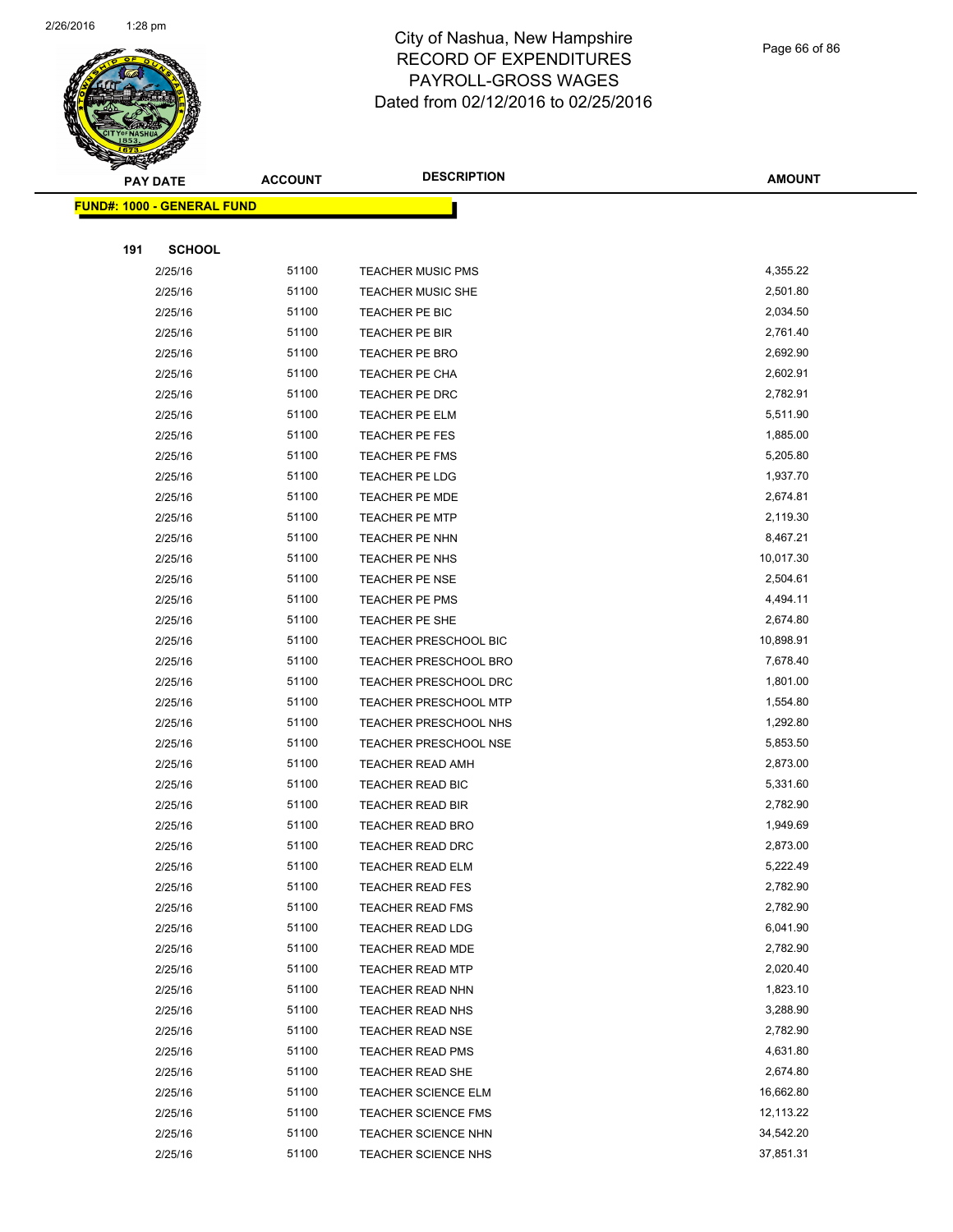# City of Nashua, New Hampshire
## RECORD OF EXPENDITURES
## PAYROLL-GROSS WAGES
## Dated from 02/12/2016 to 02/25/2016

**FUND#: 1000 - GENERAL FUND**

**191 SCHOOL**

| PAY DATE | ACCOUNT | DESCRIPTION | AMOUNT |
|---|---|---|---|
| 2/25/16 | 51100 | TEACHER MUSIC PMS | 4,355.22 |
| 2/25/16 | 51100 | TEACHER MUSIC SHE | 2,501.80 |
| 2/25/16 | 51100 | TEACHER PE BIC | 2,034.50 |
| 2/25/16 | 51100 | TEACHER PE BIR | 2,761.40 |
| 2/25/16 | 51100 | TEACHER PE BRO | 2,692.90 |
| 2/25/16 | 51100 | TEACHER PE CHA | 2,602.91 |
| 2/25/16 | 51100 | TEACHER PE DRC | 2,782.91 |
| 2/25/16 | 51100 | TEACHER PE ELM | 5,511.90 |
| 2/25/16 | 51100 | TEACHER PE FES | 1,885.00 |
| 2/25/16 | 51100 | TEACHER PE FMS | 5,205.80 |
| 2/25/16 | 51100 | TEACHER PE LDG | 1,937.70 |
| 2/25/16 | 51100 | TEACHER PE MDE | 2,674.81 |
| 2/25/16 | 51100 | TEACHER PE MTP | 2,119.30 |
| 2/25/16 | 51100 | TEACHER PE NHN | 8,467.21 |
| 2/25/16 | 51100 | TEACHER PE NHS | 10,017.30 |
| 2/25/16 | 51100 | TEACHER PE NSE | 2,504.61 |
| 2/25/16 | 51100 | TEACHER PE PMS | 4,494.11 |
| 2/25/16 | 51100 | TEACHER PE SHE | 2,674.80 |
| 2/25/16 | 51100 | TEACHER PRESCHOOL BIC | 10,898.91 |
| 2/25/16 | 51100 | TEACHER PRESCHOOL BRO | 7,678.40 |
| 2/25/16 | 51100 | TEACHER PRESCHOOL DRC | 1,801.00 |
| 2/25/16 | 51100 | TEACHER PRESCHOOL MTP | 1,554.80 |
| 2/25/16 | 51100 | TEACHER PRESCHOOL NHS | 1,292.80 |
| 2/25/16 | 51100 | TEACHER PRESCHOOL NSE | 5,853.50 |
| 2/25/16 | 51100 | TEACHER READ AMH | 2,873.00 |
| 2/25/16 | 51100 | TEACHER READ BIC | 5,331.60 |
| 2/25/16 | 51100 | TEACHER READ BIR | 2,782.90 |
| 2/25/16 | 51100 | TEACHER READ BRO | 1,949.69 |
| 2/25/16 | 51100 | TEACHER READ DRC | 2,873.00 |
| 2/25/16 | 51100 | TEACHER READ ELM | 5,222.49 |
| 2/25/16 | 51100 | TEACHER READ FES | 2,782.90 |
| 2/25/16 | 51100 | TEACHER READ FMS | 2,782.90 |
| 2/25/16 | 51100 | TEACHER READ LDG | 6,041.90 |
| 2/25/16 | 51100 | TEACHER READ MDE | 2,782.90 |
| 2/25/16 | 51100 | TEACHER READ MTP | 2,020.40 |
| 2/25/16 | 51100 | TEACHER READ NHN | 1,823.10 |
| 2/25/16 | 51100 | TEACHER READ NHS | 3,288.90 |
| 2/25/16 | 51100 | TEACHER READ NSE | 2,782.90 |
| 2/25/16 | 51100 | TEACHER READ PMS | 4,631.80 |
| 2/25/16 | 51100 | TEACHER READ SHE | 2,674.80 |
| 2/25/16 | 51100 | TEACHER SCIENCE ELM | 16,662.80 |
| 2/25/16 | 51100 | TEACHER SCIENCE FMS | 12,113.22 |
| 2/25/16 | 51100 | TEACHER SCIENCE NHN | 34,542.20 |
| 2/25/16 | 51100 | TEACHER SCIENCE NHS | 37,851.31 |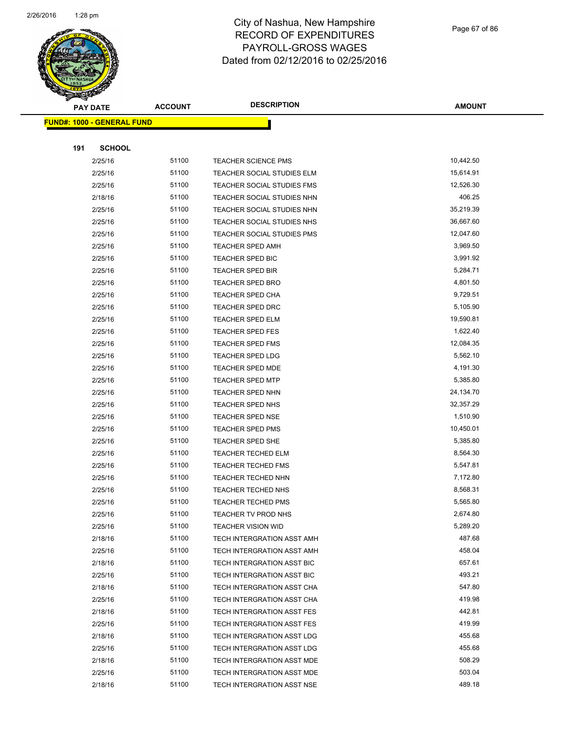# City of Nashua, New Hampshire
# RECORD OF EXPENDITURES
# PAYROLL-GROSS WAGES
# Dated from 02/12/2016 to 02/25/2016

| PAY DATE | ACCOUNT | DESCRIPTION | AMOUNT |
|---|---|---|---|

**FUND#: 1000 - GENERAL FUND**

**191 SCHOOL**

| PAY DATE | ACCOUNT | DESCRIPTION | AMOUNT |
|---|---|---|---|
| 2/25/16 | 51100 | TEACHER SCIENCE PMS | 10,442.50 |
| 2/25/16 | 51100 | TEACHER SOCIAL STUDIES ELM | 15,614.91 |
| 2/25/16 | 51100 | TEACHER SOCIAL STUDIES FMS | 12,526.30 |
| 2/18/16 | 51100 | TEACHER SOCIAL STUDIES NHN | 406.25 |
| 2/25/16 | 51100 | TEACHER SOCIAL STUDIES NHN | 35,219.39 |
| 2/25/16 | 51100 | TEACHER SOCIAL STUDIES NHS | 36,667.60 |
| 2/25/16 | 51100 | TEACHER SOCIAL STUDIES PMS | 12,047.60 |
| 2/25/16 | 51100 | TEACHER SPED AMH | 3,969.50 |
| 2/25/16 | 51100 | TEACHER SPED BIC | 3,991.92 |
| 2/25/16 | 51100 | TEACHER SPED BIR | 5,284.71 |
| 2/25/16 | 51100 | TEACHER SPED BRO | 4,801.50 |
| 2/25/16 | 51100 | TEACHER SPED CHA | 9,729.51 |
| 2/25/16 | 51100 | TEACHER SPED DRC | 5,105.90 |
| 2/25/16 | 51100 | TEACHER SPED ELM | 19,590.81 |
| 2/25/16 | 51100 | TEACHER SPED FES | 1,622.40 |
| 2/25/16 | 51100 | TEACHER SPED FMS | 12,084.35 |
| 2/25/16 | 51100 | TEACHER SPED LDG | 5,562.10 |
| 2/25/16 | 51100 | TEACHER SPED MDE | 4,191.30 |
| 2/25/16 | 51100 | TEACHER SPED MTP | 5,385.80 |
| 2/25/16 | 51100 | TEACHER SPED NHN | 24,134.70 |
| 2/25/16 | 51100 | TEACHER SPED NHS | 32,357.29 |
| 2/25/16 | 51100 | TEACHER SPED NSE | 1,510.90 |
| 2/25/16 | 51100 | TEACHER SPED PMS | 10,450.01 |
| 2/25/16 | 51100 | TEACHER SPED SHE | 5,385.80 |
| 2/25/16 | 51100 | TEACHER TECHED ELM | 8,564.30 |
| 2/25/16 | 51100 | TEACHER TECHED FMS | 5,547.81 |
| 2/25/16 | 51100 | TEACHER TECHED NHN | 7,172.80 |
| 2/25/16 | 51100 | TEACHER TECHED NHS | 8,568.31 |
| 2/25/16 | 51100 | TEACHER TECHED PMS | 5,565.80 |
| 2/25/16 | 51100 | TEACHER TV PROD NHS | 2,674.80 |
| 2/25/16 | 51100 | TEACHER VISION WID | 5,289.20 |
| 2/18/16 | 51100 | TECH INTERGRATION ASST AMH | 487.68 |
| 2/25/16 | 51100 | TECH INTERGRATION ASST AMH | 458.04 |
| 2/18/16 | 51100 | TECH INTERGRATION ASST BIC | 657.61 |
| 2/25/16 | 51100 | TECH INTERGRATION ASST BIC | 493.21 |
| 2/18/16 | 51100 | TECH INTERGRATION ASST CHA | 547.80 |
| 2/25/16 | 51100 | TECH INTERGRATION ASST CHA | 419.98 |
| 2/18/16 | 51100 | TECH INTERGRATION ASST FES | 442.81 |
| 2/25/16 | 51100 | TECH INTERGRATION ASST FES | 419.99 |
| 2/18/16 | 51100 | TECH INTERGRATION ASST LDG | 455.68 |
| 2/25/16 | 51100 | TECH INTERGRATION ASST LDG | 455.68 |
| 2/18/16 | 51100 | TECH INTERGRATION ASST MDE | 508.29 |
| 2/25/16 | 51100 | TECH INTERGRATION ASST MDE | 503.04 |
| 2/18/16 | 51100 | TECH INTERGRATION ASST NSE | 489.18 |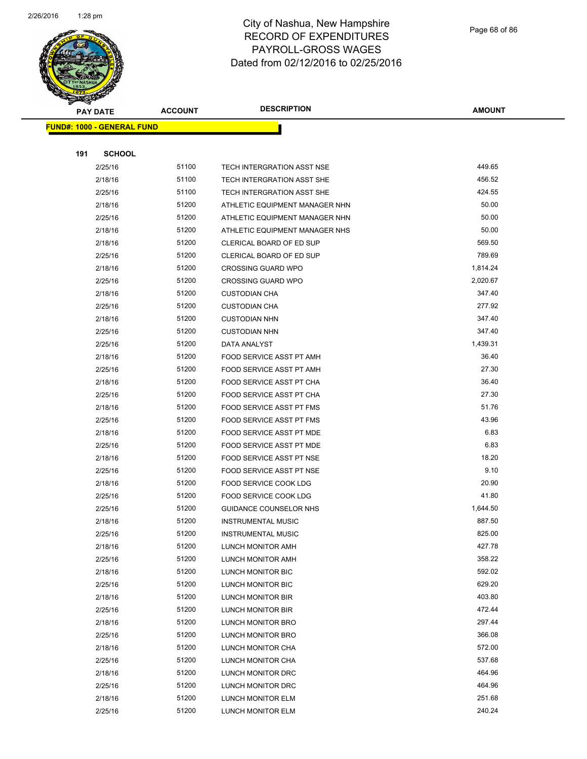# City of Nashua, New Hampshire
# RECORD OF EXPENDITURES
# PAYROLL-GROSS WAGES
# Dated from 02/12/2016 to 02/25/2016

| PAY DATE | ACCOUNT | DESCRIPTION | AMOUNT |
|---|---|---|---|

**FUND#: 1000 - GENERAL FUND**

**191 SCHOOL**

| PAY DATE | ACCOUNT | DESCRIPTION | AMOUNT |
|---|---|---|---|
| 2/25/16 | 51100 | TECH INTERGRATION ASST NSE | 449.65 |
| 2/18/16 | 51100 | TECH INTERGRATION ASST SHE | 456.52 |
| 2/25/16 | 51100 | TECH INTERGRATION ASST SHE | 424.55 |
| 2/18/16 | 51200 | ATHLETIC EQUIPMENT MANAGER NHN | 50.00 |
| 2/25/16 | 51200 | ATHLETIC EQUIPMENT MANAGER NHN | 50.00 |
| 2/18/16 | 51200 | ATHLETIC EQUIPMENT MANAGER NHS | 50.00 |
| 2/18/16 | 51200 | CLERICAL BOARD OF ED SUP | 569.50 |
| 2/25/16 | 51200 | CLERICAL BOARD OF ED SUP | 789.69 |
| 2/18/16 | 51200 | CROSSING GUARD WPO | 1,814.24 |
| 2/25/16 | 51200 | CROSSING GUARD WPO | 2,020.67 |
| 2/18/16 | 51200 | CUSTODIAN CHA | 347.40 |
| 2/25/16 | 51200 | CUSTODIAN CHA | 277.92 |
| 2/18/16 | 51200 | CUSTODIAN NHN | 347.40 |
| 2/25/16 | 51200 | CUSTODIAN NHN | 347.40 |
| 2/25/16 | 51200 | DATA ANALYST | 1,439.31 |
| 2/18/16 | 51200 | FOOD SERVICE ASST PT AMH | 36.40 |
| 2/25/16 | 51200 | FOOD SERVICE ASST PT AMH | 27.30 |
| 2/18/16 | 51200 | FOOD SERVICE ASST PT CHA | 36.40 |
| 2/25/16 | 51200 | FOOD SERVICE ASST PT CHA | 27.30 |
| 2/18/16 | 51200 | FOOD SERVICE ASST PT FMS | 51.76 |
| 2/25/16 | 51200 | FOOD SERVICE ASST PT FMS | 43.96 |
| 2/18/16 | 51200 | FOOD SERVICE ASST PT MDE | 6.83 |
| 2/25/16 | 51200 | FOOD SERVICE ASST PT MDE | 6.83 |
| 2/18/16 | 51200 | FOOD SERVICE ASST PT NSE | 18.20 |
| 2/25/16 | 51200 | FOOD SERVICE ASST PT NSE | 9.10 |
| 2/18/16 | 51200 | FOOD SERVICE COOK LDG | 20.90 |
| 2/25/16 | 51200 | FOOD SERVICE COOK LDG | 41.80 |
| 2/25/16 | 51200 | GUIDANCE COUNSELOR NHS | 1,644.50 |
| 2/18/16 | 51200 | INSTRUMENTAL MUSIC | 887.50 |
| 2/25/16 | 51200 | INSTRUMENTAL MUSIC | 825.00 |
| 2/18/16 | 51200 | LUNCH MONITOR AMH | 427.78 |
| 2/25/16 | 51200 | LUNCH MONITOR AMH | 358.22 |
| 2/18/16 | 51200 | LUNCH MONITOR BIC | 592.02 |
| 2/25/16 | 51200 | LUNCH MONITOR BIC | 629.20 |
| 2/18/16 | 51200 | LUNCH MONITOR BIR | 403.80 |
| 2/25/16 | 51200 | LUNCH MONITOR BIR | 472.44 |
| 2/18/16 | 51200 | LUNCH MONITOR BRO | 297.44 |
| 2/25/16 | 51200 | LUNCH MONITOR BRO | 366.08 |
| 2/18/16 | 51200 | LUNCH MONITOR CHA | 572.00 |
| 2/25/16 | 51200 | LUNCH MONITOR CHA | 537.68 |
| 2/18/16 | 51200 | LUNCH MONITOR DRC | 464.96 |
| 2/25/16 | 51200 | LUNCH MONITOR DRC | 464.96 |
| 2/18/16 | 51200 | LUNCH MONITOR ELM | 251.68 |
| 2/25/16 | 51200 | LUNCH MONITOR ELM | 240.24 |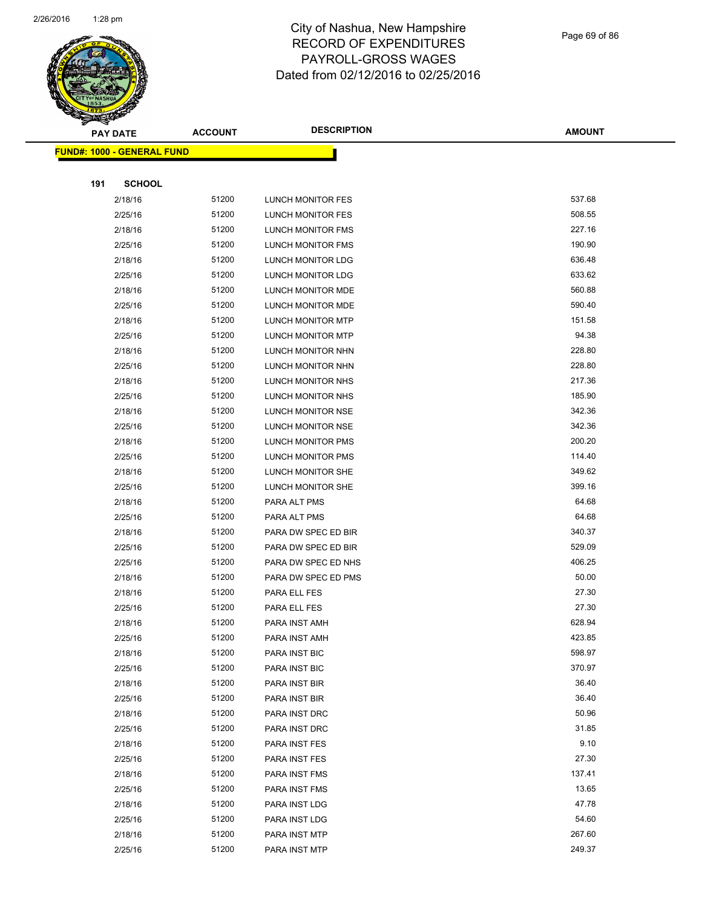# City of Nashua, New Hampshire
## RECORD OF EXPENDITURES
## PAYROLL-GROSS WAGES
## Dated from 02/12/2016 to 02/25/2016

**FUND#: 1000 - GENERAL FUND**

**191 SCHOOL**

| PAY DATE | ACCOUNT | DESCRIPTION | AMOUNT |
|---|---|---|---|
| 2/18/16 | 51200 | LUNCH MONITOR FES | 537.68 |
| 2/25/16 | 51200 | LUNCH MONITOR FES | 508.55 |
| 2/18/16 | 51200 | LUNCH MONITOR FMS | 227.16 |
| 2/25/16 | 51200 | LUNCH MONITOR FMS | 190.90 |
| 2/18/16 | 51200 | LUNCH MONITOR LDG | 636.48 |
| 2/25/16 | 51200 | LUNCH MONITOR LDG | 633.62 |
| 2/18/16 | 51200 | LUNCH MONITOR MDE | 560.88 |
| 2/25/16 | 51200 | LUNCH MONITOR MDE | 590.40 |
| 2/18/16 | 51200 | LUNCH MONITOR MTP | 151.58 |
| 2/25/16 | 51200 | LUNCH MONITOR MTP | 94.38 |
| 2/18/16 | 51200 | LUNCH MONITOR NHN | 228.80 |
| 2/25/16 | 51200 | LUNCH MONITOR NHN | 228.80 |
| 2/18/16 | 51200 | LUNCH MONITOR NHS | 217.36 |
| 2/25/16 | 51200 | LUNCH MONITOR NHS | 185.90 |
| 2/18/16 | 51200 | LUNCH MONITOR NSE | 342.36 |
| 2/25/16 | 51200 | LUNCH MONITOR NSE | 342.36 |
| 2/18/16 | 51200 | LUNCH MONITOR PMS | 200.20 |
| 2/25/16 | 51200 | LUNCH MONITOR PMS | 114.40 |
| 2/18/16 | 51200 | LUNCH MONITOR SHE | 349.62 |
| 2/25/16 | 51200 | LUNCH MONITOR SHE | 399.16 |
| 2/18/16 | 51200 | PARA ALT PMS | 64.68 |
| 2/25/16 | 51200 | PARA ALT PMS | 64.68 |
| 2/18/16 | 51200 | PARA DW SPEC ED BIR | 340.37 |
| 2/25/16 | 51200 | PARA DW SPEC ED BIR | 529.09 |
| 2/25/16 | 51200 | PARA DW SPEC ED NHS | 406.25 |
| 2/18/16 | 51200 | PARA DW SPEC ED PMS | 50.00 |
| 2/18/16 | 51200 | PARA ELL FES | 27.30 |
| 2/25/16 | 51200 | PARA ELL FES | 27.30 |
| 2/18/16 | 51200 | PARA INST AMH | 628.94 |
| 2/25/16 | 51200 | PARA INST AMH | 423.85 |
| 2/18/16 | 51200 | PARA INST BIC | 598.97 |
| 2/25/16 | 51200 | PARA INST BIC | 370.97 |
| 2/18/16 | 51200 | PARA INST BIR | 36.40 |
| 2/25/16 | 51200 | PARA INST BIR | 36.40 |
| 2/18/16 | 51200 | PARA INST DRC | 50.96 |
| 2/25/16 | 51200 | PARA INST DRC | 31.85 |
| 2/18/16 | 51200 | PARA INST FES | 9.10 |
| 2/25/16 | 51200 | PARA INST FES | 27.30 |
| 2/18/16 | 51200 | PARA INST FMS | 137.41 |
| 2/25/16 | 51200 | PARA INST FMS | 13.65 |
| 2/18/16 | 51200 | PARA INST LDG | 47.78 |
| 2/25/16 | 51200 | PARA INST LDG | 54.60 |
| 2/18/16 | 51200 | PARA INST MTP | 267.60 |
| 2/25/16 | 51200 | PARA INST MTP | 249.37 |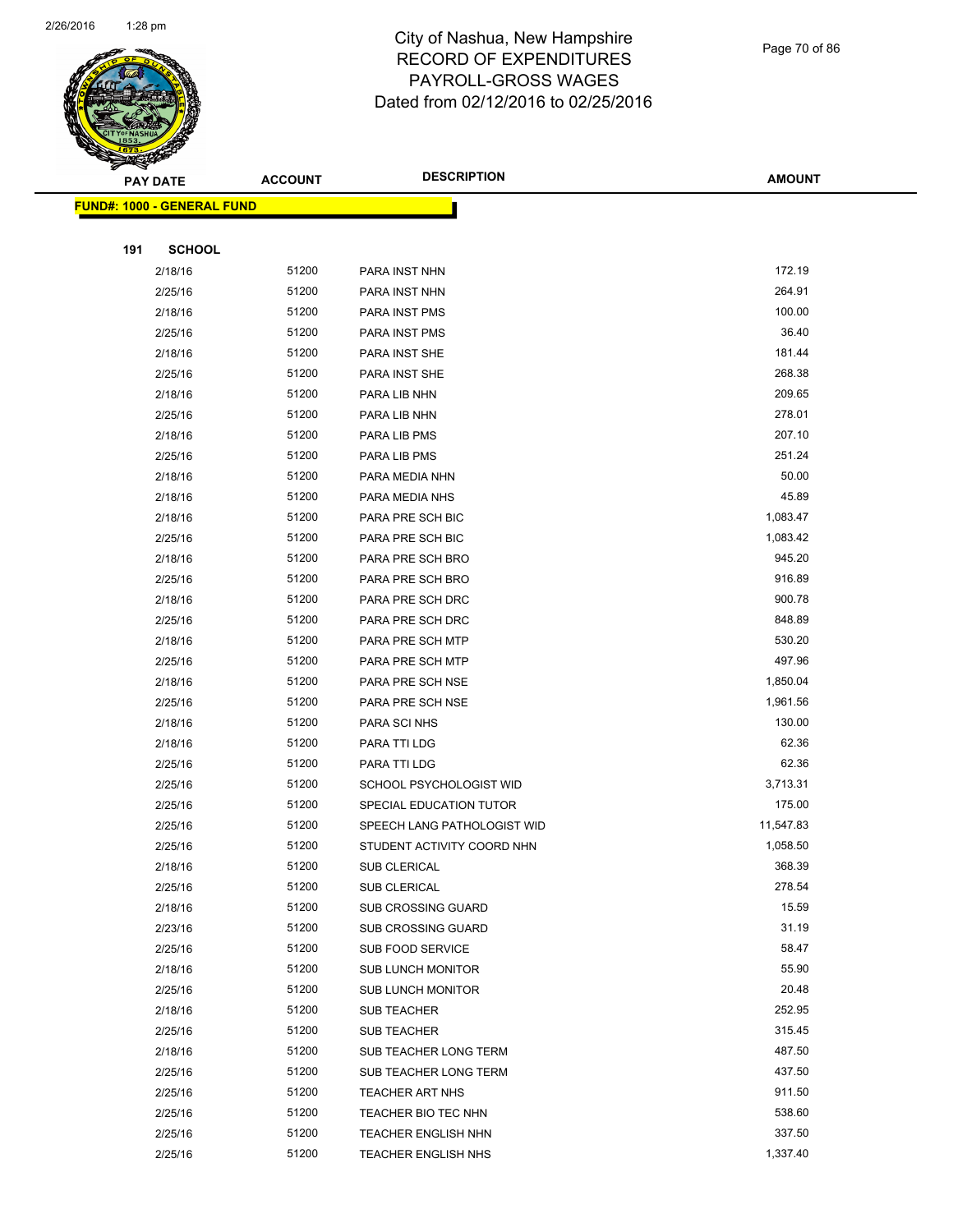# City of Nashua, New Hampshire
## RECORD OF EXPENDITURES
## PAYROLL-GROSS WAGES
## Dated from 02/12/2016 to 02/25/2016

| PAY DATE | ACCOUNT | DESCRIPTION | AMOUNT |
|---|---|---|---|
| **FUND#: 1000 - GENERAL FUND** | | | |
| **191 SCHOOL** | | | |
| 2/18/16 | 51200 | PARA INST NHN | 172.19 |
| 2/25/16 | 51200 | PARA INST NHN | 264.91 |
| 2/18/16 | 51200 | PARA INST PMS | 100.00 |
| 2/25/16 | 51200 | PARA INST PMS | 36.40 |
| 2/18/16 | 51200 | PARA INST SHE | 181.44 |
| 2/25/16 | 51200 | PARA INST SHE | 268.38 |
| 2/18/16 | 51200 | PARA LIB NHN | 209.65 |
| 2/25/16 | 51200 | PARA LIB NHN | 278.01 |
| 2/18/16 | 51200 | PARA LIB PMS | 207.10 |
| 2/25/16 | 51200 | PARA LIB PMS | 251.24 |
| 2/18/16 | 51200 | PARA MEDIA NHN | 50.00 |
| 2/18/16 | 51200 | PARA MEDIA NHS | 45.89 |
| 2/18/16 | 51200 | PARA PRE SCH BIC | 1,083.47 |
| 2/25/16 | 51200 | PARA PRE SCH BIC | 1,083.42 |
| 2/18/16 | 51200 | PARA PRE SCH BRO | 945.20 |
| 2/25/16 | 51200 | PARA PRE SCH BRO | 916.89 |
| 2/18/16 | 51200 | PARA PRE SCH DRC | 900.78 |
| 2/25/16 | 51200 | PARA PRE SCH DRC | 848.89 |
| 2/18/16 | 51200 | PARA PRE SCH MTP | 530.20 |
| 2/25/16 | 51200 | PARA PRE SCH MTP | 497.96 |
| 2/18/16 | 51200 | PARA PRE SCH NSE | 1,850.04 |
| 2/25/16 | 51200 | PARA PRE SCH NSE | 1,961.56 |
| 2/18/16 | 51200 | PARA SCI NHS | 130.00 |
| 2/18/16 | 51200 | PARA TTI LDG | 62.36 |
| 2/25/16 | 51200 | PARA TTI LDG | 62.36 |
| 2/25/16 | 51200 | SCHOOL PSYCHOLOGIST WID | 3,713.31 |
| 2/25/16 | 51200 | SPECIAL EDUCATION TUTOR | 175.00 |
| 2/25/16 | 51200 | SPEECH LANG PATHOLOGIST WID | 11,547.83 |
| 2/25/16 | 51200 | STUDENT ACTIVITY COORD NHN | 1,058.50 |
| 2/18/16 | 51200 | SUB CLERICAL | 368.39 |
| 2/25/16 | 51200 | SUB CLERICAL | 278.54 |
| 2/18/16 | 51200 | SUB CROSSING GUARD | 15.59 |
| 2/23/16 | 51200 | SUB CROSSING GUARD | 31.19 |
| 2/25/16 | 51200 | SUB FOOD SERVICE | 58.47 |
| 2/18/16 | 51200 | SUB LUNCH MONITOR | 55.90 |
| 2/25/16 | 51200 | SUB LUNCH MONITOR | 20.48 |
| 2/18/16 | 51200 | SUB TEACHER | 252.95 |
| 2/25/16 | 51200 | SUB TEACHER | 315.45 |
| 2/18/16 | 51200 | SUB TEACHER LONG TERM | 487.50 |
| 2/25/16 | 51200 | SUB TEACHER LONG TERM | 437.50 |
| 2/25/16 | 51200 | TEACHER ART NHS | 911.50 |
| 2/25/16 | 51200 | TEACHER BIO TEC NHN | 538.60 |
| 2/25/16 | 51200 | TEACHER ENGLISH NHN | 337.50 |
| 2/25/16 | 51200 | TEACHER ENGLISH NHS | 1,337.40 |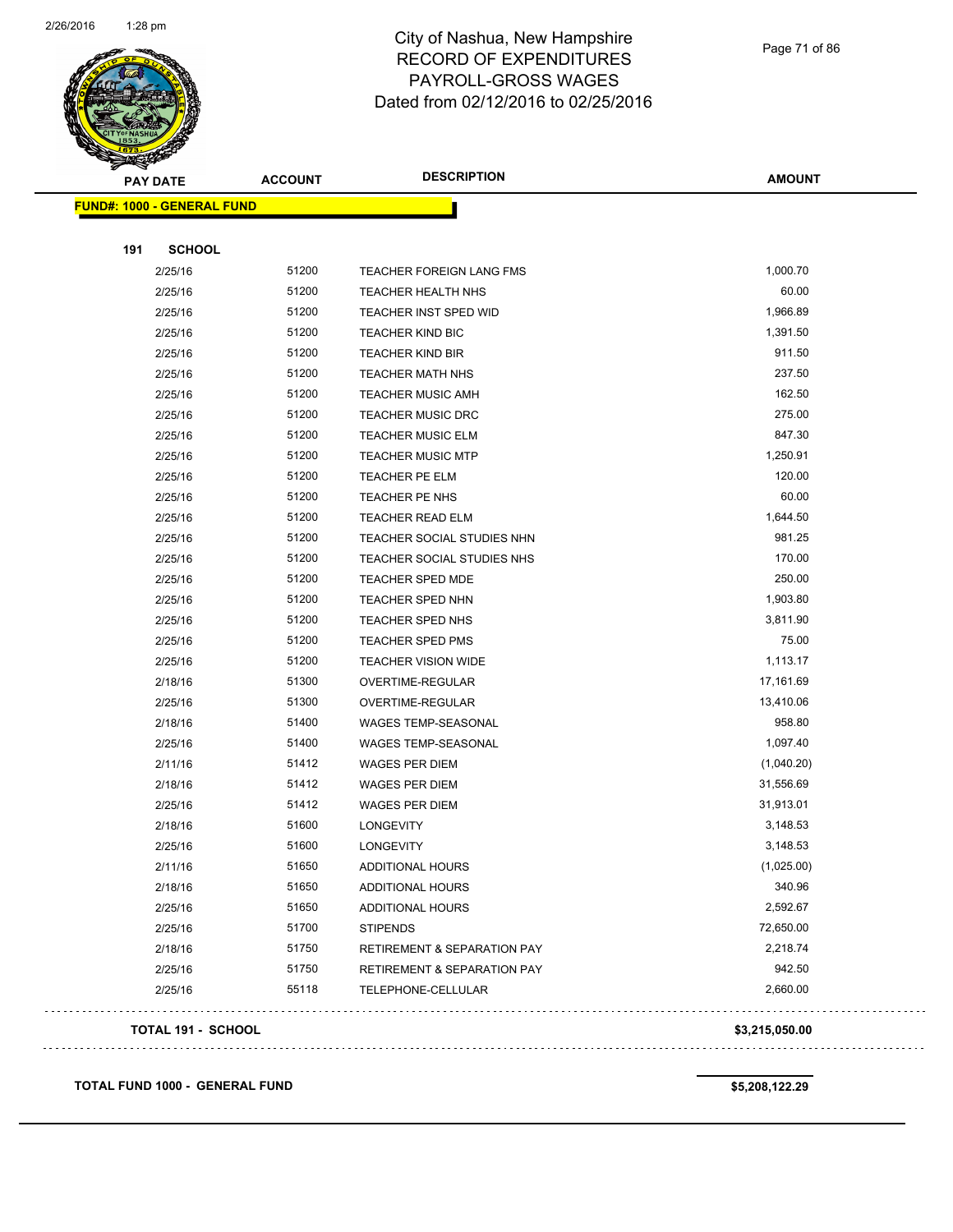# City of Nashua, New Hampshire
## RECORD OF EXPENDITURES
## PAYROLL-GROSS WAGES
## Dated from 02/12/2016 to 02/25/2016

| PAY DATE | ACCOUNT | DESCRIPTION | AMOUNT |
|---|---|---|---|
| **FUND#: 1000 - GENERAL FUND** | | | |
| **191 SCHOOL** | | | |
| 2/25/16 | 51200 | TEACHER FOREIGN LANG FMS | 1,000.70 |
| 2/25/16 | 51200 | TEACHER HEALTH NHS | 60.00 |
| 2/25/16 | 51200 | TEACHER INST SPED WID | 1,966.89 |
| 2/25/16 | 51200 | TEACHER KIND BIC | 1,391.50 |
| 2/25/16 | 51200 | TEACHER KIND BIR | 911.50 |
| 2/25/16 | 51200 | TEACHER MATH NHS | 237.50 |
| 2/25/16 | 51200 | TEACHER MUSIC AMH | 162.50 |
| 2/25/16 | 51200 | TEACHER MUSIC DRC | 275.00 |
| 2/25/16 | 51200 | TEACHER MUSIC ELM | 847.30 |
| 2/25/16 | 51200 | TEACHER MUSIC MTP | 1,250.91 |
| 2/25/16 | 51200 | TEACHER PE ELM | 120.00 |
| 2/25/16 | 51200 | TEACHER PE NHS | 60.00 |
| 2/25/16 | 51200 | TEACHER READ ELM | 1,644.50 |
| 2/25/16 | 51200 | TEACHER SOCIAL STUDIES NHN | 981.25 |
| 2/25/16 | 51200 | TEACHER SOCIAL STUDIES NHS | 170.00 |
| 2/25/16 | 51200 | TEACHER SPED MDE | 250.00 |
| 2/25/16 | 51200 | TEACHER SPED NHN | 1,903.80 |
| 2/25/16 | 51200 | TEACHER SPED NHS | 3,811.90 |
| 2/25/16 | 51200 | TEACHER SPED PMS | 75.00 |
| 2/25/16 | 51200 | TEACHER VISION WIDE | 1,113.17 |
| 2/18/16 | 51300 | OVERTIME-REGULAR | 17,161.69 |
| 2/25/16 | 51300 | OVERTIME-REGULAR | 13,410.06 |
| 2/18/16 | 51400 | WAGES TEMP-SEASONAL | 958.80 |
| 2/25/16 | 51400 | WAGES TEMP-SEASONAL | 1,097.40 |
| 2/11/16 | 51412 | WAGES PER DIEM | (1,040.20) |
| 2/18/16 | 51412 | WAGES PER DIEM | 31,556.69 |
| 2/25/16 | 51412 | WAGES PER DIEM | 31,913.01 |
| 2/18/16 | 51600 | LONGEVITY | 3,148.53 |
| 2/25/16 | 51600 | LONGEVITY | 3,148.53 |
| 2/11/16 | 51650 | ADDITIONAL HOURS | (1,025.00) |
| 2/18/16 | 51650 | ADDITIONAL HOURS | 340.96 |
| 2/25/16 | 51650 | ADDITIONAL HOURS | 2,592.67 |
| 2/25/16 | 51700 | STIPENDS | 72,650.00 |
| 2/18/16 | 51750 | RETIREMENT & SEPARATION PAY | 2,218.74 |
| 2/25/16 | 51750 | RETIREMENT & SEPARATION PAY | 942.50 |
| 2/25/16 | 55118 | TELEPHONE-CELLULAR | 2,660.00 |
| **TOTAL 191 - SCHOOL** | | | **$3,215,050.00** |
| **TOTAL FUND 1000 - GENERAL FUND** | | | **$5,208,122.29** |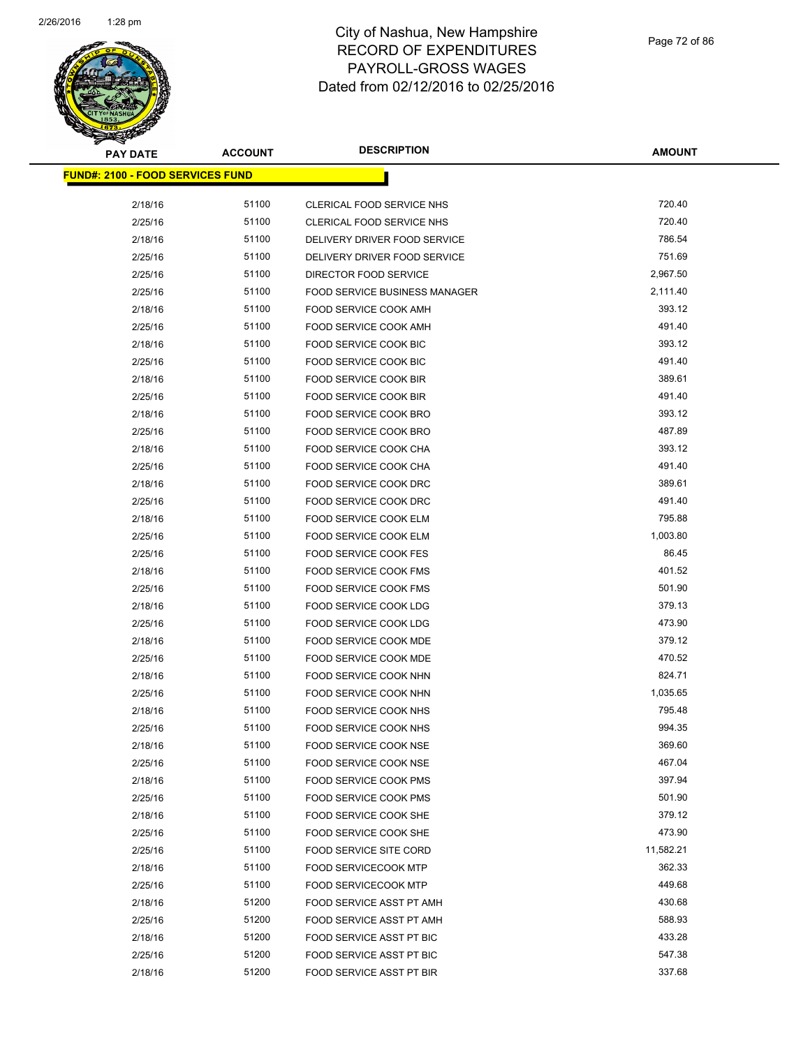# City of Nashua, New Hampshire
## RECORD OF EXPENDITURES
## PAYROLL-GROSS WAGES
## Dated from 02/12/2016 to 02/25/2016

**FUND#: 2100 - FOOD SERVICES FUND**

| PAY DATE | ACCOUNT | DESCRIPTION | AMOUNT |
|---|---|---|---|
| 2/18/16 | 51100 | CLERICAL FOOD SERVICE NHS | 720.40 |
| 2/25/16 | 51100 | CLERICAL FOOD SERVICE NHS | 720.40 |
| 2/18/16 | 51100 | DELIVERY DRIVER FOOD SERVICE | 786.54 |
| 2/25/16 | 51100 | DELIVERY DRIVER FOOD SERVICE | 751.69 |
| 2/25/16 | 51100 | DIRECTOR FOOD SERVICE | 2,967.50 |
| 2/25/16 | 51100 | FOOD SERVICE BUSINESS MANAGER | 2,111.40 |
| 2/18/16 | 51100 | FOOD SERVICE COOK AMH | 393.12 |
| 2/25/16 | 51100 | FOOD SERVICE COOK AMH | 491.40 |
| 2/18/16 | 51100 | FOOD SERVICE COOK BIC | 393.12 |
| 2/25/16 | 51100 | FOOD SERVICE COOK BIC | 491.40 |
| 2/18/16 | 51100 | FOOD SERVICE COOK BIR | 389.61 |
| 2/25/16 | 51100 | FOOD SERVICE COOK BIR | 491.40 |
| 2/18/16 | 51100 | FOOD SERVICE COOK BRO | 393.12 |
| 2/25/16 | 51100 | FOOD SERVICE COOK BRO | 487.89 |
| 2/18/16 | 51100 | FOOD SERVICE COOK CHA | 393.12 |
| 2/25/16 | 51100 | FOOD SERVICE COOK CHA | 491.40 |
| 2/18/16 | 51100 | FOOD SERVICE COOK DRC | 389.61 |
| 2/25/16 | 51100 | FOOD SERVICE COOK DRC | 491.40 |
| 2/18/16 | 51100 | FOOD SERVICE COOK ELM | 795.88 |
| 2/25/16 | 51100 | FOOD SERVICE COOK ELM | 1,003.80 |
| 2/25/16 | 51100 | FOOD SERVICE COOK FES | 86.45 |
| 2/18/16 | 51100 | FOOD SERVICE COOK FMS | 401.52 |
| 2/25/16 | 51100 | FOOD SERVICE COOK FMS | 501.90 |
| 2/18/16 | 51100 | FOOD SERVICE COOK LDG | 379.13 |
| 2/25/16 | 51100 | FOOD SERVICE COOK LDG | 473.90 |
| 2/18/16 | 51100 | FOOD SERVICE COOK MDE | 379.12 |
| 2/25/16 | 51100 | FOOD SERVICE COOK MDE | 470.52 |
| 2/18/16 | 51100 | FOOD SERVICE COOK NHN | 824.71 |
| 2/25/16 | 51100 | FOOD SERVICE COOK NHN | 1,035.65 |
| 2/18/16 | 51100 | FOOD SERVICE COOK NHS | 795.48 |
| 2/25/16 | 51100 | FOOD SERVICE COOK NHS | 994.35 |
| 2/18/16 | 51100 | FOOD SERVICE COOK NSE | 369.60 |
| 2/25/16 | 51100 | FOOD SERVICE COOK NSE | 467.04 |
| 2/18/16 | 51100 | FOOD SERVICE COOK PMS | 397.94 |
| 2/25/16 | 51100 | FOOD SERVICE COOK PMS | 501.90 |
| 2/18/16 | 51100 | FOOD SERVICE COOK SHE | 379.12 |
| 2/25/16 | 51100 | FOOD SERVICE COOK SHE | 473.90 |
| 2/25/16 | 51100 | FOOD SERVICE SITE CORD | 11,582.21 |
| 2/18/16 | 51100 | FOOD SERVICECOOK MTP | 362.33 |
| 2/25/16 | 51100 | FOOD SERVICECOOK MTP | 449.68 |
| 2/18/16 | 51200 | FOOD SERVICE ASST PT AMH | 430.68 |
| 2/25/16 | 51200 | FOOD SERVICE ASST PT AMH | 588.93 |
| 2/18/16 | 51200 | FOOD SERVICE ASST PT BIC | 433.28 |
| 2/25/16 | 51200 | FOOD SERVICE ASST PT BIC | 547.38 |
| 2/18/16 | 51200 | FOOD SERVICE ASST PT BIR | 337.68 |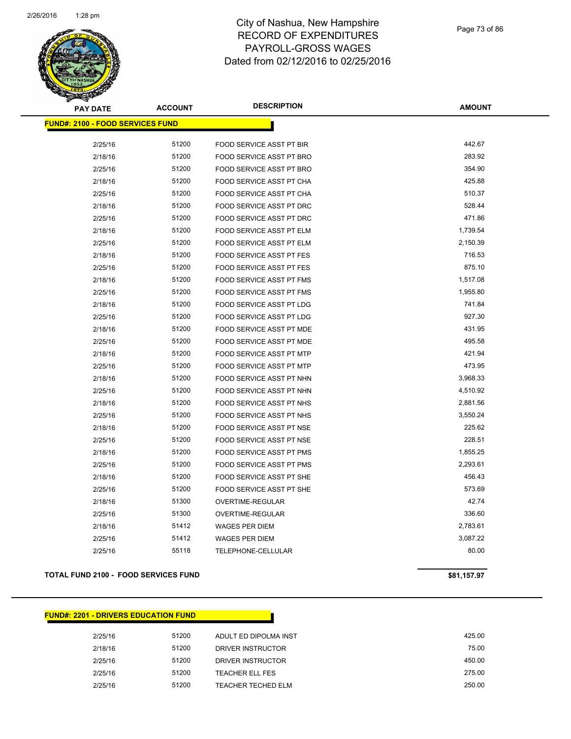# City of Nashua, New Hampshire
## RECORD OF EXPENDITURES
## PAYROLL-GROSS WAGES
## Dated from 02/12/2016 to 02/25/2016

**FUND#: 2100 - FOOD SERVICES FUND**

| PAY DATE | ACCOUNT | DESCRIPTION | AMOUNT |
|---|---|---|---|
| 2/25/16 | 51200 | FOOD SERVICE ASST PT BIR | 442.67 |
| 2/18/16 | 51200 | FOOD SERVICE ASST PT BRO | 283.92 |
| 2/25/16 | 51200 | FOOD SERVICE ASST PT BRO | 354.90 |
| 2/18/16 | 51200 | FOOD SERVICE ASST PT CHA | 425.88 |
| 2/25/16 | 51200 | FOOD SERVICE ASST PT CHA | 510.37 |
| 2/18/16 | 51200 | FOOD SERVICE ASST PT DRC | 528.44 |
| 2/25/16 | 51200 | FOOD SERVICE ASST PT DRC | 471.86 |
| 2/18/16 | 51200 | FOOD SERVICE ASST PT ELM | 1,739.54 |
| 2/25/16 | 51200 | FOOD SERVICE ASST PT ELM | 2,150.39 |
| 2/18/16 | 51200 | FOOD SERVICE ASST PT FES | 716.53 |
| 2/25/16 | 51200 | FOOD SERVICE ASST PT FES | 875.10 |
| 2/18/16 | 51200 | FOOD SERVICE ASST PT FMS | 1,517.08 |
| 2/25/16 | 51200 | FOOD SERVICE ASST PT FMS | 1,955.80 |
| 2/18/16 | 51200 | FOOD SERVICE ASST PT LDG | 741.84 |
| 2/25/16 | 51200 | FOOD SERVICE ASST PT LDG | 927.30 |
| 2/18/16 | 51200 | FOOD SERVICE ASST PT MDE | 431.95 |
| 2/25/16 | 51200 | FOOD SERVICE ASST PT MDE | 495.58 |
| 2/18/16 | 51200 | FOOD SERVICE ASST PT MTP | 421.94 |
| 2/25/16 | 51200 | FOOD SERVICE ASST PT MTP | 473.95 |
| 2/18/16 | 51200 | FOOD SERVICE ASST PT NHN | 3,968.33 |
| 2/25/16 | 51200 | FOOD SERVICE ASST PT NHN | 4,510.92 |
| 2/18/16 | 51200 | FOOD SERVICE ASST PT NHS | 2,881.56 |
| 2/25/16 | 51200 | FOOD SERVICE ASST PT NHS | 3,550.24 |
| 2/18/16 | 51200 | FOOD SERVICE ASST PT NSE | 225.62 |
| 2/25/16 | 51200 | FOOD SERVICE ASST PT NSE | 228.51 |
| 2/18/16 | 51200 | FOOD SERVICE ASST PT PMS | 1,855.25 |
| 2/25/16 | 51200 | FOOD SERVICE ASST PT PMS | 2,293.61 |
| 2/18/16 | 51200 | FOOD SERVICE ASST PT SHE | 456.43 |
| 2/25/16 | 51200 | FOOD SERVICE ASST PT SHE | 573.69 |
| 2/18/16 | 51300 | OVERTIME-REGULAR | 42.74 |
| 2/25/16 | 51300 | OVERTIME-REGULAR | 336.60 |
| 2/18/16 | 51412 | WAGES PER DIEM | 2,783.61 |
| 2/25/16 | 51412 | WAGES PER DIEM | 3,087.22 |
| 2/25/16 | 55118 | TELEPHONE-CELLULAR | 80.00 |

**TOTAL FUND 2100 - FOOD SERVICES FUND** **$81,157.97**

**FUND#: 2201 - DRIVERS EDUCATION FUND**

| PAY DATE | ACCOUNT | DESCRIPTION | AMOUNT |
|---|---|---|---|
| 2/25/16 | 51200 | ADULT ED DIPOLMA INST | 425.00 |
| 2/18/16 | 51200 | DRIVER INSTRUCTOR | 75.00 |
| 2/25/16 | 51200 | DRIVER INSTRUCTOR | 450.00 |
| 2/25/16 | 51200 | TEACHER ELL FES | 275.00 |
| 2/25/16 | 51200 | TEACHER TECHED ELM | 250.00 |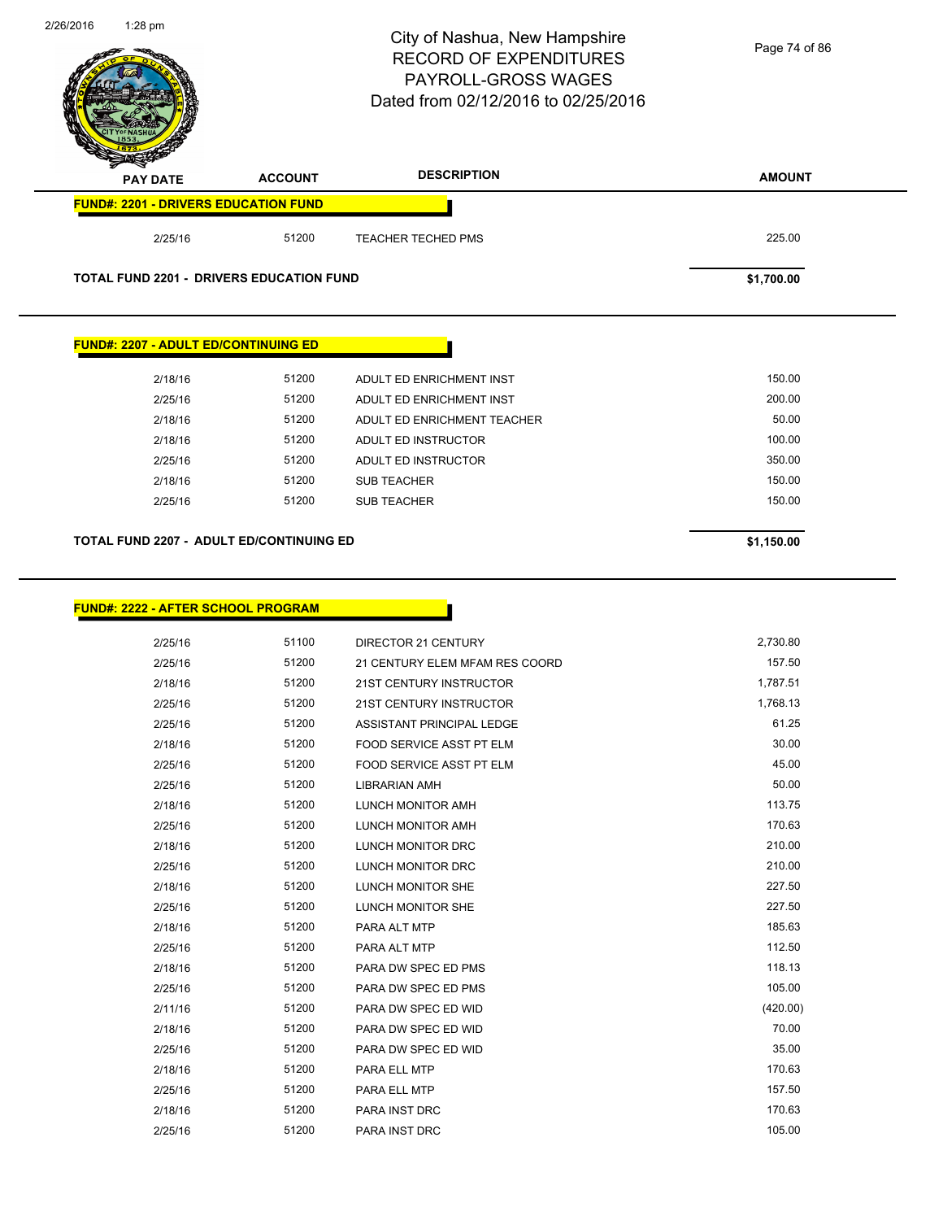City of Nashua, New Hampshire
RECORD OF EXPENDITURES
PAYROLL-GROSS WAGES
Dated from 02/12/2016 to 02/25/2016

| PAY DATE | ACCOUNT | DESCRIPTION | AMOUNT |
|---|---|---|---|
| **FUND#: 2201 - DRIVERS EDUCATION FUND** | | | |
| 2/25/16 | 51200 | TEACHER TECHED PMS | 225.00 |
| **TOTAL FUND 2201 - DRIVERS EDUCATION FUND** | | | **$1,700.00** |

| PAY DATE | ACCOUNT | DESCRIPTION | AMOUNT |
|---|---|---|---|
| **FUND#: 2207 - ADULT ED/CONTINUING ED** | | | |
| 2/18/16 | 51200 | ADULT ED ENRICHMENT INST | 150.00 |
| 2/25/16 | 51200 | ADULT ED ENRICHMENT INST | 200.00 |
| 2/18/16 | 51200 | ADULT ED ENRICHMENT TEACHER | 50.00 |
| 2/18/16 | 51200 | ADULT ED INSTRUCTOR | 100.00 |
| 2/25/16 | 51200 | ADULT ED INSTRUCTOR | 350.00 |
| 2/18/16 | 51200 | SUB TEACHER | 150.00 |
| 2/25/16 | 51200 | SUB TEACHER | 150.00 |
| **TOTAL FUND 2207 - ADULT ED/CONTINUING ED** | | | **$1,150.00** |

| PAY DATE | ACCOUNT | DESCRIPTION | AMOUNT |
|---|---|---|---|
| **FUND#: 2222 - AFTER SCHOOL PROGRAM** | | | |
| 2/25/16 | 51100 | DIRECTOR 21 CENTURY | 2,730.80 |
| 2/25/16 | 51200 | 21 CENTURY ELEM MFAM RES COORD | 157.50 |
| 2/18/16 | 51200 | 21ST CENTURY INSTRUCTOR | 1,787.51 |
| 2/25/16 | 51200 | 21ST CENTURY INSTRUCTOR | 1,768.13 |
| 2/25/16 | 51200 | ASSISTANT PRINCIPAL LEDGE | 61.25 |
| 2/18/16 | 51200 | FOOD SERVICE ASST PT ELM | 30.00 |
| 2/25/16 | 51200 | FOOD SERVICE ASST PT ELM | 45.00 |
| 2/25/16 | 51200 | LIBRARIAN AMH | 50.00 |
| 2/18/16 | 51200 | LUNCH MONITOR AMH | 113.75 |
| 2/25/16 | 51200 | LUNCH MONITOR AMH | 170.63 |
| 2/18/16 | 51200 | LUNCH MONITOR DRC | 210.00 |
| 2/25/16 | 51200 | LUNCH MONITOR DRC | 210.00 |
| 2/18/16 | 51200 | LUNCH MONITOR SHE | 227.50 |
| 2/25/16 | 51200 | LUNCH MONITOR SHE | 227.50 |
| 2/18/16 | 51200 | PARA ALT MTP | 185.63 |
| 2/25/16 | 51200 | PARA ALT MTP | 112.50 |
| 2/18/16 | 51200 | PARA DW SPEC ED PMS | 118.13 |
| 2/25/16 | 51200 | PARA DW SPEC ED PMS | 105.00 |
| 2/11/16 | 51200 | PARA DW SPEC ED WID | (420.00) |
| 2/18/16 | 51200 | PARA DW SPEC ED WID | 70.00 |
| 2/25/16 | 51200 | PARA DW SPEC ED WID | 35.00 |
| 2/18/16 | 51200 | PARA ELL MTP | 170.63 |
| 2/25/16 | 51200 | PARA ELL MTP | 157.50 |
| 2/18/16 | 51200 | PARA INST DRC | 170.63 |
| 2/25/16 | 51200 | PARA INST DRC | 105.00 |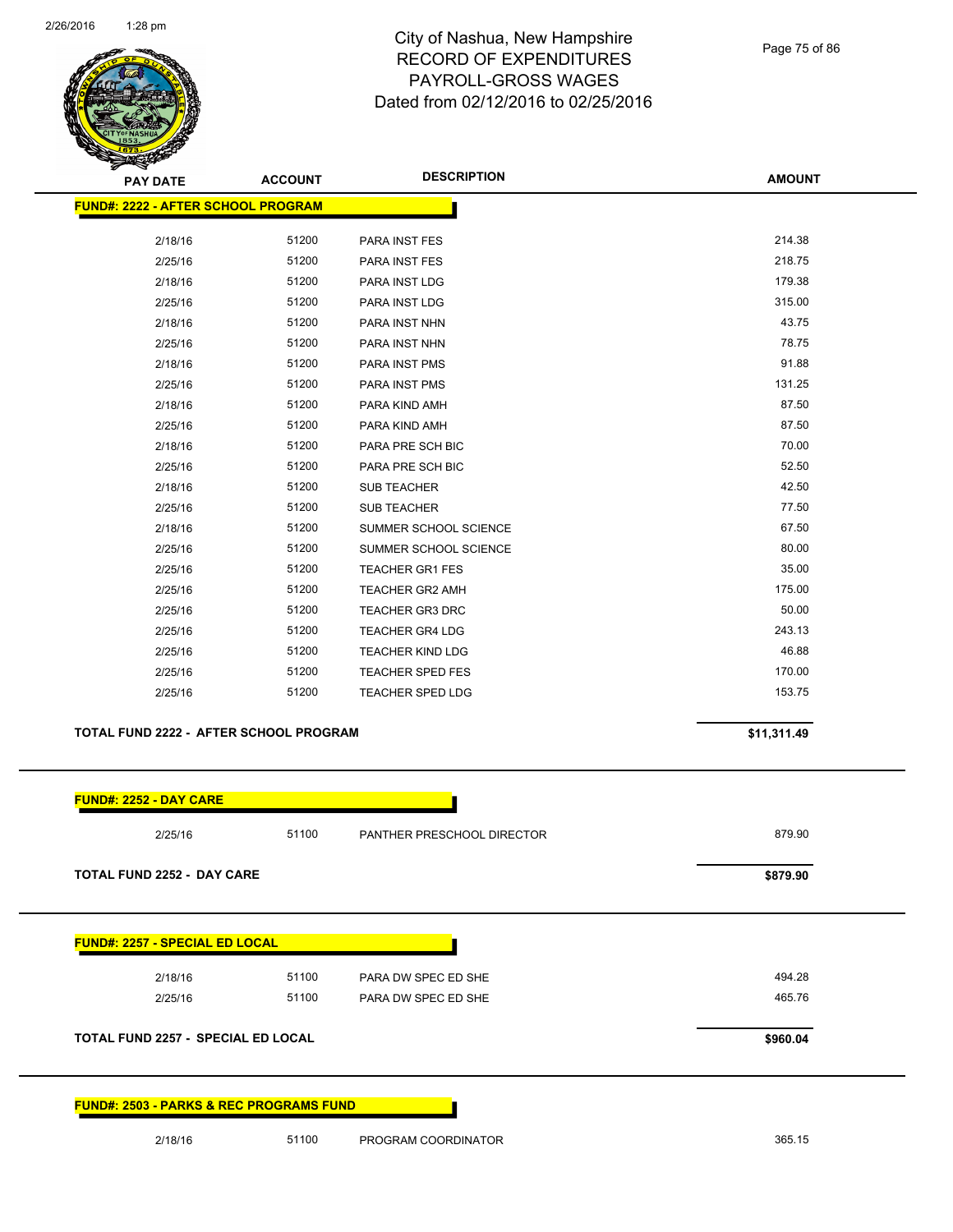# City of Nashua, New Hampshire
# RECORD OF EXPENDITURES
# PAYROLL-GROSS WAGES
# Dated from 02/12/2016 to 02/25/2016

| PAY DATE | ACCOUNT | DESCRIPTION | AMOUNT |
|---|---|---|---|
| **FUND#: 2222 - AFTER SCHOOL PROGRAM** | | | |
| 2/18/16 | 51200 | PARA INST FES | 214.38 |
| 2/25/16 | 51200 | PARA INST FES | 218.75 |
| 2/18/16 | 51200 | PARA INST LDG | 179.38 |
| 2/25/16 | 51200 | PARA INST LDG | 315.00 |
| 2/18/16 | 51200 | PARA INST NHN | 43.75 |
| 2/25/16 | 51200 | PARA INST NHN | 78.75 |
| 2/18/16 | 51200 | PARA INST PMS | 91.88 |
| 2/25/16 | 51200 | PARA INST PMS | 131.25 |
| 2/18/16 | 51200 | PARA KIND AMH | 87.50 |
| 2/25/16 | 51200 | PARA KIND AMH | 87.50 |
| 2/18/16 | 51200 | PARA PRE SCH BIC | 70.00 |
| 2/25/16 | 51200 | PARA PRE SCH BIC | 52.50 |
| 2/18/16 | 51200 | SUB TEACHER | 42.50 |
| 2/25/16 | 51200 | SUB TEACHER | 77.50 |
| 2/18/16 | 51200 | SUMMER SCHOOL SCIENCE | 67.50 |
| 2/25/16 | 51200 | SUMMER SCHOOL SCIENCE | 80.00 |
| 2/25/16 | 51200 | TEACHER GR1 FES | 35.00 |
| 2/25/16 | 51200 | TEACHER GR2 AMH | 175.00 |
| 2/25/16 | 51200 | TEACHER GR3 DRC | 50.00 |
| 2/25/16 | 51200 | TEACHER GR4 LDG | 243.13 |
| 2/25/16 | 51200 | TEACHER KIND LDG | 46.88 |
| 2/25/16 | 51200 | TEACHER SPED FES | 170.00 |
| 2/25/16 | 51200 | TEACHER SPED LDG | 153.75 |
| **TOTAL FUND 2222 - AFTER SCHOOL PROGRAM** | | | **$11,311.49** |
| **FUND#: 2252 - DAY CARE** | | | |
| 2/25/16 | 51100 | PANTHER PRESCHOOL DIRECTOR | 879.90 |
| **TOTAL FUND 2252 - DAY CARE** | | | **$879.90** |
| **FUND#: 2257 - SPECIAL ED LOCAL** | | | |
| 2/18/16 | 51100 | PARA DW SPEC ED SHE | 494.28 |
| 2/25/16 | 51100 | PARA DW SPEC ED SHE | 465.76 |
| **TOTAL FUND 2257 - SPECIAL ED LOCAL** | | | **$960.04** |
| **FUND#: 2503 - PARKS & REC PROGRAMS FUND** | | | |
| 2/18/16 | 51100 | PROGRAM COORDINATOR | 365.15 |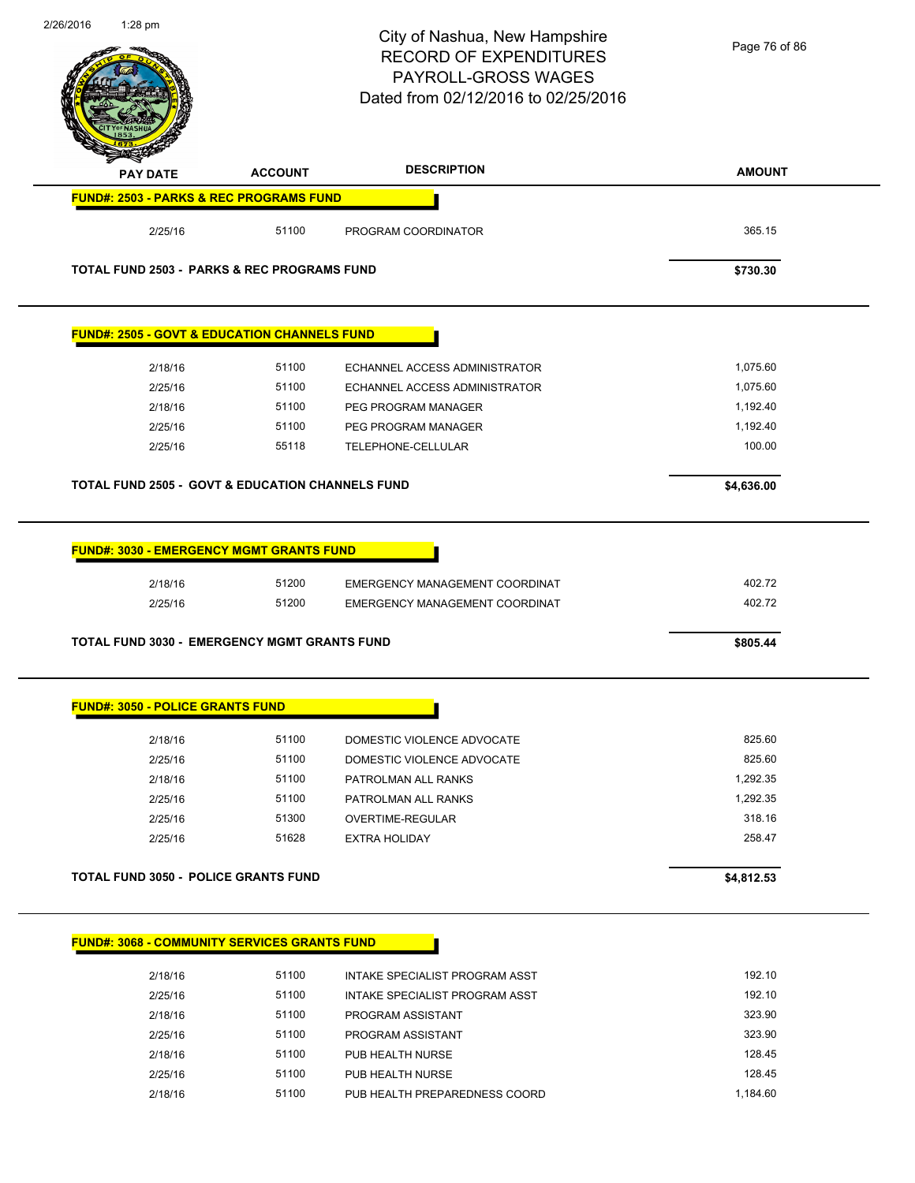| PAY DATE | ACCOUNT | DESCRIPTION | AMOUNT |
|---|---|---|---|
| **FUND#: 2503 - PARKS & REC PROGRAMS FUND** | | | |
| 2/25/16 | 51100 | PROGRAM COORDINATOR | 365.15 |
| **TOTAL FUND 2503 - PARKS & REC PROGRAMS FUND** | | | **$730.30** |

| PAY DATE | ACCOUNT | DESCRIPTION | AMOUNT |
|---|---|---|---|
| **FUND#: 2505 - GOVT & EDUCATION CHANNELS FUND** | | | |
| 2/18/16 | 51100 | ECHANNEL ACCESS ADMINISTRATOR | 1,075.60 |
| 2/25/16 | 51100 | ECHANNEL ACCESS ADMINISTRATOR | 1,075.60 |
| 2/18/16 | 51100 | PEG PROGRAM MANAGER | 1,192.40 |
| 2/25/16 | 51100 | PEG PROGRAM MANAGER | 1,192.40 |
| 2/25/16 | 55118 | TELEPHONE-CELLULAR | 100.00 |
| **TOTAL FUND 2505 - GOVT & EDUCATION CHANNELS FUND** | | | **$4,636.00** |

| PAY DATE | ACCOUNT | DESCRIPTION | AMOUNT |
|---|---|---|---|
| **FUND#: 3030 - EMERGENCY MGMT GRANTS FUND** | | | |
| 2/18/16 | 51200 | EMERGENCY MANAGEMENT COORDINAT | 402.72 |
| 2/25/16 | 51200 | EMERGENCY MANAGEMENT COORDINAT | 402.72 |
| **TOTAL FUND 3030 - EMERGENCY MGMT GRANTS FUND** | | | **$805.44** |

| PAY DATE | ACCOUNT | DESCRIPTION | AMOUNT |
|---|---|---|---|
| **FUND#: 3050 - POLICE GRANTS FUND** | | | |
| 2/18/16 | 51100 | DOMESTIC VIOLENCE ADVOCATE | 825.60 |
| 2/25/16 | 51100 | DOMESTIC VIOLENCE ADVOCATE | 825.60 |
| 2/18/16 | 51100 | PATROLMAN ALL RANKS | 1,292.35 |
| 2/25/16 | 51100 | PATROLMAN ALL RANKS | 1,292.35 |
| 2/25/16 | 51300 | OVERTIME-REGULAR | 318.16 |
| 2/25/16 | 51628 | EXTRA HOLIDAY | 258.47 |
| **TOTAL FUND 3050 - POLICE GRANTS FUND** | | | **$4,812.53** |

| PAY DATE | ACCOUNT | DESCRIPTION | AMOUNT |
|---|---|---|---|
| **FUND#: 3068 - COMMUNITY SERVICES GRANTS FUND** | | | |
| 2/18/16 | 51100 | INTAKE SPECIALIST PROGRAM ASST | 192.10 |
| 2/25/16 | 51100 | INTAKE SPECIALIST PROGRAM ASST | 192.10 |
| 2/18/16 | 51100 | PROGRAM ASSISTANT | 323.90 |
| 2/25/16 | 51100 | PROGRAM ASSISTANT | 323.90 |
| 2/18/16 | 51100 | PUB HEALTH NURSE | 128.45 |
| 2/25/16 | 51100 | PUB HEALTH NURSE | 128.45 |
| 2/18/16 | 51100 | PUB HEALTH PREPAREDNESS COORD | 1,184.60 |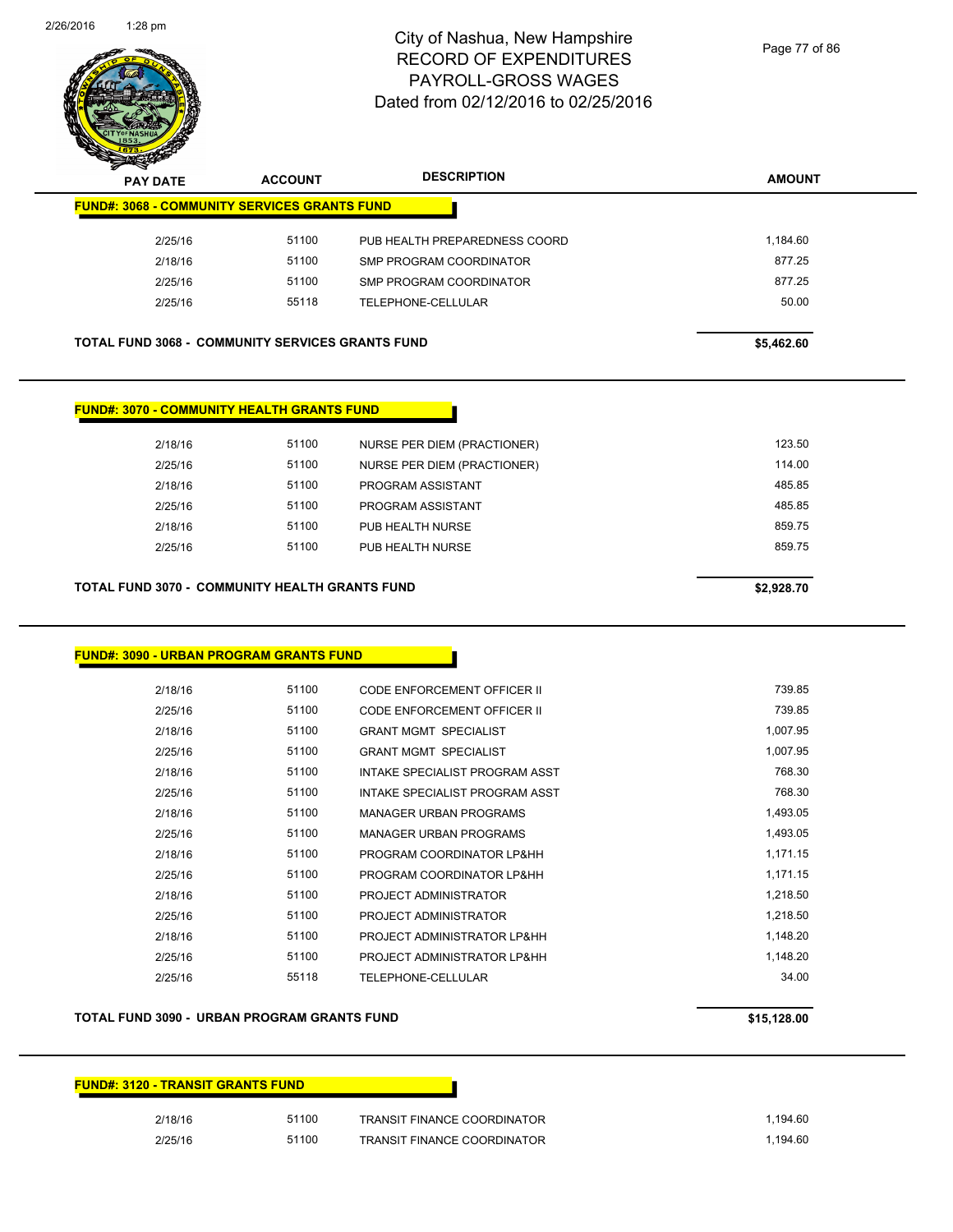City of Nashua, New Hampshire
RECORD OF EXPENDITURES
PAYROLL-GROSS WAGES
Dated from 02/12/2016 to 02/25/2016

| PAY DATE | ACCOUNT | DESCRIPTION | AMOUNT |
|---|---|---|---|
| **FUND#: 3068 - COMMUNITY SERVICES GRANTS FUND** | | | |
| 2/25/16 | 51100 | PUB HEALTH PREPAREDNESS COORD | 1,184.60 |
| 2/18/16 | 51100 | SMP PROGRAM COORDINATOR | 877.25 |
| 2/25/16 | 51100 | SMP PROGRAM COORDINATOR | 877.25 |
| 2/25/16 | 55118 | TELEPHONE-CELLULAR | 50.00 |
| **TOTAL FUND 3068 - COMMUNITY SERVICES GRANTS FUND** | | | **$5,462.60** |

| PAY DATE | ACCOUNT | DESCRIPTION | AMOUNT |
|---|---|---|---|
| **FUND#: 3070 - COMMUNITY HEALTH GRANTS FUND** | | | |
| 2/18/16 | 51100 | NURSE PER DIEM (PRACTIONER) | 123.50 |
| 2/25/16 | 51100 | NURSE PER DIEM (PRACTIONER) | 114.00 |
| 2/18/16 | 51100 | PROGRAM ASSISTANT | 485.85 |
| 2/25/16 | 51100 | PROGRAM ASSISTANT | 485.85 |
| 2/18/16 | 51100 | PUB HEALTH NURSE | 859.75 |
| 2/25/16 | 51100 | PUB HEALTH NURSE | 859.75 |
| **TOTAL FUND 3070 - COMMUNITY HEALTH GRANTS FUND** | | | **$2,928.70** |

| PAY DATE | ACCOUNT | DESCRIPTION | AMOUNT |
|---|---|---|---|
| **FUND#: 3090 - URBAN PROGRAM GRANTS FUND** | | | |
| 2/18/16 | 51100 | CODE ENFORCEMENT OFFICER II | 739.85 |
| 2/25/16 | 51100 | CODE ENFORCEMENT OFFICER II | 739.85 |
| 2/18/16 | 51100 | GRANT MGMT SPECIALIST | 1,007.95 |
| 2/25/16 | 51100 | GRANT MGMT SPECIALIST | 1,007.95 |
| 2/18/16 | 51100 | INTAKE SPECIALIST PROGRAM ASST | 768.30 |
| 2/25/16 | 51100 | INTAKE SPECIALIST PROGRAM ASST | 768.30 |
| 2/18/16 | 51100 | MANAGER URBAN PROGRAMS | 1,493.05 |
| 2/25/16 | 51100 | MANAGER URBAN PROGRAMS | 1,493.05 |
| 2/18/16 | 51100 | PROGRAM COORDINATOR LP&HH | 1,171.15 |
| 2/25/16 | 51100 | PROGRAM COORDINATOR LP&HH | 1,171.15 |
| 2/18/16 | 51100 | PROJECT ADMINISTRATOR | 1,218.50 |
| 2/25/16 | 51100 | PROJECT ADMINISTRATOR | 1,218.50 |
| 2/18/16 | 51100 | PROJECT ADMINISTRATOR LP&HH | 1,148.20 |
| 2/25/16 | 51100 | PROJECT ADMINISTRATOR LP&HH | 1,148.20 |
| 2/25/16 | 55118 | TELEPHONE-CELLULAR | 34.00 |
| **TOTAL FUND 3090 - URBAN PROGRAM GRANTS FUND** | | | **$15,128.00** |

| PAY DATE | ACCOUNT | DESCRIPTION | AMOUNT |
|---|---|---|---|
| **FUND#: 3120 - TRANSIT GRANTS FUND** | | | |
| 2/18/16 | 51100 | TRANSIT FINANCE COORDINATOR | 1,194.60 |
| 2/25/16 | 51100 | TRANSIT FINANCE COORDINATOR | 1,194.60 |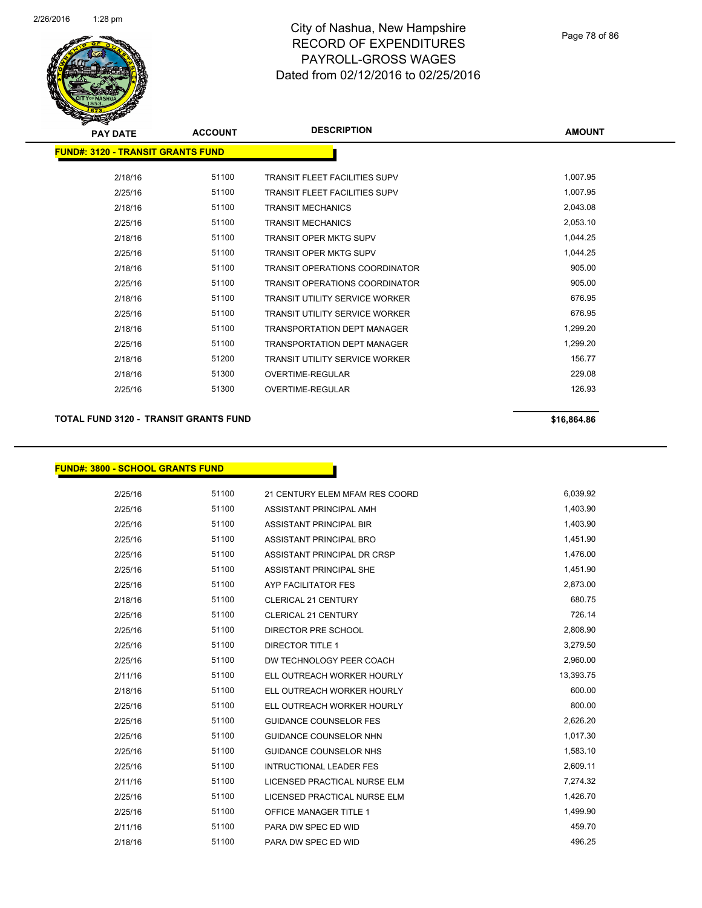City of Nashua, New Hampshire
RECORD OF EXPENDITURES
PAYROLL-GROSS WAGES
Dated from 02/12/2016 to 02/25/2016

**FUND#: 3120 - TRANSIT GRANTS FUND**

| PAY DATE | ACCOUNT | DESCRIPTION | AMOUNT |
|---|---|---|---|
| 2/18/16 | 51100 | TRANSIT FLEET FACILITIES SUPV | 1,007.95 |
| 2/25/16 | 51100 | TRANSIT FLEET FACILITIES SUPV | 1,007.95 |
| 2/18/16 | 51100 | TRANSIT MECHANICS | 2,043.08 |
| 2/25/16 | 51100 | TRANSIT MECHANICS | 2,053.10 |
| 2/18/16 | 51100 | TRANSIT OPER MKTG SUPV | 1,044.25 |
| 2/25/16 | 51100 | TRANSIT OPER MKTG SUPV | 1,044.25 |
| 2/18/16 | 51100 | TRANSIT OPERATIONS COORDINATOR | 905.00 |
| 2/25/16 | 51100 | TRANSIT OPERATIONS COORDINATOR | 905.00 |
| 2/18/16 | 51100 | TRANSIT UTILITY SERVICE WORKER | 676.95 |
| 2/25/16 | 51100 | TRANSIT UTILITY SERVICE WORKER | 676.95 |
| 2/18/16 | 51100 | TRANSPORTATION DEPT MANAGER | 1,299.20 |
| 2/25/16 | 51100 | TRANSPORTATION DEPT MANAGER | 1,299.20 |
| 2/18/16 | 51200 | TRANSIT UTILITY SERVICE WORKER | 156.77 |
| 2/18/16 | 51300 | OVERTIME-REGULAR | 229.08 |
| 2/25/16 | 51300 | OVERTIME-REGULAR | 126.93 |

**TOTAL FUND 3120 - TRANSIT GRANTS FUND** **$16,864.86**

**FUND#: 3800 - SCHOOL GRANTS FUND**

| PAY DATE | ACCOUNT | DESCRIPTION | AMOUNT |
|---|---|---|---|
| 2/25/16 | 51100 | 21 CENTURY ELEM MFAM RES COORD | 6,039.92 |
| 2/25/16 | 51100 | ASSISTANT PRINCIPAL AMH | 1,403.90 |
| 2/25/16 | 51100 | ASSISTANT PRINCIPAL BIR | 1,403.90 |
| 2/25/16 | 51100 | ASSISTANT PRINCIPAL BRO | 1,451.90 |
| 2/25/16 | 51100 | ASSISTANT PRINCIPAL DR CRSP | 1,476.00 |
| 2/25/16 | 51100 | ASSISTANT PRINCIPAL SHE | 1,451.90 |
| 2/25/16 | 51100 | AYP FACILITATOR FES | 2,873.00 |
| 2/18/16 | 51100 | CLERICAL 21 CENTURY | 680.75 |
| 2/25/16 | 51100 | CLERICAL 21 CENTURY | 726.14 |
| 2/25/16 | 51100 | DIRECTOR PRE SCHOOL | 2,808.90 |
| 2/25/16 | 51100 | DIRECTOR TITLE 1 | 3,279.50 |
| 2/25/16 | 51100 | DW TECHNOLOGY PEER COACH | 2,960.00 |
| 2/11/16 | 51100 | ELL OUTREACH WORKER HOURLY | 13,393.75 |
| 2/18/16 | 51100 | ELL OUTREACH WORKER HOURLY | 600.00 |
| 2/25/16 | 51100 | ELL OUTREACH WORKER HOURLY | 800.00 |
| 2/25/16 | 51100 | GUIDANCE COUNSELOR FES | 2,626.20 |
| 2/25/16 | 51100 | GUIDANCE COUNSELOR NHN | 1,017.30 |
| 2/25/16 | 51100 | GUIDANCE COUNSELOR NHS | 1,583.10 |
| 2/25/16 | 51100 | INTRUCTIONAL LEADER FES | 2,609.11 |
| 2/11/16 | 51100 | LICENSED PRACTICAL NURSE ELM | 7,274.32 |
| 2/25/16 | 51100 | LICENSED PRACTICAL NURSE ELM | 1,426.70 |
| 2/25/16 | 51100 | OFFICE MANAGER TITLE 1 | 1,499.90 |
| 2/11/16 | 51100 | PARA DW SPEC ED WID | 459.70 |
| 2/18/16 | 51100 | PARA DW SPEC ED WID | 496.25 |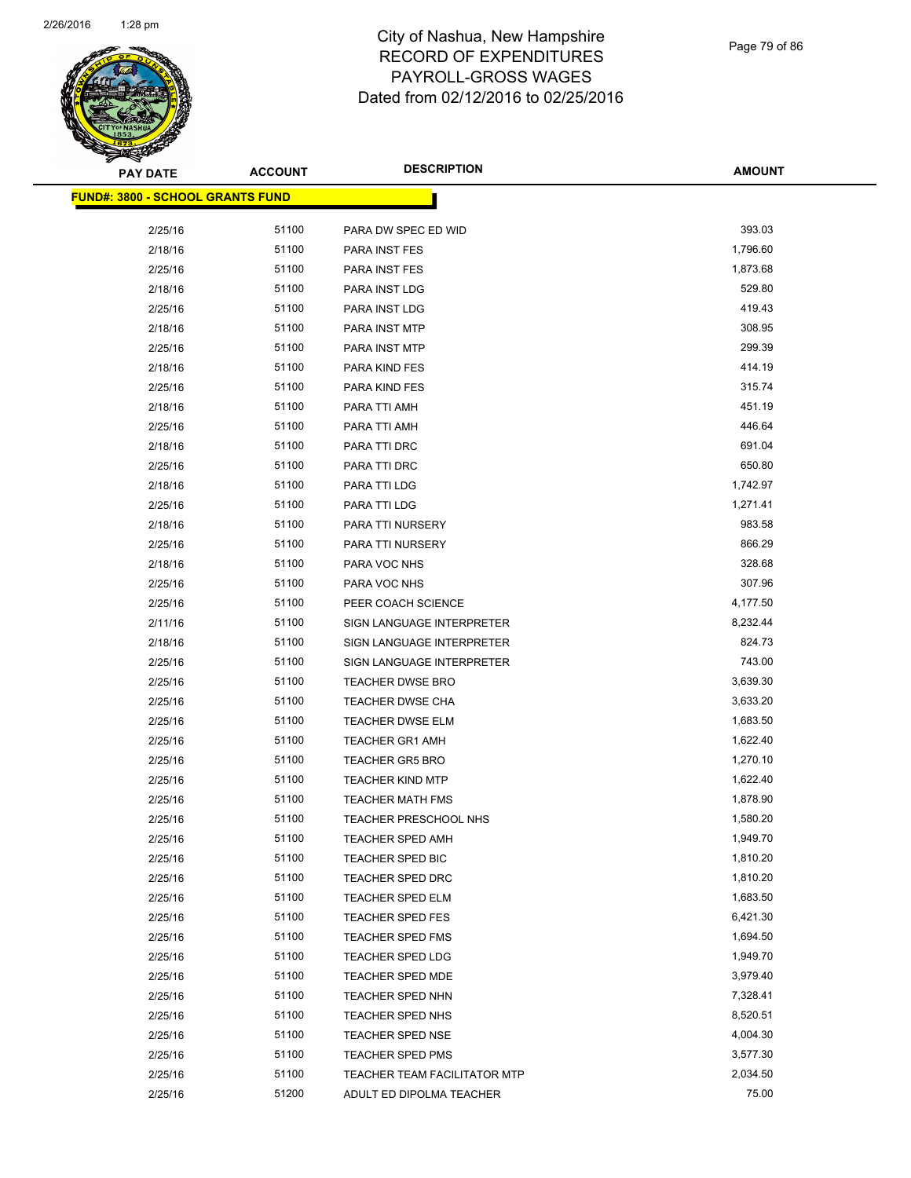# City of Nashua, New Hampshire
## RECORD OF EXPENDITURES
## PAYROLL-GROSS WAGES
## Dated from 02/12/2016 to 02/25/2016

| PAY DATE | ACCOUNT | DESCRIPTION | AMOUNT |
|---|---|---|---|
| **FUND#: 3800 - SCHOOL GRANTS FUND** | | | |
| 2/25/16 | 51100 | PARA DW SPEC ED WID | 393.03 |
| 2/18/16 | 51100 | PARA INST FES | 1,796.60 |
| 2/25/16 | 51100 | PARA INST FES | 1,873.68 |
| 2/18/16 | 51100 | PARA INST LDG | 529.80 |
| 2/25/16 | 51100 | PARA INST LDG | 419.43 |
| 2/18/16 | 51100 | PARA INST MTP | 308.95 |
| 2/25/16 | 51100 | PARA INST MTP | 299.39 |
| 2/18/16 | 51100 | PARA KIND FES | 414.19 |
| 2/25/16 | 51100 | PARA KIND FES | 315.74 |
| 2/18/16 | 51100 | PARA TTI AMH | 451.19 |
| 2/25/16 | 51100 | PARA TTI AMH | 446.64 |
| 2/18/16 | 51100 | PARA TTI DRC | 691.04 |
| 2/25/16 | 51100 | PARA TTI DRC | 650.80 |
| 2/18/16 | 51100 | PARA TTI LDG | 1,742.97 |
| 2/25/16 | 51100 | PARA TTI LDG | 1,271.41 |
| 2/18/16 | 51100 | PARA TTI NURSERY | 983.58 |
| 2/25/16 | 51100 | PARA TTI NURSERY | 866.29 |
| 2/18/16 | 51100 | PARA VOC NHS | 328.68 |
| 2/25/16 | 51100 | PARA VOC NHS | 307.96 |
| 2/25/16 | 51100 | PEER COACH SCIENCE | 4,177.50 |
| 2/11/16 | 51100 | SIGN LANGUAGE INTERPRETER | 8,232.44 |
| 2/18/16 | 51100 | SIGN LANGUAGE INTERPRETER | 824.73 |
| 2/25/16 | 51100 | SIGN LANGUAGE INTERPRETER | 743.00 |
| 2/25/16 | 51100 | TEACHER DWSE BRO | 3,639.30 |
| 2/25/16 | 51100 | TEACHER DWSE CHA | 3,633.20 |
| 2/25/16 | 51100 | TEACHER DWSE ELM | 1,683.50 |
| 2/25/16 | 51100 | TEACHER GR1 AMH | 1,622.40 |
| 2/25/16 | 51100 | TEACHER GR5 BRO | 1,270.10 |
| 2/25/16 | 51100 | TEACHER KIND MTP | 1,622.40 |
| 2/25/16 | 51100 | TEACHER MATH FMS | 1,878.90 |
| 2/25/16 | 51100 | TEACHER PRESCHOOL NHS | 1,580.20 |
| 2/25/16 | 51100 | TEACHER SPED AMH | 1,949.70 |
| 2/25/16 | 51100 | TEACHER SPED BIC | 1,810.20 |
| 2/25/16 | 51100 | TEACHER SPED DRC | 1,810.20 |
| 2/25/16 | 51100 | TEACHER SPED ELM | 1,683.50 |
| 2/25/16 | 51100 | TEACHER SPED FES | 6,421.30 |
| 2/25/16 | 51100 | TEACHER SPED FMS | 1,694.50 |
| 2/25/16 | 51100 | TEACHER SPED LDG | 1,949.70 |
| 2/25/16 | 51100 | TEACHER SPED MDE | 3,979.40 |
| 2/25/16 | 51100 | TEACHER SPED NHN | 7,328.41 |
| 2/25/16 | 51100 | TEACHER SPED NHS | 8,520.51 |
| 2/25/16 | 51100 | TEACHER SPED NSE | 4,004.30 |
| 2/25/16 | 51100 | TEACHER SPED PMS | 3,577.30 |
| 2/25/16 | 51100 | TEACHER TEAM FACILITATOR MTP | 2,034.50 |
| 2/25/16 | 51200 | ADULT ED DIPOLMA TEACHER | 75.00 |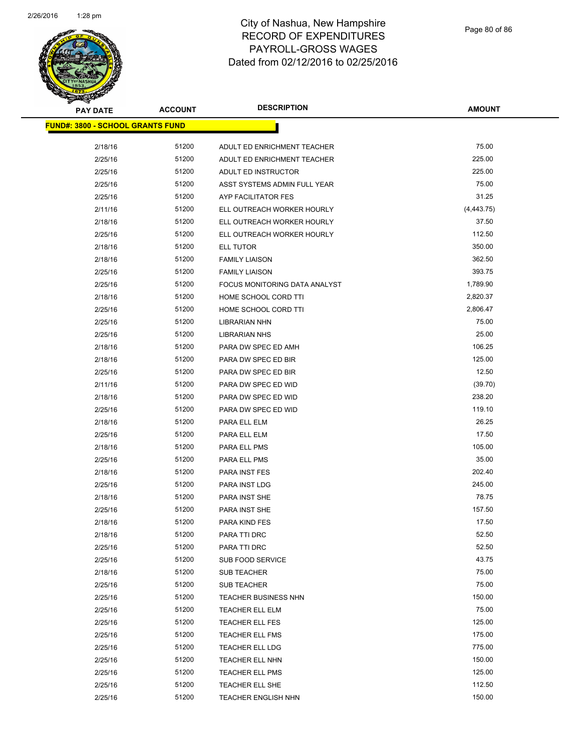# City of Nashua, New Hampshire
# RECORD OF EXPENDITURES
# PAYROLL-GROSS WAGES
# Dated from 02/12/2016 to 02/25/2016

2/26/2016 1:28 pm

**FUND#: 3800 - SCHOOL GRANTS FUND**

| PAY DATE | ACCOUNT | DESCRIPTION | AMOUNT |
|---|---|---|---|
| 2/18/16 | 51200 | ADULT ED ENRICHMENT TEACHER | 75.00 |
| 2/25/16 | 51200 | ADULT ED ENRICHMENT TEACHER | 225.00 |
| 2/25/16 | 51200 | ADULT ED INSTRUCTOR | 225.00 |
| 2/25/16 | 51200 | ASST SYSTEMS ADMIN FULL YEAR | 75.00 |
| 2/25/16 | 51200 | AYP FACILITATOR FES | 31.25 |
| 2/11/16 | 51200 | ELL OUTREACH WORKER HOURLY | (4,443.75) |
| 2/18/16 | 51200 | ELL OUTREACH WORKER HOURLY | 37.50 |
| 2/25/16 | 51200 | ELL OUTREACH WORKER HOURLY | 112.50 |
| 2/18/16 | 51200 | ELL TUTOR | 350.00 |
| 2/18/16 | 51200 | FAMILY LIAISON | 362.50 |
| 2/25/16 | 51200 | FAMILY LIAISON | 393.75 |
| 2/25/16 | 51200 | FOCUS MONITORING DATA ANALYST | 1,789.90 |
| 2/18/16 | 51200 | HOME SCHOOL CORD TTI | 2,820.37 |
| 2/25/16 | 51200 | HOME SCHOOL CORD TTI | 2,806.47 |
| 2/25/16 | 51200 | LIBRARIAN NHN | 75.00 |
| 2/25/16 | 51200 | LIBRARIAN NHS | 25.00 |
| 2/18/16 | 51200 | PARA DW SPEC ED AMH | 106.25 |
| 2/18/16 | 51200 | PARA DW SPEC ED BIR | 125.00 |
| 2/25/16 | 51200 | PARA DW SPEC ED BIR | 12.50 |
| 2/11/16 | 51200 | PARA DW SPEC ED WID | (39.70) |
| 2/18/16 | 51200 | PARA DW SPEC ED WID | 238.20 |
| 2/25/16 | 51200 | PARA DW SPEC ED WID | 119.10 |
| 2/18/16 | 51200 | PARA ELL ELM | 26.25 |
| 2/25/16 | 51200 | PARA ELL ELM | 17.50 |
| 2/18/16 | 51200 | PARA ELL PMS | 105.00 |
| 2/25/16 | 51200 | PARA ELL PMS | 35.00 |
| 2/18/16 | 51200 | PARA INST FES | 202.40 |
| 2/25/16 | 51200 | PARA INST LDG | 245.00 |
| 2/18/16 | 51200 | PARA INST SHE | 78.75 |
| 2/25/16 | 51200 | PARA INST SHE | 157.50 |
| 2/18/16 | 51200 | PARA KIND FES | 17.50 |
| 2/18/16 | 51200 | PARA TTI DRC | 52.50 |
| 2/25/16 | 51200 | PARA TTI DRC | 52.50 |
| 2/25/16 | 51200 | SUB FOOD SERVICE | 43.75 |
| 2/18/16 | 51200 | SUB TEACHER | 75.00 |
| 2/25/16 | 51200 | SUB TEACHER | 75.00 |
| 2/25/16 | 51200 | TEACHER BUSINESS NHN | 150.00 |
| 2/25/16 | 51200 | TEACHER ELL ELM | 75.00 |
| 2/25/16 | 51200 | TEACHER ELL FES | 125.00 |
| 2/25/16 | 51200 | TEACHER ELL FMS | 175.00 |
| 2/25/16 | 51200 | TEACHER ELL LDG | 775.00 |
| 2/25/16 | 51200 | TEACHER ELL NHN | 150.00 |
| 2/25/16 | 51200 | TEACHER ELL PMS | 125.00 |
| 2/25/16 | 51200 | TEACHER ELL SHE | 112.50 |
| 2/25/16 | 51200 | TEACHER ENGLISH NHN | 150.00 |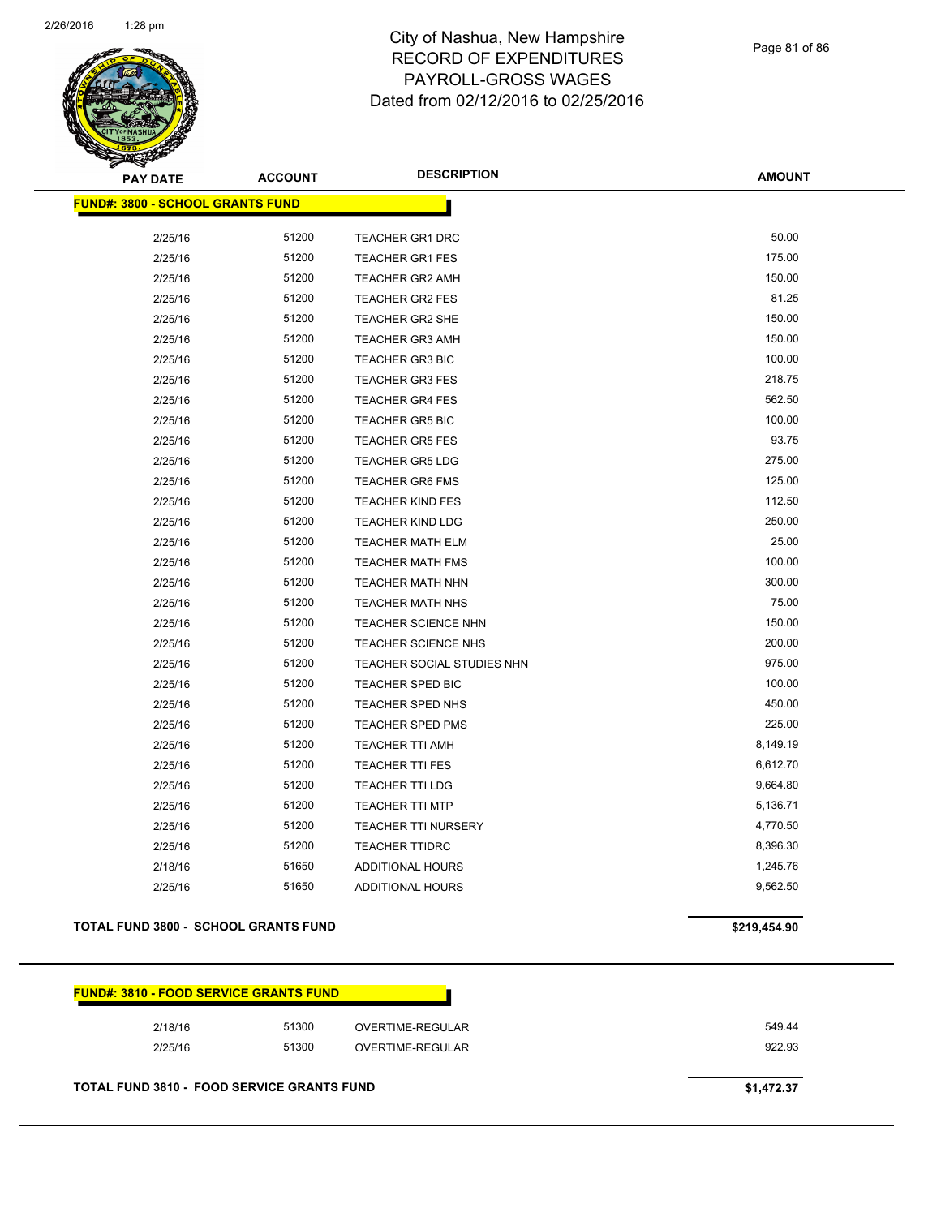# City of Nashua, New Hampshire
## RECORD OF EXPENDITURES
## PAYROLL-GROSS WAGES
## Dated from 02/12/2016 to 02/25/2016

**FUND#: 3800 - SCHOOL GRANTS FUND**

| PAY DATE | ACCOUNT | DESCRIPTION | AMOUNT |
|---|---|---|---|
| 2/25/16 | 51200 | TEACHER GR1 DRC | 50.00 |
| 2/25/16 | 51200 | TEACHER GR1 FES | 175.00 |
| 2/25/16 | 51200 | TEACHER GR2 AMH | 150.00 |
| 2/25/16 | 51200 | TEACHER GR2 FES | 81.25 |
| 2/25/16 | 51200 | TEACHER GR2 SHE | 150.00 |
| 2/25/16 | 51200 | TEACHER GR3 AMH | 150.00 |
| 2/25/16 | 51200 | TEACHER GR3 BIC | 100.00 |
| 2/25/16 | 51200 | TEACHER GR3 FES | 218.75 |
| 2/25/16 | 51200 | TEACHER GR4 FES | 562.50 |
| 2/25/16 | 51200 | TEACHER GR5 BIC | 100.00 |
| 2/25/16 | 51200 | TEACHER GR5 FES | 93.75 |
| 2/25/16 | 51200 | TEACHER GR5 LDG | 275.00 |
| 2/25/16 | 51200 | TEACHER GR6 FMS | 125.00 |
| 2/25/16 | 51200 | TEACHER KIND FES | 112.50 |
| 2/25/16 | 51200 | TEACHER KIND LDG | 250.00 |
| 2/25/16 | 51200 | TEACHER MATH ELM | 25.00 |
| 2/25/16 | 51200 | TEACHER MATH FMS | 100.00 |
| 2/25/16 | 51200 | TEACHER MATH NHN | 300.00 |
| 2/25/16 | 51200 | TEACHER MATH NHS | 75.00 |
| 2/25/16 | 51200 | TEACHER SCIENCE NHN | 150.00 |
| 2/25/16 | 51200 | TEACHER SCIENCE NHS | 200.00 |
| 2/25/16 | 51200 | TEACHER SOCIAL STUDIES NHN | 975.00 |
| 2/25/16 | 51200 | TEACHER SPED BIC | 100.00 |
| 2/25/16 | 51200 | TEACHER SPED NHS | 450.00 |
| 2/25/16 | 51200 | TEACHER SPED PMS | 225.00 |
| 2/25/16 | 51200 | TEACHER TTI AMH | 8,149.19 |
| 2/25/16 | 51200 | TEACHER TTI FES | 6,612.70 |
| 2/25/16 | 51200 | TEACHER TTI LDG | 9,664.80 |
| 2/25/16 | 51200 | TEACHER TTI MTP | 5,136.71 |
| 2/25/16 | 51200 | TEACHER TTI NURSERY | 4,770.50 |
| 2/25/16 | 51200 | TEACHER TTIDRC | 8,396.30 |
| 2/18/16 | 51650 | ADDITIONAL HOURS | 1,245.76 |
| 2/25/16 | 51650 | ADDITIONAL HOURS | 9,562.50 |

**TOTAL FUND 3800 - SCHOOL GRANTS FUND** **$219,454.90**

**FUND#: 3810 - FOOD SERVICE GRANTS FUND**

| PAY DATE | ACCOUNT | DESCRIPTION | AMOUNT |
|---|---|---|---|
| 2/18/16 | 51300 | OVERTIME-REGULAR | 549.44 |
| 2/25/16 | 51300 | OVERTIME-REGULAR | 922.93 |

**TOTAL FUND 3810 - FOOD SERVICE GRANTS FUND** **$1,472.37**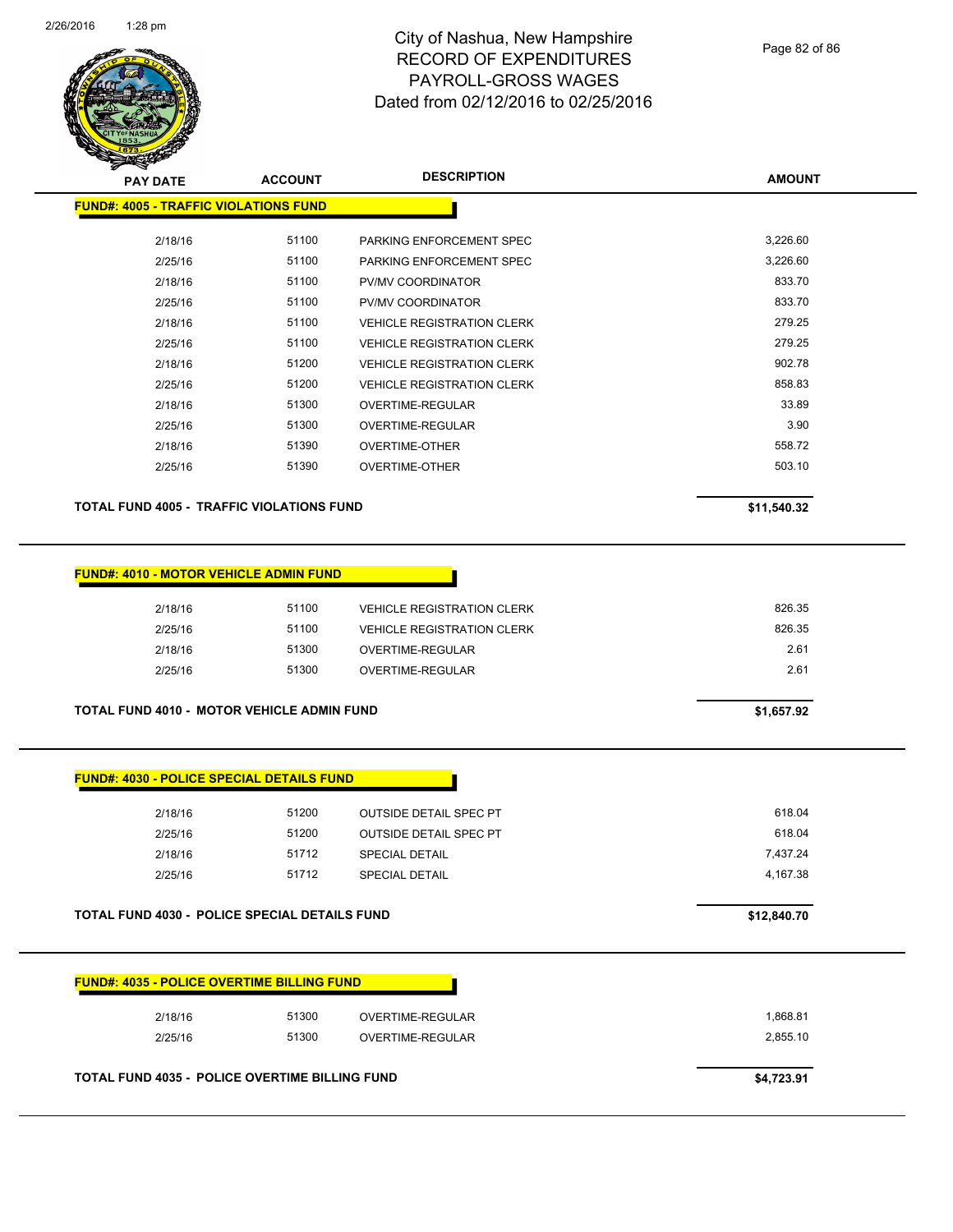# City of Nashua, New Hampshire
## RECORD OF EXPENDITURES
## PAYROLL-GROSS WAGES
## Dated from 02/12/2016 to 02/25/2016

| PAY DATE | ACCOUNT | DESCRIPTION | AMOUNT |
|---|---|---|---|
| **FUND#: 4005 - TRAFFIC VIOLATIONS FUND** | | | |
| 2/18/16 | 51100 | PARKING ENFORCEMENT SPEC | 3,226.60 |
| 2/25/16 | 51100 | PARKING ENFORCEMENT SPEC | 3,226.60 |
| 2/18/16 | 51100 | PV/MV COORDINATOR | 833.70 |
| 2/25/16 | 51100 | PV/MV COORDINATOR | 833.70 |
| 2/18/16 | 51100 | VEHICLE REGISTRATION CLERK | 279.25 |
| 2/25/16 | 51100 | VEHICLE REGISTRATION CLERK | 279.25 |
| 2/18/16 | 51200 | VEHICLE REGISTRATION CLERK | 902.78 |
| 2/25/16 | 51200 | VEHICLE REGISTRATION CLERK | 858.83 |
| 2/18/16 | 51300 | OVERTIME-REGULAR | 33.89 |
| 2/25/16 | 51300 | OVERTIME-REGULAR | 3.90 |
| 2/18/16 | 51390 | OVERTIME-OTHER | 558.72 |
| 2/25/16 | 51390 | OVERTIME-OTHER | 503.10 |
| **TOTAL FUND 4005 - TRAFFIC VIOLATIONS FUND** | | | **$11,540.32** |
| **FUND#: 4010 - MOTOR VEHICLE ADMIN FUND** | | | |
| 2/18/16 | 51100 | VEHICLE REGISTRATION CLERK | 826.35 |
| 2/25/16 | 51100 | VEHICLE REGISTRATION CLERK | 826.35 |
| 2/18/16 | 51300 | OVERTIME-REGULAR | 2.61 |
| 2/25/16 | 51300 | OVERTIME-REGULAR | 2.61 |
| **TOTAL FUND 4010 - MOTOR VEHICLE ADMIN FUND** | | | **$1,657.92** |
| **FUND#: 4030 - POLICE SPECIAL DETAILS FUND** | | | |
| 2/18/16 | 51200 | OUTSIDE DETAIL SPEC PT | 618.04 |
| 2/25/16 | 51200 | OUTSIDE DETAIL SPEC PT | 618.04 |
| 2/18/16 | 51712 | SPECIAL DETAIL | 7,437.24 |
| 2/25/16 | 51712 | SPECIAL DETAIL | 4,167.38 |
| **TOTAL FUND 4030 - POLICE SPECIAL DETAILS FUND** | | | **$12,840.70** |
| **FUND#: 4035 - POLICE OVERTIME BILLING FUND** | | | |
| 2/18/16 | 51300 | OVERTIME-REGULAR | 1,868.81 |
| 2/25/16 | 51300 | OVERTIME-REGULAR | 2,855.10 |
| **TOTAL FUND 4035 - POLICE OVERTIME BILLING FUND** | | | **$4,723.91** |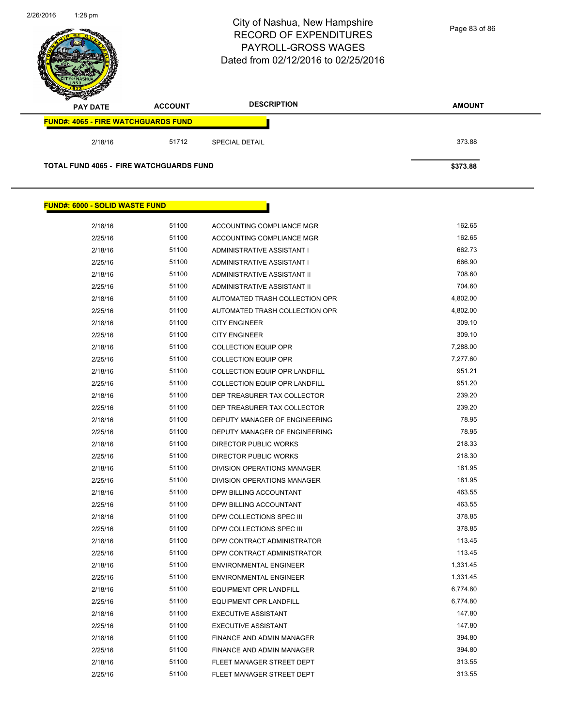# City of Nashua, New Hampshire
## RECORD OF EXPENDITURES
## PAYROLL-GROSS WAGES
## Dated from 02/12/2016 to 02/25/2016

| PAY DATE | ACCOUNT | DESCRIPTION | AMOUNT |
|---|---|---|---|
| **FUND#: 4065 - FIRE WATCHGUARDS FUND** | | | |
| 2/18/16 | 51712 | SPECIAL DETAIL | 373.88 |
| **TOTAL FUND 4065 - FIRE WATCHGUARDS FUND** | | | **$373.88** |

**FUND#: 6000 - SOLID WASTE FUND**

| PAY DATE | ACCOUNT | DESCRIPTION | AMOUNT |
|---|---|---|---|
| 2/18/16 | 51100 | ACCOUNTING COMPLIANCE MGR | 162.65 |
| 2/25/16 | 51100 | ACCOUNTING COMPLIANCE MGR | 162.65 |
| 2/18/16 | 51100 | ADMINISTRATIVE ASSISTANT I | 662.73 |
| 2/25/16 | 51100 | ADMINISTRATIVE ASSISTANT I | 666.90 |
| 2/18/16 | 51100 | ADMINISTRATIVE ASSISTANT II | 708.60 |
| 2/25/16 | 51100 | ADMINISTRATIVE ASSISTANT II | 704.60 |
| 2/18/16 | 51100 | AUTOMATED TRASH COLLECTION OPR | 4,802.00 |
| 2/25/16 | 51100 | AUTOMATED TRASH COLLECTION OPR | 4,802.00 |
| 2/18/16 | 51100 | CITY ENGINEER | 309.10 |
| 2/25/16 | 51100 | CITY ENGINEER | 309.10 |
| 2/18/16 | 51100 | COLLECTION EQUIP OPR | 7,288.00 |
| 2/25/16 | 51100 | COLLECTION EQUIP OPR | 7,277.60 |
| 2/18/16 | 51100 | COLLECTION EQUIP OPR LANDFILL | 951.21 |
| 2/25/16 | 51100 | COLLECTION EQUIP OPR LANDFILL | 951.20 |
| 2/18/16 | 51100 | DEP TREASURER TAX COLLECTOR | 239.20 |
| 2/25/16 | 51100 | DEP TREASURER TAX COLLECTOR | 239.20 |
| 2/18/16 | 51100 | DEPUTY MANAGER OF ENGINEERING | 78.95 |
| 2/25/16 | 51100 | DEPUTY MANAGER OF ENGINEERING | 78.95 |
| 2/18/16 | 51100 | DIRECTOR PUBLIC WORKS | 218.33 |
| 2/25/16 | 51100 | DIRECTOR PUBLIC WORKS | 218.30 |
| 2/18/16 | 51100 | DIVISION OPERATIONS MANAGER | 181.95 |
| 2/25/16 | 51100 | DIVISION OPERATIONS MANAGER | 181.95 |
| 2/18/16 | 51100 | DPW BILLING ACCOUNTANT | 463.55 |
| 2/25/16 | 51100 | DPW BILLING ACCOUNTANT | 463.55 |
| 2/18/16 | 51100 | DPW COLLECTIONS SPEC III | 378.85 |
| 2/25/16 | 51100 | DPW COLLECTIONS SPEC III | 378.85 |
| 2/18/16 | 51100 | DPW CONTRACT ADMINISTRATOR | 113.45 |
| 2/25/16 | 51100 | DPW CONTRACT ADMINISTRATOR | 113.45 |
| 2/18/16 | 51100 | ENVIRONMENTAL ENGINEER | 1,331.45 |
| 2/25/16 | 51100 | ENVIRONMENTAL ENGINEER | 1,331.45 |
| 2/18/16 | 51100 | EQUIPMENT OPR LANDFILL | 6,774.80 |
| 2/25/16 | 51100 | EQUIPMENT OPR LANDFILL | 6,774.80 |
| 2/18/16 | 51100 | EXECUTIVE ASSISTANT | 147.80 |
| 2/25/16 | 51100 | EXECUTIVE ASSISTANT | 147.80 |
| 2/18/16 | 51100 | FINANCE AND ADMIN MANAGER | 394.80 |
| 2/25/16 | 51100 | FINANCE AND ADMIN MANAGER | 394.80 |
| 2/18/16 | 51100 | FLEET MANAGER STREET DEPT | 313.55 |
| 2/25/16 | 51100 | FLEET MANAGER STREET DEPT | 313.55 |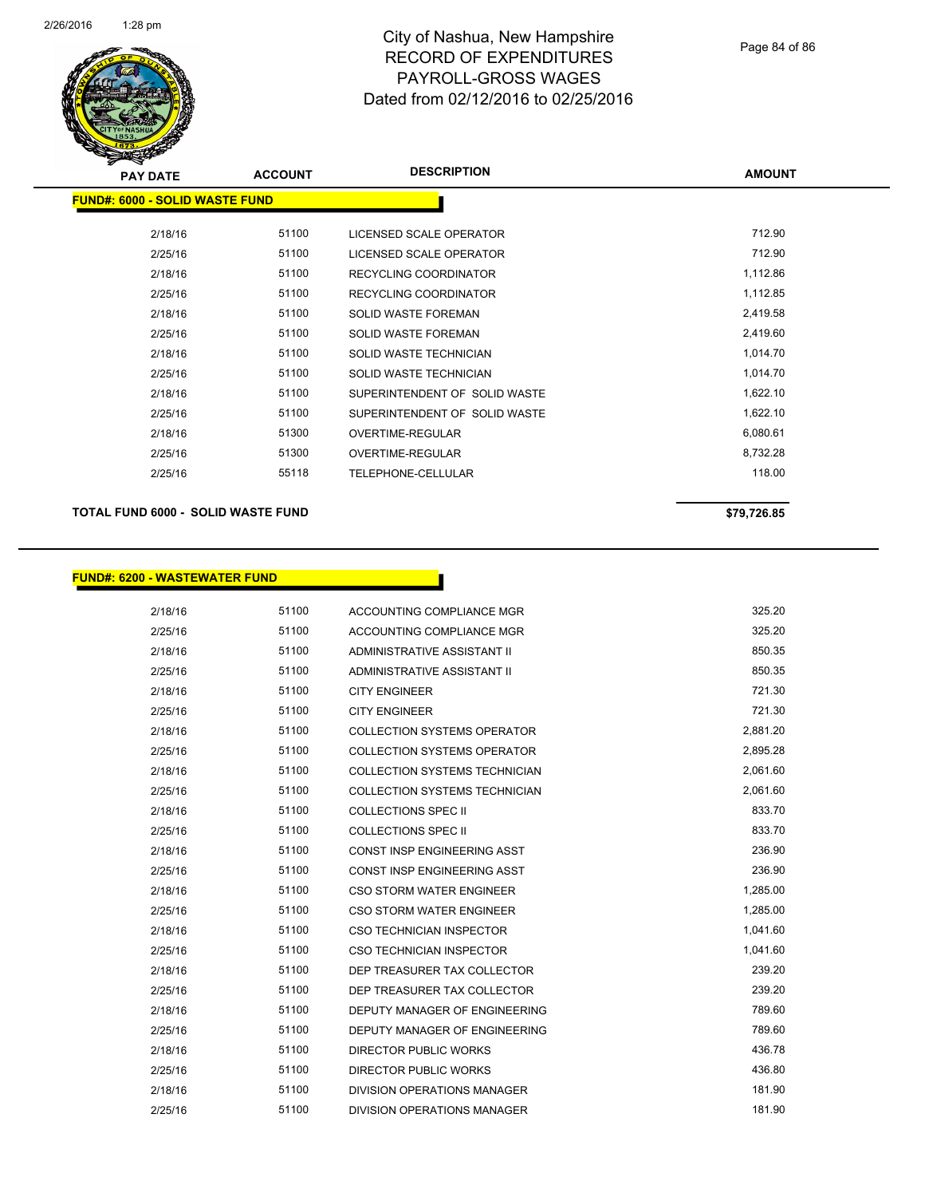City of Nashua, New Hampshire
RECORD OF EXPENDITURES
PAYROLL-GROSS WAGES
Dated from 02/12/2016 to 02/25/2016

| PAY DATE | ACCOUNT | DESCRIPTION | AMOUNT |
|---|---|---|---|
| **FUND#: 6000 - SOLID WASTE FUND** | | | |
| 2/18/16 | 51100 | LICENSED SCALE OPERATOR | 712.90 |
| 2/25/16 | 51100 | LICENSED SCALE OPERATOR | 712.90 |
| 2/18/16 | 51100 | RECYCLING COORDINATOR | 1,112.86 |
| 2/25/16 | 51100 | RECYCLING COORDINATOR | 1,112.85 |
| 2/18/16 | 51100 | SOLID WASTE FOREMAN | 2,419.58 |
| 2/25/16 | 51100 | SOLID WASTE FOREMAN | 2,419.60 |
| 2/18/16 | 51100 | SOLID WASTE TECHNICIAN | 1,014.70 |
| 2/25/16 | 51100 | SOLID WASTE TECHNICIAN | 1,014.70 |
| 2/18/16 | 51100 | SUPERINTENDENT OF SOLID WASTE | 1,622.10 |
| 2/25/16 | 51100 | SUPERINTENDENT OF SOLID WASTE | 1,622.10 |
| 2/18/16 | 51300 | OVERTIME-REGULAR | 6,080.61 |
| 2/25/16 | 51300 | OVERTIME-REGULAR | 8,732.28 |
| 2/25/16 | 55118 | TELEPHONE-CELLULAR | 118.00 |
| **TOTAL FUND 6000 - SOLID WASTE FUND** | | | **$79,726.85** |

| PAY DATE | ACCOUNT | DESCRIPTION | AMOUNT |
|---|---|---|---|
| **FUND#: 6200 - WASTEWATER FUND** | | | |
| 2/18/16 | 51100 | ACCOUNTING COMPLIANCE MGR | 325.20 |
| 2/25/16 | 51100 | ACCOUNTING COMPLIANCE MGR | 325.20 |
| 2/18/16 | 51100 | ADMINISTRATIVE ASSISTANT II | 850.35 |
| 2/25/16 | 51100 | ADMINISTRATIVE ASSISTANT II | 850.35 |
| 2/18/16 | 51100 | CITY ENGINEER | 721.30 |
| 2/25/16 | 51100 | CITY ENGINEER | 721.30 |
| 2/18/16 | 51100 | COLLECTION SYSTEMS OPERATOR | 2,881.20 |
| 2/25/16 | 51100 | COLLECTION SYSTEMS OPERATOR | 2,895.28 |
| 2/18/16 | 51100 | COLLECTION SYSTEMS TECHNICIAN | 2,061.60 |
| 2/25/16 | 51100 | COLLECTION SYSTEMS TECHNICIAN | 2,061.60 |
| 2/18/16 | 51100 | COLLECTIONS SPEC II | 833.70 |
| 2/25/16 | 51100 | COLLECTIONS SPEC II | 833.70 |
| 2/18/16 | 51100 | CONST INSP ENGINEERING ASST | 236.90 |
| 2/25/16 | 51100 | CONST INSP ENGINEERING ASST | 236.90 |
| 2/18/16 | 51100 | CSO STORM WATER ENGINEER | 1,285.00 |
| 2/25/16 | 51100 | CSO STORM WATER ENGINEER | 1,285.00 |
| 2/18/16 | 51100 | CSO TECHNICIAN INSPECTOR | 1,041.60 |
| 2/25/16 | 51100 | CSO TECHNICIAN INSPECTOR | 1,041.60 |
| 2/18/16 | 51100 | DEP TREASURER TAX COLLECTOR | 239.20 |
| 2/25/16 | 51100 | DEP TREASURER TAX COLLECTOR | 239.20 |
| 2/18/16 | 51100 | DEPUTY MANAGER OF ENGINEERING | 789.60 |
| 2/25/16 | 51100 | DEPUTY MANAGER OF ENGINEERING | 789.60 |
| 2/18/16 | 51100 | DIRECTOR PUBLIC WORKS | 436.78 |
| 2/25/16 | 51100 | DIRECTOR PUBLIC WORKS | 436.80 |
| 2/18/16 | 51100 | DIVISION OPERATIONS MANAGER | 181.90 |
| 2/25/16 | 51100 | DIVISION OPERATIONS MANAGER | 181.90 |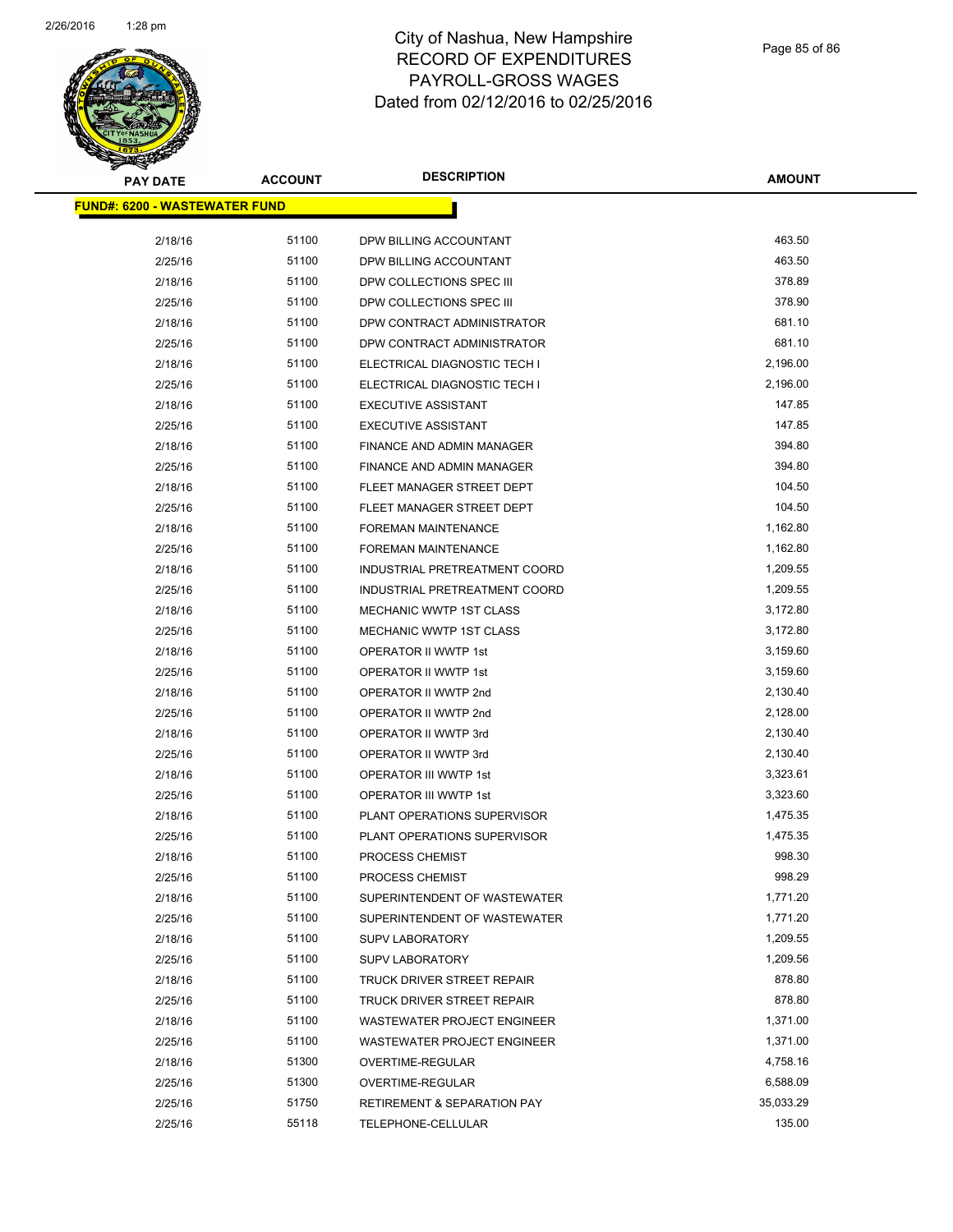# City of Nashua, New Hampshire
# RECORD OF EXPENDITURES
# PAYROLL-GROSS WAGES
# Dated from 02/12/2016 to 02/25/2016

**FUND#: 6200 - WASTEWATER FUND**

| PAY DATE | ACCOUNT | DESCRIPTION | AMOUNT |
|---|---|---|---|
| 2/18/16 | 51100 | DPW BILLING ACCOUNTANT | 463.50 |
| 2/25/16 | 51100 | DPW BILLING ACCOUNTANT | 463.50 |
| 2/18/16 | 51100 | DPW COLLECTIONS SPEC III | 378.89 |
| 2/25/16 | 51100 | DPW COLLECTIONS SPEC III | 378.90 |
| 2/18/16 | 51100 | DPW CONTRACT ADMINISTRATOR | 681.10 |
| 2/25/16 | 51100 | DPW CONTRACT ADMINISTRATOR | 681.10 |
| 2/18/16 | 51100 | ELECTRICAL DIAGNOSTIC TECH I | 2,196.00 |
| 2/25/16 | 51100 | ELECTRICAL DIAGNOSTIC TECH I | 2,196.00 |
| 2/18/16 | 51100 | EXECUTIVE ASSISTANT | 147.85 |
| 2/25/16 | 51100 | EXECUTIVE ASSISTANT | 147.85 |
| 2/18/16 | 51100 | FINANCE AND ADMIN MANAGER | 394.80 |
| 2/25/16 | 51100 | FINANCE AND ADMIN MANAGER | 394.80 |
| 2/18/16 | 51100 | FLEET MANAGER STREET DEPT | 104.50 |
| 2/25/16 | 51100 | FLEET MANAGER STREET DEPT | 104.50 |
| 2/18/16 | 51100 | FOREMAN MAINTENANCE | 1,162.80 |
| 2/25/16 | 51100 | FOREMAN MAINTENANCE | 1,162.80 |
| 2/18/16 | 51100 | INDUSTRIAL PRETREATMENT COORD | 1,209.55 |
| 2/25/16 | 51100 | INDUSTRIAL PRETREATMENT COORD | 1,209.55 |
| 2/18/16 | 51100 | MECHANIC WWTP 1ST CLASS | 3,172.80 |
| 2/25/16 | 51100 | MECHANIC WWTP 1ST CLASS | 3,172.80 |
| 2/18/16 | 51100 | OPERATOR II WWTP 1st | 3,159.60 |
| 2/25/16 | 51100 | OPERATOR II WWTP 1st | 3,159.60 |
| 2/18/16 | 51100 | OPERATOR II WWTP 2nd | 2,130.40 |
| 2/25/16 | 51100 | OPERATOR II WWTP 2nd | 2,128.00 |
| 2/18/16 | 51100 | OPERATOR II WWTP 3rd | 2,130.40 |
| 2/25/16 | 51100 | OPERATOR II WWTP 3rd | 2,130.40 |
| 2/18/16 | 51100 | OPERATOR III WWTP 1st | 3,323.61 |
| 2/25/16 | 51100 | OPERATOR III WWTP 1st | 3,323.60 |
| 2/18/16 | 51100 | PLANT OPERATIONS SUPERVISOR | 1,475.35 |
| 2/25/16 | 51100 | PLANT OPERATIONS SUPERVISOR | 1,475.35 |
| 2/18/16 | 51100 | PROCESS CHEMIST | 998.30 |
| 2/25/16 | 51100 | PROCESS CHEMIST | 998.29 |
| 2/18/16 | 51100 | SUPERINTENDENT OF WASTEWATER | 1,771.20 |
| 2/25/16 | 51100 | SUPERINTENDENT OF WASTEWATER | 1,771.20 |
| 2/18/16 | 51100 | SUPV LABORATORY | 1,209.55 |
| 2/25/16 | 51100 | SUPV LABORATORY | 1,209.56 |
| 2/18/16 | 51100 | TRUCK DRIVER STREET REPAIR | 878.80 |
| 2/25/16 | 51100 | TRUCK DRIVER STREET REPAIR | 878.80 |
| 2/18/16 | 51100 | WASTEWATER PROJECT ENGINEER | 1,371.00 |
| 2/25/16 | 51100 | WASTEWATER PROJECT ENGINEER | 1,371.00 |
| 2/18/16 | 51300 | OVERTIME-REGULAR | 4,758.16 |
| 2/25/16 | 51300 | OVERTIME-REGULAR | 6,588.09 |
| 2/25/16 | 51750 | RETIREMENT & SEPARATION PAY | 35,033.29 |
| 2/25/16 | 55118 | TELEPHONE-CELLULAR | 135.00 |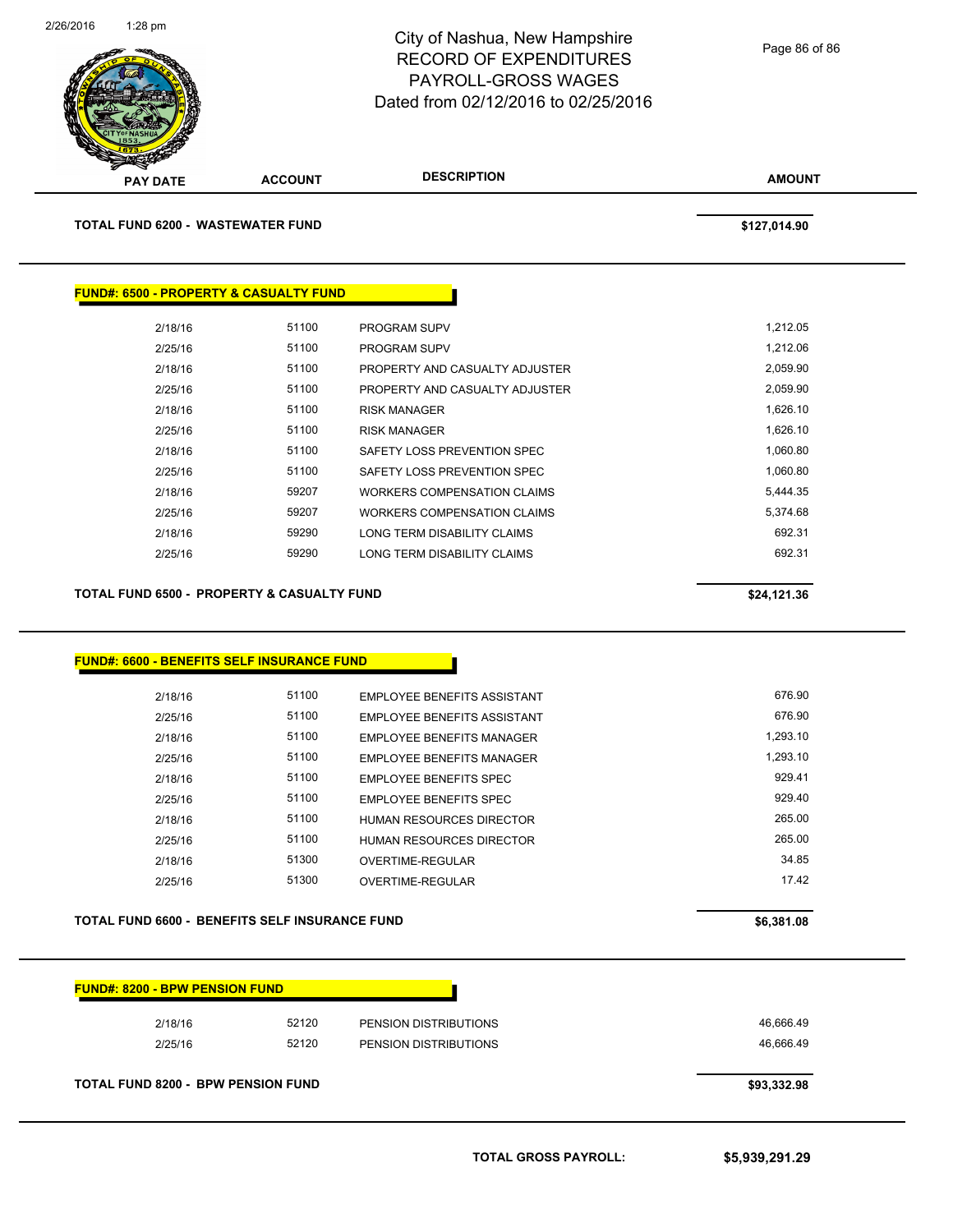City of Nashua, New Hampshire
RECORD OF EXPENDITURES
PAYROLL-GROSS WAGES
Dated from 02/12/2016 to 02/25/2016

| PAY DATE | ACCOUNT | DESCRIPTION | AMOUNT |
|---|---|---|---|
| **TOTAL FUND 6200 - WASTEWATER FUND** | | | **$127,014.90** |

**FUND#: 6500 - PROPERTY & CASUALTY FUND**

| PAY DATE | ACCOUNT | DESCRIPTION | AMOUNT |
|---|---|---|---|
| 2/18/16 | 51100 | PROGRAM SUPV | 1,212.05 |
| 2/25/16 | 51100 | PROGRAM SUPV | 1,212.06 |
| 2/18/16 | 51100 | PROPERTY AND CASUALTY ADJUSTER | 2,059.90 |
| 2/25/16 | 51100 | PROPERTY AND CASUALTY ADJUSTER | 2,059.90 |
| 2/18/16 | 51100 | RISK MANAGER | 1,626.10 |
| 2/25/16 | 51100 | RISK MANAGER | 1,626.10 |
| 2/18/16 | 51100 | SAFETY LOSS PREVENTION SPEC | 1,060.80 |
| 2/25/16 | 51100 | SAFETY LOSS PREVENTION SPEC | 1,060.80 |
| 2/18/16 | 59207 | WORKERS COMPENSATION CLAIMS | 5,444.35 |
| 2/25/16 | 59207 | WORKERS COMPENSATION CLAIMS | 5,374.68 |
| 2/18/16 | 59290 | LONG TERM DISABILITY CLAIMS | 692.31 |
| 2/25/16 | 59290 | LONG TERM DISABILITY CLAIMS | 692.31 |
| **TOTAL FUND 6500 - PROPERTY & CASUALTY FUND** | | | **$24,121.36** |

**FUND#: 6600 - BENEFITS SELF INSURANCE FUND**

| PAY DATE | ACCOUNT | DESCRIPTION | AMOUNT |
|---|---|---|---|
| 2/18/16 | 51100 | EMPLOYEE BENEFITS ASSISTANT | 676.90 |
| 2/25/16 | 51100 | EMPLOYEE BENEFITS ASSISTANT | 676.90 |
| 2/18/16 | 51100 | EMPLOYEE BENEFITS MANAGER | 1,293.10 |
| 2/25/16 | 51100 | EMPLOYEE BENEFITS MANAGER | 1,293.10 |
| 2/18/16 | 51100 | EMPLOYEE BENEFITS SPEC | 929.41 |
| 2/25/16 | 51100 | EMPLOYEE BENEFITS SPEC | 929.40 |
| 2/18/16 | 51100 | HUMAN RESOURCES DIRECTOR | 265.00 |
| 2/25/16 | 51100 | HUMAN RESOURCES DIRECTOR | 265.00 |
| 2/18/16 | 51300 | OVERTIME-REGULAR | 34.85 |
| 2/25/16 | 51300 | OVERTIME-REGULAR | 17.42 |
| **TOTAL FUND 6600 - BENEFITS SELF INSURANCE FUND** | | | **$6,381.08** |

**FUND#: 8200 - BPW PENSION FUND**

| PAY DATE | ACCOUNT | DESCRIPTION | AMOUNT |
|---|---|---|---|
| 2/18/16 | 52120 | PENSION DISTRIBUTIONS | 46,666.49 |
| 2/25/16 | 52120 | PENSION DISTRIBUTIONS | 46,666.49 |
| **TOTAL FUND 8200 - BPW PENSION FUND** | | | **$93,332.98** |

**TOTAL GROSS PAYROLL: $5,939,291.29**